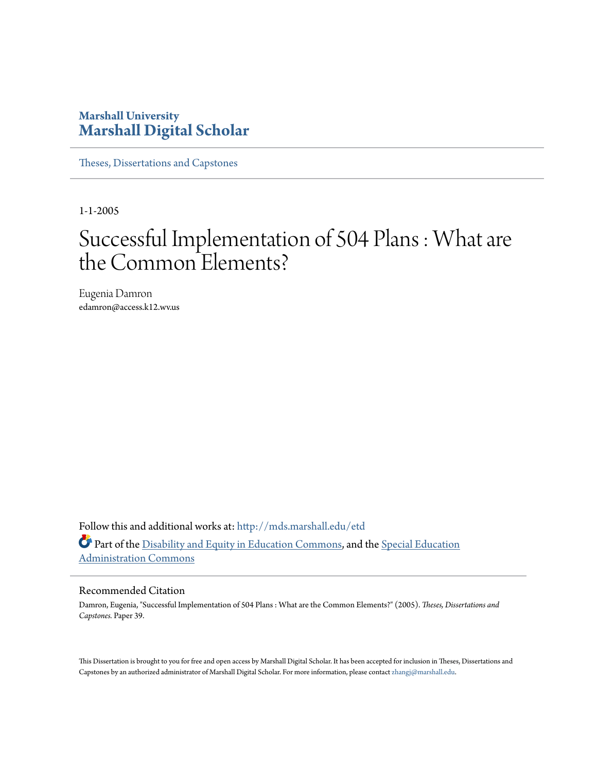Marshall University
# Marshall Digital Scholar

Theses, Dissertations and Capstones

1-1-2005

# Successful Implementation of 504 Plans : What are the Common Elements?

Eugenia Damron
edamron@access.k12.wv.us

Follow this and additional works at: http://mds.marshall.edu/etd

Part of the Disability and Equity in Education Commons, and the Special Education Administration Commons

## Recommended Citation

Damron, Eugenia, "Successful Implementation of 504 Plans : What are the Common Elements?" (2005). *Theses, Dissertations and Capstones.* Paper 39.

This Dissertation is brought to you for free and open access by Marshall Digital Scholar. It has been accepted for inclusion in Theses, Dissertations and Capstones by an authorized administrator of Marshall Digital Scholar. For more information, please contact zhangj@marshall.edu.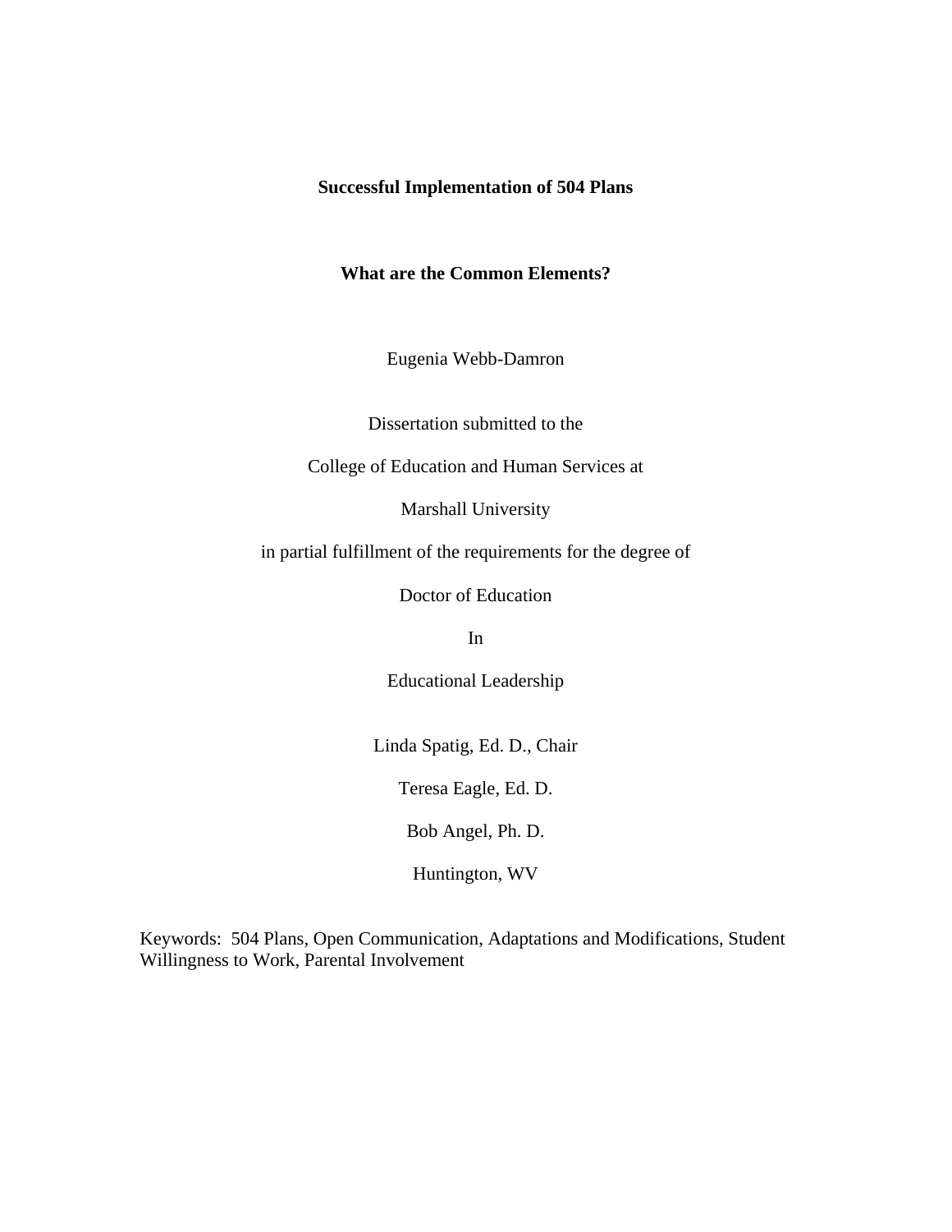**Successful Implementation of 504 Plans**

**What are the Common Elements?**

Eugenia Webb-Damron

Dissertation submitted to the

College of Education and Human Services at

Marshall University

in partial fulfillment of the requirements for the degree of

Doctor of Education

In

Educational Leadership

Linda Spatig, Ed. D., Chair

Teresa Eagle, Ed. D.

Bob Angel, Ph. D.

Huntington, WV

Keywords: 504 Plans, Open Communication, Adaptations and Modifications, Student Willingness to Work, Parental Involvement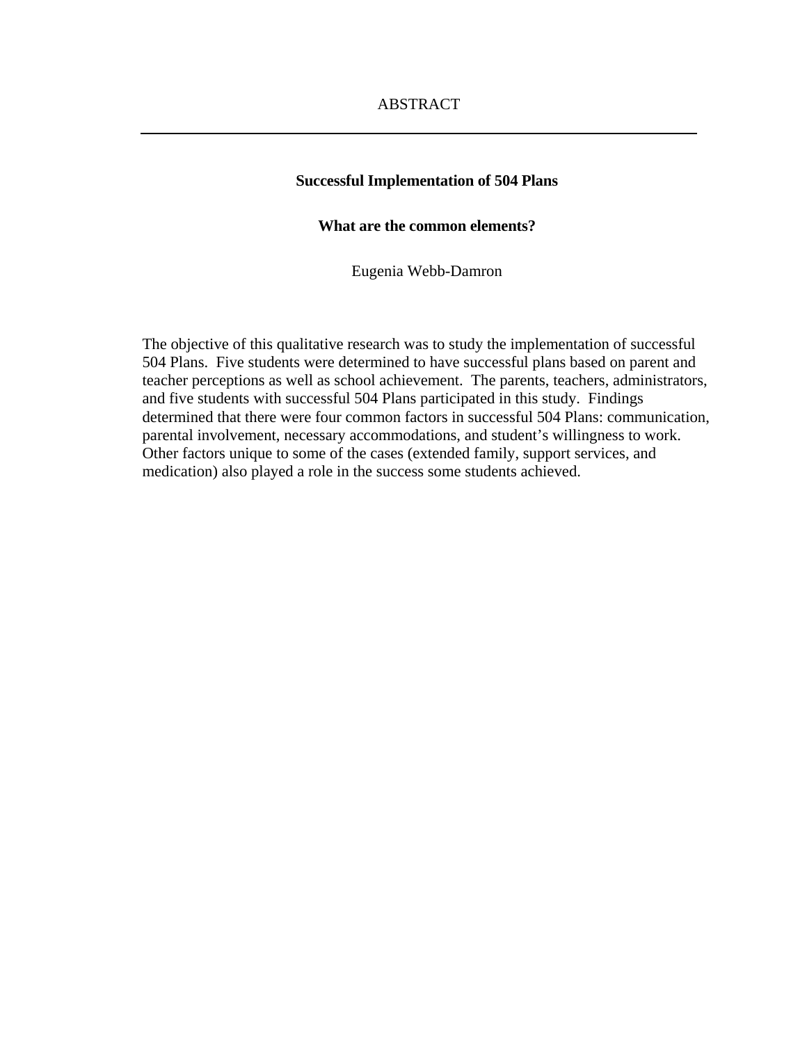# ABSTRACT

---

**Successful Implementation of 504 Plans**

**What are the common elements?**

Eugenia Webb-Damron

The objective of this qualitative research was to study the implementation of successful 504 Plans. Five students were determined to have successful plans based on parent and teacher perceptions as well as school achievement. The parents, teachers, administrators, and five students with successful 504 Plans participated in this study. Findings determined that there were four common factors in successful 504 Plans: communication, parental involvement, necessary accommodations, and student's willingness to work. Other factors unique to some of the cases (extended family, support services, and medication) also played a role in the success some students achieved.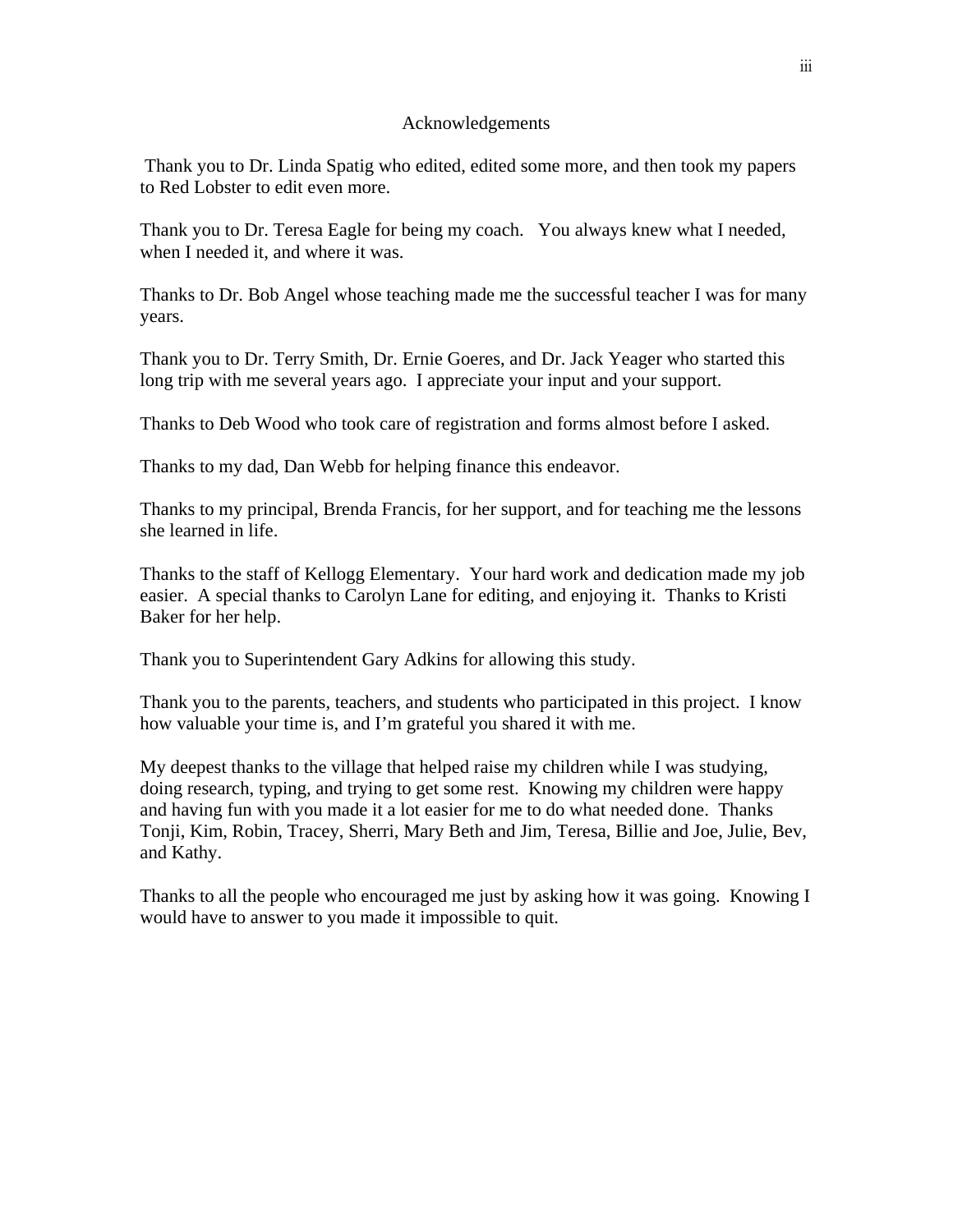# Acknowledgements

Thank you to Dr. Linda Spatig who edited, edited some more, and then took my papers to Red Lobster to edit even more.

Thank you to Dr. Teresa Eagle for being my coach. You always knew what I needed, when I needed it, and where it was.

Thanks to Dr. Bob Angel whose teaching made me the successful teacher I was for many years.

Thank you to Dr. Terry Smith, Dr. Ernie Goeres, and Dr. Jack Yeager who started this long trip with me several years ago. I appreciate your input and your support.

Thanks to Deb Wood who took care of registration and forms almost before I asked.

Thanks to my dad, Dan Webb for helping finance this endeavor.

Thanks to my principal, Brenda Francis, for her support, and for teaching me the lessons she learned in life.

Thanks to the staff of Kellogg Elementary. Your hard work and dedication made my job easier. A special thanks to Carolyn Lane for editing, and enjoying it. Thanks to Kristi Baker for her help.

Thank you to Superintendent Gary Adkins for allowing this study.

Thank you to the parents, teachers, and students who participated in this project. I know how valuable your time is, and I'm grateful you shared it with me.

My deepest thanks to the village that helped raise my children while I was studying, doing research, typing, and trying to get some rest. Knowing my children were happy and having fun with you made it a lot easier for me to do what needed done. Thanks Tonji, Kim, Robin, Tracey, Sherri, Mary Beth and Jim, Teresa, Billie and Joe, Julie, Bev, and Kathy.

Thanks to all the people who encouraged me just by asking how it was going. Knowing I would have to answer to you made it impossible to quit.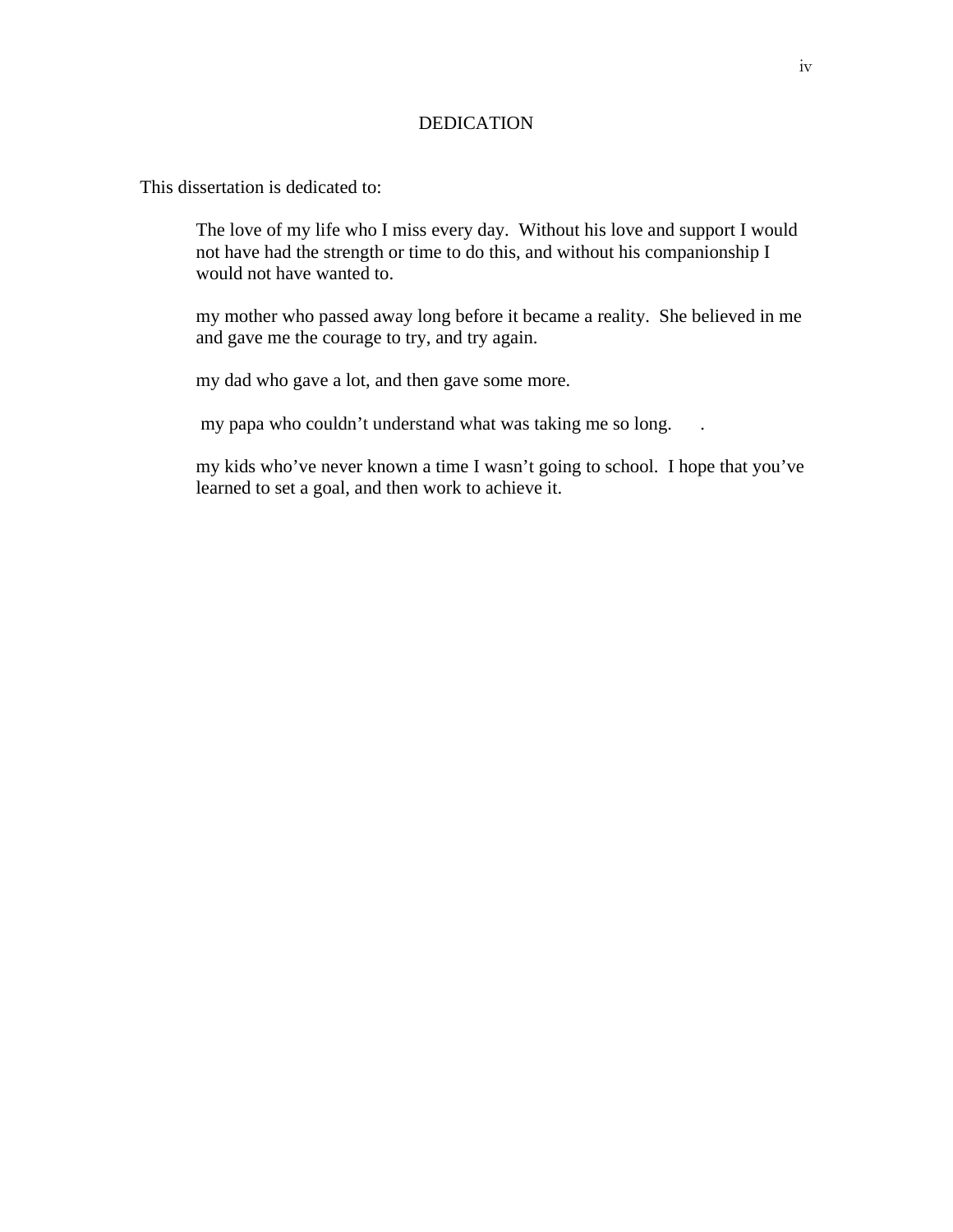# DEDICATION

This dissertation is dedicated to:

> The love of my life who I miss every day.  Without his love and support I would not have had the strength or time to do this, and without his companionship I would not have wanted to.
>
> my mother who passed away long before it became a reality.  She believed in me and gave me the courage to try, and try again.
>
> my dad who gave a lot, and then gave some more.
>
> my papa who couldn't understand what was taking me so long.      .
>
> my kids who've never known a time I wasn't going to school.  I hope that you've learned to set a goal, and then work to achieve it.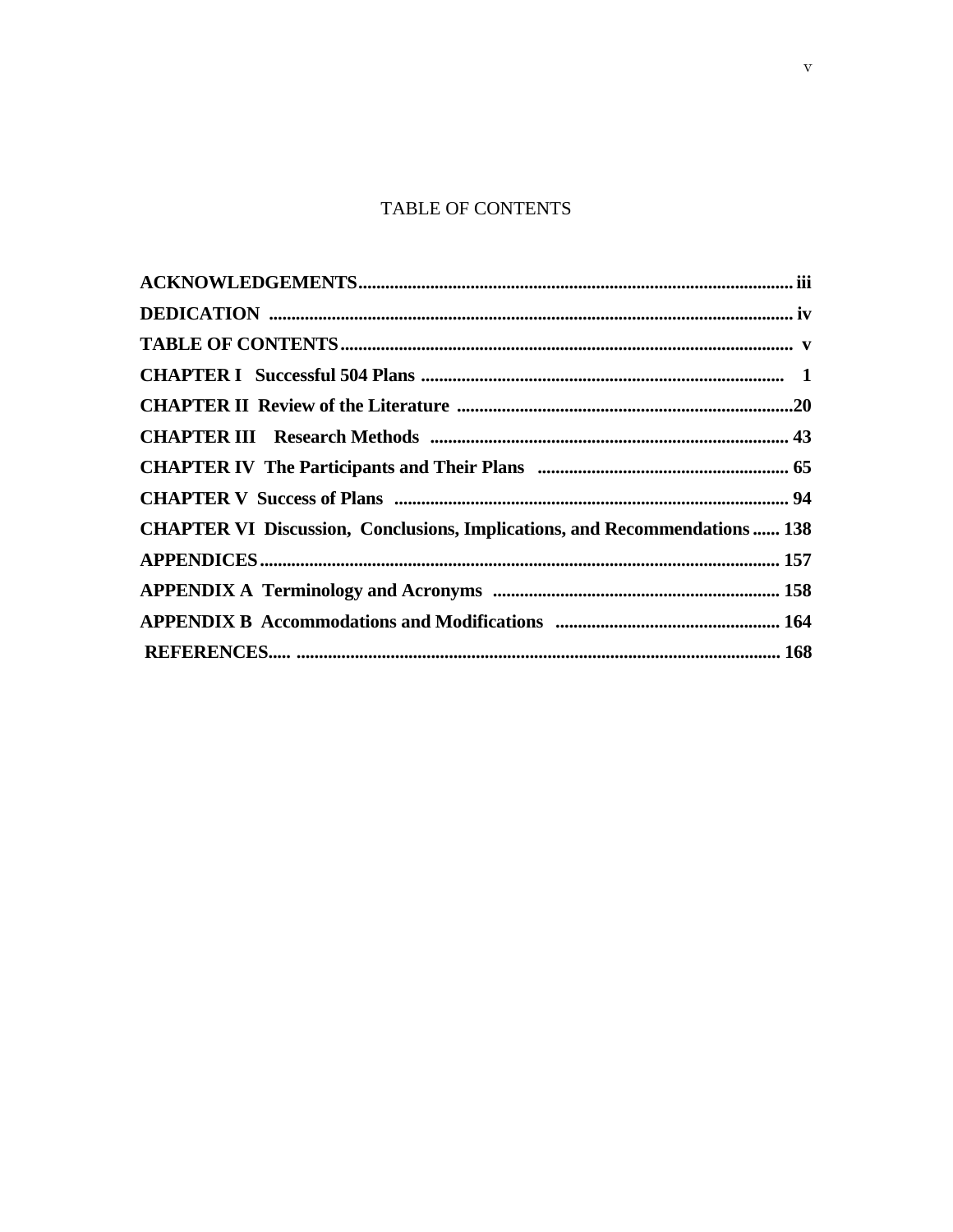# TABLE OF CONTENTS

**ACKNOWLEDGEMENTS** ............................................................................................... **iii**

**DEDICATION** ................................................................................................................. **iv**

**TABLE OF CONTENTS** .................................................................................................. **v**

**CHAPTER I Successful 504 Plans** .................................................................................. **1**

**CHAPTER II Review of the Literature** .......................................................................... **20**

**CHAPTER III Research Methods** .................................................................................. **43**

**CHAPTER IV The Participants and Their Plans** .......................................................... **65**

**CHAPTER V Success of Plans** ........................................................................................ **94**

**CHAPTER VI Discussion, Conclusions, Implications, and Recommendations** ...... **138**

**APPENDICES** ................................................................................................................. **157**

**APPENDIX A Terminology and Acronyms** ................................................................. **158**

**APPENDIX B Accommodations and Modifications** .................................................. **164**

**REFERENCES**..... ........................................................................................................... **168**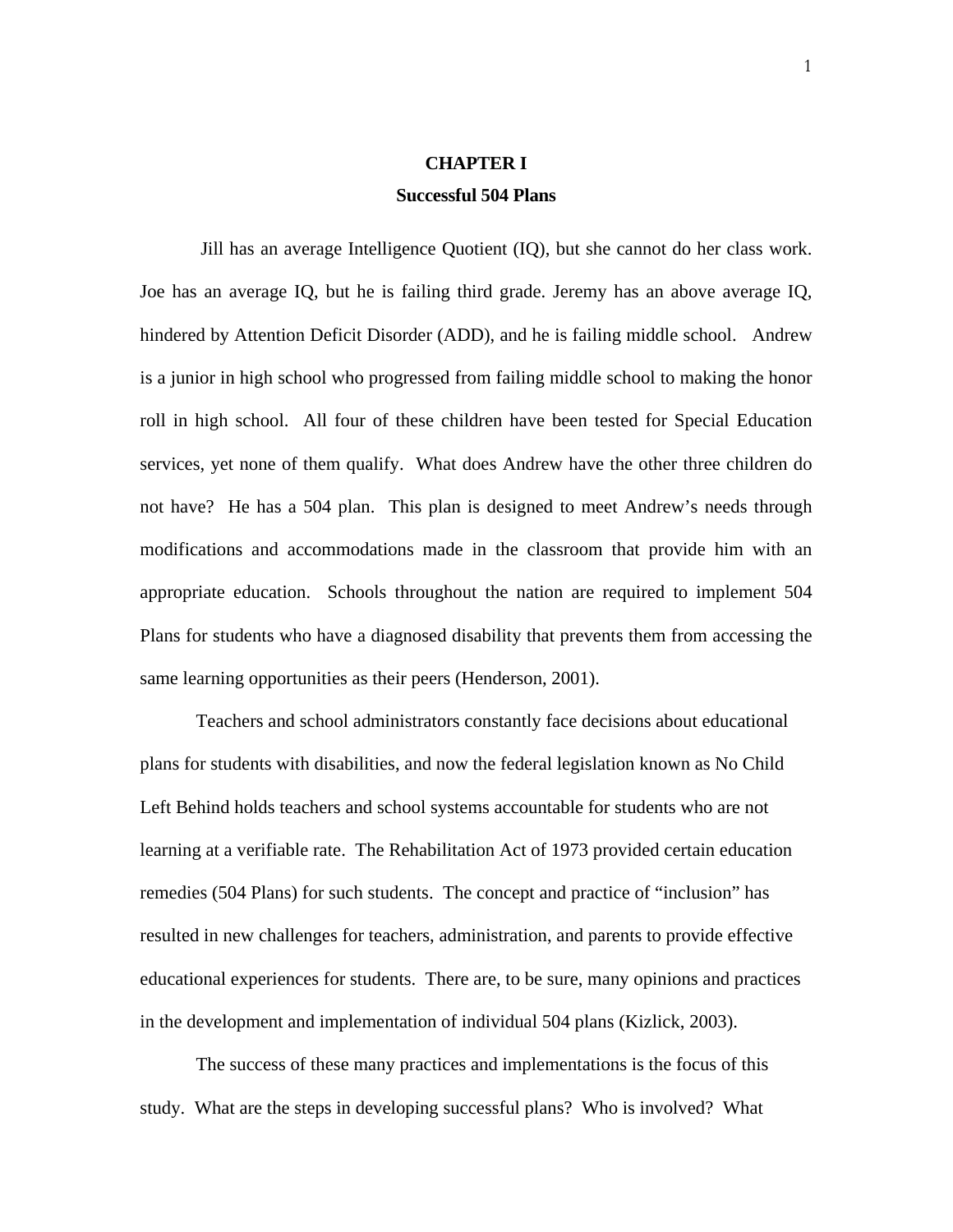# CHAPTER I

## Successful 504 Plans

Jill has an average Intelligence Quotient (IQ), but she cannot do her class work. Joe has an average IQ, but he is failing third grade. Jeremy has an above average IQ, hindered by Attention Deficit Disorder (ADD), and he is failing middle school. Andrew is a junior in high school who progressed from failing middle school to making the honor roll in high school. All four of these children have been tested for Special Education services, yet none of them qualify. What does Andrew have the other three children do not have? He has a 504 plan. This plan is designed to meet Andrew's needs through modifications and accommodations made in the classroom that provide him with an appropriate education. Schools throughout the nation are required to implement 504 Plans for students who have a diagnosed disability that prevents them from accessing the same learning opportunities as their peers (Henderson, 2001).

Teachers and school administrators constantly face decisions about educational plans for students with disabilities, and now the federal legislation known as No Child Left Behind holds teachers and school systems accountable for students who are not learning at a verifiable rate. The Rehabilitation Act of 1973 provided certain education remedies (504 Plans) for such students. The concept and practice of "inclusion" has resulted in new challenges for teachers, administration, and parents to provide effective educational experiences for students. There are, to be sure, many opinions and practices in the development and implementation of individual 504 plans (Kizlick, 2003).

The success of these many practices and implementations is the focus of this study. What are the steps in developing successful plans? Who is involved? What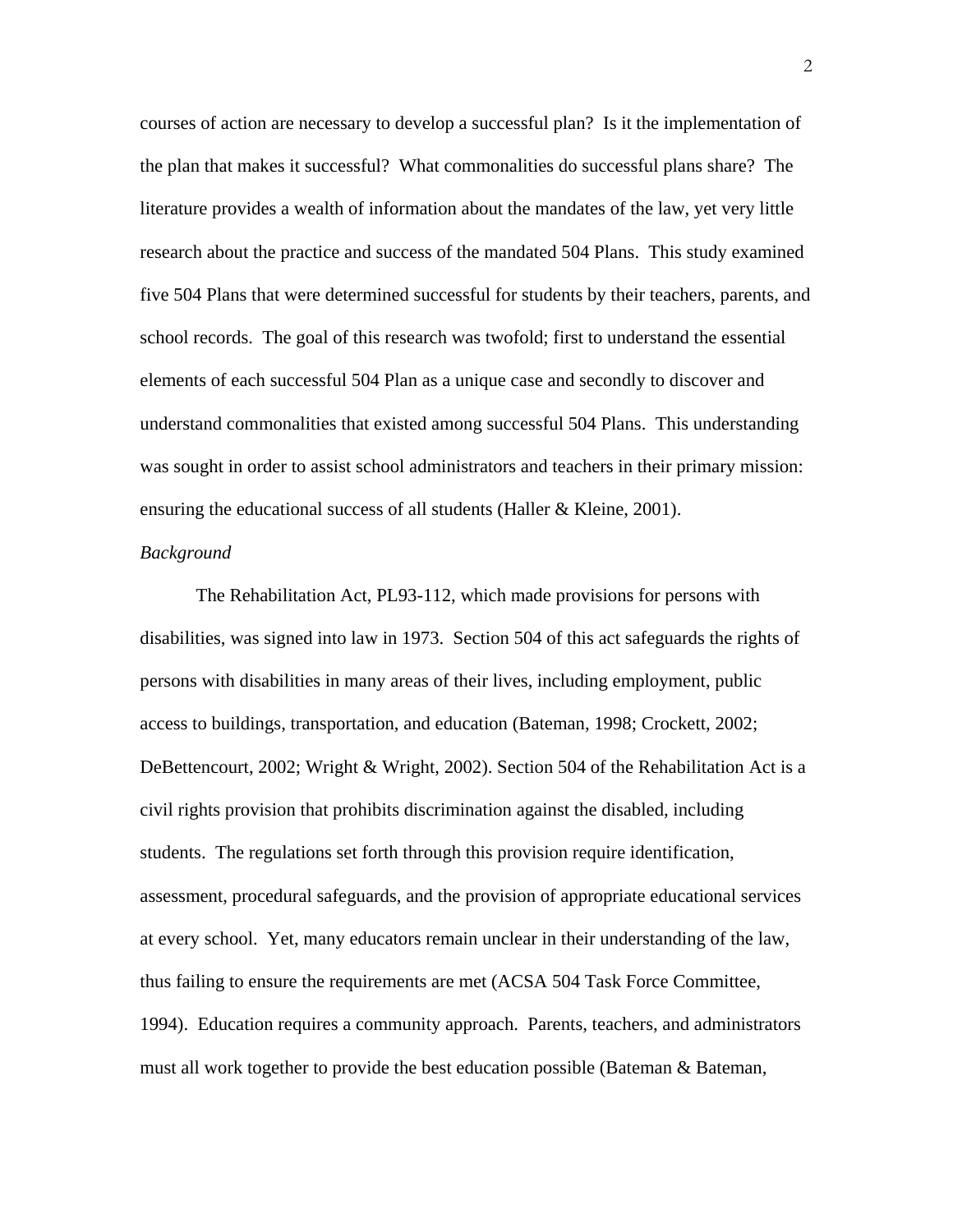courses of action are necessary to develop a successful plan? Is it the implementation of the plan that makes it successful? What commonalities do successful plans share? The literature provides a wealth of information about the mandates of the law, yet very little research about the practice and success of the mandated 504 Plans. This study examined five 504 Plans that were determined successful for students by their teachers, parents, and school records. The goal of this research was twofold; first to understand the essential elements of each successful 504 Plan as a unique case and secondly to discover and understand commonalities that existed among successful 504 Plans. This understanding was sought in order to assist school administrators and teachers in their primary mission: ensuring the educational success of all students (Haller & Kleine, 2001).

*Background*

The Rehabilitation Act, PL93-112, which made provisions for persons with disabilities, was signed into law in 1973. Section 504 of this act safeguards the rights of persons with disabilities in many areas of their lives, including employment, public access to buildings, transportation, and education (Bateman, 1998; Crockett, 2002; DeBettencourt, 2002; Wright & Wright, 2002). Section 504 of the Rehabilitation Act is a civil rights provision that prohibits discrimination against the disabled, including students. The regulations set forth through this provision require identification, assessment, procedural safeguards, and the provision of appropriate educational services at every school. Yet, many educators remain unclear in their understanding of the law, thus failing to ensure the requirements are met (ACSA 504 Task Force Committee, 1994). Education requires a community approach. Parents, teachers, and administrators must all work together to provide the best education possible (Bateman & Bateman,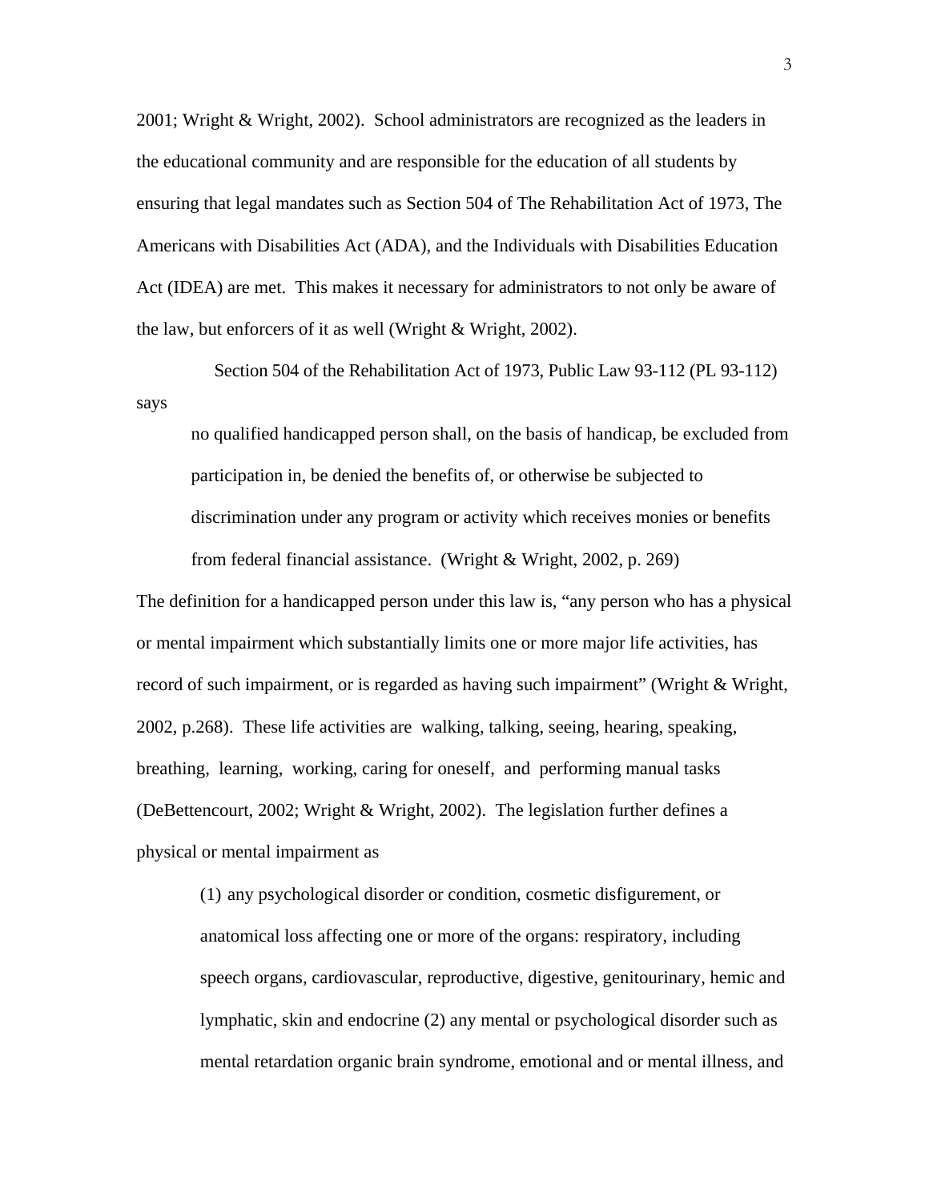2001; Wright & Wright, 2002). School administrators are recognized as the leaders in the educational community and are responsible for the education of all students by ensuring that legal mandates such as Section 504 of The Rehabilitation Act of 1973, The Americans with Disabilities Act (ADA), and the Individuals with Disabilities Education Act (IDEA) are met. This makes it necessary for administrators to not only be aware of the law, but enforcers of it as well (Wright & Wright, 2002).

Section 504 of the Rehabilitation Act of 1973, Public Law 93-112 (PL 93-112) says

> no qualified handicapped person shall, on the basis of handicap, be excluded from participation in, be denied the benefits of, or otherwise be subjected to discrimination under any program or activity which receives monies or benefits from federal financial assistance. (Wright & Wright, 2002, p. 269)

The definition for a handicapped person under this law is, "any person who has a physical or mental impairment which substantially limits one or more major life activities, has record of such impairment, or is regarded as having such impairment" (Wright & Wright, 2002, p.268). These life activities are walking, talking, seeing, hearing, speaking, breathing, learning, working, caring for oneself, and performing manual tasks (DeBettencourt, 2002; Wright & Wright, 2002). The legislation further defines a physical or mental impairment as

> (1) any psychological disorder or condition, cosmetic disfigurement, or anatomical loss affecting one or more of the organs: respiratory, including speech organs, cardiovascular, reproductive, digestive, genitourinary, hemic and lymphatic, skin and endocrine (2) any mental or psychological disorder such as mental retardation organic brain syndrome, emotional and or mental illness, and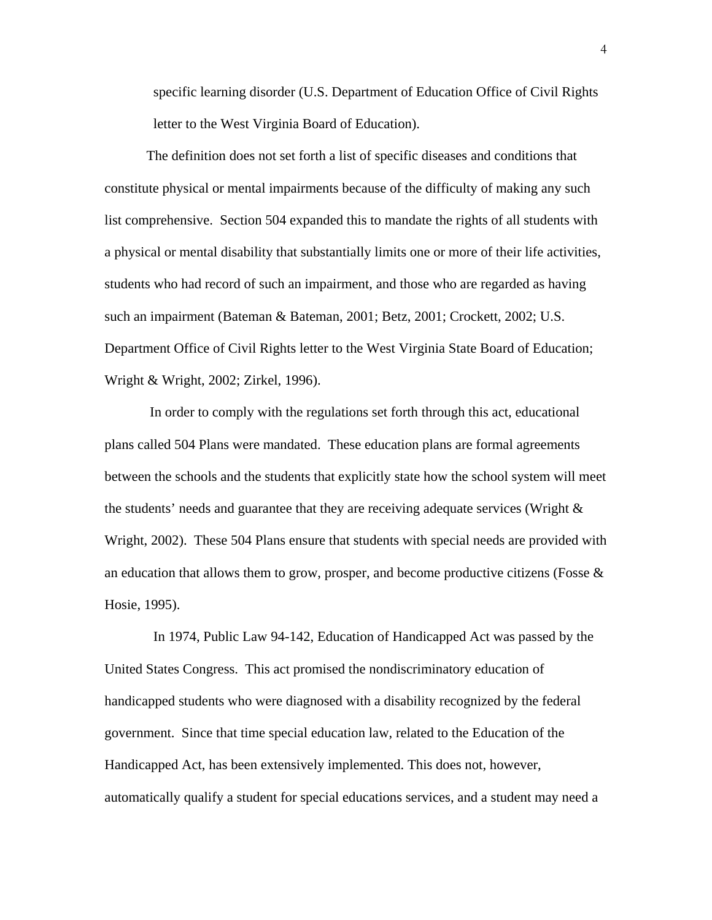specific learning disorder (U.S. Department of Education Office of Civil Rights letter to the West Virginia Board of Education).

The definition does not set forth a list of specific diseases and conditions that constitute physical or mental impairments because of the difficulty of making any such list comprehensive. Section 504 expanded this to mandate the rights of all students with a physical or mental disability that substantially limits one or more of their life activities, students who had record of such an impairment, and those who are regarded as having such an impairment (Bateman & Bateman, 2001; Betz, 2001; Crockett, 2002; U.S. Department Office of Civil Rights letter to the West Virginia State Board of Education; Wright & Wright, 2002; Zirkel, 1996).

In order to comply with the regulations set forth through this act, educational plans called 504 Plans were mandated. These education plans are formal agreements between the schools and the students that explicitly state how the school system will meet the students' needs and guarantee that they are receiving adequate services (Wright & Wright, 2002). These 504 Plans ensure that students with special needs are provided with an education that allows them to grow, prosper, and become productive citizens (Fosse & Hosie, 1995).

In 1974, Public Law 94-142, Education of Handicapped Act was passed by the United States Congress. This act promised the nondiscriminatory education of handicapped students who were diagnosed with a disability recognized by the federal government. Since that time special education law, related to the Education of the Handicapped Act, has been extensively implemented. This does not, however, automatically qualify a student for special educations services, and a student may need a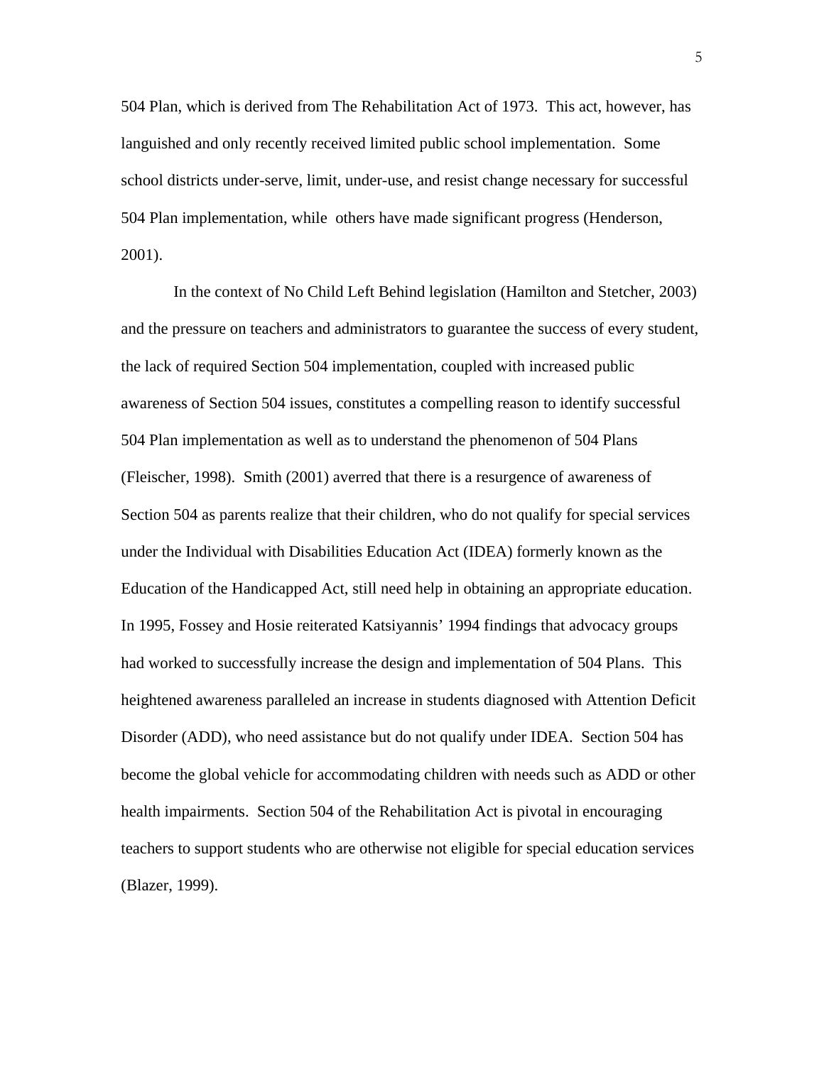504 Plan, which is derived from The Rehabilitation Act of 1973. This act, however, has languished and only recently received limited public school implementation. Some school districts under-serve, limit, under-use, and resist change necessary for successful 504 Plan implementation, while others have made significant progress (Henderson, 2001).

In the context of No Child Left Behind legislation (Hamilton and Stetcher, 2003) and the pressure on teachers and administrators to guarantee the success of every student, the lack of required Section 504 implementation, coupled with increased public awareness of Section 504 issues, constitutes a compelling reason to identify successful 504 Plan implementation as well as to understand the phenomenon of 504 Plans (Fleischer, 1998). Smith (2001) averred that there is a resurgence of awareness of Section 504 as parents realize that their children, who do not qualify for special services under the Individual with Disabilities Education Act (IDEA) formerly known as the Education of the Handicapped Act, still need help in obtaining an appropriate education. In 1995, Fossey and Hosie reiterated Katsiyannis' 1994 findings that advocacy groups had worked to successfully increase the design and implementation of 504 Plans. This heightened awareness paralleled an increase in students diagnosed with Attention Deficit Disorder (ADD), who need assistance but do not qualify under IDEA. Section 504 has become the global vehicle for accommodating children with needs such as ADD or other health impairments. Section 504 of the Rehabilitation Act is pivotal in encouraging teachers to support students who are otherwise not eligible for special education services (Blazer, 1999).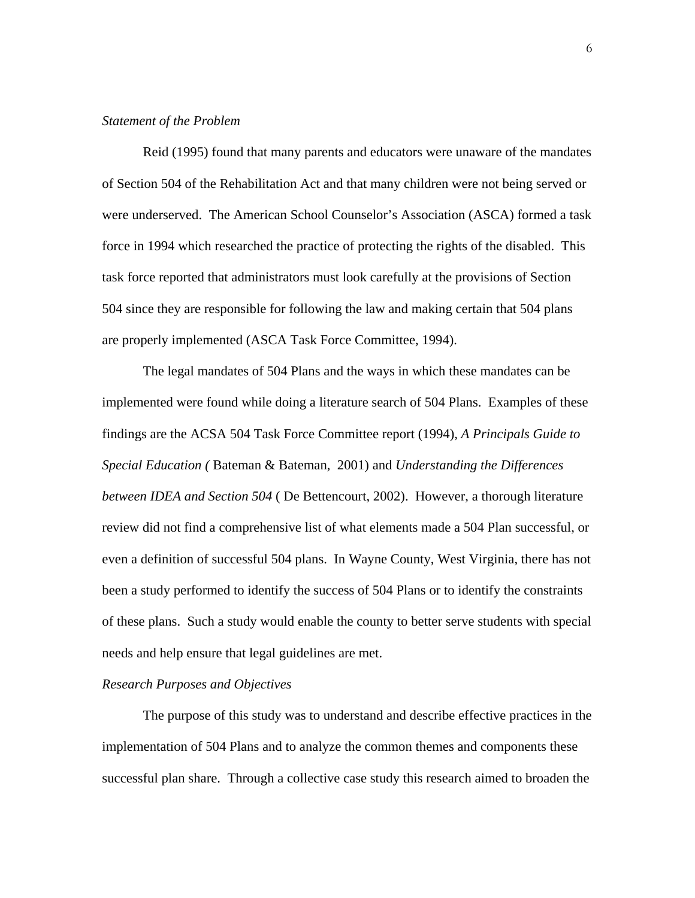*Statement of the Problem*

Reid (1995) found that many parents and educators were unaware of the mandates of Section 504 of the Rehabilitation Act and that many children were not being served or were underserved. The American School Counselor's Association (ASCA) formed a task force in 1994 which researched the practice of protecting the rights of the disabled. This task force reported that administrators must look carefully at the provisions of Section 504 since they are responsible for following the law and making certain that 504 plans are properly implemented (ASCA Task Force Committee, 1994).

The legal mandates of 504 Plans and the ways in which these mandates can be implemented were found while doing a literature search of 504 Plans. Examples of these findings are the ACSA 504 Task Force Committee report (1994), *A Principals Guide to Special Education (* Bateman & Bateman, 2001) and *Understanding the Differences between IDEA and Section 504* ( De Bettencourt, 2002). However, a thorough literature review did not find a comprehensive list of what elements made a 504 Plan successful, or even a definition of successful 504 plans. In Wayne County, West Virginia, there has not been a study performed to identify the success of 504 Plans or to identify the constraints of these plans. Such a study would enable the county to better serve students with special needs and help ensure that legal guidelines are met.

*Research Purposes and Objectives*

The purpose of this study was to understand and describe effective practices in the implementation of 504 Plans and to analyze the common themes and components these successful plan share. Through a collective case study this research aimed to broaden the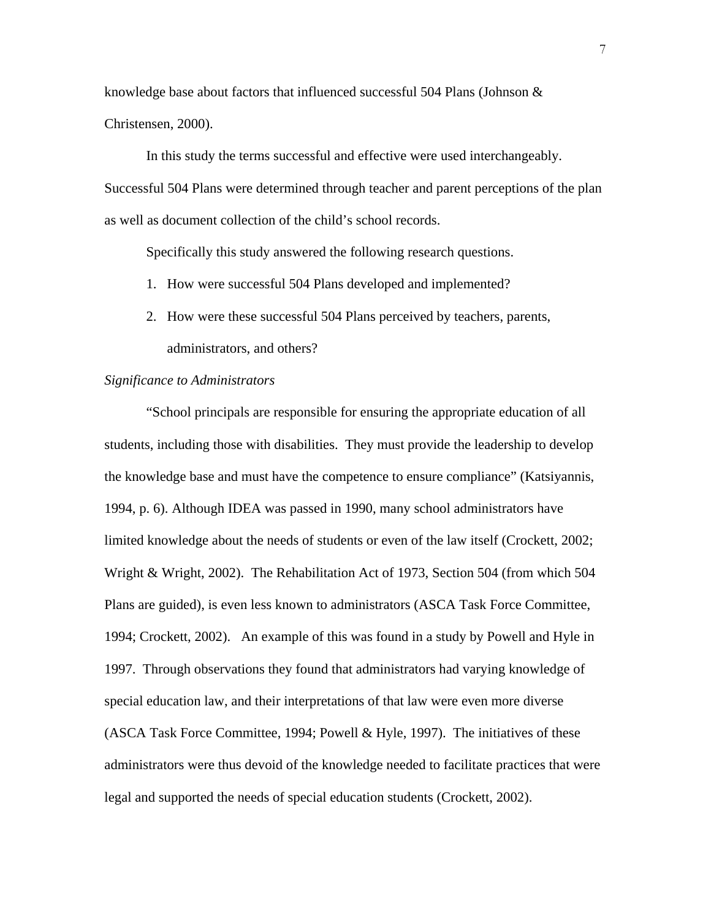knowledge base about factors that influenced successful 504 Plans (Johnson & Christensen, 2000).

In this study the terms successful and effective were used interchangeably. Successful 504 Plans were determined through teacher and parent perceptions of the plan as well as document collection of the child's school records.

Specifically this study answered the following research questions.

1. How were successful 504 Plans developed and implemented?
2. How were these successful 504 Plans perceived by teachers, parents, administrators, and others?

*Significance to Administrators*

"School principals are responsible for ensuring the appropriate education of all students, including those with disabilities. They must provide the leadership to develop the knowledge base and must have the competence to ensure compliance" (Katsiyannis, 1994, p. 6). Although IDEA was passed in 1990, many school administrators have limited knowledge about the needs of students or even of the law itself (Crockett, 2002; Wright & Wright, 2002). The Rehabilitation Act of 1973, Section 504 (from which 504 Plans are guided), is even less known to administrators (ASCA Task Force Committee, 1994; Crockett, 2002). An example of this was found in a study by Powell and Hyle in 1997. Through observations they found that administrators had varying knowledge of special education law, and their interpretations of that law were even more diverse (ASCA Task Force Committee, 1994; Powell & Hyle, 1997). The initiatives of these administrators were thus devoid of the knowledge needed to facilitate practices that were legal and supported the needs of special education students (Crockett, 2002).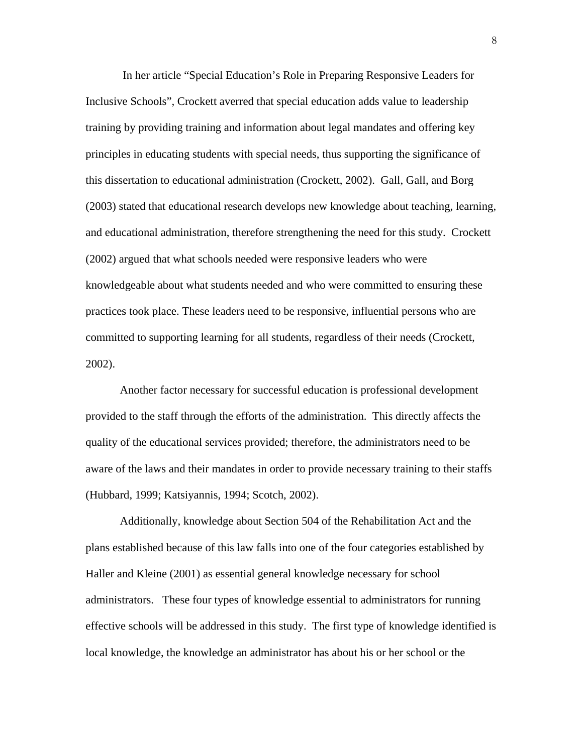In her article "Special Education's Role in Preparing Responsive Leaders for Inclusive Schools", Crockett averred that special education adds value to leadership training by providing training and information about legal mandates and offering key principles in educating students with special needs, thus supporting the significance of this dissertation to educational administration (Crockett, 2002). Gall, Gall, and Borg (2003) stated that educational research develops new knowledge about teaching, learning, and educational administration, therefore strengthening the need for this study. Crockett (2002) argued that what schools needed were responsive leaders who were knowledgeable about what students needed and who were committed to ensuring these practices took place. These leaders need to be responsive, influential persons who are committed to supporting learning for all students, regardless of their needs (Crockett, 2002).

Another factor necessary for successful education is professional development provided to the staff through the efforts of the administration. This directly affects the quality of the educational services provided; therefore, the administrators need to be aware of the laws and their mandates in order to provide necessary training to their staffs (Hubbard, 1999; Katsiyannis, 1994; Scotch, 2002).

Additionally, knowledge about Section 504 of the Rehabilitation Act and the plans established because of this law falls into one of the four categories established by Haller and Kleine (2001) as essential general knowledge necessary for school administrators. These four types of knowledge essential to administrators for running effective schools will be addressed in this study. The first type of knowledge identified is local knowledge, the knowledge an administrator has about his or her school or the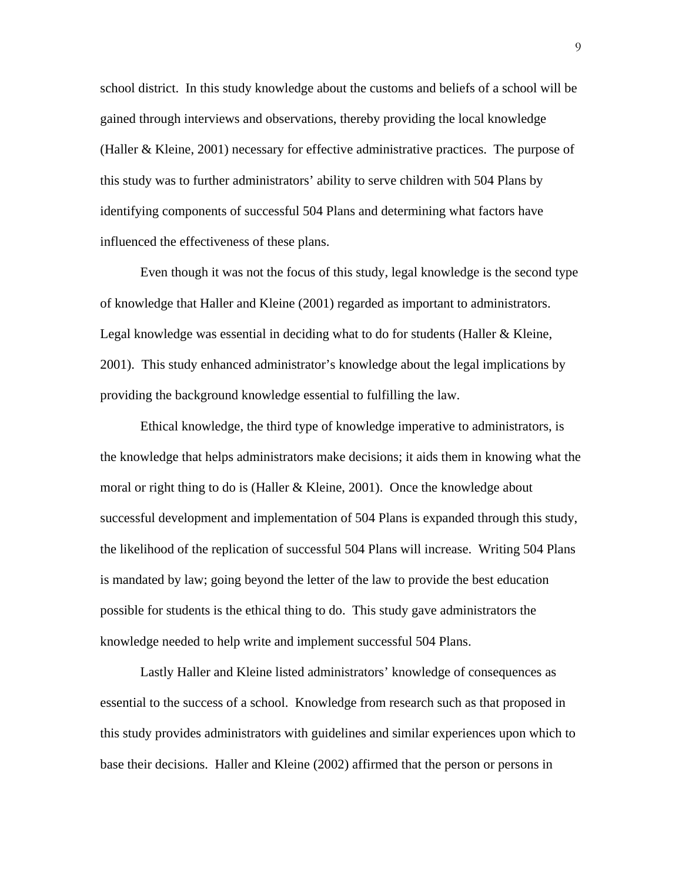school district.  In this study knowledge about the customs and beliefs of a school will be gained through interviews and observations, thereby providing the local knowledge (Haller & Kleine, 2001) necessary for effective administrative practices.  The purpose of this study was to further administrators' ability to serve children with 504 Plans by identifying components of successful 504 Plans and determining what factors have influenced the effectiveness of these plans.

Even though it was not the focus of this study, legal knowledge is the second type of knowledge that Haller and Kleine (2001) regarded as important to administrators. Legal knowledge was essential in deciding what to do for students (Haller & Kleine, 2001).  This study enhanced administrator's knowledge about the legal implications by providing the background knowledge essential to fulfilling the law.

Ethical knowledge, the third type of knowledge imperative to administrators, is the knowledge that helps administrators make decisions; it aids them in knowing what the moral or right thing to do is (Haller & Kleine, 2001).  Once the knowledge about successful development and implementation of 504 Plans is expanded through this study, the likelihood of the replication of successful 504 Plans will increase.  Writing 504 Plans is mandated by law; going beyond the letter of the law to provide the best education possible for students is the ethical thing to do.  This study gave administrators the knowledge needed to help write and implement successful 504 Plans.

Lastly Haller and Kleine listed administrators' knowledge of consequences as essential to the success of a school.  Knowledge from research such as that proposed in this study provides administrators with guidelines and similar experiences upon which to base their decisions.  Haller and Kleine (2002) affirmed that the person or persons in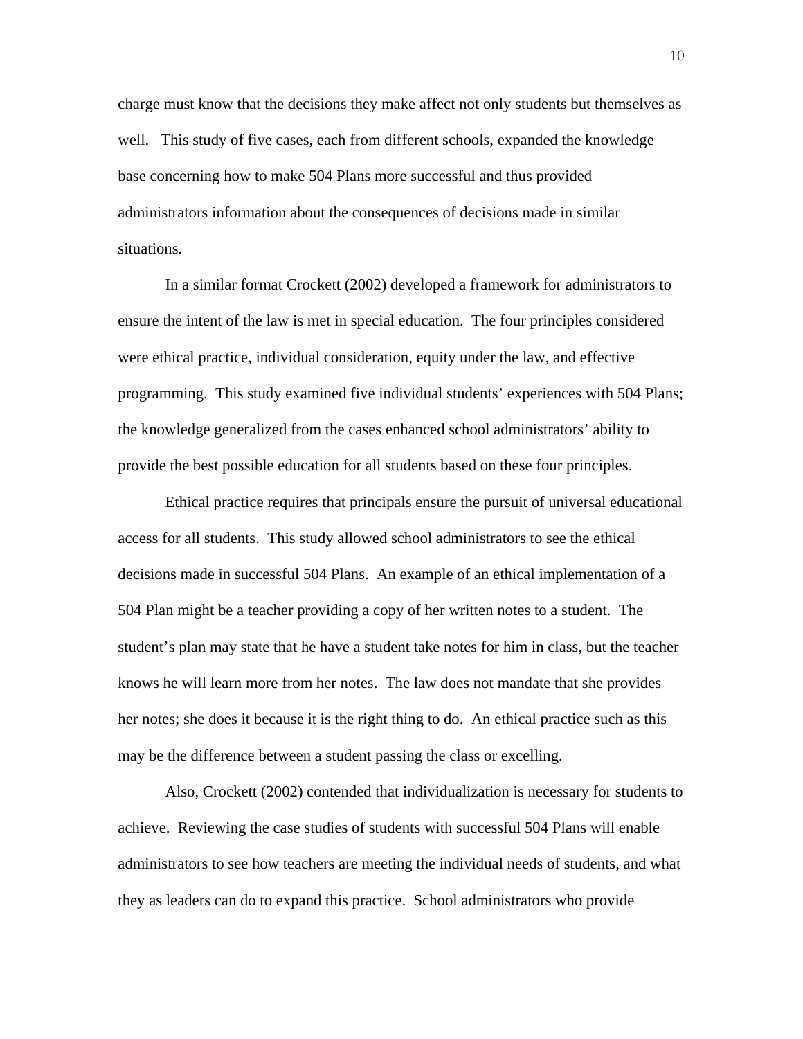charge must know that the decisions they make affect not only students but themselves as well. This study of five cases, each from different schools, expanded the knowledge base concerning how to make 504 Plans more successful and thus provided administrators information about the consequences of decisions made in similar situations.

In a similar format Crockett (2002) developed a framework for administrators to ensure the intent of the law is met in special education. The four principles considered were ethical practice, individual consideration, equity under the law, and effective programming. This study examined five individual students' experiences with 504 Plans; the knowledge generalized from the cases enhanced school administrators' ability to provide the best possible education for all students based on these four principles.

Ethical practice requires that principals ensure the pursuit of universal educational access for all students. This study allowed school administrators to see the ethical decisions made in successful 504 Plans. An example of an ethical implementation of a 504 Plan might be a teacher providing a copy of her written notes to a student. The student's plan may state that he have a student take notes for him in class, but the teacher knows he will learn more from her notes. The law does not mandate that she provides her notes; she does it because it is the right thing to do. An ethical practice such as this may be the difference between a student passing the class or excelling.

Also, Crockett (2002) contended that individualization is necessary for students to achieve. Reviewing the case studies of students with successful 504 Plans will enable administrators to see how teachers are meeting the individual needs of students, and what they as leaders can do to expand this practice. School administrators who provide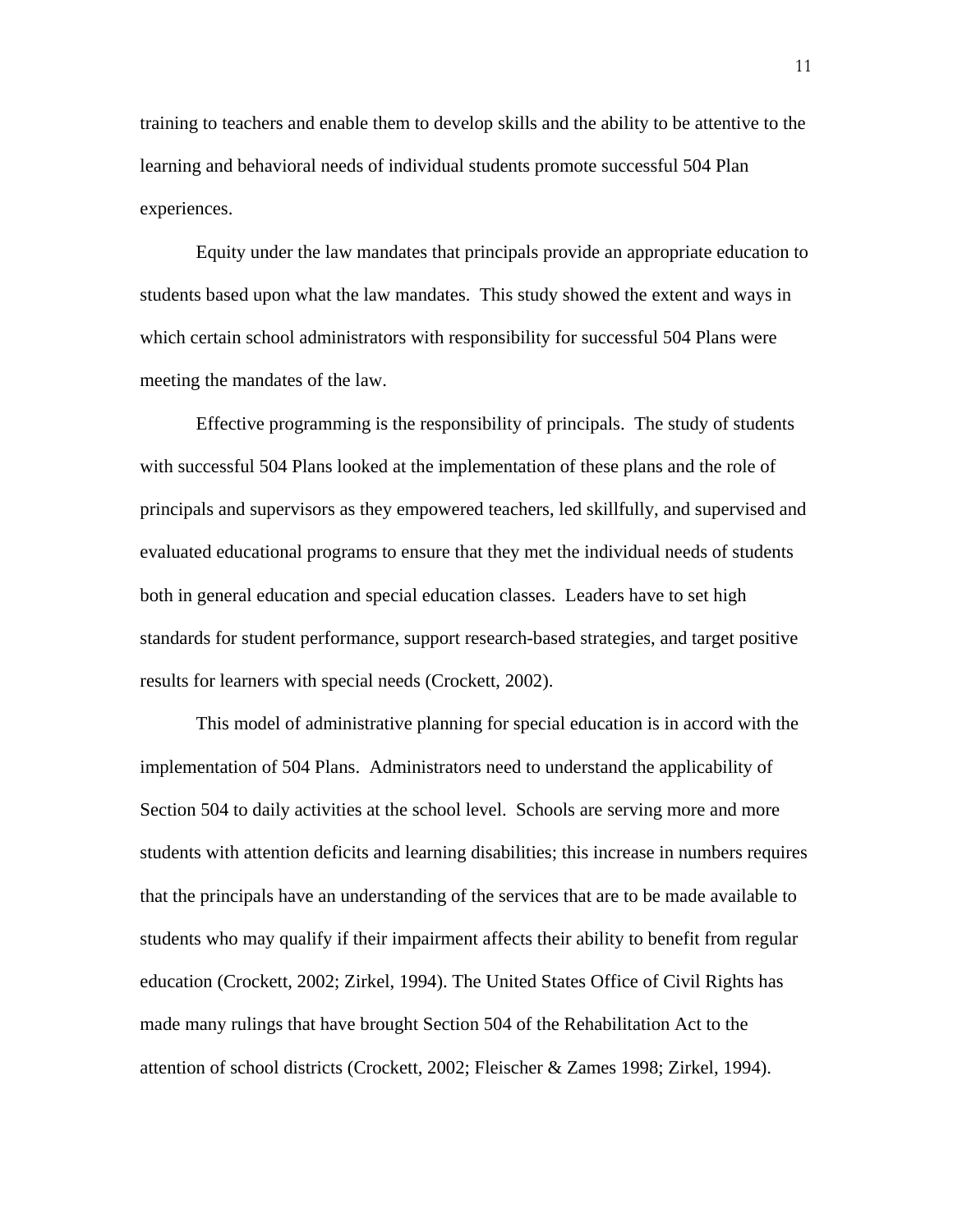training to teachers and enable them to develop skills and the ability to be attentive to the learning and behavioral needs of individual students promote successful 504 Plan experiences.

Equity under the law mandates that principals provide an appropriate education to students based upon what the law mandates.  This study showed the extent and ways in which certain school administrators with responsibility for successful 504 Plans were meeting the mandates of the law.

Effective programming is the responsibility of principals.  The study of students with successful 504 Plans looked at the implementation of these plans and the role of principals and supervisors as they empowered teachers, led skillfully, and supervised and evaluated educational programs to ensure that they met the individual needs of students both in general education and special education classes.  Leaders have to set high standards for student performance, support research-based strategies, and target positive results for learners with special needs (Crockett, 2002).

This model of administrative planning for special education is in accord with the implementation of 504 Plans.  Administrators need to understand the applicability of Section 504 to daily activities at the school level.  Schools are serving more and more students with attention deficits and learning disabilities; this increase in numbers requires that the principals have an understanding of the services that are to be made available to students who may qualify if their impairment affects their ability to benefit from regular education (Crockett, 2002; Zirkel, 1994). The United States Office of Civil Rights has made many rulings that have brought Section 504 of the Rehabilitation Act to the attention of school districts (Crockett, 2002; Fleischer & Zames 1998; Zirkel, 1994).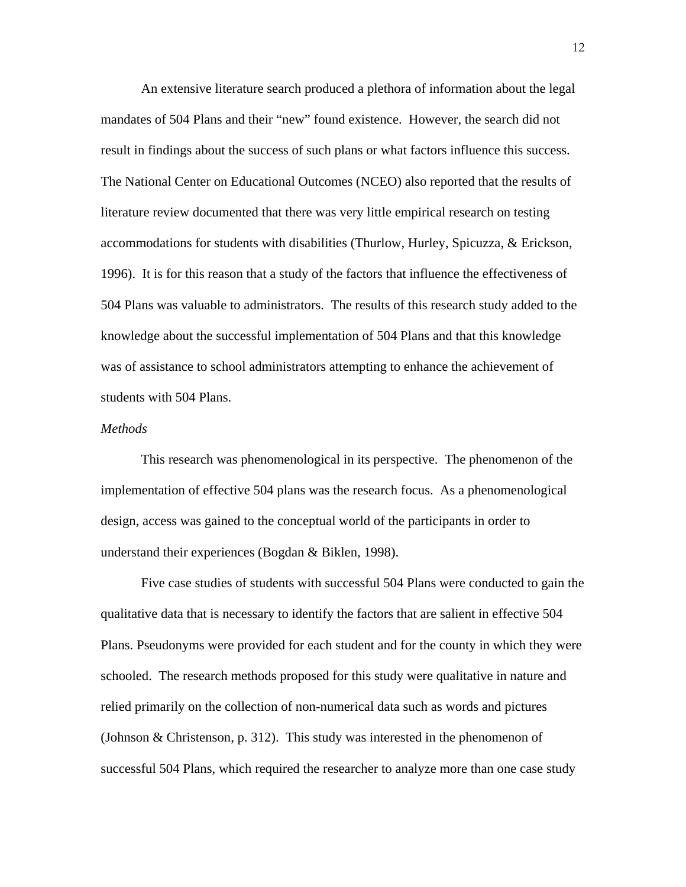An extensive literature search produced a plethora of information about the legal mandates of 504 Plans and their "new" found existence. However, the search did not result in findings about the success of such plans or what factors influence this success. The National Center on Educational Outcomes (NCEO) also reported that the results of literature review documented that there was very little empirical research on testing accommodations for students with disabilities (Thurlow, Hurley, Spicuzza, & Erickson, 1996). It is for this reason that a study of the factors that influence the effectiveness of 504 Plans was valuable to administrators. The results of this research study added to the knowledge about the successful implementation of 504 Plans and that this knowledge was of assistance to school administrators attempting to enhance the achievement of students with 504 Plans.

*Methods*

This research was phenomenological in its perspective. The phenomenon of the implementation of effective 504 plans was the research focus. As a phenomenological design, access was gained to the conceptual world of the participants in order to understand their experiences (Bogdan & Biklen, 1998).

Five case studies of students with successful 504 Plans were conducted to gain the qualitative data that is necessary to identify the factors that are salient in effective 504 Plans. Pseudonyms were provided for each student and for the county in which they were schooled. The research methods proposed for this study were qualitative in nature and relied primarily on the collection of non-numerical data such as words and pictures (Johnson & Christenson, p. 312). This study was interested in the phenomenon of successful 504 Plans, which required the researcher to analyze more than one case study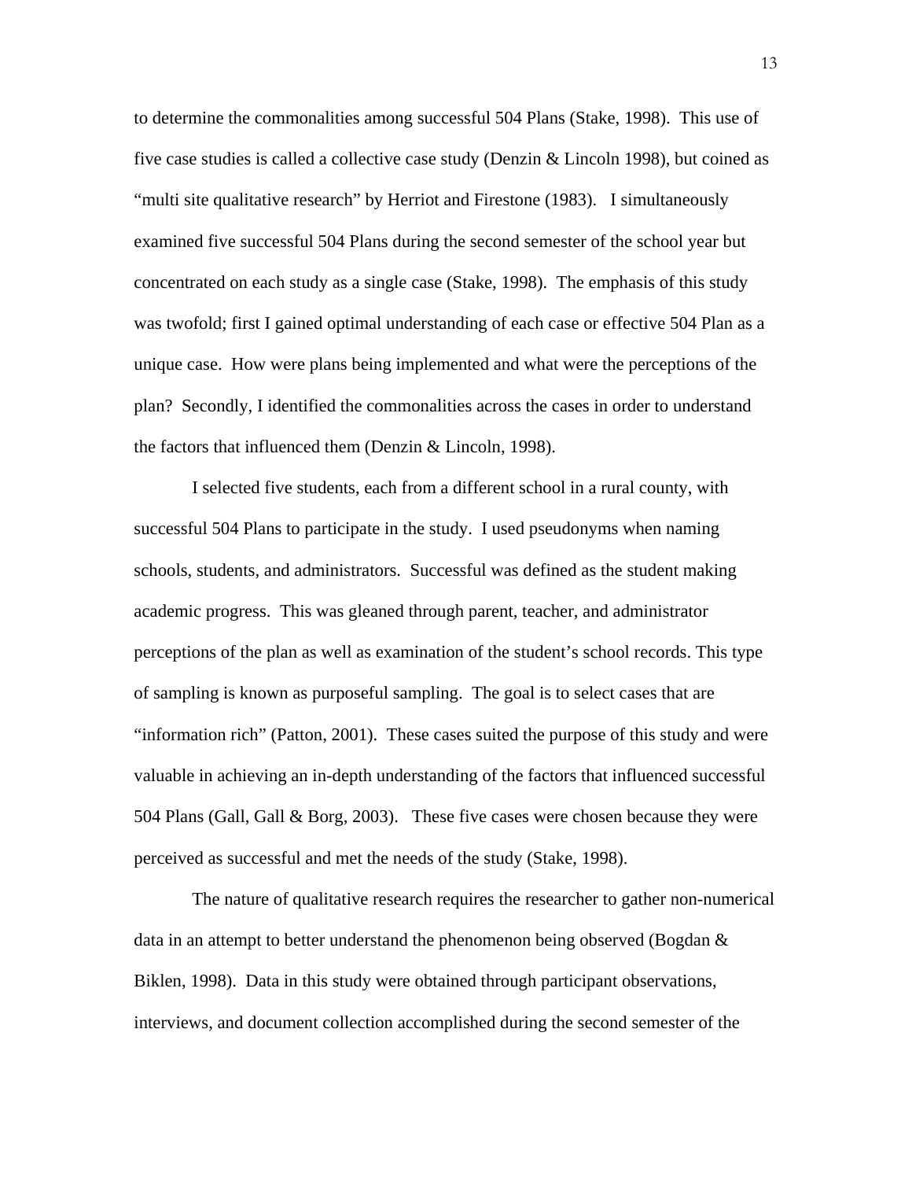to determine the commonalities among successful 504 Plans (Stake, 1998). This use of five case studies is called a collective case study (Denzin & Lincoln 1998), but coined as “multi site qualitative research” by Herriot and Firestone (1983). I simultaneously examined five successful 504 Plans during the second semester of the school year but concentrated on each study as a single case (Stake, 1998). The emphasis of this study was twofold; first I gained optimal understanding of each case or effective 504 Plan as a unique case. How were plans being implemented and what were the perceptions of the plan? Secondly, I identified the commonalities across the cases in order to understand the factors that influenced them (Denzin & Lincoln, 1998).

I selected five students, each from a different school in a rural county, with successful 504 Plans to participate in the study. I used pseudonyms when naming schools, students, and administrators. Successful was defined as the student making academic progress. This was gleaned through parent, teacher, and administrator perceptions of the plan as well as examination of the student’s school records. This type of sampling is known as purposeful sampling. The goal is to select cases that are “information rich” (Patton, 2001). These cases suited the purpose of this study and were valuable in achieving an in-depth understanding of the factors that influenced successful 504 Plans (Gall, Gall & Borg, 2003). These five cases were chosen because they were perceived as successful and met the needs of the study (Stake, 1998).

The nature of qualitative research requires the researcher to gather non-numerical data in an attempt to better understand the phenomenon being observed (Bogdan & Biklen, 1998). Data in this study were obtained through participant observations, interviews, and document collection accomplished during the second semester of the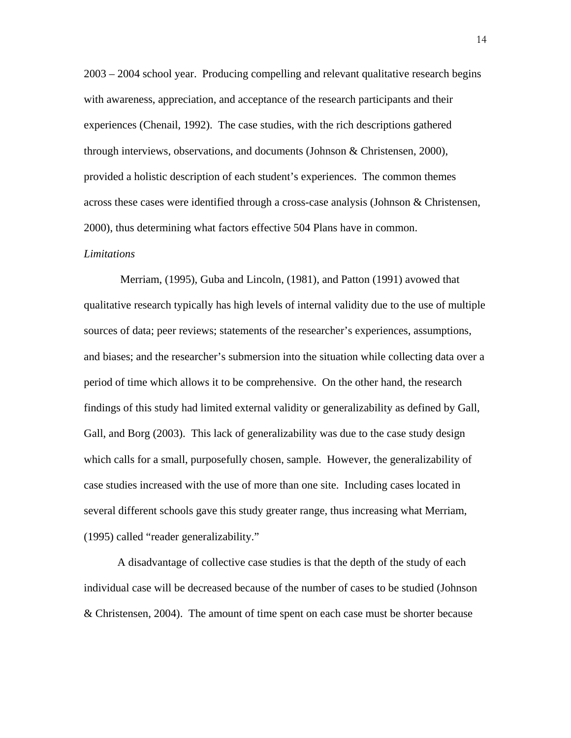2003 – 2004 school year.  Producing compelling and relevant qualitative research begins with awareness, appreciation, and acceptance of the research participants and their experiences (Chenail, 1992).  The case studies, with the rich descriptions gathered through interviews, observations, and documents (Johnson & Christensen, 2000), provided a holistic description of each student's experiences.  The common themes across these cases were identified through a cross-case analysis (Johnson & Christensen, 2000), thus determining what factors effective 504 Plans have in common.

*Limitations*

Merriam, (1995), Guba and Lincoln, (1981), and Patton (1991) avowed that qualitative research typically has high levels of internal validity due to the use of multiple sources of data; peer reviews; statements of the researcher's experiences, assumptions, and biases; and the researcher's submersion into the situation while collecting data over a period of time which allows it to be comprehensive.  On the other hand, the research findings of this study had limited external validity or generalizability as defined by Gall, Gall, and Borg (2003).  This lack of generalizability was due to the case study design which calls for a small, purposefully chosen, sample.  However, the generalizability of case studies increased with the use of more than one site.  Including cases located in several different schools gave this study greater range, thus increasing what Merriam, (1995) called "reader generalizability."

A disadvantage of collective case studies is that the depth of the study of each individual case will be decreased because of the number of cases to be studied (Johnson & Christensen, 2004).  The amount of time spent on each case must be shorter because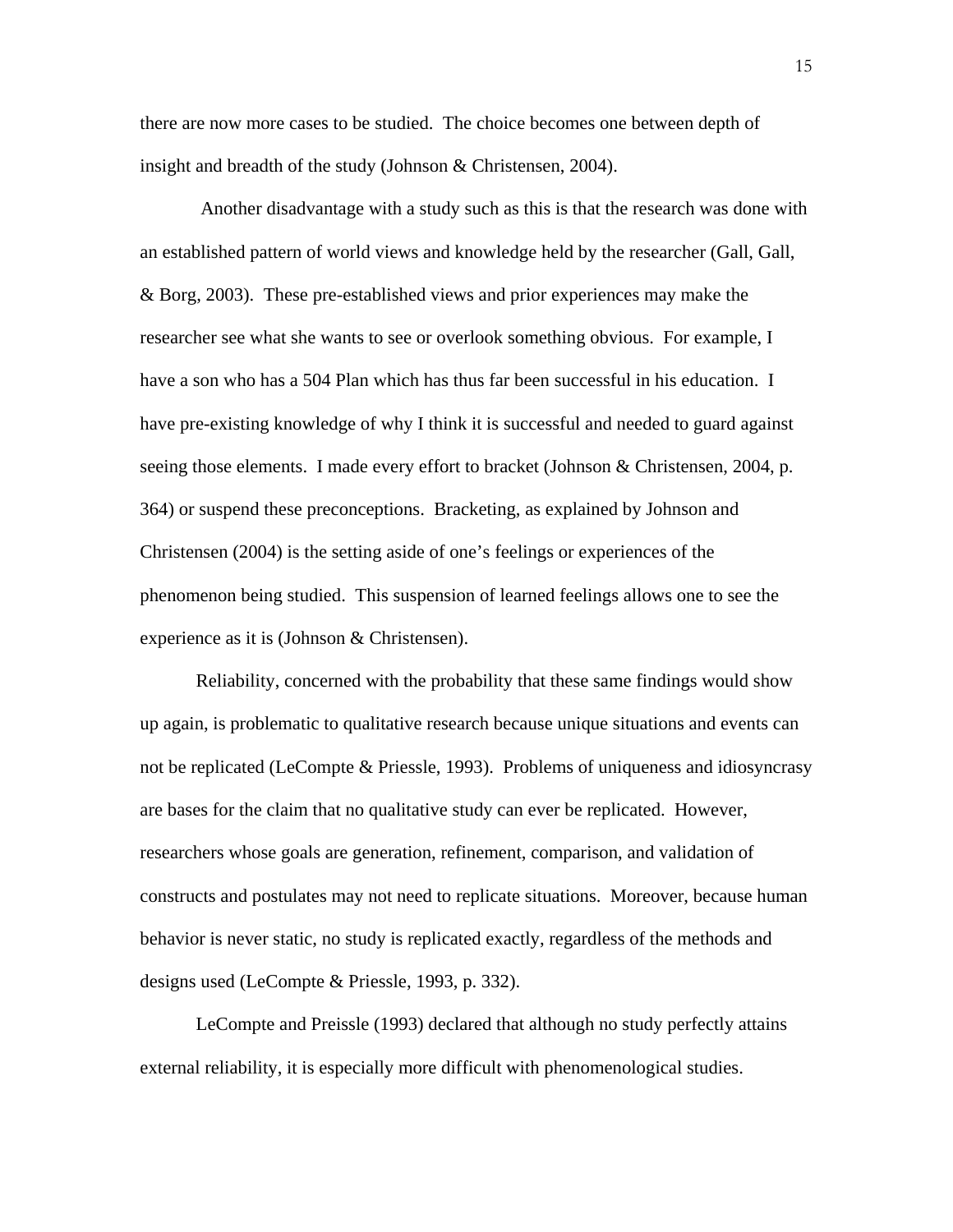there are now more cases to be studied. The choice becomes one between depth of insight and breadth of the study (Johnson & Christensen, 2004).

Another disadvantage with a study such as this is that the research was done with an established pattern of world views and knowledge held by the researcher (Gall, Gall, & Borg, 2003). These pre-established views and prior experiences may make the researcher see what she wants to see or overlook something obvious. For example, I have a son who has a 504 Plan which has thus far been successful in his education. I have pre-existing knowledge of why I think it is successful and needed to guard against seeing those elements. I made every effort to bracket (Johnson & Christensen, 2004, p. 364) or suspend these preconceptions. Bracketing, as explained by Johnson and Christensen (2004) is the setting aside of one's feelings or experiences of the phenomenon being studied. This suspension of learned feelings allows one to see the experience as it is (Johnson & Christensen).

Reliability, concerned with the probability that these same findings would show up again, is problematic to qualitative research because unique situations and events can not be replicated (LeCompte & Priessle, 1993). Problems of uniqueness and idiosyncrasy are bases for the claim that no qualitative study can ever be replicated. However, researchers whose goals are generation, refinement, comparison, and validation of constructs and postulates may not need to replicate situations. Moreover, because human behavior is never static, no study is replicated exactly, regardless of the methods and designs used (LeCompte & Priessle, 1993, p. 332).

LeCompte and Preissle (1993) declared that although no study perfectly attains external reliability, it is especially more difficult with phenomenological studies.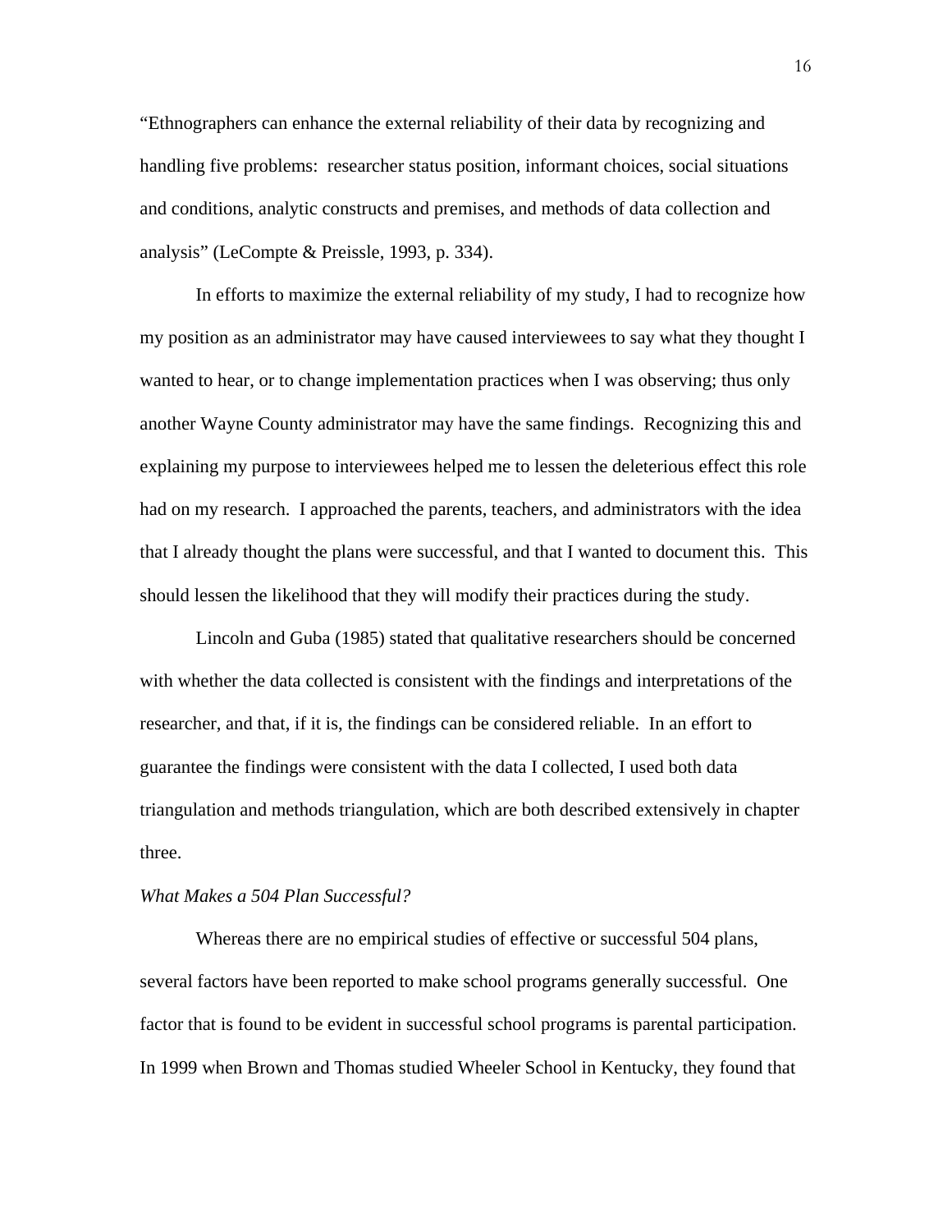"Ethnographers can enhance the external reliability of their data by recognizing and handling five problems: researcher status position, informant choices, social situations and conditions, analytic constructs and premises, and methods of data collection and analysis" (LeCompte & Preissle, 1993, p. 334).

In efforts to maximize the external reliability of my study, I had to recognize how my position as an administrator may have caused interviewees to say what they thought I wanted to hear, or to change implementation practices when I was observing; thus only another Wayne County administrator may have the same findings. Recognizing this and explaining my purpose to interviewees helped me to lessen the deleterious effect this role had on my research. I approached the parents, teachers, and administrators with the idea that I already thought the plans were successful, and that I wanted to document this. This should lessen the likelihood that they will modify their practices during the study.

Lincoln and Guba (1985) stated that qualitative researchers should be concerned with whether the data collected is consistent with the findings and interpretations of the researcher, and that, if it is, the findings can be considered reliable. In an effort to guarantee the findings were consistent with the data I collected, I used both data triangulation and methods triangulation, which are both described extensively in chapter three.

*What Makes a 504 Plan Successful?*

Whereas there are no empirical studies of effective or successful 504 plans, several factors have been reported to make school programs generally successful. One factor that is found to be evident in successful school programs is parental participation. In 1999 when Brown and Thomas studied Wheeler School in Kentucky, they found that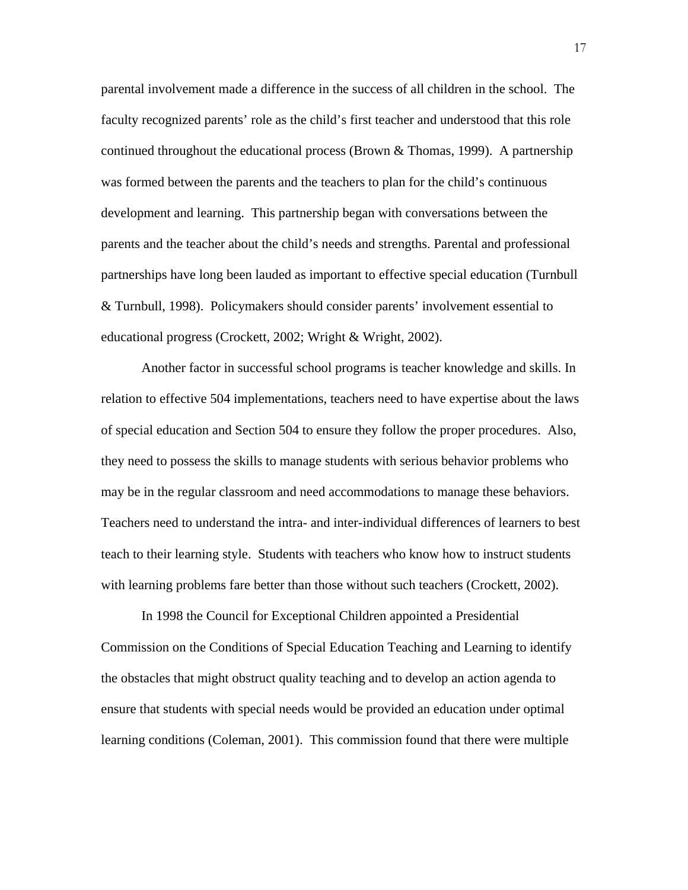parental involvement made a difference in the success of all children in the school. The faculty recognized parents' role as the child's first teacher and understood that this role continued throughout the educational process (Brown & Thomas, 1999). A partnership was formed between the parents and the teachers to plan for the child's continuous development and learning. This partnership began with conversations between the parents and the teacher about the child's needs and strengths. Parental and professional partnerships have long been lauded as important to effective special education (Turnbull & Turnbull, 1998). Policymakers should consider parents' involvement essential to educational progress (Crockett, 2002; Wright & Wright, 2002).

Another factor in successful school programs is teacher knowledge and skills. In relation to effective 504 implementations, teachers need to have expertise about the laws of special education and Section 504 to ensure they follow the proper procedures. Also, they need to possess the skills to manage students with serious behavior problems who may be in the regular classroom and need accommodations to manage these behaviors. Teachers need to understand the intra- and inter-individual differences of learners to best teach to their learning style. Students with teachers who know how to instruct students with learning problems fare better than those without such teachers (Crockett, 2002).

In 1998 the Council for Exceptional Children appointed a Presidential Commission on the Conditions of Special Education Teaching and Learning to identify the obstacles that might obstruct quality teaching and to develop an action agenda to ensure that students with special needs would be provided an education under optimal learning conditions (Coleman, 2001). This commission found that there were multiple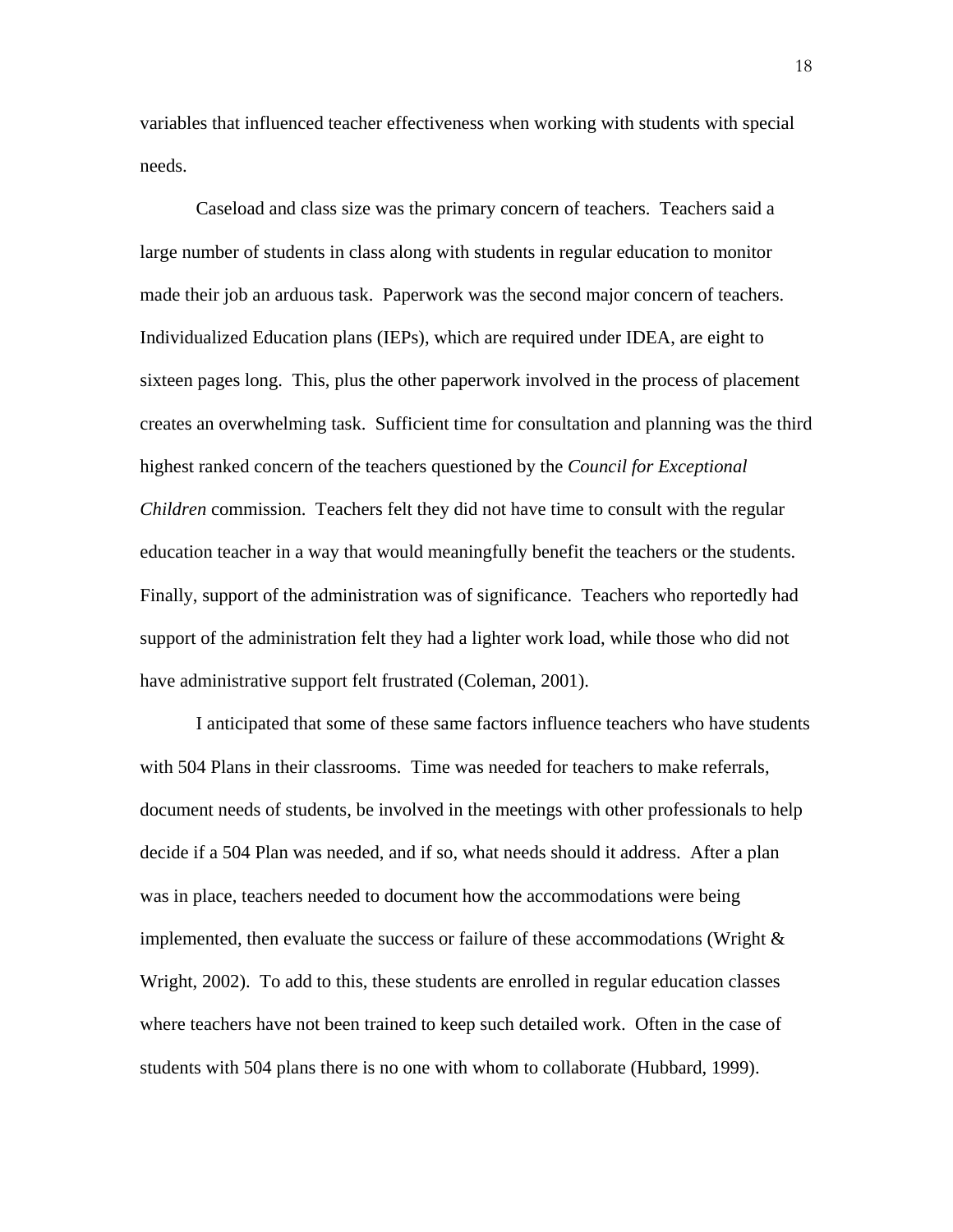variables that influenced teacher effectiveness when working with students with special needs.

Caseload and class size was the primary concern of teachers. Teachers said a large number of students in class along with students in regular education to monitor made their job an arduous task. Paperwork was the second major concern of teachers. Individualized Education plans (IEPs), which are required under IDEA, are eight to sixteen pages long. This, plus the other paperwork involved in the process of placement creates an overwhelming task. Sufficient time for consultation and planning was the third highest ranked concern of the teachers questioned by the *Council for Exceptional Children* commission. Teachers felt they did not have time to consult with the regular education teacher in a way that would meaningfully benefit the teachers or the students. Finally, support of the administration was of significance. Teachers who reportedly had support of the administration felt they had a lighter work load, while those who did not have administrative support felt frustrated (Coleman, 2001).

I anticipated that some of these same factors influence teachers who have students with 504 Plans in their classrooms. Time was needed for teachers to make referrals, document needs of students, be involved in the meetings with other professionals to help decide if a 504 Plan was needed, and if so, what needs should it address. After a plan was in place, teachers needed to document how the accommodations were being implemented, then evaluate the success or failure of these accommodations (Wright & Wright, 2002). To add to this, these students are enrolled in regular education classes where teachers have not been trained to keep such detailed work. Often in the case of students with 504 plans there is no one with whom to collaborate (Hubbard, 1999).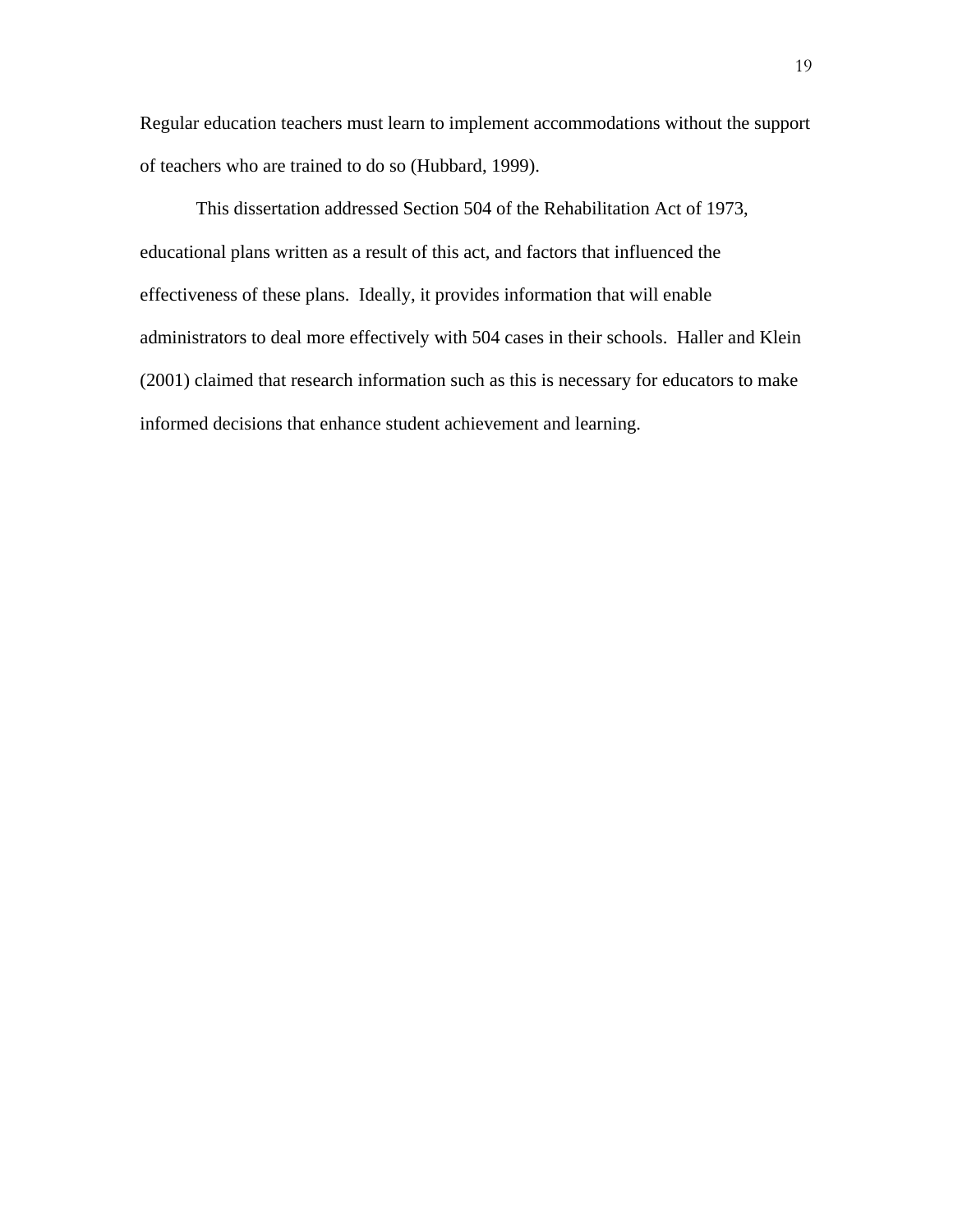Regular education teachers must learn to implement accommodations without the support of teachers who are trained to do so (Hubbard, 1999).

This dissertation addressed Section 504 of the Rehabilitation Act of 1973, educational plans written as a result of this act, and factors that influenced the effectiveness of these plans. Ideally, it provides information that will enable administrators to deal more effectively with 504 cases in their schools. Haller and Klein (2001) claimed that research information such as this is necessary for educators to make informed decisions that enhance student achievement and learning.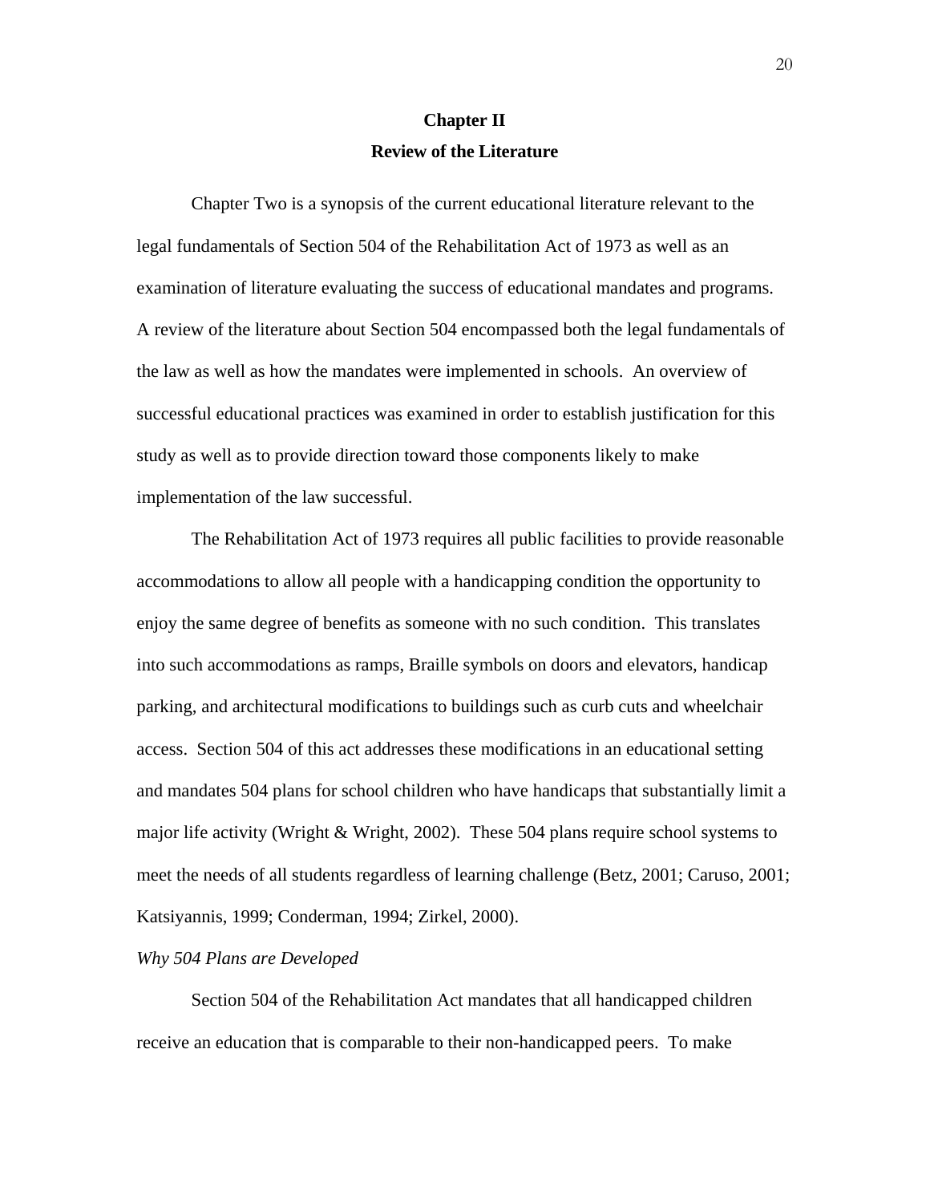# Chapter II

## Review of the Literature

Chapter Two is a synopsis of the current educational literature relevant to the legal fundamentals of Section 504 of the Rehabilitation Act of 1973 as well as an examination of literature evaluating the success of educational mandates and programs. A review of the literature about Section 504 encompassed both the legal fundamentals of the law as well as how the mandates were implemented in schools. An overview of successful educational practices was examined in order to establish justification for this study as well as to provide direction toward those components likely to make implementation of the law successful.

The Rehabilitation Act of 1973 requires all public facilities to provide reasonable accommodations to allow all people with a handicapping condition the opportunity to enjoy the same degree of benefits as someone with no such condition. This translates into such accommodations as ramps, Braille symbols on doors and elevators, handicap parking, and architectural modifications to buildings such as curb cuts and wheelchair access. Section 504 of this act addresses these modifications in an educational setting and mandates 504 plans for school children who have handicaps that substantially limit a major life activity (Wright & Wright, 2002). These 504 plans require school systems to meet the needs of all students regardless of learning challenge (Betz, 2001; Caruso, 2001; Katsiyannis, 1999; Conderman, 1994; Zirkel, 2000).

*Why 504 Plans are Developed*

Section 504 of the Rehabilitation Act mandates that all handicapped children receive an education that is comparable to their non-handicapped peers. To make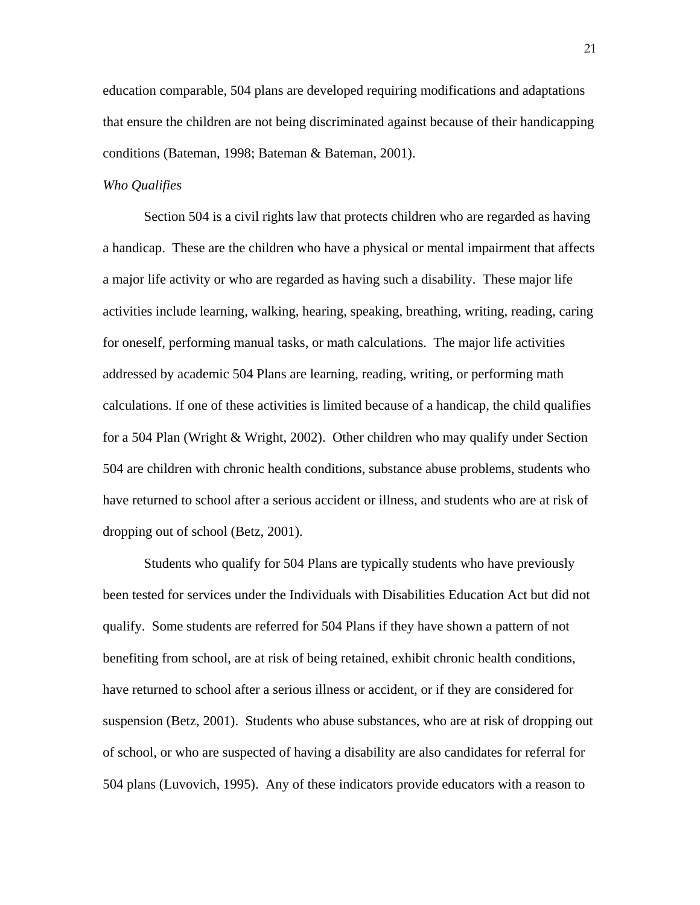education comparable, 504 plans are developed requiring modifications and adaptations that ensure the children are not being discriminated against because of their handicapping conditions (Bateman, 1998; Bateman & Bateman, 2001).

*Who Qualifies*

Section 504 is a civil rights law that protects children who are regarded as having a handicap. These are the children who have a physical or mental impairment that affects a major life activity or who are regarded as having such a disability. These major life activities include learning, walking, hearing, speaking, breathing, writing, reading, caring for oneself, performing manual tasks, or math calculations. The major life activities addressed by academic 504 Plans are learning, reading, writing, or performing math calculations. If one of these activities is limited because of a handicap, the child qualifies for a 504 Plan (Wright & Wright, 2002). Other children who may qualify under Section 504 are children with chronic health conditions, substance abuse problems, students who have returned to school after a serious accident or illness, and students who are at risk of dropping out of school (Betz, 2001).

Students who qualify for 504 Plans are typically students who have previously been tested for services under the Individuals with Disabilities Education Act but did not qualify. Some students are referred for 504 Plans if they have shown a pattern of not benefiting from school, are at risk of being retained, exhibit chronic health conditions, have returned to school after a serious illness or accident, or if they are considered for suspension (Betz, 2001). Students who abuse substances, who are at risk of dropping out of school, or who are suspected of having a disability are also candidates for referral for 504 plans (Luvovich, 1995). Any of these indicators provide educators with a reason to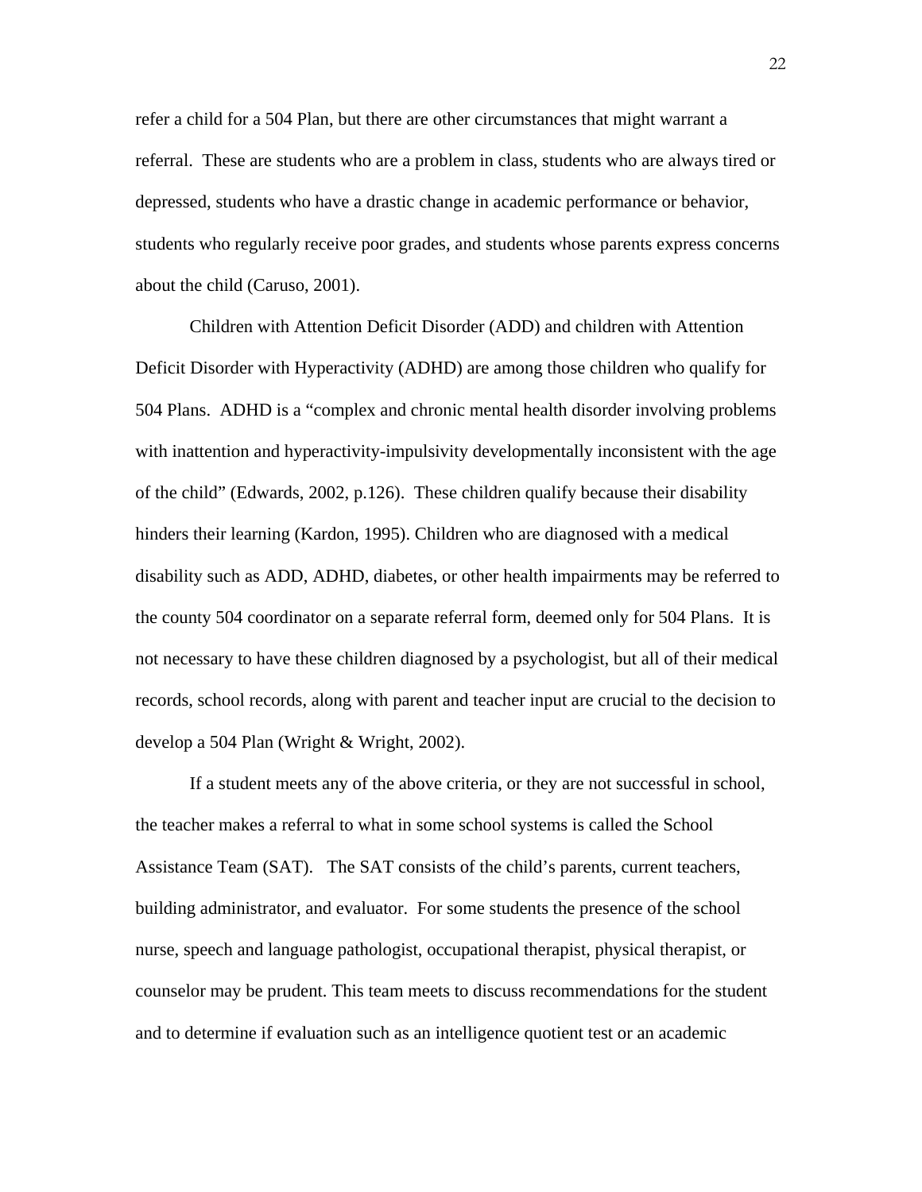refer a child for a 504 Plan, but there are other circumstances that might warrant a referral. These are students who are a problem in class, students who are always tired or depressed, students who have a drastic change in academic performance or behavior, students who regularly receive poor grades, and students whose parents express concerns about the child (Caruso, 2001).

Children with Attention Deficit Disorder (ADD) and children with Attention Deficit Disorder with Hyperactivity (ADHD) are among those children who qualify for 504 Plans. ADHD is a "complex and chronic mental health disorder involving problems with inattention and hyperactivity-impulsivity developmentally inconsistent with the age of the child" (Edwards, 2002, p.126). These children qualify because their disability hinders their learning (Kardon, 1995). Children who are diagnosed with a medical disability such as ADD, ADHD, diabetes, or other health impairments may be referred to the county 504 coordinator on a separate referral form, deemed only for 504 Plans. It is not necessary to have these children diagnosed by a psychologist, but all of their medical records, school records, along with parent and teacher input are crucial to the decision to develop a 504 Plan (Wright & Wright, 2002).

If a student meets any of the above criteria, or they are not successful in school, the teacher makes a referral to what in some school systems is called the School Assistance Team (SAT). The SAT consists of the child's parents, current teachers, building administrator, and evaluator. For some students the presence of the school nurse, speech and language pathologist, occupational therapist, physical therapist, or counselor may be prudent. This team meets to discuss recommendations for the student and to determine if evaluation such as an intelligence quotient test or an academic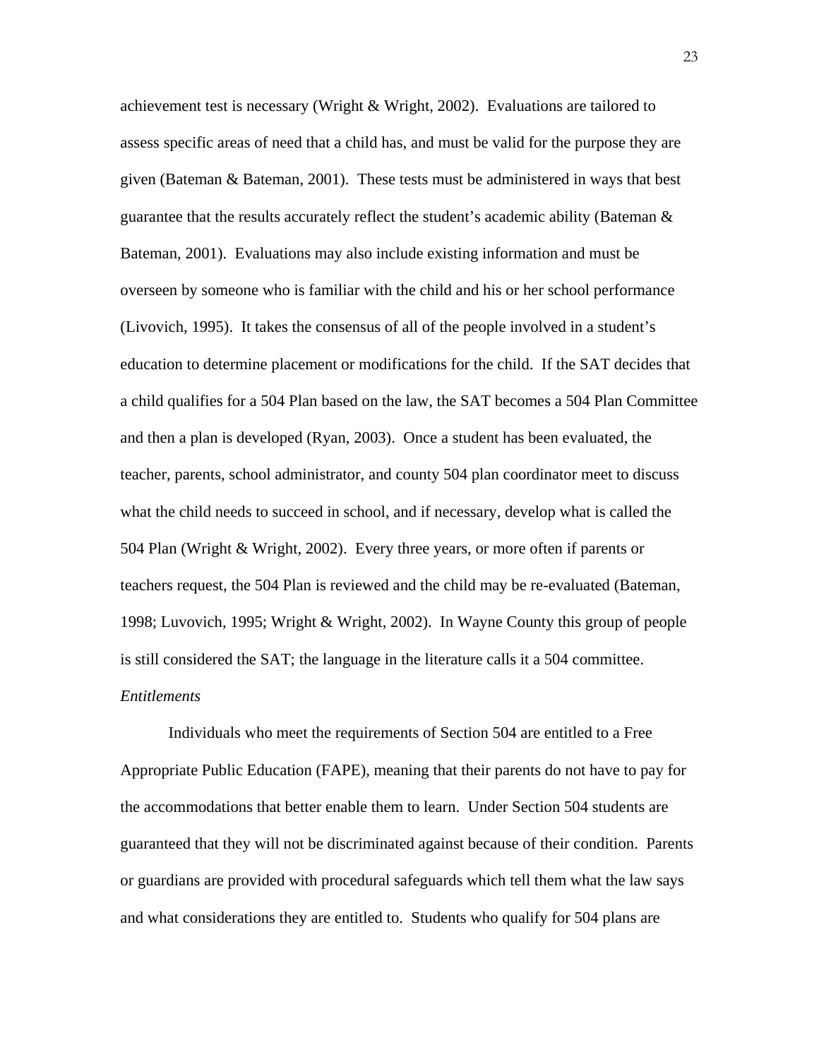achievement test is necessary (Wright & Wright, 2002). Evaluations are tailored to assess specific areas of need that a child has, and must be valid for the purpose they are given (Bateman & Bateman, 2001). These tests must be administered in ways that best guarantee that the results accurately reflect the student's academic ability (Bateman & Bateman, 2001). Evaluations may also include existing information and must be overseen by someone who is familiar with the child and his or her school performance (Livovich, 1995). It takes the consensus of all of the people involved in a student's education to determine placement or modifications for the child. If the SAT decides that a child qualifies for a 504 Plan based on the law, the SAT becomes a 504 Plan Committee and then a plan is developed (Ryan, 2003). Once a student has been evaluated, the teacher, parents, school administrator, and county 504 plan coordinator meet to discuss what the child needs to succeed in school, and if necessary, develop what is called the 504 Plan (Wright & Wright, 2002). Every three years, or more often if parents or teachers request, the 504 Plan is reviewed and the child may be re-evaluated (Bateman, 1998; Luvovich, 1995; Wright & Wright, 2002). In Wayne County this group of people is still considered the SAT; the language in the literature calls it a 504 committee.

*Entitlements*

Individuals who meet the requirements of Section 504 are entitled to a Free Appropriate Public Education (FAPE), meaning that their parents do not have to pay for the accommodations that better enable them to learn. Under Section 504 students are guaranteed that they will not be discriminated against because of their condition. Parents or guardians are provided with procedural safeguards which tell them what the law says and what considerations they are entitled to. Students who qualify for 504 plans are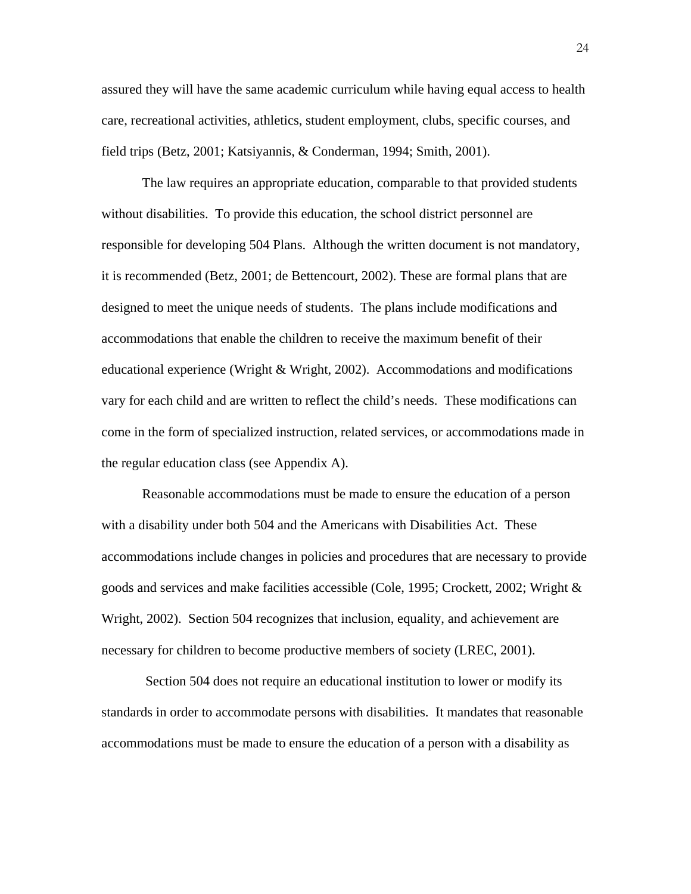assured they will have the same academic curriculum while having equal access to health care, recreational activities, athletics, student employment, clubs, specific courses, and field trips (Betz, 2001; Katsiyannis, & Conderman, 1994; Smith, 2001).

The law requires an appropriate education, comparable to that provided students without disabilities. To provide this education, the school district personnel are responsible for developing 504 Plans. Although the written document is not mandatory, it is recommended (Betz, 2001; de Bettencourt, 2002). These are formal plans that are designed to meet the unique needs of students. The plans include modifications and accommodations that enable the children to receive the maximum benefit of their educational experience (Wright & Wright, 2002). Accommodations and modifications vary for each child and are written to reflect the child's needs. These modifications can come in the form of specialized instruction, related services, or accommodations made in the regular education class (see Appendix A).

Reasonable accommodations must be made to ensure the education of a person with a disability under both 504 and the Americans with Disabilities Act. These accommodations include changes in policies and procedures that are necessary to provide goods and services and make facilities accessible (Cole, 1995; Crockett, 2002; Wright & Wright, 2002). Section 504 recognizes that inclusion, equality, and achievement are necessary for children to become productive members of society (LREC, 2001).

Section 504 does not require an educational institution to lower or modify its standards in order to accommodate persons with disabilities. It mandates that reasonable accommodations must be made to ensure the education of a person with a disability as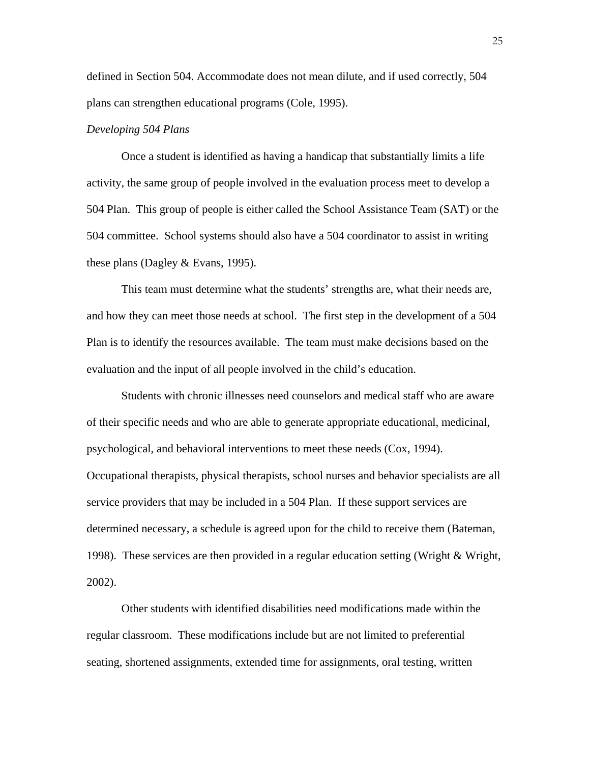defined in Section 504. Accommodate does not mean dilute, and if used correctly, 504 plans can strengthen educational programs (Cole, 1995).

*Developing 504 Plans*

Once a student is identified as having a handicap that substantially limits a life activity, the same group of people involved in the evaluation process meet to develop a 504 Plan. This group of people is either called the School Assistance Team (SAT) or the 504 committee. School systems should also have a 504 coordinator to assist in writing these plans (Dagley & Evans, 1995).

This team must determine what the students' strengths are, what their needs are, and how they can meet those needs at school. The first step in the development of a 504 Plan is to identify the resources available. The team must make decisions based on the evaluation and the input of all people involved in the child's education.

Students with chronic illnesses need counselors and medical staff who are aware of their specific needs and who are able to generate appropriate educational, medicinal, psychological, and behavioral interventions to meet these needs (Cox, 1994). Occupational therapists, physical therapists, school nurses and behavior specialists are all service providers that may be included in a 504 Plan. If these support services are determined necessary, a schedule is agreed upon for the child to receive them (Bateman, 1998). These services are then provided in a regular education setting (Wright & Wright, 2002).

Other students with identified disabilities need modifications made within the regular classroom. These modifications include but are not limited to preferential seating, shortened assignments, extended time for assignments, oral testing, written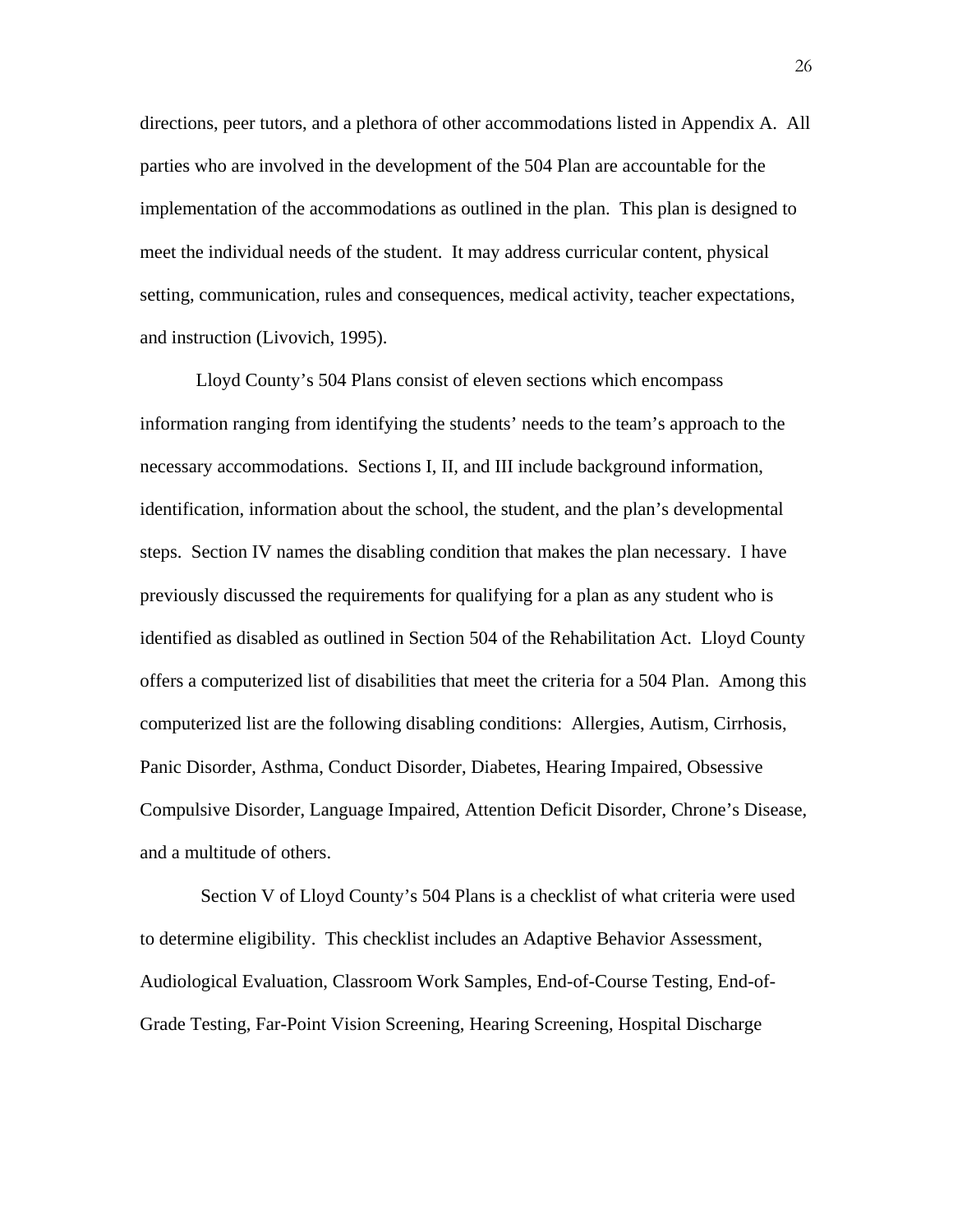directions, peer tutors, and a plethora of other accommodations listed in Appendix A. All parties who are involved in the development of the 504 Plan are accountable for the implementation of the accommodations as outlined in the plan. This plan is designed to meet the individual needs of the student. It may address curricular content, physical setting, communication, rules and consequences, medical activity, teacher expectations, and instruction (Livovich, 1995).

Lloyd County's 504 Plans consist of eleven sections which encompass information ranging from identifying the students' needs to the team's approach to the necessary accommodations. Sections I, II, and III include background information, identification, information about the school, the student, and the plan's developmental steps. Section IV names the disabling condition that makes the plan necessary. I have previously discussed the requirements for qualifying for a plan as any student who is identified as disabled as outlined in Section 504 of the Rehabilitation Act. Lloyd County offers a computerized list of disabilities that meet the criteria for a 504 Plan. Among this computerized list are the following disabling conditions: Allergies, Autism, Cirrhosis, Panic Disorder, Asthma, Conduct Disorder, Diabetes, Hearing Impaired, Obsessive Compulsive Disorder, Language Impaired, Attention Deficit Disorder, Chrone's Disease, and a multitude of others.

Section V of Lloyd County's 504 Plans is a checklist of what criteria were used to determine eligibility. This checklist includes an Adaptive Behavior Assessment, Audiological Evaluation, Classroom Work Samples, End-of-Course Testing, End-of-Grade Testing, Far-Point Vision Screening, Hearing Screening, Hospital Discharge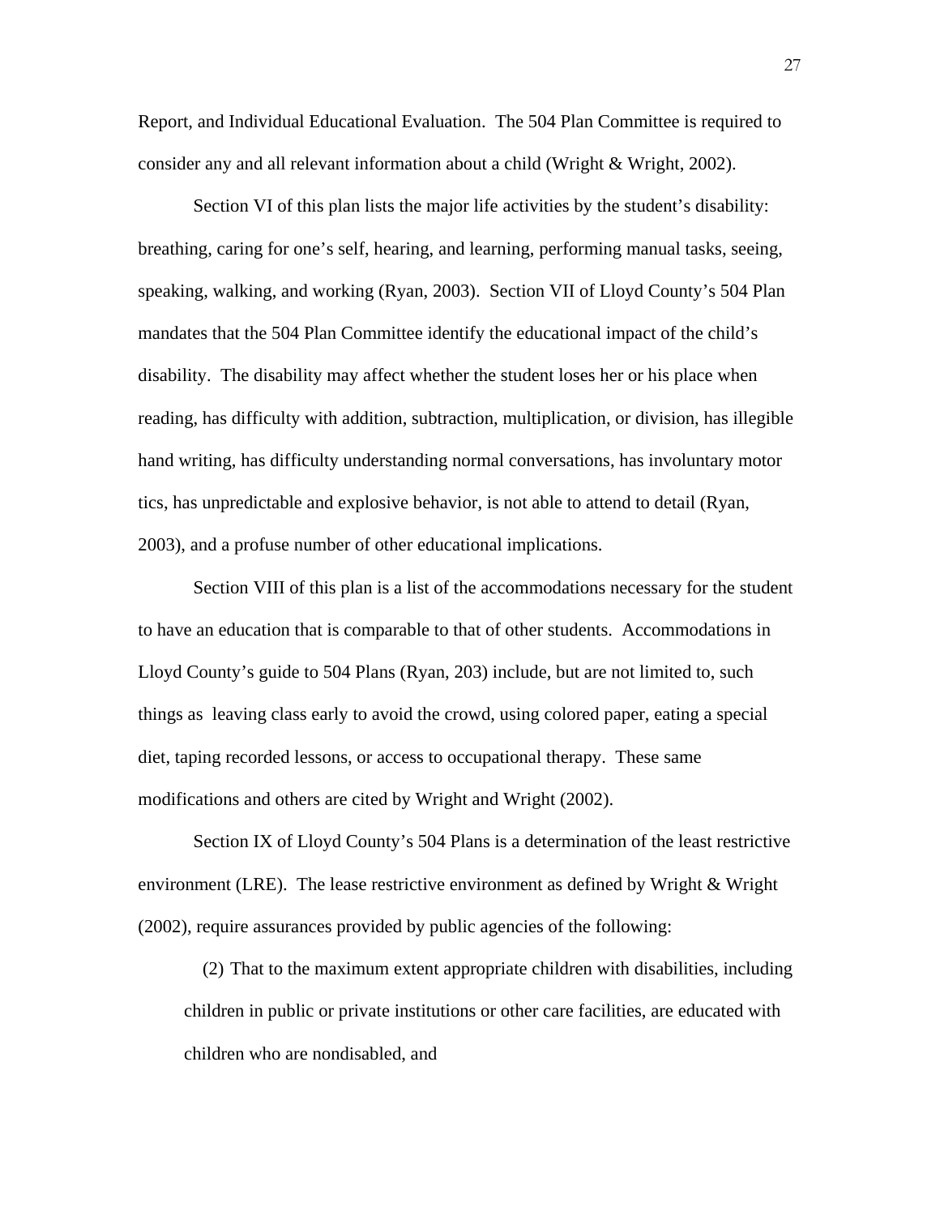Report, and Individual Educational Evaluation. The 504 Plan Committee is required to consider any and all relevant information about a child (Wright & Wright, 2002).

Section VI of this plan lists the major life activities by the student's disability: breathing, caring for one's self, hearing, and learning, performing manual tasks, seeing, speaking, walking, and working (Ryan, 2003). Section VII of Lloyd County's 504 Plan mandates that the 504 Plan Committee identify the educational impact of the child's disability. The disability may affect whether the student loses her or his place when reading, has difficulty with addition, subtraction, multiplication, or division, has illegible hand writing, has difficulty understanding normal conversations, has involuntary motor tics, has unpredictable and explosive behavior, is not able to attend to detail (Ryan, 2003), and a profuse number of other educational implications.

Section VIII of this plan is a list of the accommodations necessary for the student to have an education that is comparable to that of other students. Accommodations in Lloyd County's guide to 504 Plans (Ryan, 203) include, but are not limited to, such things as leaving class early to avoid the crowd, using colored paper, eating a special diet, taping recorded lessons, or access to occupational therapy. These same modifications and others are cited by Wright and Wright (2002).

Section IX of Lloyd County's 504 Plans is a determination of the least restrictive environment (LRE). The lease restrictive environment as defined by Wright & Wright (2002), require assurances provided by public agencies of the following:

> (2) That to the maximum extent appropriate children with disabilities, including children in public or private institutions or other care facilities, are educated with children who are nondisabled, and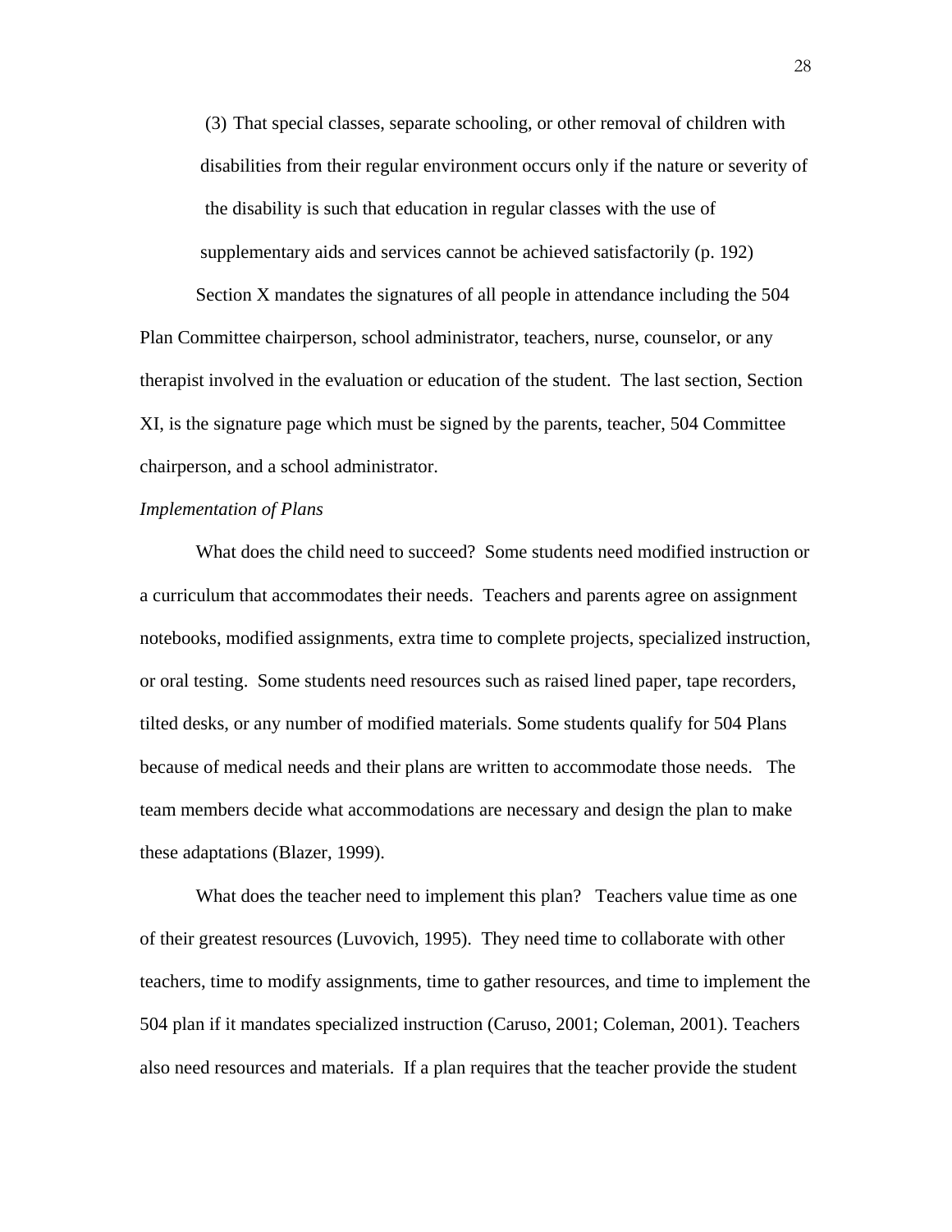> (3) That special classes, separate schooling, or other removal of children with disabilities from their regular environment occurs only if the nature or severity of the disability is such that education in regular classes with the use of supplementary aids and services cannot be achieved satisfactorily (p. 192)

Section X mandates the signatures of all people in attendance including the 504 Plan Committee chairperson, school administrator, teachers, nurse, counselor, or any therapist involved in the evaluation or education of the student. The last section, Section XI, is the signature page which must be signed by the parents, teacher, 504 Committee chairperson, and a school administrator.

*Implementation of Plans*

What does the child need to succeed? Some students need modified instruction or a curriculum that accommodates their needs. Teachers and parents agree on assignment notebooks, modified assignments, extra time to complete projects, specialized instruction, or oral testing. Some students need resources such as raised lined paper, tape recorders, tilted desks, or any number of modified materials. Some students qualify for 504 Plans because of medical needs and their plans are written to accommodate those needs. The team members decide what accommodations are necessary and design the plan to make these adaptations (Blazer, 1999).

What does the teacher need to implement this plan? Teachers value time as one of their greatest resources (Luvovich, 1995). They need time to collaborate with other teachers, time to modify assignments, time to gather resources, and time to implement the 504 plan if it mandates specialized instruction (Caruso, 2001; Coleman, 2001). Teachers also need resources and materials. If a plan requires that the teacher provide the student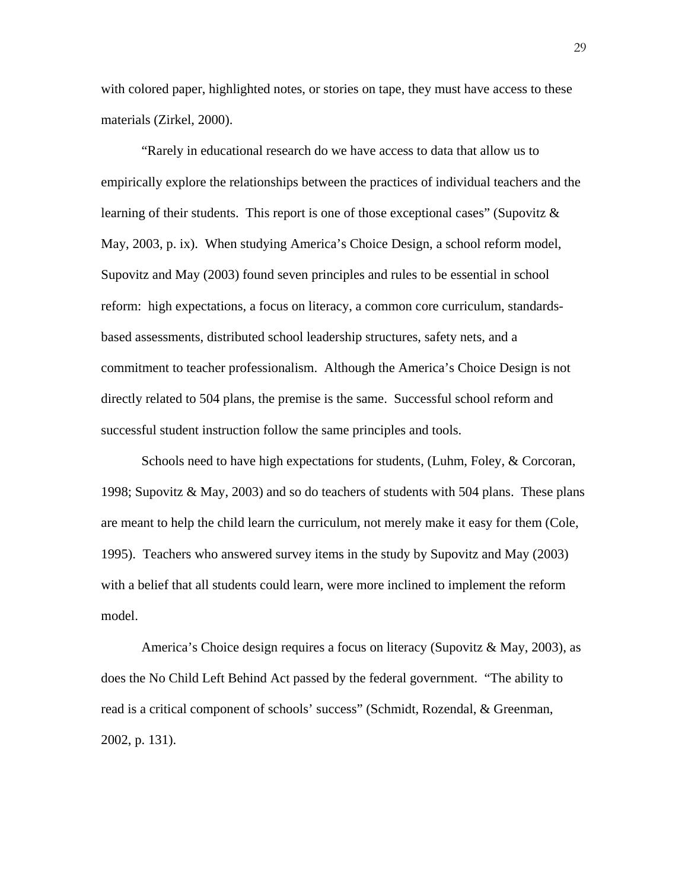with colored paper, highlighted notes, or stories on tape, they must have access to these materials (Zirkel, 2000).

"Rarely in educational research do we have access to data that allow us to empirically explore the relationships between the practices of individual teachers and the learning of their students. This report is one of those exceptional cases" (Supovitz & May, 2003, p. ix). When studying America's Choice Design, a school reform model, Supovitz and May (2003) found seven principles and rules to be essential in school reform: high expectations, a focus on literacy, a common core curriculum, standards-based assessments, distributed school leadership structures, safety nets, and a commitment to teacher professionalism. Although the America's Choice Design is not directly related to 504 plans, the premise is the same. Successful school reform and successful student instruction follow the same principles and tools.

Schools need to have high expectations for students, (Luhm, Foley, & Corcoran, 1998; Supovitz & May, 2003) and so do teachers of students with 504 plans. These plans are meant to help the child learn the curriculum, not merely make it easy for them (Cole, 1995). Teachers who answered survey items in the study by Supovitz and May (2003) with a belief that all students could learn, were more inclined to implement the reform model.

America's Choice design requires a focus on literacy (Supovitz & May, 2003), as does the No Child Left Behind Act passed by the federal government. "The ability to read is a critical component of schools' success" (Schmidt, Rozendal, & Greenman, 2002, p. 131).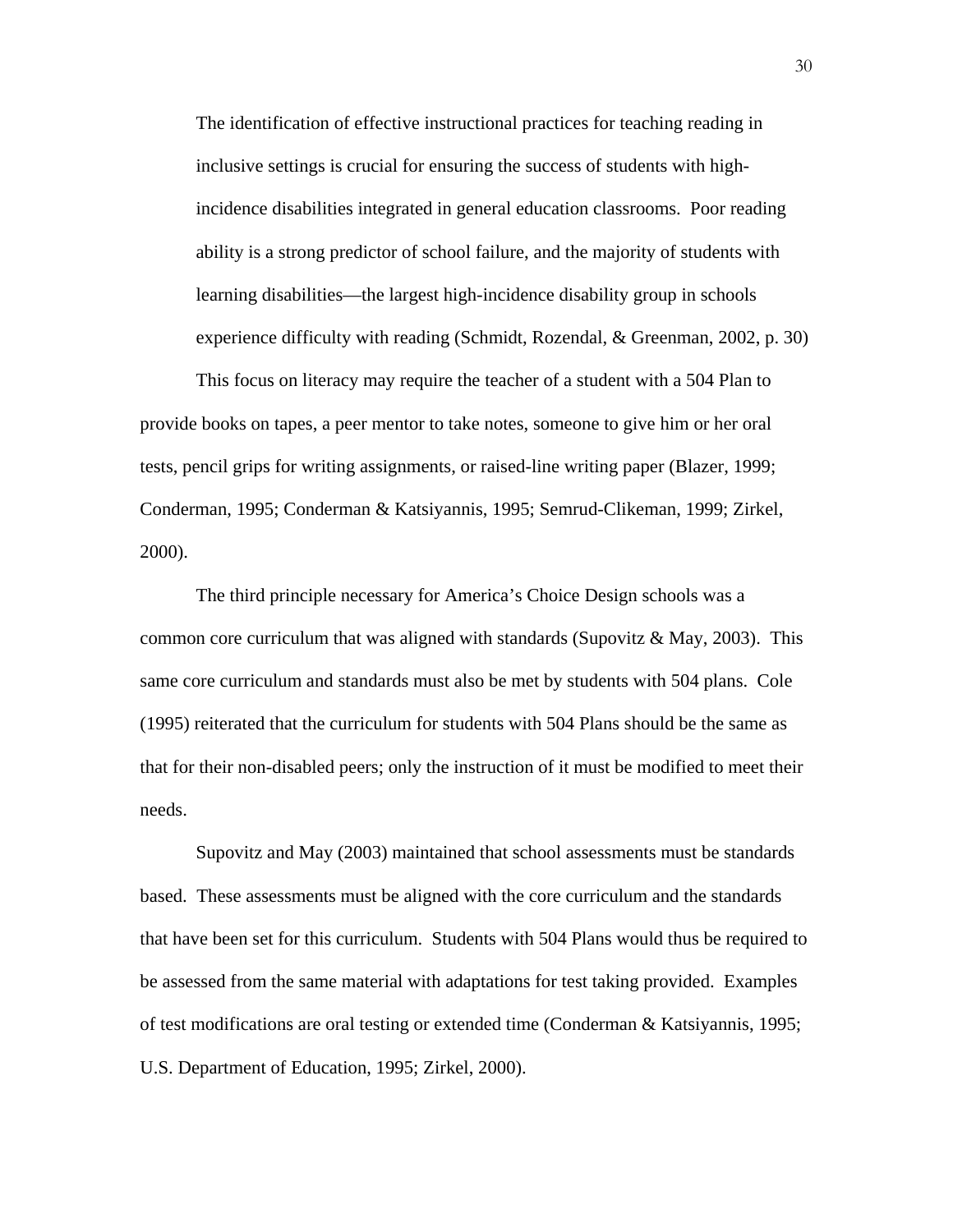> The identification of effective instructional practices for teaching reading in inclusive settings is crucial for ensuring the success of students with high-incidence disabilities integrated in general education classrooms. Poor reading ability is a strong predictor of school failure, and the majority of students with learning disabilities—the largest high-incidence disability group in schools experience difficulty with reading (Schmidt, Rozendal, & Greenman, 2002, p. 30)

This focus on literacy may require the teacher of a student with a 504 Plan to provide books on tapes, a peer mentor to take notes, someone to give him or her oral tests, pencil grips for writing assignments, or raised-line writing paper (Blazer, 1999; Conderman, 1995; Conderman & Katsiyannis, 1995; Semrud-Clikeman, 1999; Zirkel, 2000).

The third principle necessary for America's Choice Design schools was a common core curriculum that was aligned with standards (Supovitz & May, 2003). This same core curriculum and standards must also be met by students with 504 plans. Cole (1995) reiterated that the curriculum for students with 504 Plans should be the same as that for their non-disabled peers; only the instruction of it must be modified to meet their needs.

Supovitz and May (2003) maintained that school assessments must be standards based. These assessments must be aligned with the core curriculum and the standards that have been set for this curriculum. Students with 504 Plans would thus be required to be assessed from the same material with adaptations for test taking provided. Examples of test modifications are oral testing or extended time (Conderman & Katsiyannis, 1995; U.S. Department of Education, 1995; Zirkel, 2000).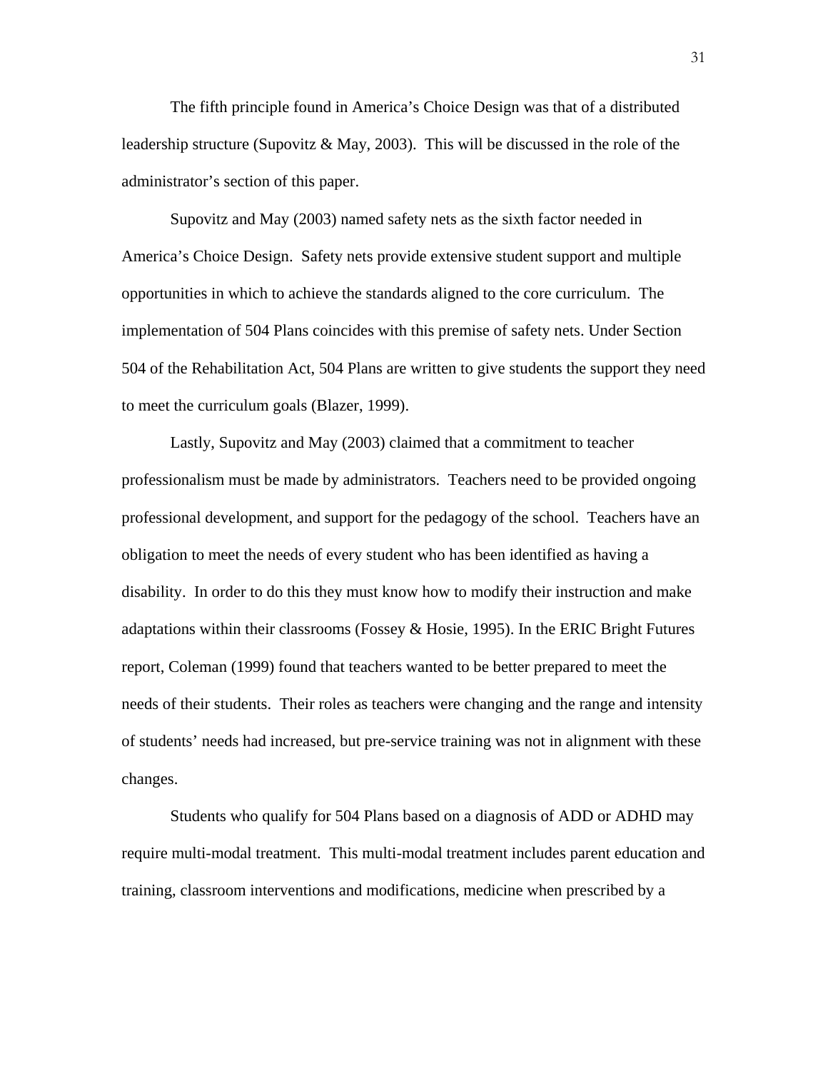The fifth principle found in America's Choice Design was that of a distributed leadership structure (Supovitz & May, 2003). This will be discussed in the role of the administrator's section of this paper.

Supovitz and May (2003) named safety nets as the sixth factor needed in America's Choice Design. Safety nets provide extensive student support and multiple opportunities in which to achieve the standards aligned to the core curriculum. The implementation of 504 Plans coincides with this premise of safety nets. Under Section 504 of the Rehabilitation Act, 504 Plans are written to give students the support they need to meet the curriculum goals (Blazer, 1999).

Lastly, Supovitz and May (2003) claimed that a commitment to teacher professionalism must be made by administrators. Teachers need to be provided ongoing professional development, and support for the pedagogy of the school. Teachers have an obligation to meet the needs of every student who has been identified as having a disability. In order to do this they must know how to modify their instruction and make adaptations within their classrooms (Fossey & Hosie, 1995). In the ERIC Bright Futures report, Coleman (1999) found that teachers wanted to be better prepared to meet the needs of their students. Their roles as teachers were changing and the range and intensity of students' needs had increased, but pre-service training was not in alignment with these changes.

Students who qualify for 504 Plans based on a diagnosis of ADD or ADHD may require multi-modal treatment. This multi-modal treatment includes parent education and training, classroom interventions and modifications, medicine when prescribed by a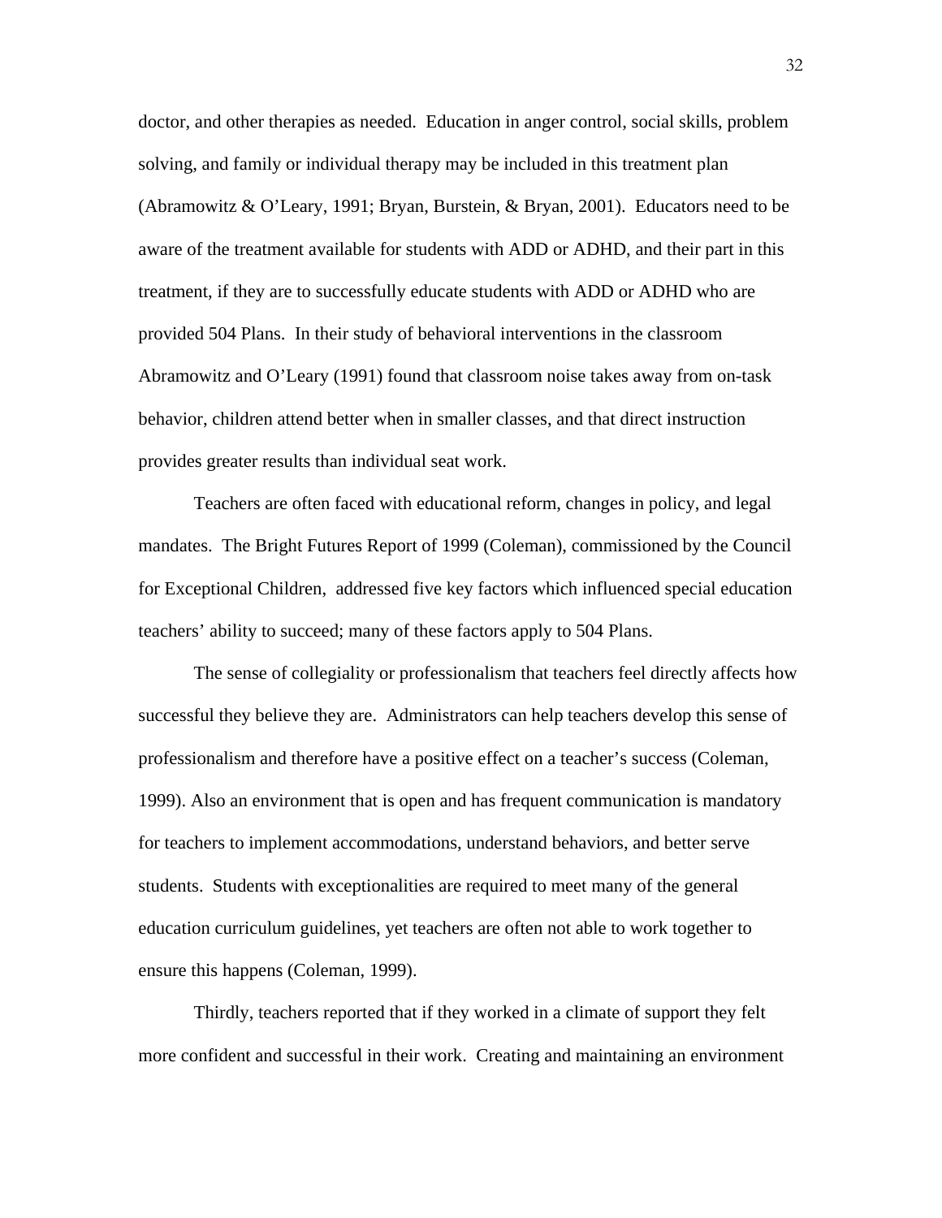doctor, and other therapies as needed. Education in anger control, social skills, problem solving, and family or individual therapy may be included in this treatment plan (Abramowitz & O'Leary, 1991; Bryan, Burstein, & Bryan, 2001). Educators need to be aware of the treatment available for students with ADD or ADHD, and their part in this treatment, if they are to successfully educate students with ADD or ADHD who are provided 504 Plans. In their study of behavioral interventions in the classroom Abramowitz and O'Leary (1991) found that classroom noise takes away from on-task behavior, children attend better when in smaller classes, and that direct instruction provides greater results than individual seat work.

Teachers are often faced with educational reform, changes in policy, and legal mandates. The Bright Futures Report of 1999 (Coleman), commissioned by the Council for Exceptional Children, addressed five key factors which influenced special education teachers' ability to succeed; many of these factors apply to 504 Plans.

The sense of collegiality or professionalism that teachers feel directly affects how successful they believe they are. Administrators can help teachers develop this sense of professionalism and therefore have a positive effect on a teacher's success (Coleman, 1999). Also an environment that is open and has frequent communication is mandatory for teachers to implement accommodations, understand behaviors, and better serve students. Students with exceptionalities are required to meet many of the general education curriculum guidelines, yet teachers are often not able to work together to ensure this happens (Coleman, 1999).

Thirdly, teachers reported that if they worked in a climate of support they felt more confident and successful in their work. Creating and maintaining an environment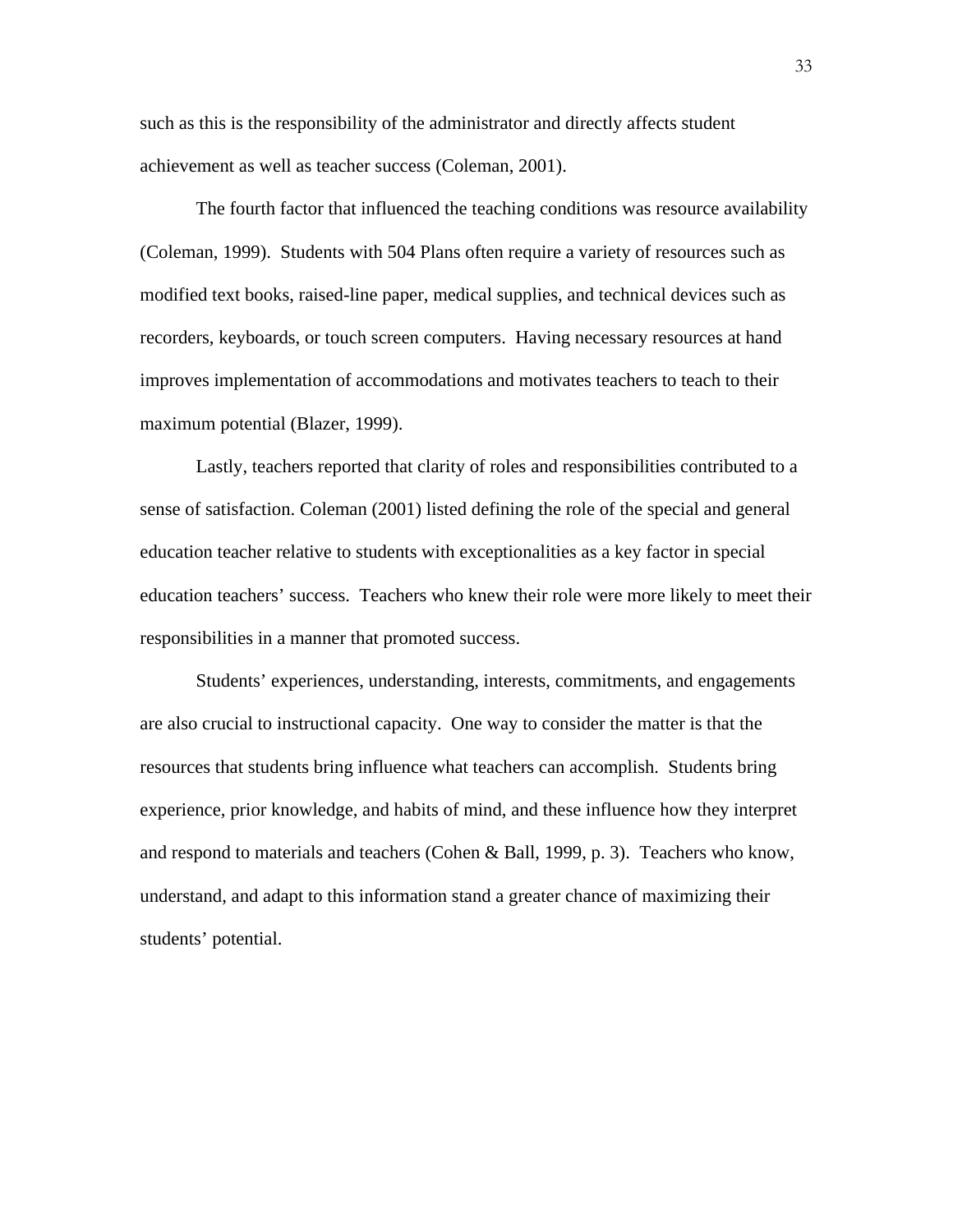such as this is the responsibility of the administrator and directly affects student achievement as well as teacher success (Coleman, 2001).

The fourth factor that influenced the teaching conditions was resource availability (Coleman, 1999). Students with 504 Plans often require a variety of resources such as modified text books, raised-line paper, medical supplies, and technical devices such as recorders, keyboards, or touch screen computers. Having necessary resources at hand improves implementation of accommodations and motivates teachers to teach to their maximum potential (Blazer, 1999).

Lastly, teachers reported that clarity of roles and responsibilities contributed to a sense of satisfaction. Coleman (2001) listed defining the role of the special and general education teacher relative to students with exceptionalities as a key factor in special education teachers' success. Teachers who knew their role were more likely to meet their responsibilities in a manner that promoted success.

Students' experiences, understanding, interests, commitments, and engagements are also crucial to instructional capacity. One way to consider the matter is that the resources that students bring influence what teachers can accomplish. Students bring experience, prior knowledge, and habits of mind, and these influence how they interpret and respond to materials and teachers (Cohen & Ball, 1999, p. 3). Teachers who know, understand, and adapt to this information stand a greater chance of maximizing their students' potential.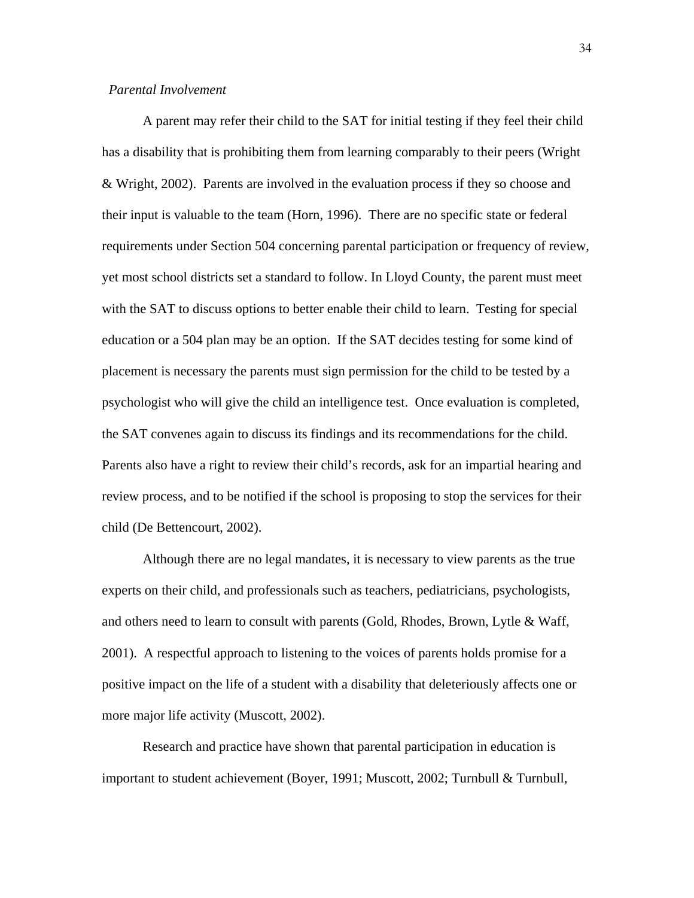*Parental Involvement*

A parent may refer their child to the SAT for initial testing if they feel their child has a disability that is prohibiting them from learning comparably to their peers (Wright & Wright, 2002). Parents are involved in the evaluation process if they so choose and their input is valuable to the team (Horn, 1996). There are no specific state or federal requirements under Section 504 concerning parental participation or frequency of review, yet most school districts set a standard to follow. In Lloyd County, the parent must meet with the SAT to discuss options to better enable their child to learn. Testing for special education or a 504 plan may be an option. If the SAT decides testing for some kind of placement is necessary the parents must sign permission for the child to be tested by a psychologist who will give the child an intelligence test. Once evaluation is completed, the SAT convenes again to discuss its findings and its recommendations for the child. Parents also have a right to review their child's records, ask for an impartial hearing and review process, and to be notified if the school is proposing to stop the services for their child (De Bettencourt, 2002).

Although there are no legal mandates, it is necessary to view parents as the true experts on their child, and professionals such as teachers, pediatricians, psychologists, and others need to learn to consult with parents (Gold, Rhodes, Brown, Lytle & Waff, 2001). A respectful approach to listening to the voices of parents holds promise for a positive impact on the life of a student with a disability that deleteriously affects one or more major life activity (Muscott, 2002).

Research and practice have shown that parental participation in education is important to student achievement (Boyer, 1991; Muscott, 2002; Turnbull & Turnbull,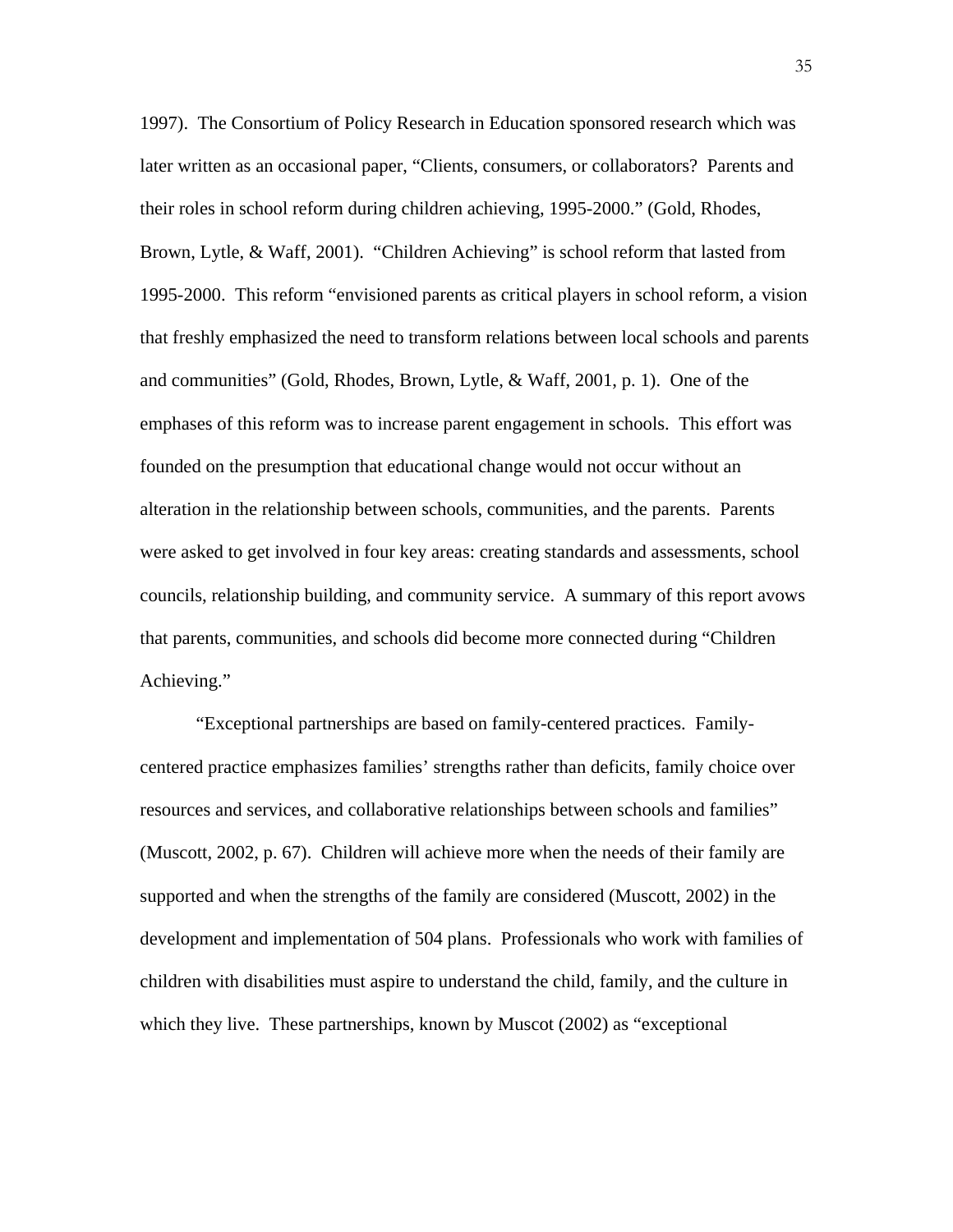1997). The Consortium of Policy Research in Education sponsored research which was later written as an occasional paper, "Clients, consumers, or collaborators? Parents and their roles in school reform during children achieving, 1995-2000." (Gold, Rhodes, Brown, Lytle, & Waff, 2001). "Children Achieving" is school reform that lasted from 1995-2000. This reform "envisioned parents as critical players in school reform, a vision that freshly emphasized the need to transform relations between local schools and parents and communities" (Gold, Rhodes, Brown, Lytle, & Waff, 2001, p. 1). One of the emphases of this reform was to increase parent engagement in schools. This effort was founded on the presumption that educational change would not occur without an alteration in the relationship between schools, communities, and the parents. Parents were asked to get involved in four key areas: creating standards and assessments, school councils, relationship building, and community service. A summary of this report avows that parents, communities, and schools did become more connected during "Children Achieving."

"Exceptional partnerships are based on family-centered practices. Family-centered practice emphasizes families' strengths rather than deficits, family choice over resources and services, and collaborative relationships between schools and families" (Muscott, 2002, p. 67). Children will achieve more when the needs of their family are supported and when the strengths of the family are considered (Muscott, 2002) in the development and implementation of 504 plans. Professionals who work with families of children with disabilities must aspire to understand the child, family, and the culture in which they live. These partnerships, known by Muscot (2002) as "exceptional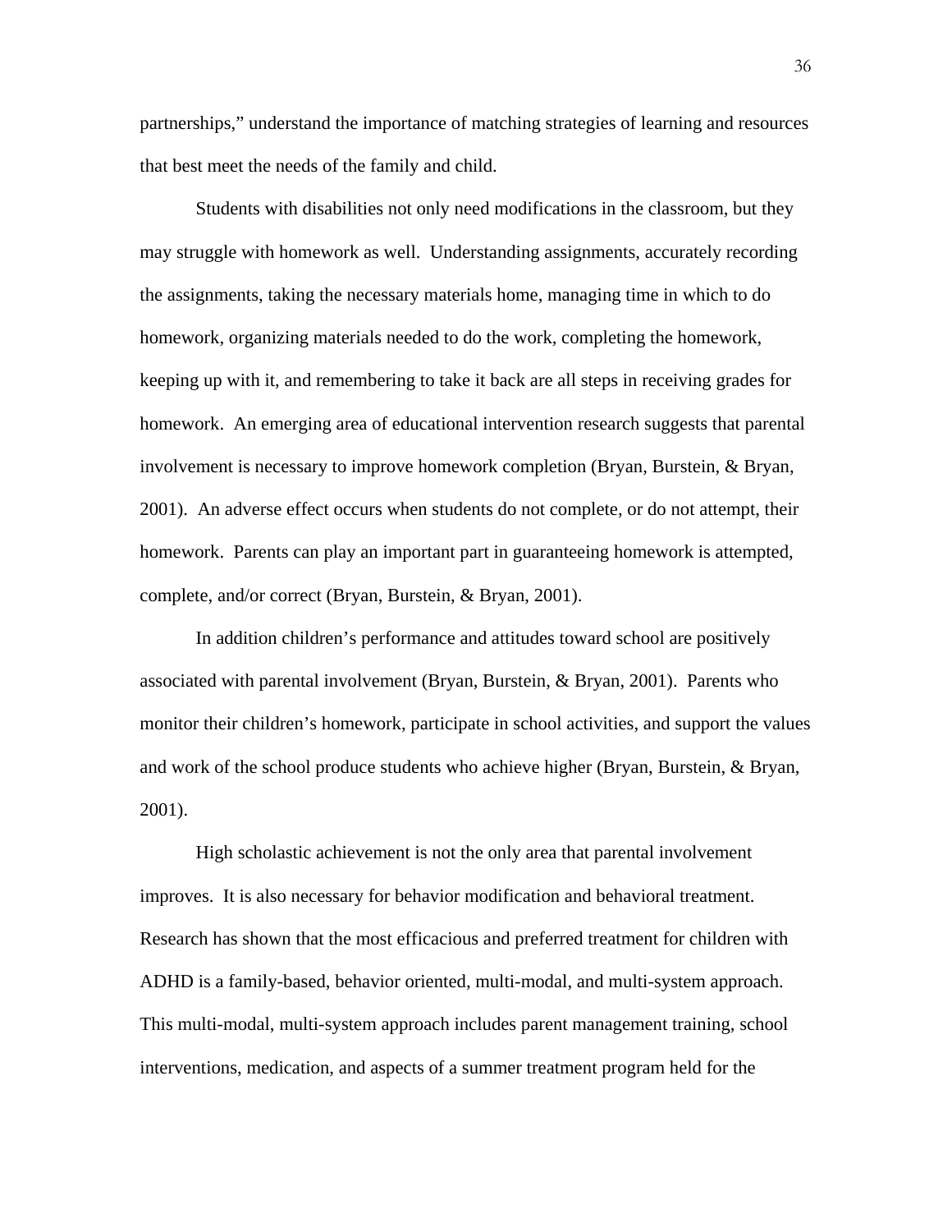partnerships," understand the importance of matching strategies of learning and resources that best meet the needs of the family and child.

Students with disabilities not only need modifications in the classroom, but they may struggle with homework as well. Understanding assignments, accurately recording the assignments, taking the necessary materials home, managing time in which to do homework, organizing materials needed to do the work, completing the homework, keeping up with it, and remembering to take it back are all steps in receiving grades for homework. An emerging area of educational intervention research suggests that parental involvement is necessary to improve homework completion (Bryan, Burstein, & Bryan, 2001). An adverse effect occurs when students do not complete, or do not attempt, their homework. Parents can play an important part in guaranteeing homework is attempted, complete, and/or correct (Bryan, Burstein, & Bryan, 2001).

In addition children's performance and attitudes toward school are positively associated with parental involvement (Bryan, Burstein, & Bryan, 2001). Parents who monitor their children's homework, participate in school activities, and support the values and work of the school produce students who achieve higher (Bryan, Burstein, & Bryan, 2001).

High scholastic achievement is not the only area that parental involvement improves. It is also necessary for behavior modification and behavioral treatment. Research has shown that the most efficacious and preferred treatment for children with ADHD is a family-based, behavior oriented, multi-modal, and multi-system approach. This multi-modal, multi-system approach includes parent management training, school interventions, medication, and aspects of a summer treatment program held for the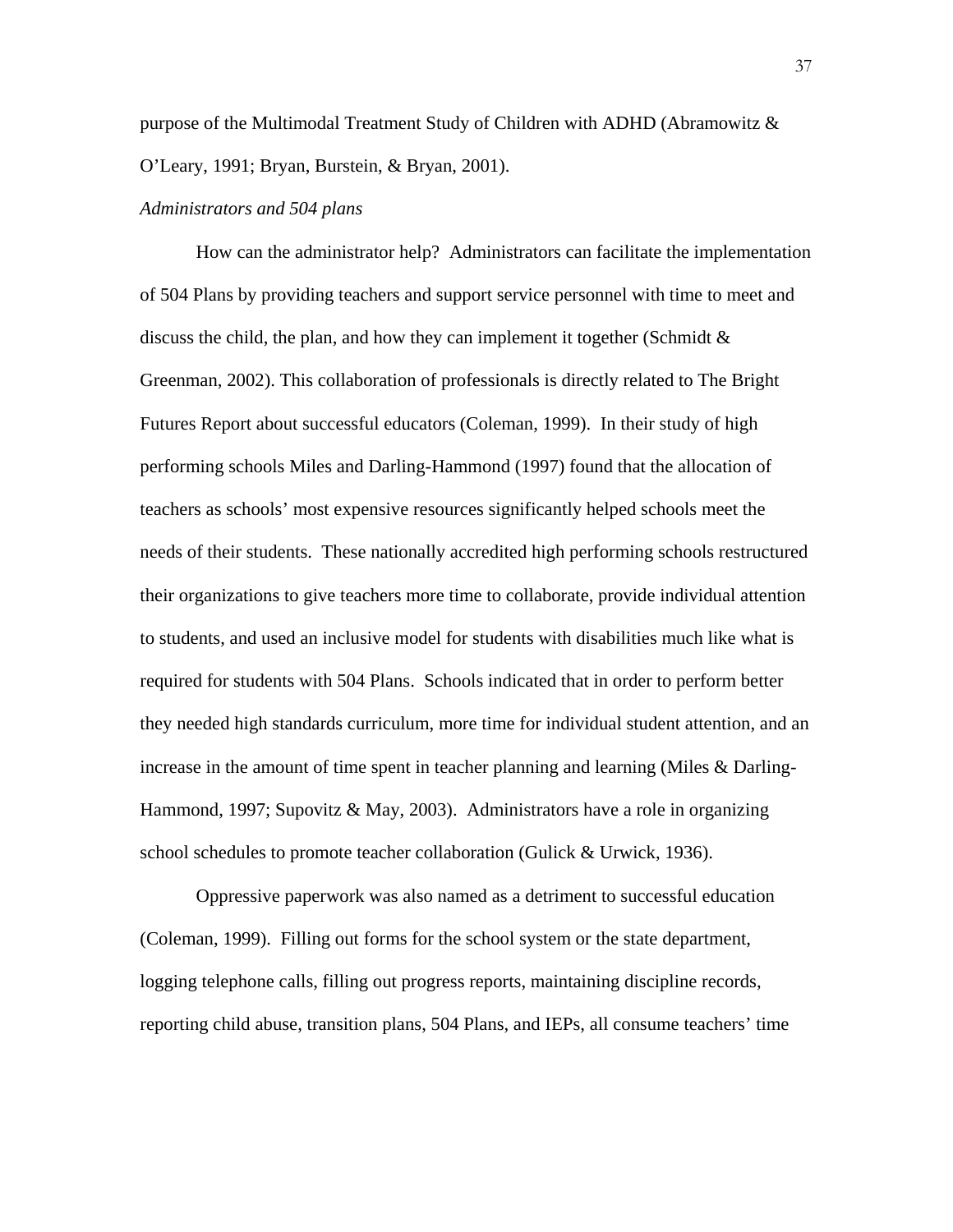purpose of the Multimodal Treatment Study of Children with ADHD (Abramowitz & O'Leary, 1991; Bryan, Burstein, & Bryan, 2001).

*Administrators and 504 plans*

How can the administrator help? Administrators can facilitate the implementation of 504 Plans by providing teachers and support service personnel with time to meet and discuss the child, the plan, and how they can implement it together (Schmidt & Greenman, 2002). This collaboration of professionals is directly related to The Bright Futures Report about successful educators (Coleman, 1999). In their study of high performing schools Miles and Darling-Hammond (1997) found that the allocation of teachers as schools' most expensive resources significantly helped schools meet the needs of their students. These nationally accredited high performing schools restructured their organizations to give teachers more time to collaborate, provide individual attention to students, and used an inclusive model for students with disabilities much like what is required for students with 504 Plans. Schools indicated that in order to perform better they needed high standards curriculum, more time for individual student attention, and an increase in the amount of time spent in teacher planning and learning (Miles & Darling-Hammond, 1997; Supovitz & May, 2003). Administrators have a role in organizing school schedules to promote teacher collaboration (Gulick & Urwick, 1936).

Oppressive paperwork was also named as a detriment to successful education (Coleman, 1999). Filling out forms for the school system or the state department, logging telephone calls, filling out progress reports, maintaining discipline records, reporting child abuse, transition plans, 504 Plans, and IEPs, all consume teachers' time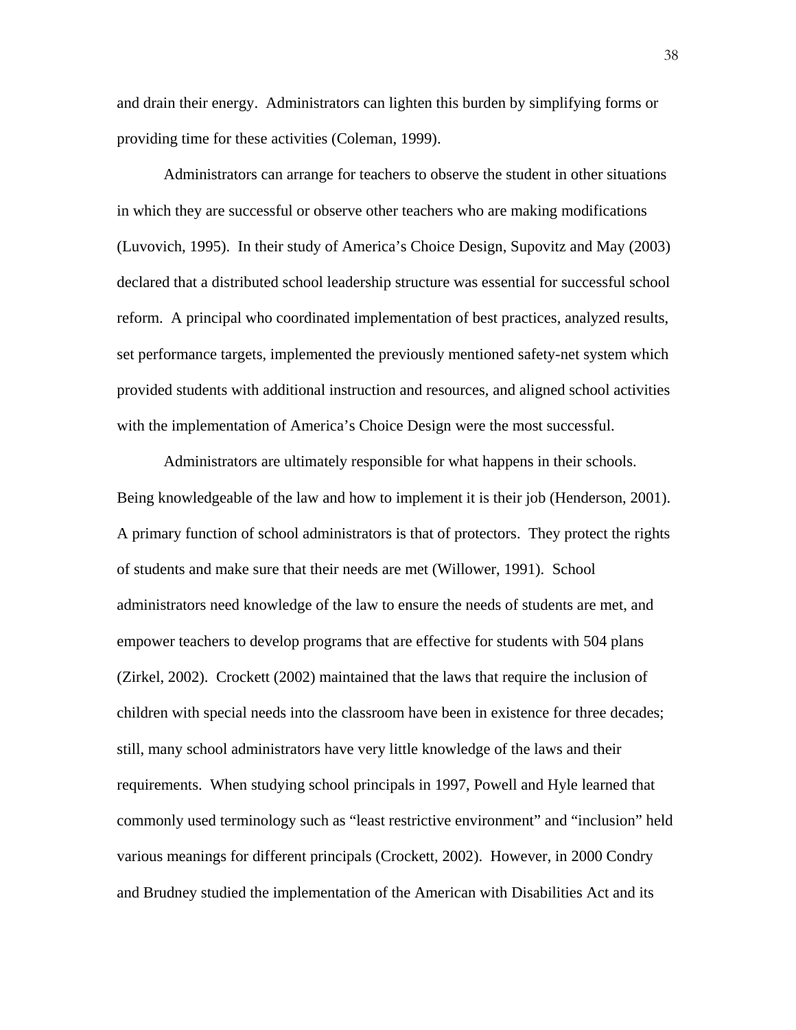and drain their energy.  Administrators can lighten this burden by simplifying forms or providing time for these activities (Coleman, 1999).

Administrators can arrange for teachers to observe the student in other situations in which they are successful or observe other teachers who are making modifications (Luvovich, 1995).  In their study of America's Choice Design, Supovitz and May (2003) declared that a distributed school leadership structure was essential for successful school reform.  A principal who coordinated implementation of best practices, analyzed results, set performance targets, implemented the previously mentioned safety-net system which provided students with additional instruction and resources, and aligned school activities with the implementation of America's Choice Design were the most successful.

Administrators are ultimately responsible for what happens in their schools. Being knowledgeable of the law and how to implement it is their job (Henderson, 2001). A primary function of school administrators is that of protectors.  They protect the rights of students and make sure that their needs are met (Willower, 1991).  School administrators need knowledge of the law to ensure the needs of students are met, and empower teachers to develop programs that are effective for students with 504 plans (Zirkel, 2002).  Crockett (2002) maintained that the laws that require the inclusion of children with special needs into the classroom have been in existence for three decades; still, many school administrators have very little knowledge of the laws and their requirements.  When studying school principals in 1997, Powell and Hyle learned that commonly used terminology such as "least restrictive environment" and "inclusion" held various meanings for different principals (Crockett, 2002).  However, in 2000 Condry and Brudney studied the implementation of the American with Disabilities Act and its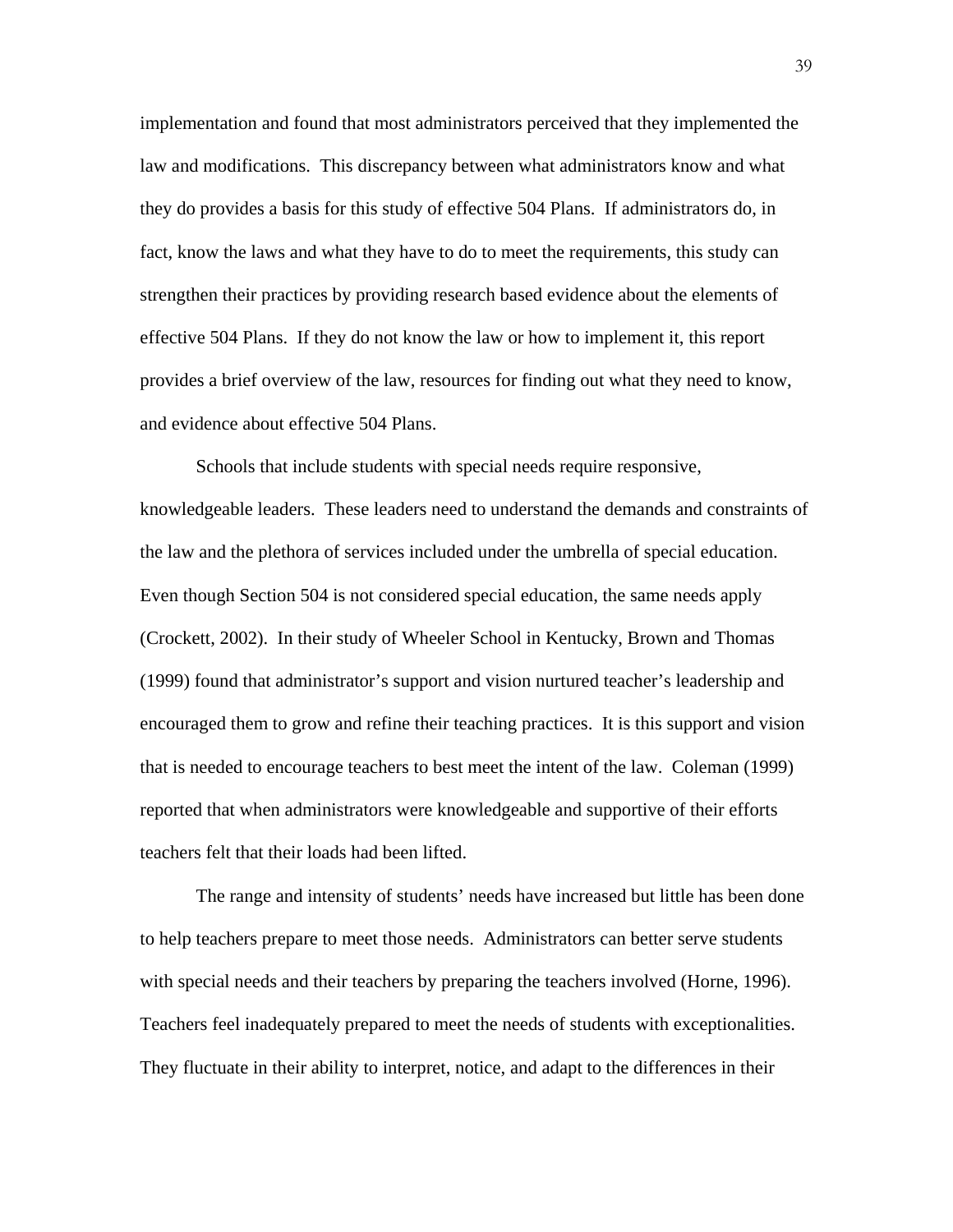implementation and found that most administrators perceived that they implemented the law and modifications. This discrepancy between what administrators know and what they do provides a basis for this study of effective 504 Plans. If administrators do, in fact, know the laws and what they have to do to meet the requirements, this study can strengthen their practices by providing research based evidence about the elements of effective 504 Plans. If they do not know the law or how to implement it, this report provides a brief overview of the law, resources for finding out what they need to know, and evidence about effective 504 Plans.

Schools that include students with special needs require responsive, knowledgeable leaders. These leaders need to understand the demands and constraints of the law and the plethora of services included under the umbrella of special education. Even though Section 504 is not considered special education, the same needs apply (Crockett, 2002). In their study of Wheeler School in Kentucky, Brown and Thomas (1999) found that administrator's support and vision nurtured teacher's leadership and encouraged them to grow and refine their teaching practices. It is this support and vision that is needed to encourage teachers to best meet the intent of the law. Coleman (1999) reported that when administrators were knowledgeable and supportive of their efforts teachers felt that their loads had been lifted.

The range and intensity of students' needs have increased but little has been done to help teachers prepare to meet those needs. Administrators can better serve students with special needs and their teachers by preparing the teachers involved (Horne, 1996). Teachers feel inadequately prepared to meet the needs of students with exceptionalities. They fluctuate in their ability to interpret, notice, and adapt to the differences in their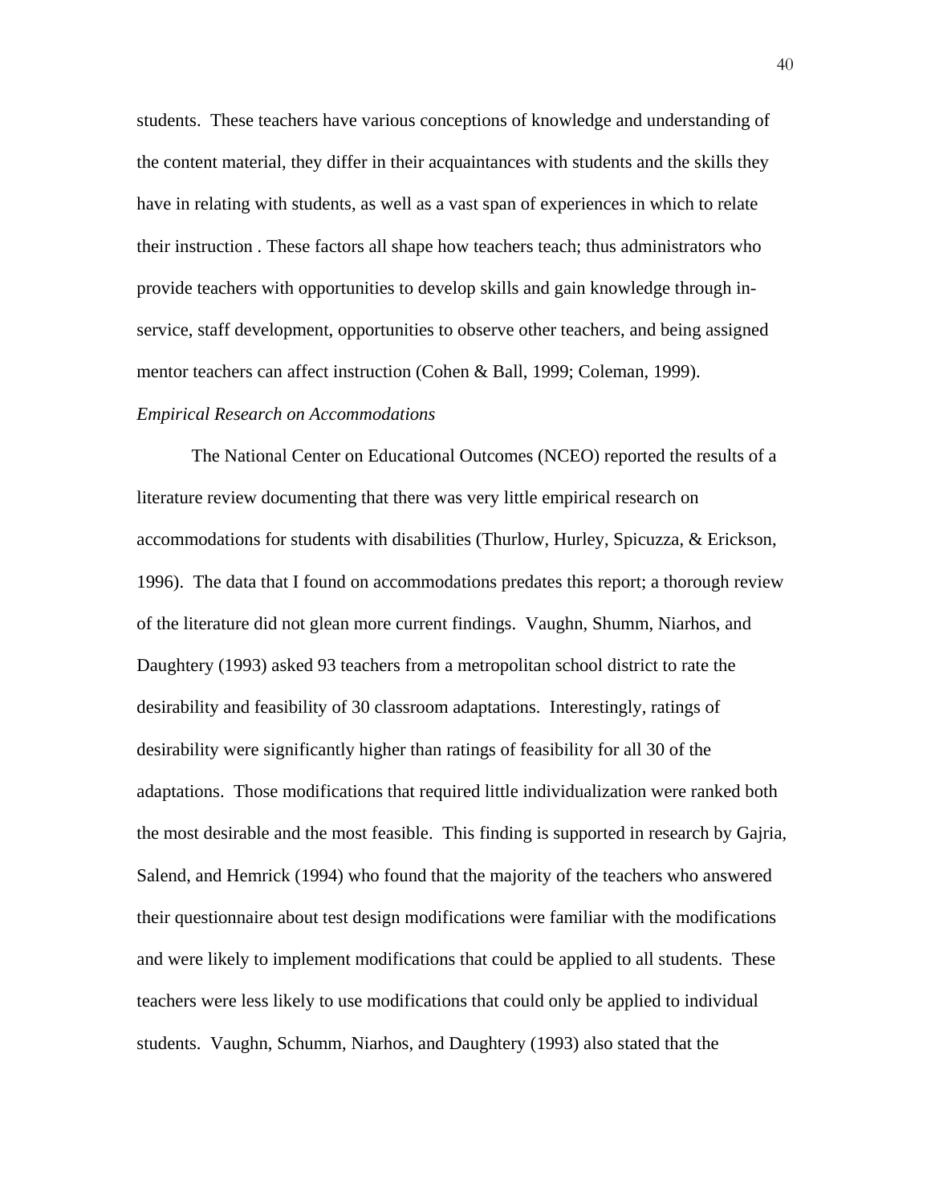students. These teachers have various conceptions of knowledge and understanding of the content material, they differ in their acquaintances with students and the skills they have in relating with students, as well as a vast span of experiences in which to relate their instruction . These factors all shape how teachers teach; thus administrators who provide teachers with opportunities to develop skills and gain knowledge through in-service, staff development, opportunities to observe other teachers, and being assigned mentor teachers can affect instruction (Cohen & Ball, 1999; Coleman, 1999).

*Empirical Research on Accommodations*

The National Center on Educational Outcomes (NCEO) reported the results of a literature review documenting that there was very little empirical research on accommodations for students with disabilities (Thurlow, Hurley, Spicuzza, & Erickson, 1996). The data that I found on accommodations predates this report; a thorough review of the literature did not glean more current findings. Vaughn, Shumm, Niarhos, and Daughtery (1993) asked 93 teachers from a metropolitan school district to rate the desirability and feasibility of 30 classroom adaptations. Interestingly, ratings of desirability were significantly higher than ratings of feasibility for all 30 of the adaptations. Those modifications that required little individualization were ranked both the most desirable and the most feasible. This finding is supported in research by Gajria, Salend, and Hemrick (1994) who found that the majority of the teachers who answered their questionnaire about test design modifications were familiar with the modifications and were likely to implement modifications that could be applied to all students. These teachers were less likely to use modifications that could only be applied to individual students. Vaughn, Schumm, Niarhos, and Daughtery (1993) also stated that the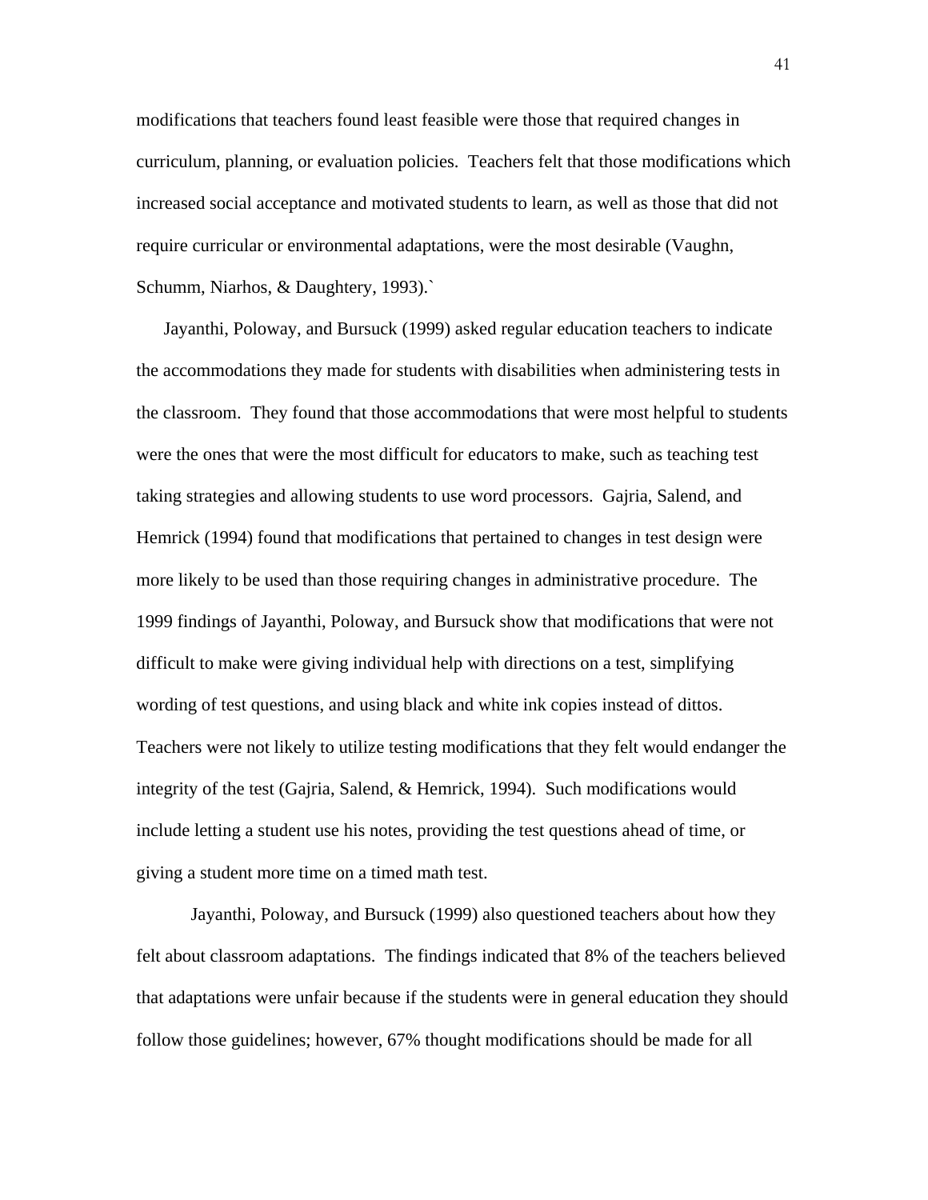modifications that teachers found least feasible were those that required changes in curriculum, planning, or evaluation policies. Teachers felt that those modifications which increased social acceptance and motivated students to learn, as well as those that did not require curricular or environmental adaptations, were the most desirable (Vaughn, Schumm, Niarhos, & Daughtery, 1993).`

Jayanthi, Poloway, and Bursuck (1999) asked regular education teachers to indicate the accommodations they made for students with disabilities when administering tests in the classroom. They found that those accommodations that were most helpful to students were the ones that were the most difficult for educators to make, such as teaching test taking strategies and allowing students to use word processors. Gajria, Salend, and Hemrick (1994) found that modifications that pertained to changes in test design were more likely to be used than those requiring changes in administrative procedure. The 1999 findings of Jayanthi, Poloway, and Bursuck show that modifications that were not difficult to make were giving individual help with directions on a test, simplifying wording of test questions, and using black and white ink copies instead of dittos. Teachers were not likely to utilize testing modifications that they felt would endanger the integrity of the test (Gajria, Salend, & Hemrick, 1994). Such modifications would include letting a student use his notes, providing the test questions ahead of time, or giving a student more time on a timed math test.

Jayanthi, Poloway, and Bursuck (1999) also questioned teachers about how they felt about classroom adaptations. The findings indicated that 8% of the teachers believed that adaptations were unfair because if the students were in general education they should follow those guidelines; however, 67% thought modifications should be made for all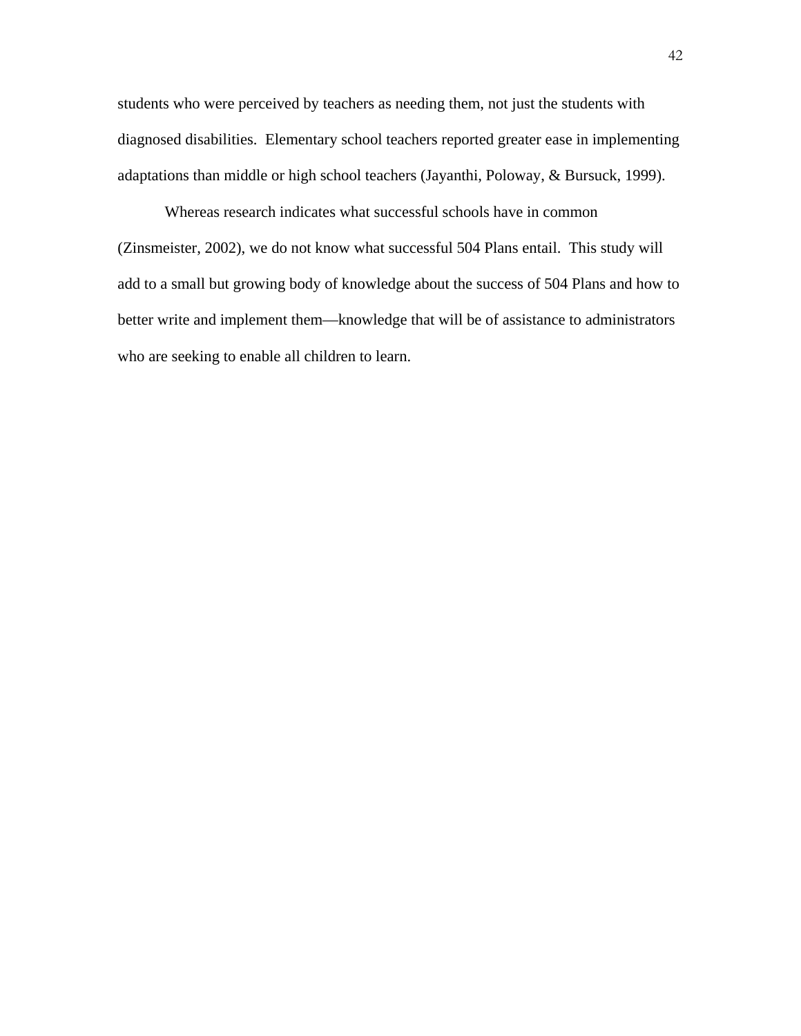students who were perceived by teachers as needing them, not just the students with diagnosed disabilities.  Elementary school teachers reported greater ease in implementing adaptations than middle or high school teachers (Jayanthi, Poloway, & Bursuck, 1999).

Whereas research indicates what successful schools have in common (Zinsmeister, 2002), we do not know what successful 504 Plans entail.  This study will add to a small but growing body of knowledge about the success of 504 Plans and how to better write and implement them—knowledge that will be of assistance to administrators who are seeking to enable all children to learn.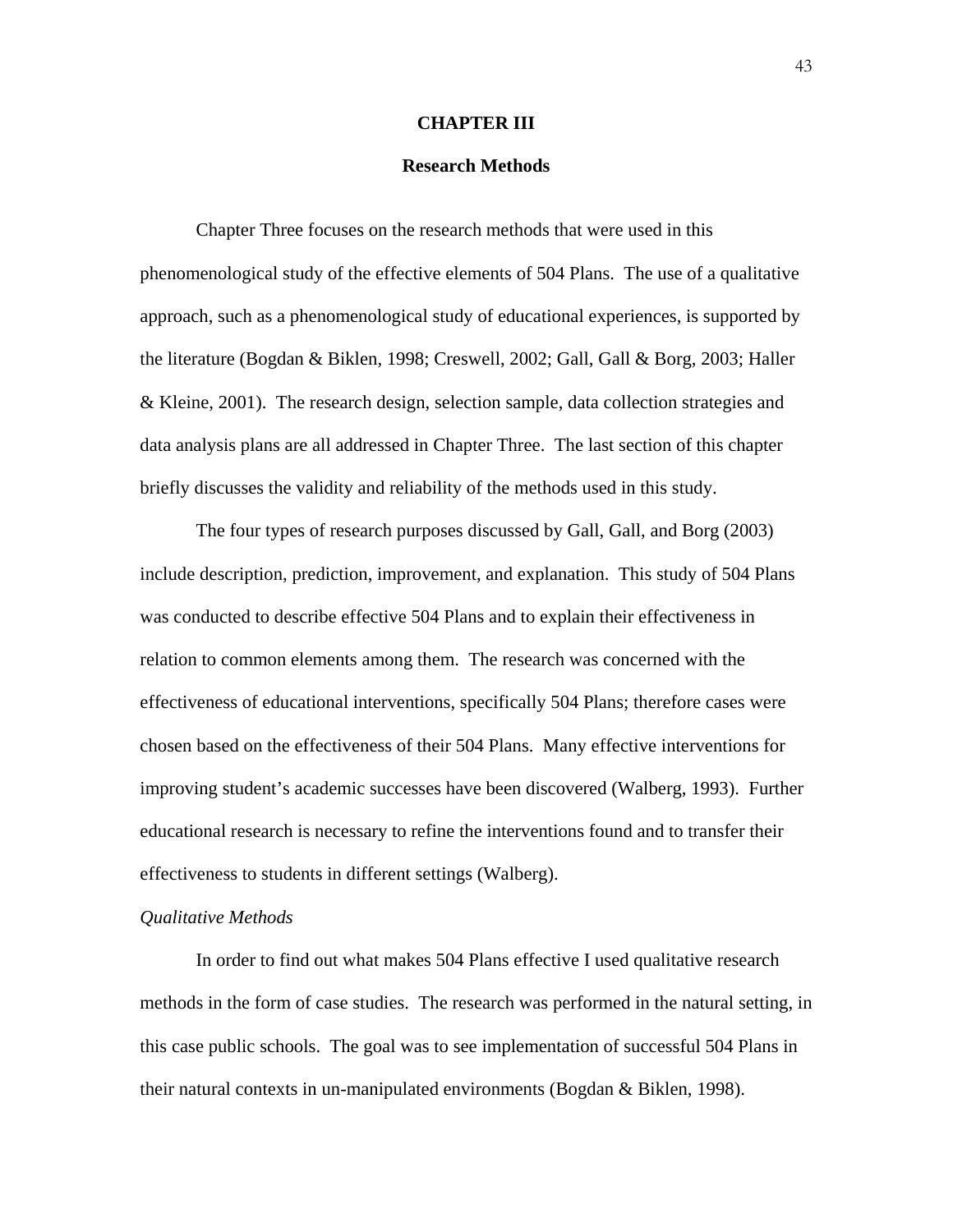# CHAPTER III

## Research Methods

Chapter Three focuses on the research methods that were used in this phenomenological study of the effective elements of 504 Plans. The use of a qualitative approach, such as a phenomenological study of educational experiences, is supported by the literature (Bogdan & Biklen, 1998; Creswell, 2002; Gall, Gall & Borg, 2003; Haller & Kleine, 2001). The research design, selection sample, data collection strategies and data analysis plans are all addressed in Chapter Three. The last section of this chapter briefly discusses the validity and reliability of the methods used in this study.

The four types of research purposes discussed by Gall, Gall, and Borg (2003) include description, prediction, improvement, and explanation. This study of 504 Plans was conducted to describe effective 504 Plans and to explain their effectiveness in relation to common elements among them. The research was concerned with the effectiveness of educational interventions, specifically 504 Plans; therefore cases were chosen based on the effectiveness of their 504 Plans. Many effective interventions for improving student's academic successes have been discovered (Walberg, 1993). Further educational research is necessary to refine the interventions found and to transfer their effectiveness to students in different settings (Walberg).

*Qualitative Methods*

In order to find out what makes 504 Plans effective I used qualitative research methods in the form of case studies. The research was performed in the natural setting, in this case public schools. The goal was to see implementation of successful 504 Plans in their natural contexts in un-manipulated environments (Bogdan & Biklen, 1998).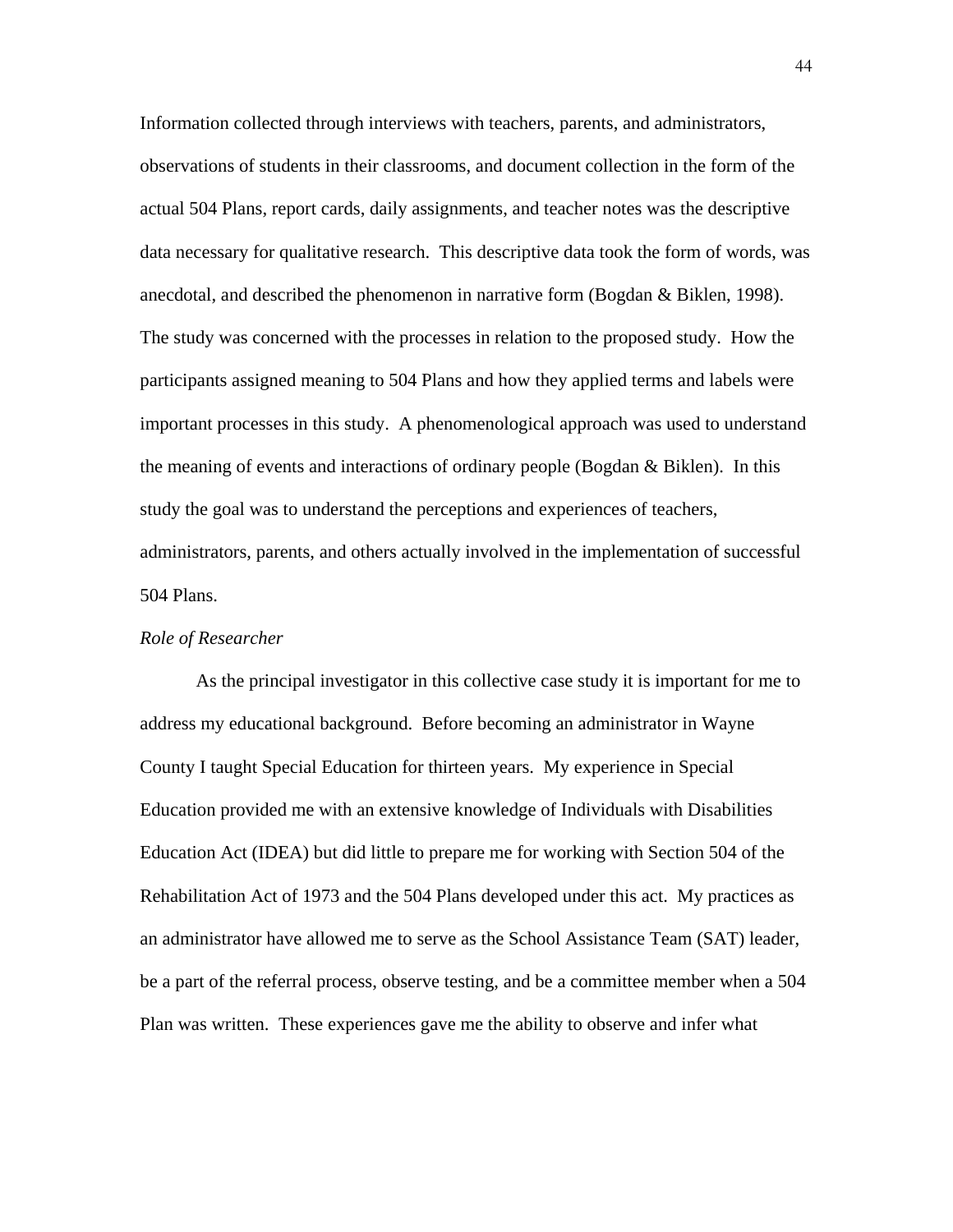Information collected through interviews with teachers, parents, and administrators, observations of students in their classrooms, and document collection in the form of the actual 504 Plans, report cards, daily assignments, and teacher notes was the descriptive data necessary for qualitative research. This descriptive data took the form of words, was anecdotal, and described the phenomenon in narrative form (Bogdan & Biklen, 1998). The study was concerned with the processes in relation to the proposed study. How the participants assigned meaning to 504 Plans and how they applied terms and labels were important processes in this study. A phenomenological approach was used to understand the meaning of events and interactions of ordinary people (Bogdan & Biklen). In this study the goal was to understand the perceptions and experiences of teachers, administrators, parents, and others actually involved in the implementation of successful 504 Plans.

*Role of Researcher*

As the principal investigator in this collective case study it is important for me to address my educational background. Before becoming an administrator in Wayne County I taught Special Education for thirteen years. My experience in Special Education provided me with an extensive knowledge of Individuals with Disabilities Education Act (IDEA) but did little to prepare me for working with Section 504 of the Rehabilitation Act of 1973 and the 504 Plans developed under this act. My practices as an administrator have allowed me to serve as the School Assistance Team (SAT) leader, be a part of the referral process, observe testing, and be a committee member when a 504 Plan was written. These experiences gave me the ability to observe and infer what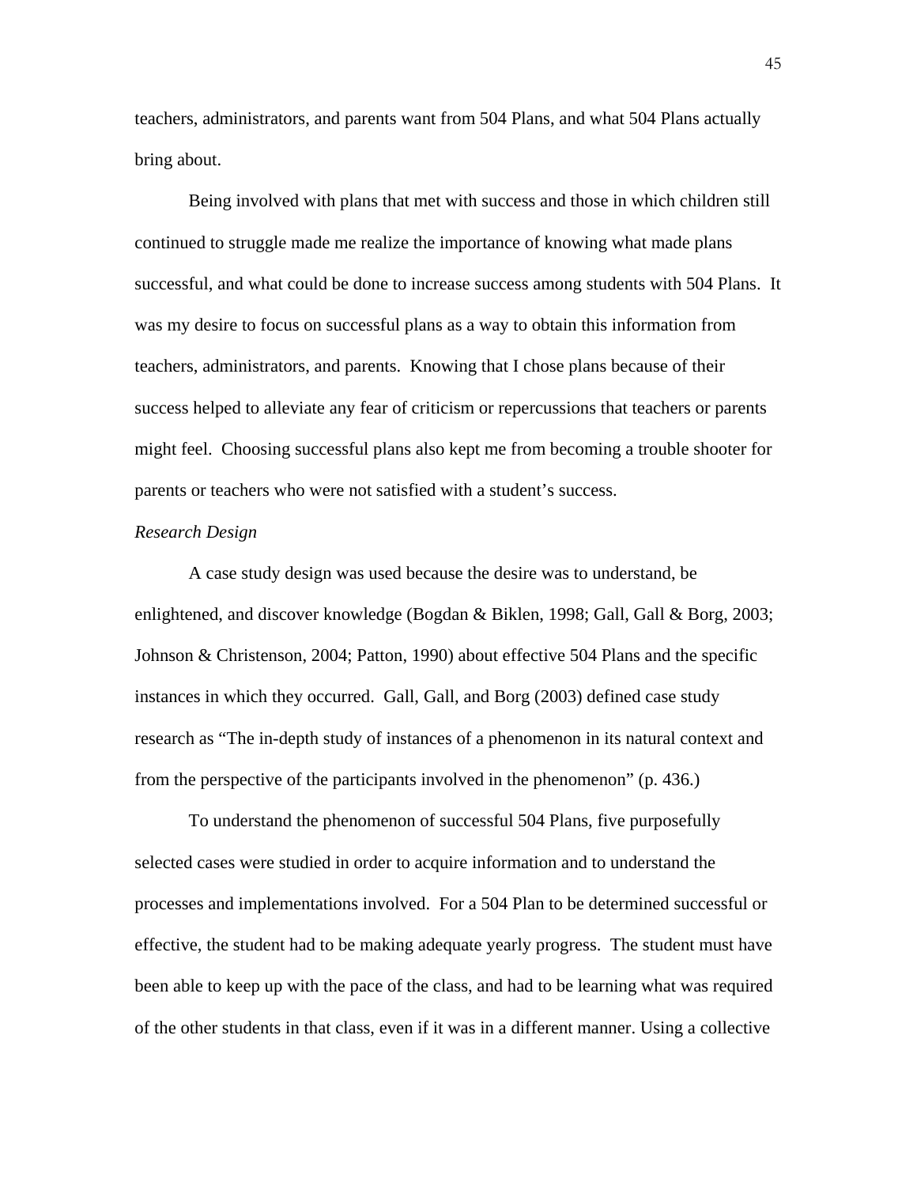teachers, administrators, and parents want from 504 Plans, and what 504 Plans actually bring about.

Being involved with plans that met with success and those in which children still continued to struggle made me realize the importance of knowing what made plans successful, and what could be done to increase success among students with 504 Plans. It was my desire to focus on successful plans as a way to obtain this information from teachers, administrators, and parents. Knowing that I chose plans because of their success helped to alleviate any fear of criticism or repercussions that teachers or parents might feel. Choosing successful plans also kept me from becoming a trouble shooter for parents or teachers who were not satisfied with a student's success.

*Research Design*

A case study design was used because the desire was to understand, be enlightened, and discover knowledge (Bogdan & Biklen, 1998; Gall, Gall & Borg, 2003; Johnson & Christenson, 2004; Patton, 1990) about effective 504 Plans and the specific instances in which they occurred. Gall, Gall, and Borg (2003) defined case study research as "The in-depth study of instances of a phenomenon in its natural context and from the perspective of the participants involved in the phenomenon" (p. 436.)

To understand the phenomenon of successful 504 Plans, five purposefully selected cases were studied in order to acquire information and to understand the processes and implementations involved. For a 504 Plan to be determined successful or effective, the student had to be making adequate yearly progress. The student must have been able to keep up with the pace of the class, and had to be learning what was required of the other students in that class, even if it was in a different manner. Using a collective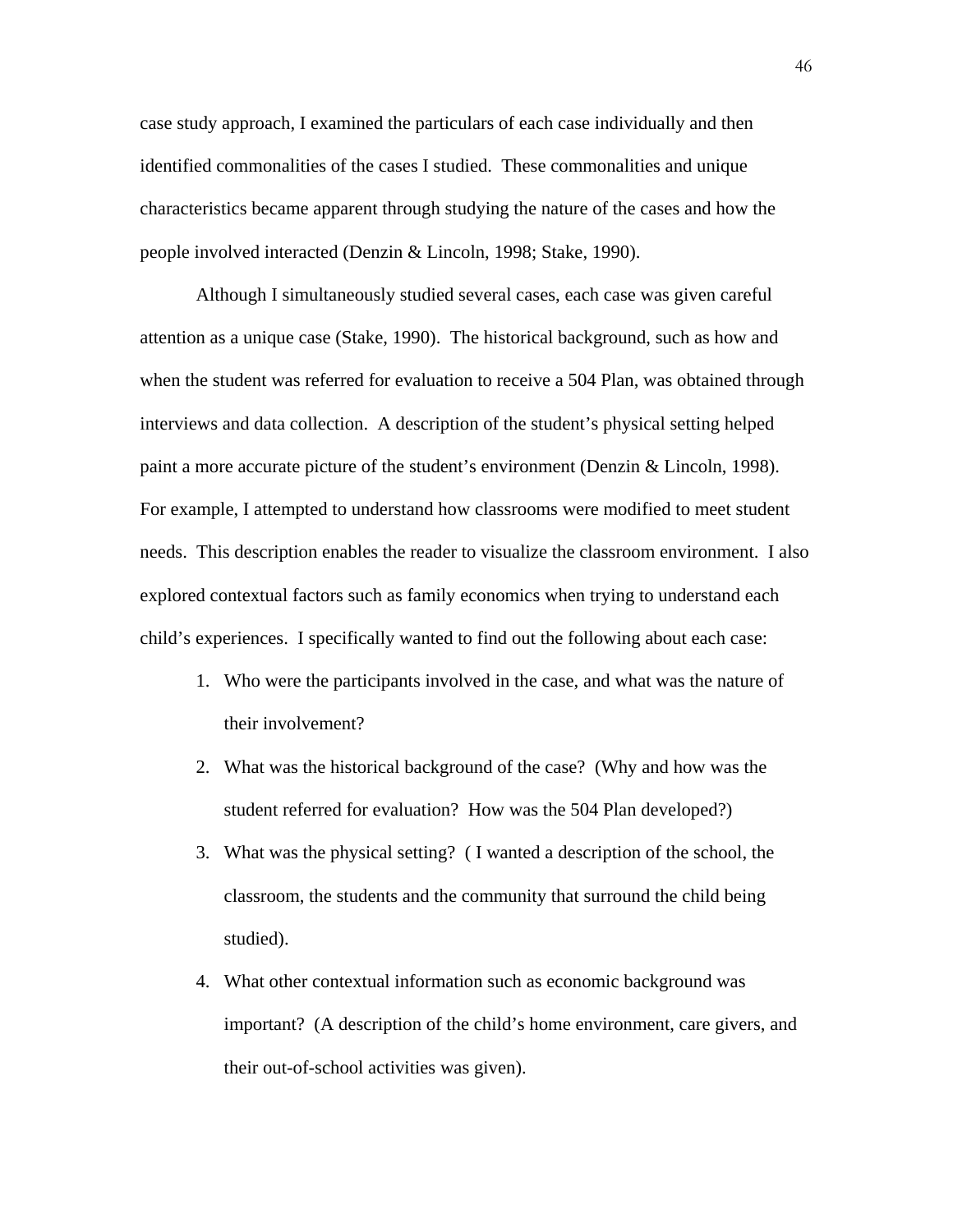case study approach, I examined the particulars of each case individually and then identified commonalities of the cases I studied. These commonalities and unique characteristics became apparent through studying the nature of the cases and how the people involved interacted (Denzin & Lincoln, 1998; Stake, 1990).

Although I simultaneously studied several cases, each case was given careful attention as a unique case (Stake, 1990). The historical background, such as how and when the student was referred for evaluation to receive a 504 Plan, was obtained through interviews and data collection. A description of the student's physical setting helped paint a more accurate picture of the student's environment (Denzin & Lincoln, 1998). For example, I attempted to understand how classrooms were modified to meet student needs. This description enables the reader to visualize the classroom environment. I also explored contextual factors such as family economics when trying to understand each child's experiences. I specifically wanted to find out the following about each case:

1. Who were the participants involved in the case, and what was the nature of their involvement?
2. What was the historical background of the case? (Why and how was the student referred for evaluation? How was the 504 Plan developed?)
3. What was the physical setting? ( I wanted a description of the school, the classroom, the students and the community that surround the child being studied).
4. What other contextual information such as economic background was important? (A description of the child's home environment, care givers, and their out-of-school activities was given).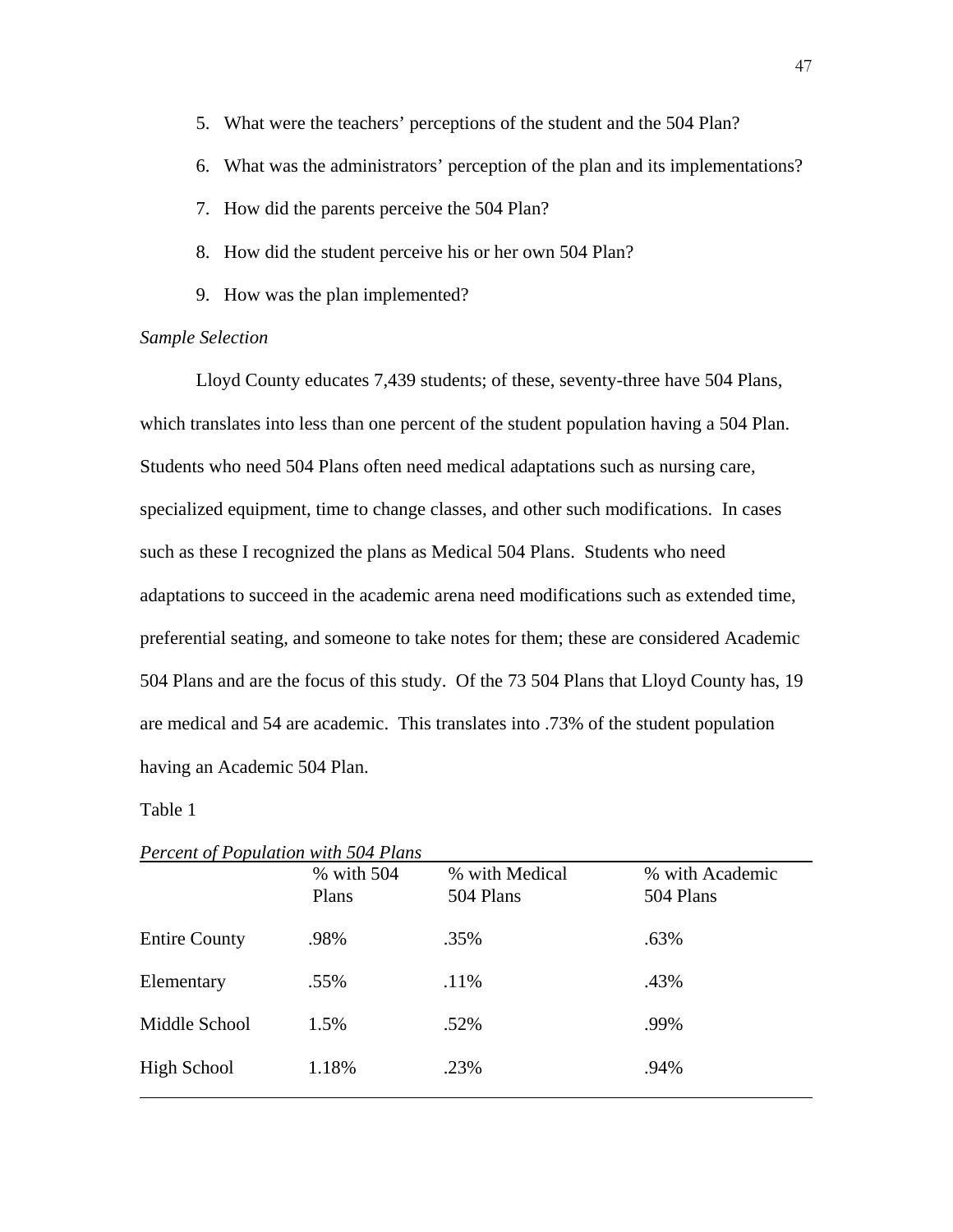5. What were the teachers' perceptions of the student and the 504 Plan?
6. What was the administrators' perception of the plan and its implementations?
7. How did the parents perceive the 504 Plan?
8. How did the student perceive his or her own 504 Plan?
9. How was the plan implemented?

*Sample Selection*

Lloyd County educates 7,439 students; of these, seventy-three have 504 Plans, which translates into less than one percent of the student population having a 504 Plan. Students who need 504 Plans often need medical adaptations such as nursing care, specialized equipment, time to change classes, and other such modifications. In cases such as these I recognized the plans as Medical 504 Plans. Students who need adaptations to succeed in the academic arena need modifications such as extended time, preferential seating, and someone to take notes for them; these are considered Academic 504 Plans and are the focus of this study. Of the 73 504 Plans that Lloyd County has, 19 are medical and 54 are academic. This translates into .73% of the student population having an Academic 504 Plan.

Table 1

*Percent of Population with 504 Plans*

| | % with 504 Plans | % with Medical 504 Plans | % with Academic 504 Plans |
|---|---|---|---|
| Entire County | .98% | .35% | .63% |
| Elementary | .55% | .11% | .43% |
| Middle School | 1.5% | .52% | .99% |
| High School | 1.18% | .23% | .94% |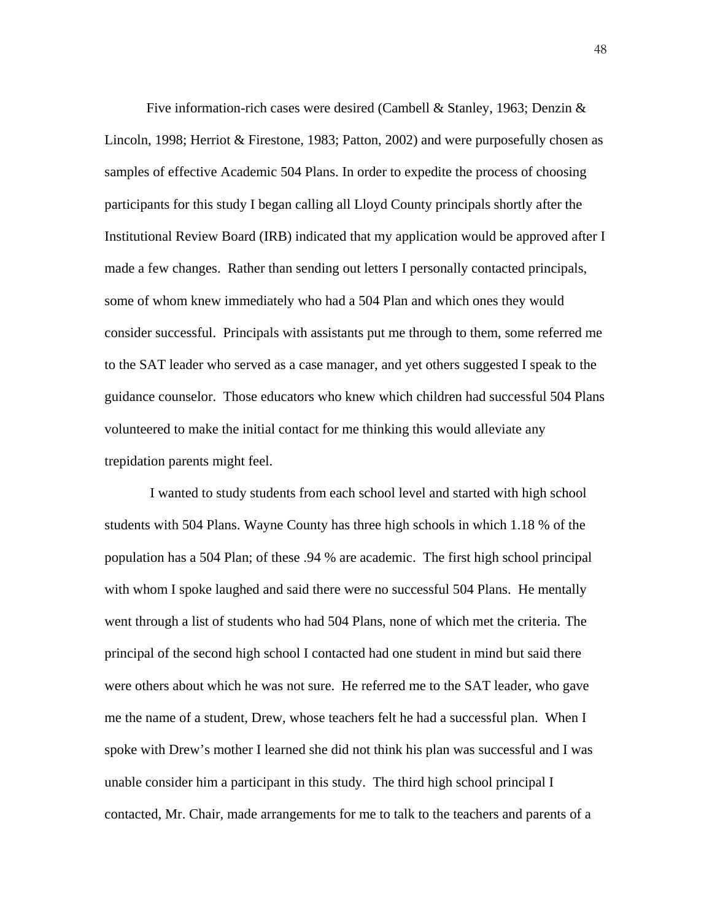Five information-rich cases were desired (Cambell & Stanley, 1963; Denzin & Lincoln, 1998; Herriot & Firestone, 1983; Patton, 2002) and were purposefully chosen as samples of effective Academic 504 Plans. In order to expedite the process of choosing participants for this study I began calling all Lloyd County principals shortly after the Institutional Review Board (IRB) indicated that my application would be approved after I made a few changes. Rather than sending out letters I personally contacted principals, some of whom knew immediately who had a 504 Plan and which ones they would consider successful. Principals with assistants put me through to them, some referred me to the SAT leader who served as a case manager, and yet others suggested I speak to the guidance counselor. Those educators who knew which children had successful 504 Plans volunteered to make the initial contact for me thinking this would alleviate any trepidation parents might feel.

I wanted to study students from each school level and started with high school students with 504 Plans. Wayne County has three high schools in which 1.18 % of the population has a 504 Plan; of these .94 % are academic. The first high school principal with whom I spoke laughed and said there were no successful 504 Plans. He mentally went through a list of students who had 504 Plans, none of which met the criteria. The principal of the second high school I contacted had one student in mind but said there were others about which he was not sure. He referred me to the SAT leader, who gave me the name of a student, Drew, whose teachers felt he had a successful plan. When I spoke with Drew's mother I learned she did not think his plan was successful and I was unable consider him a participant in this study. The third high school principal I contacted, Mr. Chair, made arrangements for me to talk to the teachers and parents of a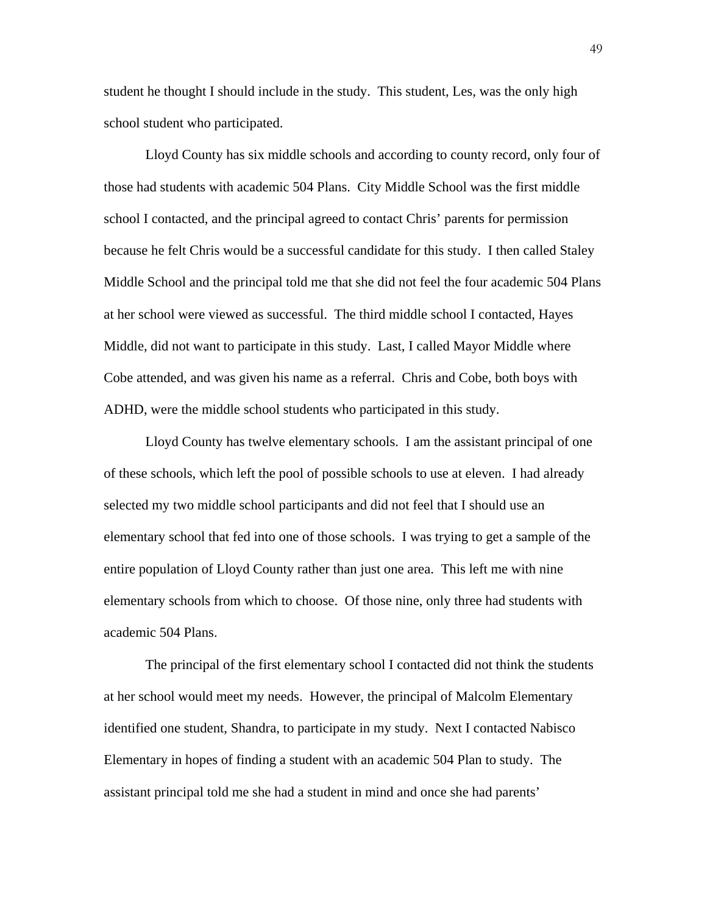student he thought I should include in the study.  This student, Les, was the only high school student who participated.

Lloyd County has six middle schools and according to county record, only four of those had students with academic 504 Plans.  City Middle School was the first middle school I contacted, and the principal agreed to contact Chris' parents for permission because he felt Chris would be a successful candidate for this study.  I then called Staley Middle School and the principal told me that she did not feel the four academic 504 Plans at her school were viewed as successful.  The third middle school I contacted, Hayes Middle, did not want to participate in this study.  Last, I called Mayor Middle where Cobe attended, and was given his name as a referral.  Chris and Cobe, both boys with ADHD, were the middle school students who participated in this study.

Lloyd County has twelve elementary schools.  I am the assistant principal of one of these schools, which left the pool of possible schools to use at eleven.  I had already selected my two middle school participants and did not feel that I should use an elementary school that fed into one of those schools.  I was trying to get a sample of the entire population of Lloyd County rather than just one area.  This left me with nine elementary schools from which to choose.  Of those nine, only three had students with academic 504 Plans.

The principal of the first elementary school I contacted did not think the students at her school would meet my needs.  However, the principal of Malcolm Elementary identified one student, Shandra, to participate in my study.  Next I contacted Nabisco Elementary in hopes of finding a student with an academic 504 Plan to study.  The assistant principal told me she had a student in mind and once she had parents'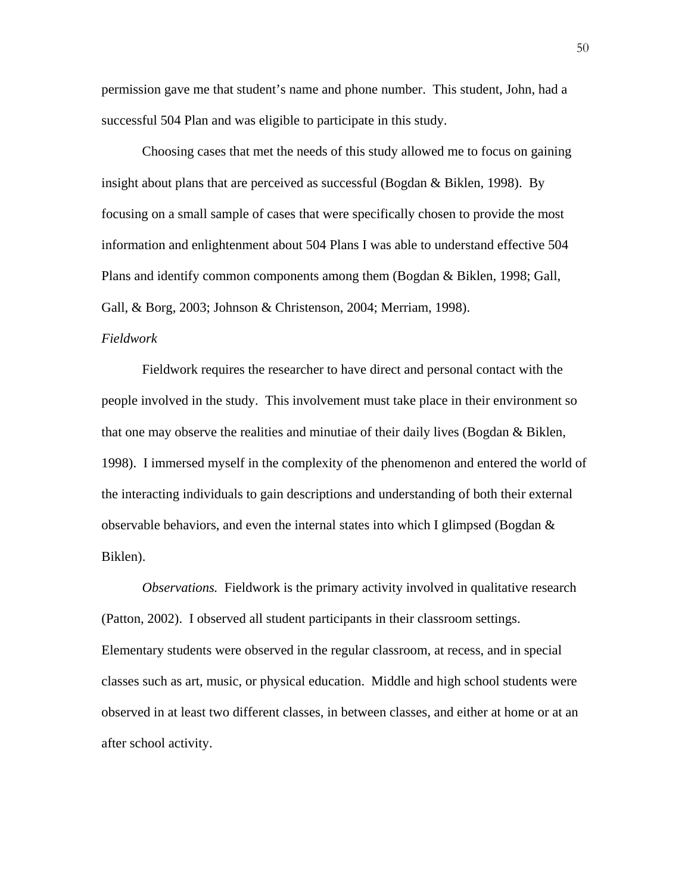permission gave me that student's name and phone number. This student, John, had a successful 504 Plan and was eligible to participate in this study.

Choosing cases that met the needs of this study allowed me to focus on gaining insight about plans that are perceived as successful (Bogdan & Biklen, 1998). By focusing on a small sample of cases that were specifically chosen to provide the most information and enlightenment about 504 Plans I was able to understand effective 504 Plans and identify common components among them (Bogdan & Biklen, 1998; Gall, Gall, & Borg, 2003; Johnson & Christenson, 2004; Merriam, 1998).

*Fieldwork*

Fieldwork requires the researcher to have direct and personal contact with the people involved in the study. This involvement must take place in their environment so that one may observe the realities and minutiae of their daily lives (Bogdan & Biklen, 1998). I immersed myself in the complexity of the phenomenon and entered the world of the interacting individuals to gain descriptions and understanding of both their external observable behaviors, and even the internal states into which I glimpsed (Bogdan & Biklen).

*Observations.* Fieldwork is the primary activity involved in qualitative research (Patton, 2002). I observed all student participants in their classroom settings. Elementary students were observed in the regular classroom, at recess, and in special classes such as art, music, or physical education. Middle and high school students were observed in at least two different classes, in between classes, and either at home or at an after school activity.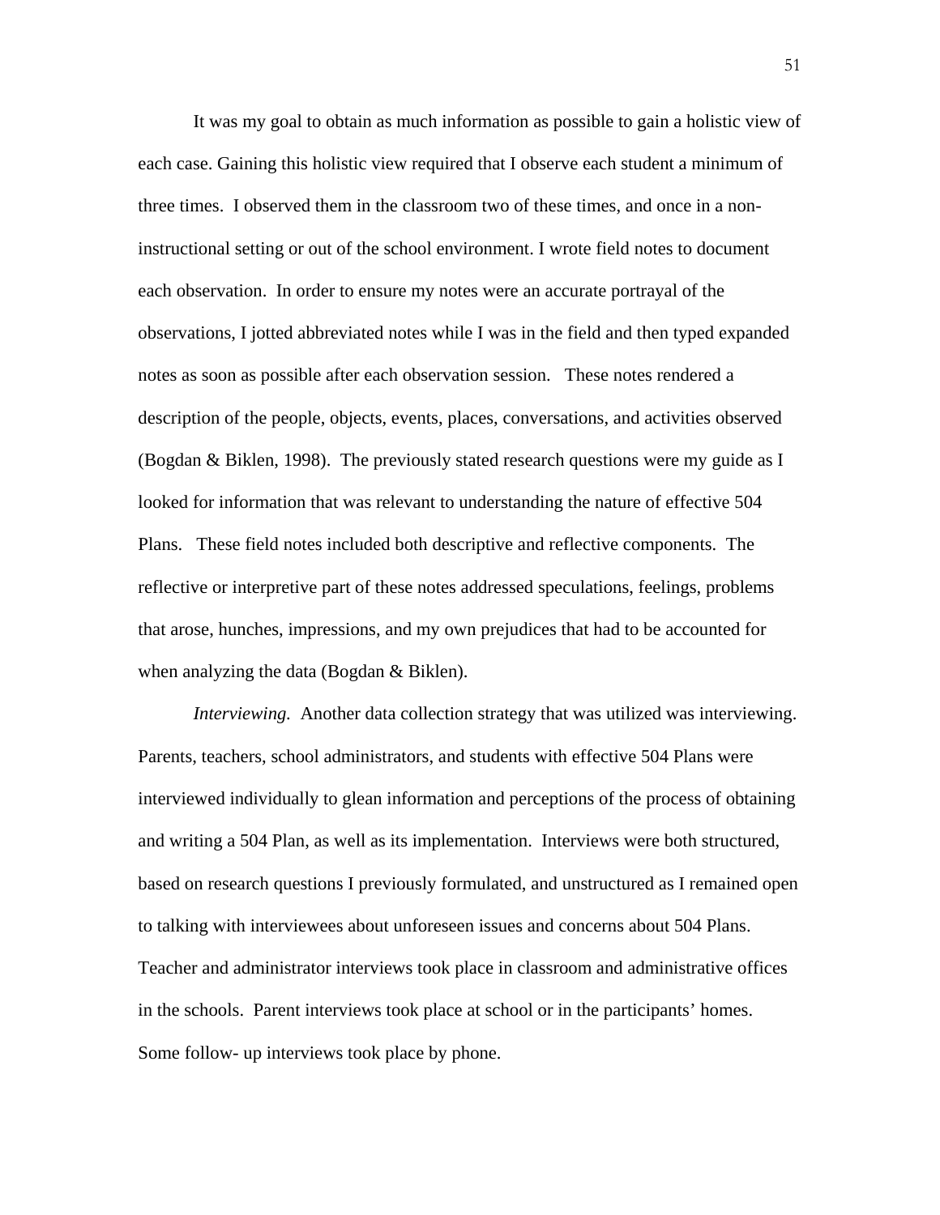It was my goal to obtain as much information as possible to gain a holistic view of each case. Gaining this holistic view required that I observe each student a minimum of three times. I observed them in the classroom two of these times, and once in a non-instructional setting or out of the school environment. I wrote field notes to document each observation. In order to ensure my notes were an accurate portrayal of the observations, I jotted abbreviated notes while I was in the field and then typed expanded notes as soon as possible after each observation session. These notes rendered a description of the people, objects, events, places, conversations, and activities observed (Bogdan & Biklen, 1998). The previously stated research questions were my guide as I looked for information that was relevant to understanding the nature of effective 504 Plans. These field notes included both descriptive and reflective components. The reflective or interpretive part of these notes addressed speculations, feelings, problems that arose, hunches, impressions, and my own prejudices that had to be accounted for when analyzing the data (Bogdan & Biklen).

*Interviewing.* Another data collection strategy that was utilized was interviewing. Parents, teachers, school administrators, and students with effective 504 Plans were interviewed individually to glean information and perceptions of the process of obtaining and writing a 504 Plan, as well as its implementation. Interviews were both structured, based on research questions I previously formulated, and unstructured as I remained open to talking with interviewees about unforeseen issues and concerns about 504 Plans. Teacher and administrator interviews took place in classroom and administrative offices in the schools. Parent interviews took place at school or in the participants' homes. Some follow- up interviews took place by phone.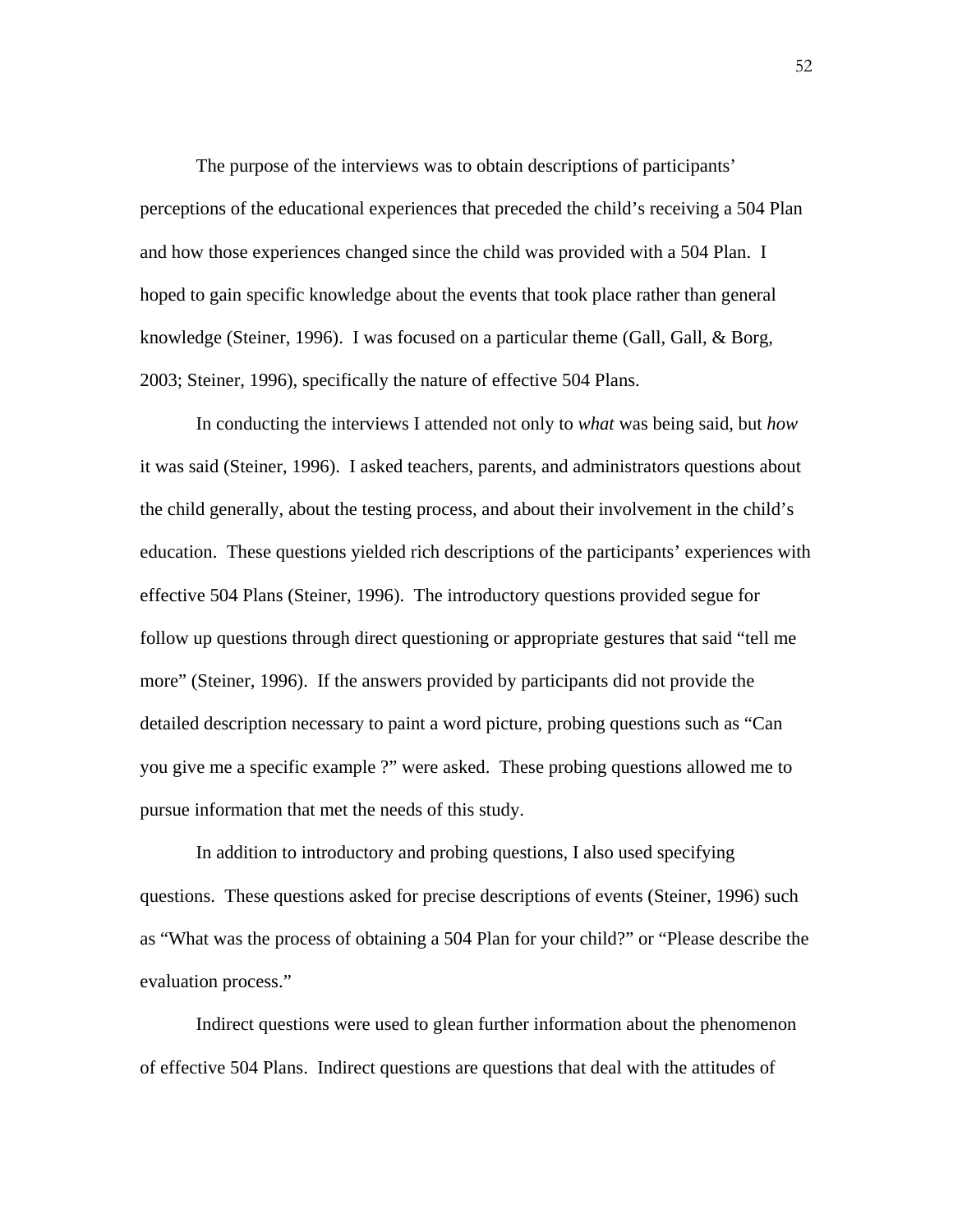The purpose of the interviews was to obtain descriptions of participants' perceptions of the educational experiences that preceded the child's receiving a 504 Plan and how those experiences changed since the child was provided with a 504 Plan. I hoped to gain specific knowledge about the events that took place rather than general knowledge (Steiner, 1996). I was focused on a particular theme (Gall, Gall, & Borg, 2003; Steiner, 1996), specifically the nature of effective 504 Plans.

In conducting the interviews I attended not only to *what* was being said, but *how* it was said (Steiner, 1996). I asked teachers, parents, and administrators questions about the child generally, about the testing process, and about their involvement in the child's education. These questions yielded rich descriptions of the participants' experiences with effective 504 Plans (Steiner, 1996). The introductory questions provided segue for follow up questions through direct questioning or appropriate gestures that said "tell me more" (Steiner, 1996). If the answers provided by participants did not provide the detailed description necessary to paint a word picture, probing questions such as "Can you give me a specific example ?" were asked. These probing questions allowed me to pursue information that met the needs of this study.

In addition to introductory and probing questions, I also used specifying questions. These questions asked for precise descriptions of events (Steiner, 1996) such as "What was the process of obtaining a 504 Plan for your child?" or "Please describe the evaluation process."

Indirect questions were used to glean further information about the phenomenon of effective 504 Plans. Indirect questions are questions that deal with the attitudes of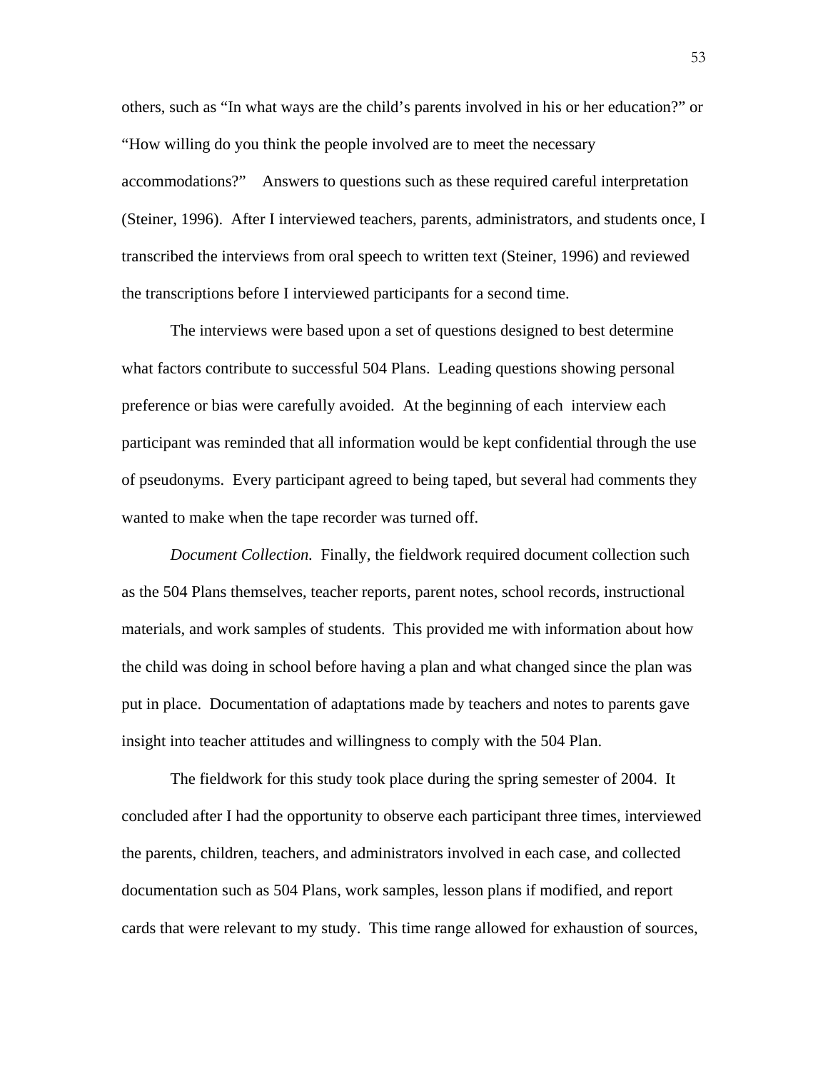others, such as “In what ways are the child’s parents involved in his or her education?” or “How willing do you think the people involved are to meet the necessary accommodations?”  Answers to questions such as these required careful interpretation (Steiner, 1996).  After I interviewed teachers, parents, administrators, and students once, I transcribed the interviews from oral speech to written text (Steiner, 1996) and reviewed the transcriptions before I interviewed participants for a second time.

The interviews were based upon a set of questions designed to best determine what factors contribute to successful 504 Plans.  Leading questions showing personal preference or bias were carefully avoided.  At the beginning of each interview each participant was reminded that all information would be kept confidential through the use of pseudonyms.  Every participant agreed to being taped, but several had comments they wanted to make when the tape recorder was turned off.

*Document Collection.*  Finally, the fieldwork required document collection such as the 504 Plans themselves, teacher reports, parent notes, school records, instructional materials, and work samples of students.  This provided me with information about how the child was doing in school before having a plan and what changed since the plan was put in place.  Documentation of adaptations made by teachers and notes to parents gave insight into teacher attitudes and willingness to comply with the 504 Plan.

The fieldwork for this study took place during the spring semester of 2004.  It concluded after I had the opportunity to observe each participant three times, interviewed the parents, children, teachers, and administrators involved in each case, and collected documentation such as 504 Plans, work samples, lesson plans if modified, and report cards that were relevant to my study.  This time range allowed for exhaustion of sources,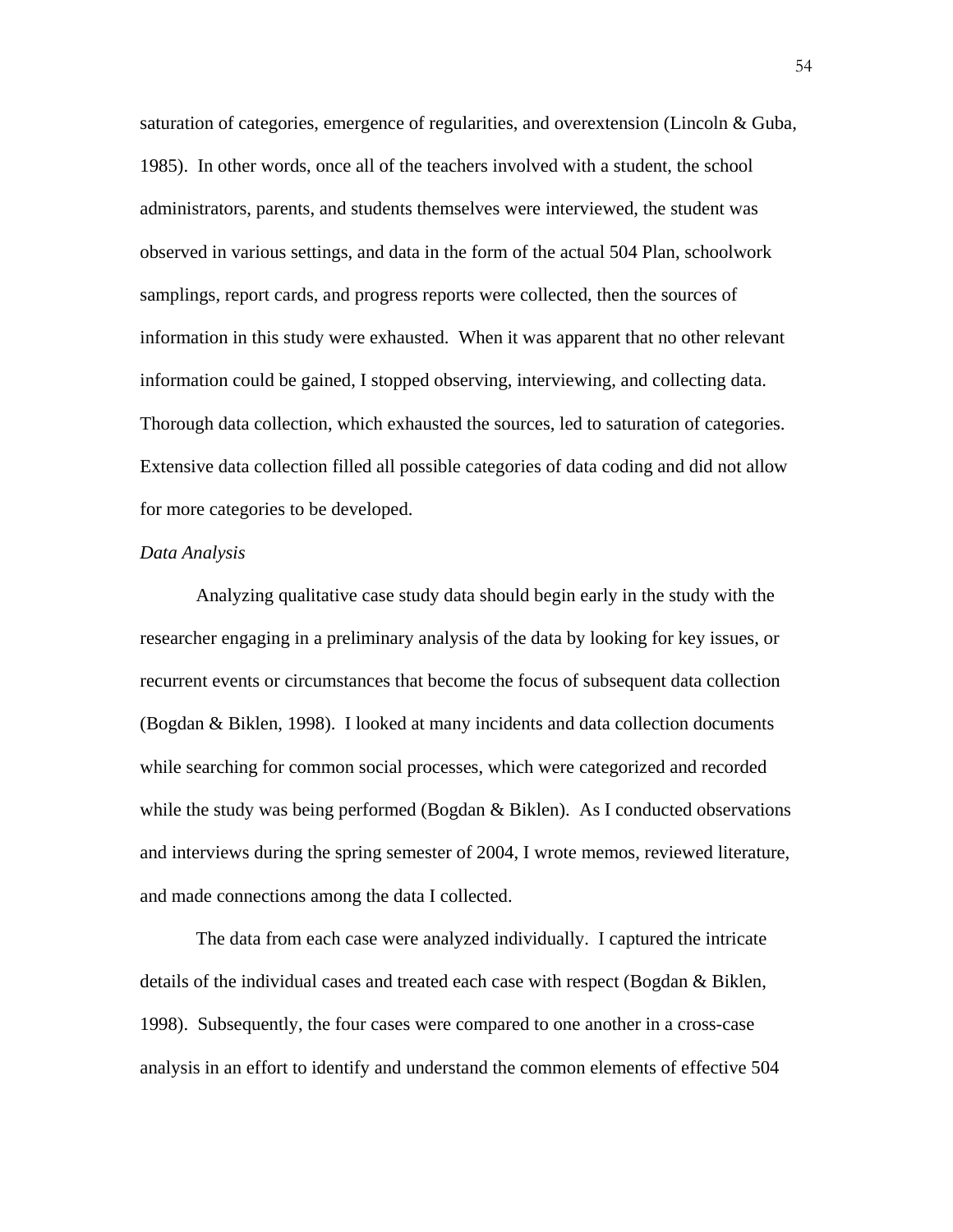saturation of categories, emergence of regularities, and overextension (Lincoln & Guba, 1985). In other words, once all of the teachers involved with a student, the school administrators, parents, and students themselves were interviewed, the student was observed in various settings, and data in the form of the actual 504 Plan, schoolwork samplings, report cards, and progress reports were collected, then the sources of information in this study were exhausted. When it was apparent that no other relevant information could be gained, I stopped observing, interviewing, and collecting data. Thorough data collection, which exhausted the sources, led to saturation of categories. Extensive data collection filled all possible categories of data coding and did not allow for more categories to be developed.

*Data Analysis*

Analyzing qualitative case study data should begin early in the study with the researcher engaging in a preliminary analysis of the data by looking for key issues, or recurrent events or circumstances that become the focus of subsequent data collection (Bogdan & Biklen, 1998). I looked at many incidents and data collection documents while searching for common social processes, which were categorized and recorded while the study was being performed (Bogdan & Biklen). As I conducted observations and interviews during the spring semester of 2004, I wrote memos, reviewed literature, and made connections among the data I collected.

The data from each case were analyzed individually. I captured the intricate details of the individual cases and treated each case with respect (Bogdan & Biklen, 1998). Subsequently, the four cases were compared to one another in a cross-case analysis in an effort to identify and understand the common elements of effective 504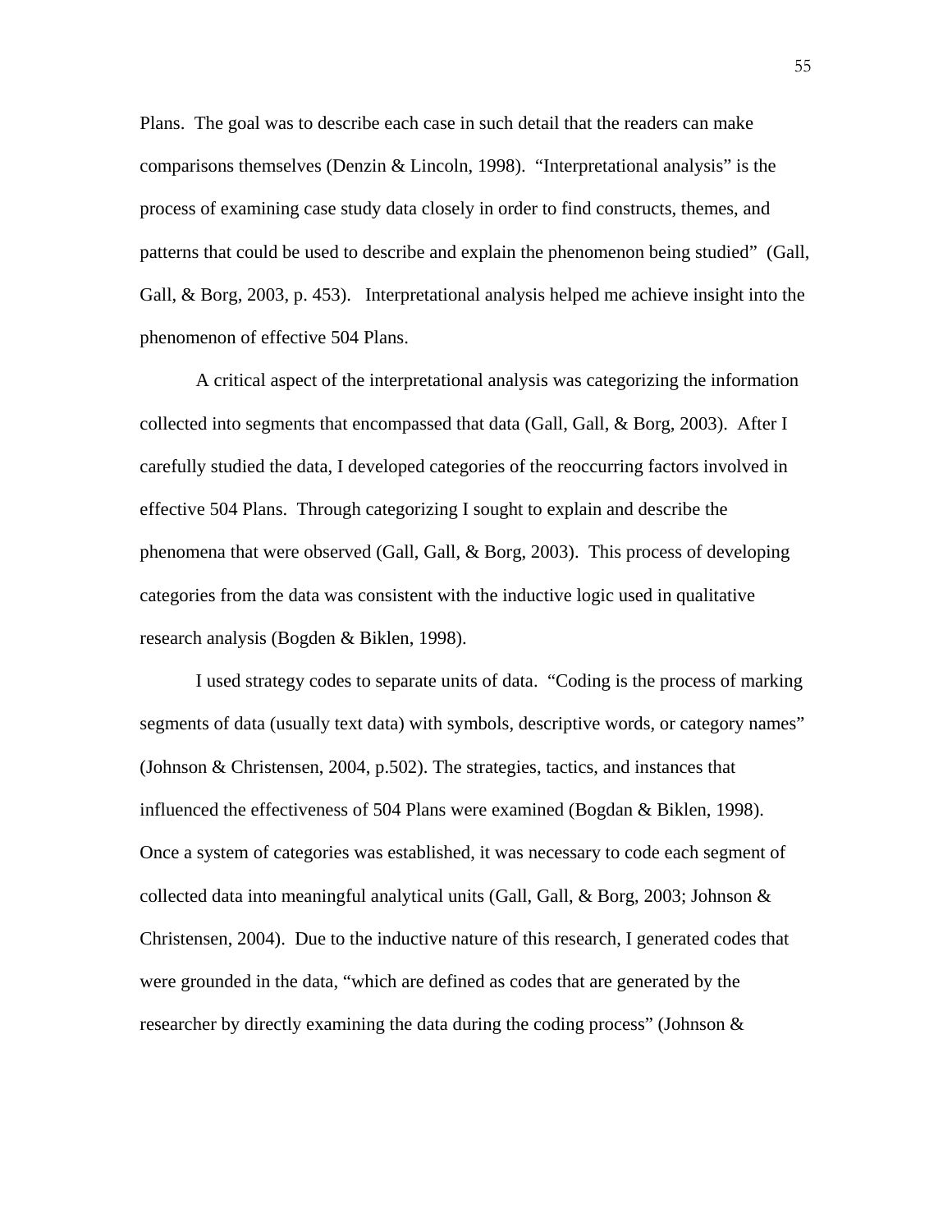Plans. The goal was to describe each case in such detail that the readers can make comparisons themselves (Denzin & Lincoln, 1998). "Interpretational analysis" is the process of examining case study data closely in order to find constructs, themes, and patterns that could be used to describe and explain the phenomenon being studied" (Gall, Gall, & Borg, 2003, p. 453). Interpretational analysis helped me achieve insight into the phenomenon of effective 504 Plans.

A critical aspect of the interpretational analysis was categorizing the information collected into segments that encompassed that data (Gall, Gall, & Borg, 2003). After I carefully studied the data, I developed categories of the reoccurring factors involved in effective 504 Plans. Through categorizing I sought to explain and describe the phenomena that were observed (Gall, Gall, & Borg, 2003). This process of developing categories from the data was consistent with the inductive logic used in qualitative research analysis (Bogden & Biklen, 1998).

I used strategy codes to separate units of data. "Coding is the process of marking segments of data (usually text data) with symbols, descriptive words, or category names" (Johnson & Christensen, 2004, p.502). The strategies, tactics, and instances that influenced the effectiveness of 504 Plans were examined (Bogdan & Biklen, 1998). Once a system of categories was established, it was necessary to code each segment of collected data into meaningful analytical units (Gall, Gall, & Borg, 2003; Johnson & Christensen, 2004). Due to the inductive nature of this research, I generated codes that were grounded in the data, "which are defined as codes that are generated by the researcher by directly examining the data during the coding process" (Johnson &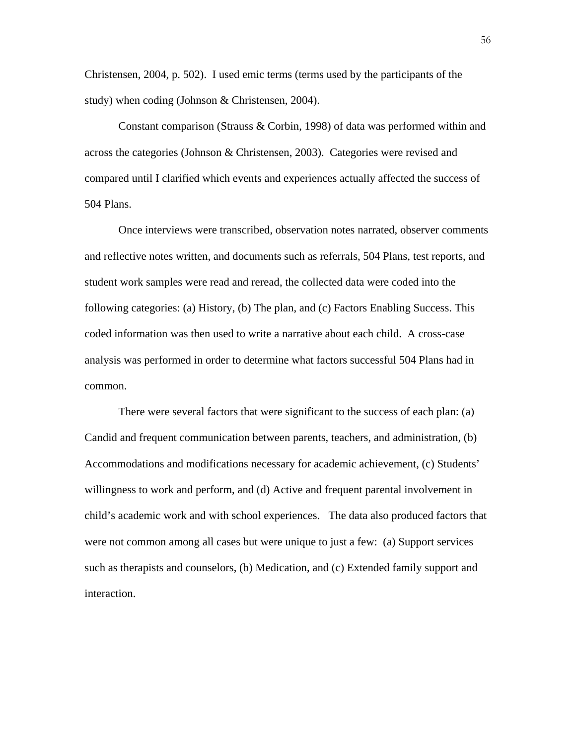Christensen, 2004, p. 502). I used emic terms (terms used by the participants of the study) when coding (Johnson & Christensen, 2004).

Constant comparison (Strauss & Corbin, 1998) of data was performed within and across the categories (Johnson & Christensen, 2003). Categories were revised and compared until I clarified which events and experiences actually affected the success of 504 Plans.

Once interviews were transcribed, observation notes narrated, observer comments and reflective notes written, and documents such as referrals, 504 Plans, test reports, and student work samples were read and reread, the collected data were coded into the following categories: (a) History, (b) The plan, and (c) Factors Enabling Success. This coded information was then used to write a narrative about each child. A cross-case analysis was performed in order to determine what factors successful 504 Plans had in common.

There were several factors that were significant to the success of each plan: (a) Candid and frequent communication between parents, teachers, and administration, (b) Accommodations and modifications necessary for academic achievement, (c) Students' willingness to work and perform, and (d) Active and frequent parental involvement in child's academic work and with school experiences. The data also produced factors that were not common among all cases but were unique to just a few: (a) Support services such as therapists and counselors, (b) Medication, and (c) Extended family support and interaction.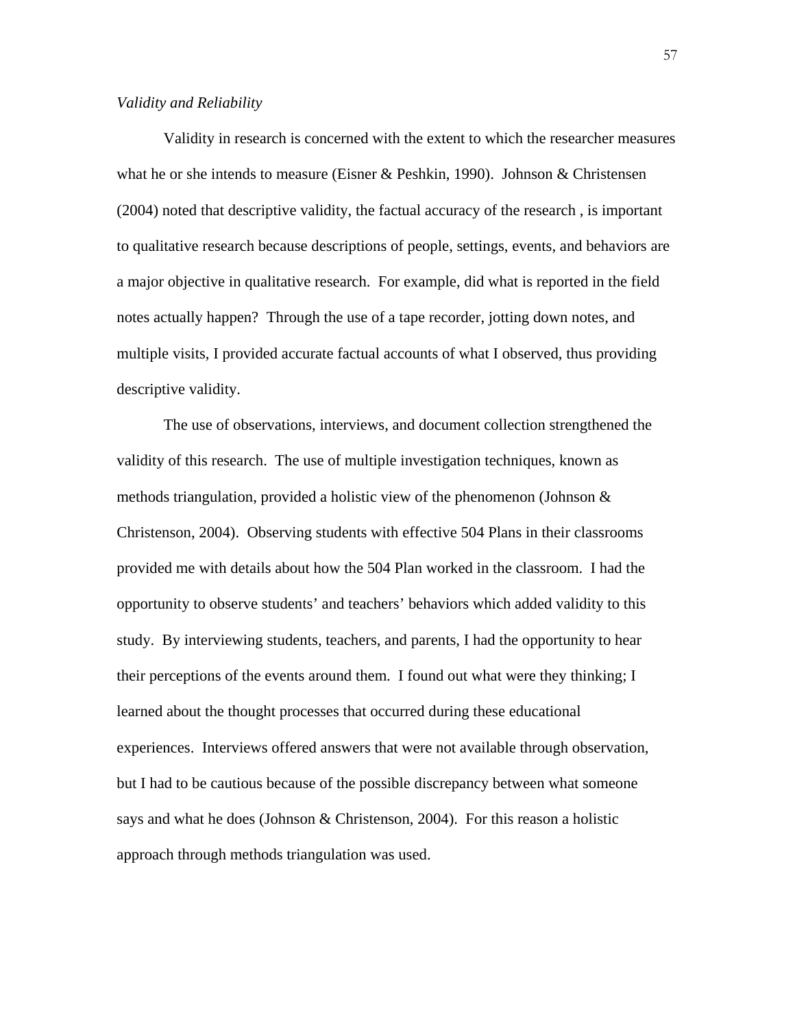*Validity and Reliability*

Validity in research is concerned with the extent to which the researcher measures what he or she intends to measure (Eisner & Peshkin, 1990). Johnson & Christensen (2004) noted that descriptive validity, the factual accuracy of the research , is important to qualitative research because descriptions of people, settings, events, and behaviors are a major objective in qualitative research. For example, did what is reported in the field notes actually happen? Through the use of a tape recorder, jotting down notes, and multiple visits, I provided accurate factual accounts of what I observed, thus providing descriptive validity.

The use of observations, interviews, and document collection strengthened the validity of this research. The use of multiple investigation techniques, known as methods triangulation, provided a holistic view of the phenomenon (Johnson & Christenson, 2004). Observing students with effective 504 Plans in their classrooms provided me with details about how the 504 Plan worked in the classroom. I had the opportunity to observe students' and teachers' behaviors which added validity to this study. By interviewing students, teachers, and parents, I had the opportunity to hear their perceptions of the events around them. I found out what were they thinking; I learned about the thought processes that occurred during these educational experiences. Interviews offered answers that were not available through observation, but I had to be cautious because of the possible discrepancy between what someone says and what he does (Johnson & Christenson, 2004). For this reason a holistic approach through methods triangulation was used.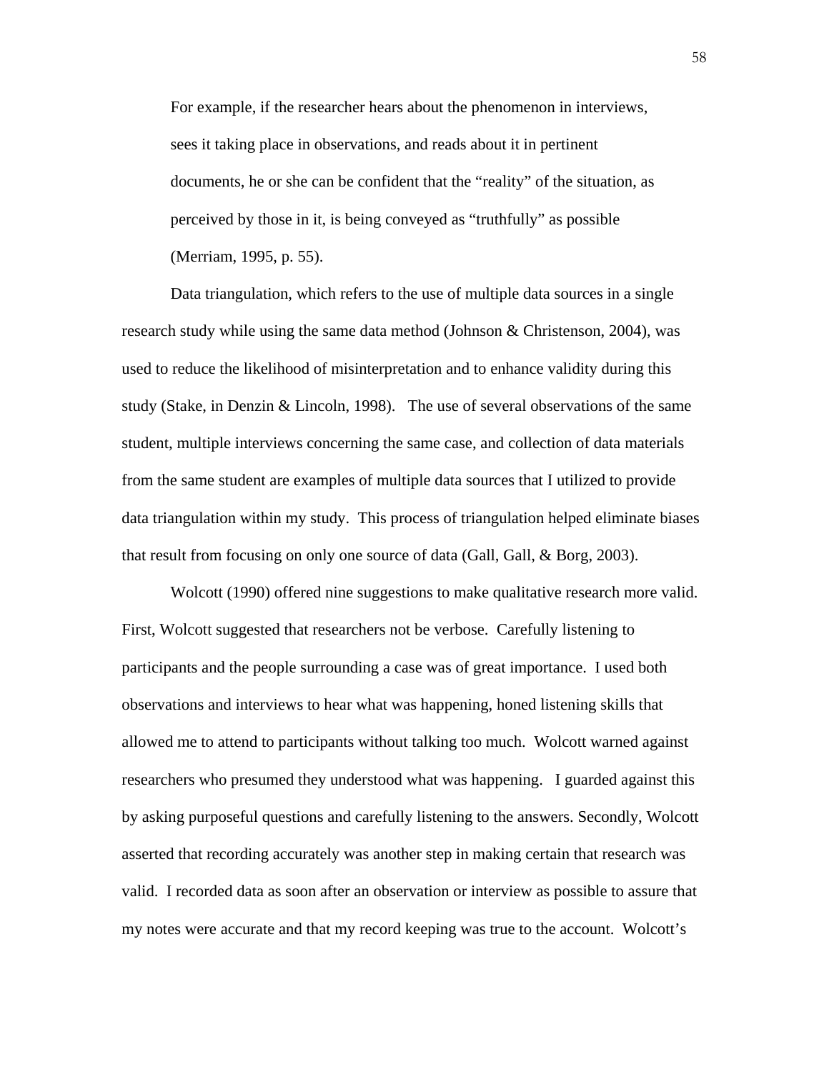> For example, if the researcher hears about the phenomenon in interviews, sees it taking place in observations, and reads about it in pertinent documents, he or she can be confident that the "reality" of the situation, as perceived by those in it, is being conveyed as "truthfully" as possible (Merriam, 1995, p. 55).

Data triangulation, which refers to the use of multiple data sources in a single research study while using the same data method (Johnson & Christenson, 2004), was used to reduce the likelihood of misinterpretation and to enhance validity during this study (Stake, in Denzin & Lincoln, 1998). The use of several observations of the same student, multiple interviews concerning the same case, and collection of data materials from the same student are examples of multiple data sources that I utilized to provide data triangulation within my study. This process of triangulation helped eliminate biases that result from focusing on only one source of data (Gall, Gall, & Borg, 2003).

Wolcott (1990) offered nine suggestions to make qualitative research more valid. First, Wolcott suggested that researchers not be verbose. Carefully listening to participants and the people surrounding a case was of great importance. I used both observations and interviews to hear what was happening, honed listening skills that allowed me to attend to participants without talking too much. Wolcott warned against researchers who presumed they understood what was happening. I guarded against this by asking purposeful questions and carefully listening to the answers. Secondly, Wolcott asserted that recording accurately was another step in making certain that research was valid. I recorded data as soon after an observation or interview as possible to assure that my notes were accurate and that my record keeping was true to the account. Wolcott's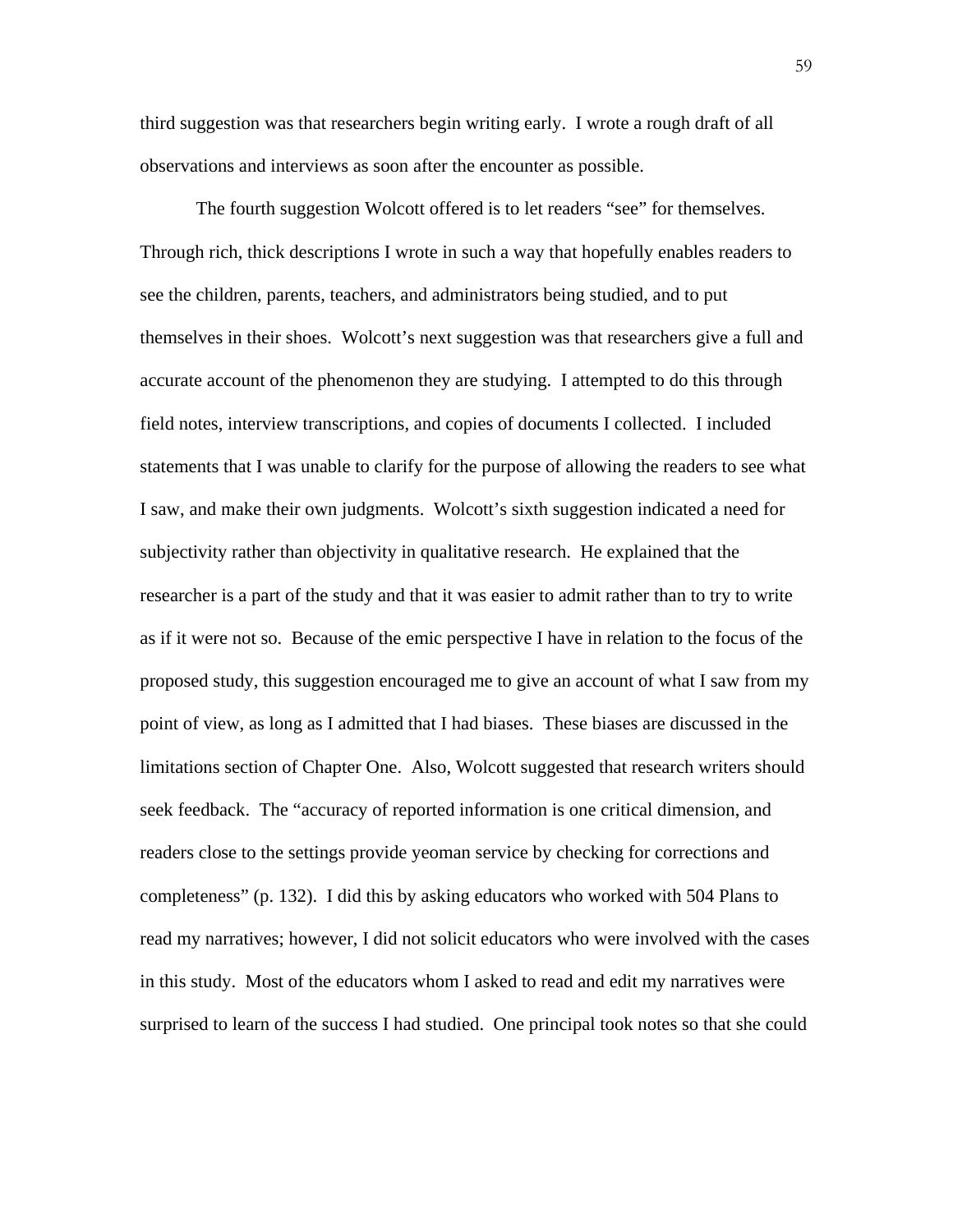third suggestion was that researchers begin writing early. I wrote a rough draft of all observations and interviews as soon after the encounter as possible.

The fourth suggestion Wolcott offered is to let readers "see" for themselves. Through rich, thick descriptions I wrote in such a way that hopefully enables readers to see the children, parents, teachers, and administrators being studied, and to put themselves in their shoes. Wolcott's next suggestion was that researchers give a full and accurate account of the phenomenon they are studying. I attempted to do this through field notes, interview transcriptions, and copies of documents I collected. I included statements that I was unable to clarify for the purpose of allowing the readers to see what I saw, and make their own judgments. Wolcott's sixth suggestion indicated a need for subjectivity rather than objectivity in qualitative research. He explained that the researcher is a part of the study and that it was easier to admit rather than to try to write as if it were not so. Because of the emic perspective I have in relation to the focus of the proposed study, this suggestion encouraged me to give an account of what I saw from my point of view, as long as I admitted that I had biases. These biases are discussed in the limitations section of Chapter One. Also, Wolcott suggested that research writers should seek feedback. The "accuracy of reported information is one critical dimension, and readers close to the settings provide yeoman service by checking for corrections and completeness" (p. 132). I did this by asking educators who worked with 504 Plans to read my narratives; however, I did not solicit educators who were involved with the cases in this study. Most of the educators whom I asked to read and edit my narratives were surprised to learn of the success I had studied. One principal took notes so that she could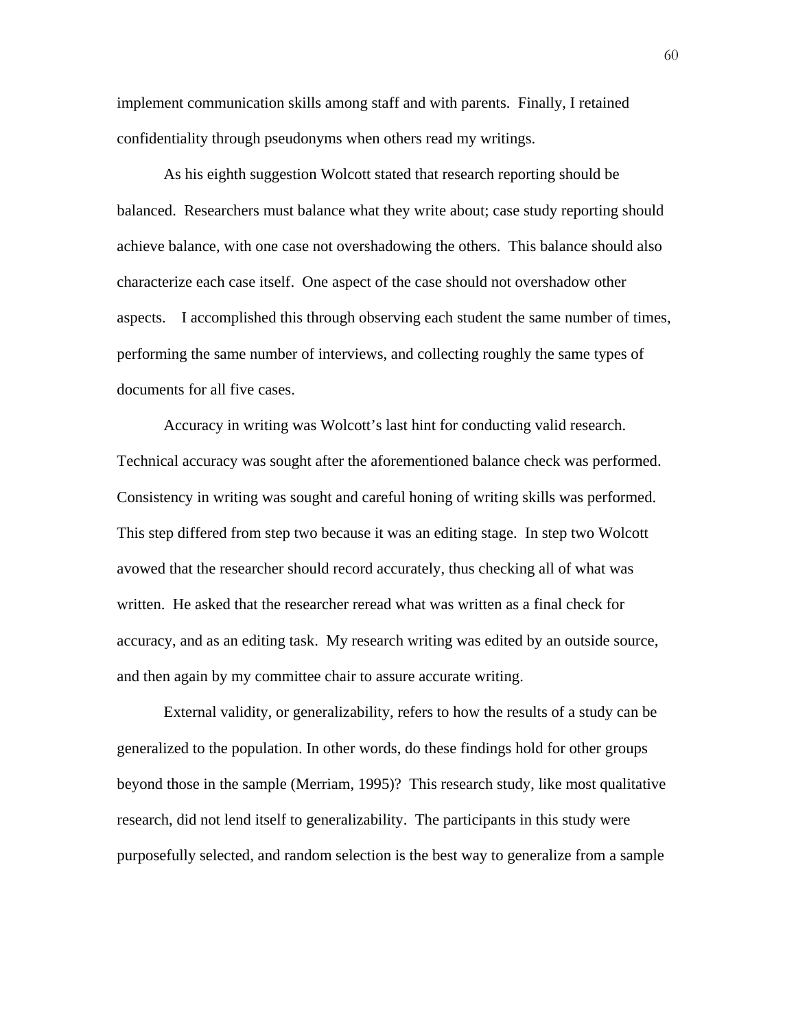implement communication skills among staff and with parents. Finally, I retained confidentiality through pseudonyms when others read my writings.

As his eighth suggestion Wolcott stated that research reporting should be balanced. Researchers must balance what they write about; case study reporting should achieve balance, with one case not overshadowing the others. This balance should also characterize each case itself. One aspect of the case should not overshadow other aspects. I accomplished this through observing each student the same number of times, performing the same number of interviews, and collecting roughly the same types of documents for all five cases.

Accuracy in writing was Wolcott's last hint for conducting valid research. Technical accuracy was sought after the aforementioned balance check was performed. Consistency in writing was sought and careful honing of writing skills was performed. This step differed from step two because it was an editing stage. In step two Wolcott avowed that the researcher should record accurately, thus checking all of what was written. He asked that the researcher reread what was written as a final check for accuracy, and as an editing task. My research writing was edited by an outside source, and then again by my committee chair to assure accurate writing.

External validity, or generalizability, refers to how the results of a study can be generalized to the population. In other words, do these findings hold for other groups beyond those in the sample (Merriam, 1995)? This research study, like most qualitative research, did not lend itself to generalizability. The participants in this study were purposefully selected, and random selection is the best way to generalize from a sample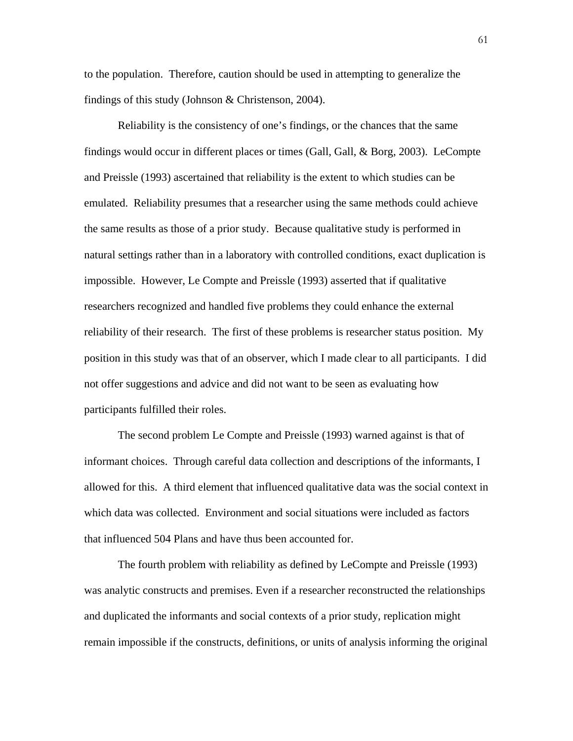to the population.  Therefore, caution should be used in attempting to generalize the findings of this study (Johnson & Christenson, 2004).

Reliability is the consistency of one's findings, or the chances that the same findings would occur in different places or times (Gall, Gall, & Borg, 2003).  LeCompte and Preissle (1993) ascertained that reliability is the extent to which studies can be emulated.  Reliability presumes that a researcher using the same methods could achieve the same results as those of a prior study.  Because qualitative study is performed in natural settings rather than in a laboratory with controlled conditions, exact duplication is impossible.  However, Le Compte and Preissle (1993) asserted that if qualitative researchers recognized and handled five problems they could enhance the external reliability of their research.  The first of these problems is researcher status position.  My position in this study was that of an observer, which I made clear to all participants.  I did not offer suggestions and advice and did not want to be seen as evaluating how participants fulfilled their roles.

The second problem Le Compte and Preissle (1993) warned against is that of informant choices.  Through careful data collection and descriptions of the informants, I allowed for this.  A third element that influenced qualitative data was the social context in which data was collected.  Environment and social situations were included as factors that influenced 504 Plans and have thus been accounted for.

The fourth problem with reliability as defined by LeCompte and Preissle (1993) was analytic constructs and premises. Even if a researcher reconstructed the relationships and duplicated the informants and social contexts of a prior study, replication might remain impossible if the constructs, definitions, or units of analysis informing the original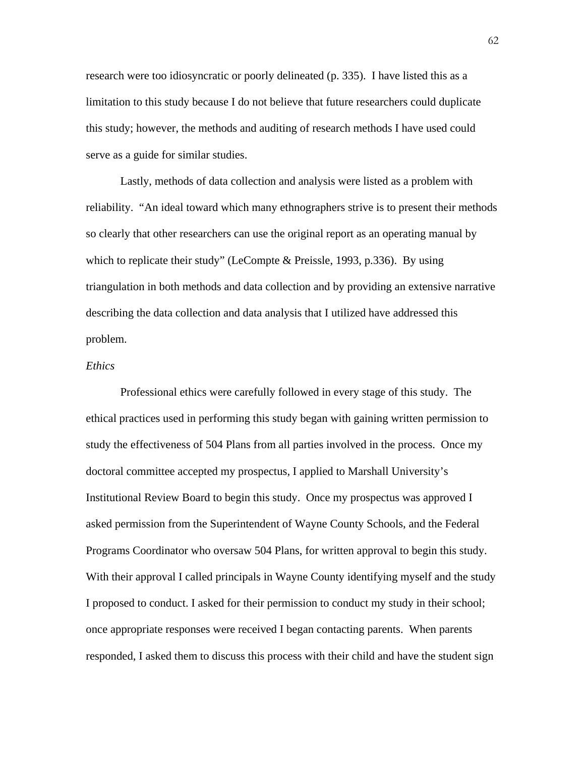research were too idiosyncratic or poorly delineated (p. 335). I have listed this as a limitation to this study because I do not believe that future researchers could duplicate this study; however, the methods and auditing of research methods I have used could serve as a guide for similar studies.

Lastly, methods of data collection and analysis were listed as a problem with reliability. "An ideal toward which many ethnographers strive is to present their methods so clearly that other researchers can use the original report as an operating manual by which to replicate their study" (LeCompte & Preissle, 1993, p.336). By using triangulation in both methods and data collection and by providing an extensive narrative describing the data collection and data analysis that I utilized have addressed this problem.

*Ethics*

Professional ethics were carefully followed in every stage of this study. The ethical practices used in performing this study began with gaining written permission to study the effectiveness of 504 Plans from all parties involved in the process. Once my doctoral committee accepted my prospectus, I applied to Marshall University's Institutional Review Board to begin this study. Once my prospectus was approved I asked permission from the Superintendent of Wayne County Schools, and the Federal Programs Coordinator who oversaw 504 Plans, for written approval to begin this study. With their approval I called principals in Wayne County identifying myself and the study I proposed to conduct. I asked for their permission to conduct my study in their school; once appropriate responses were received I began contacting parents. When parents responded, I asked them to discuss this process with their child and have the student sign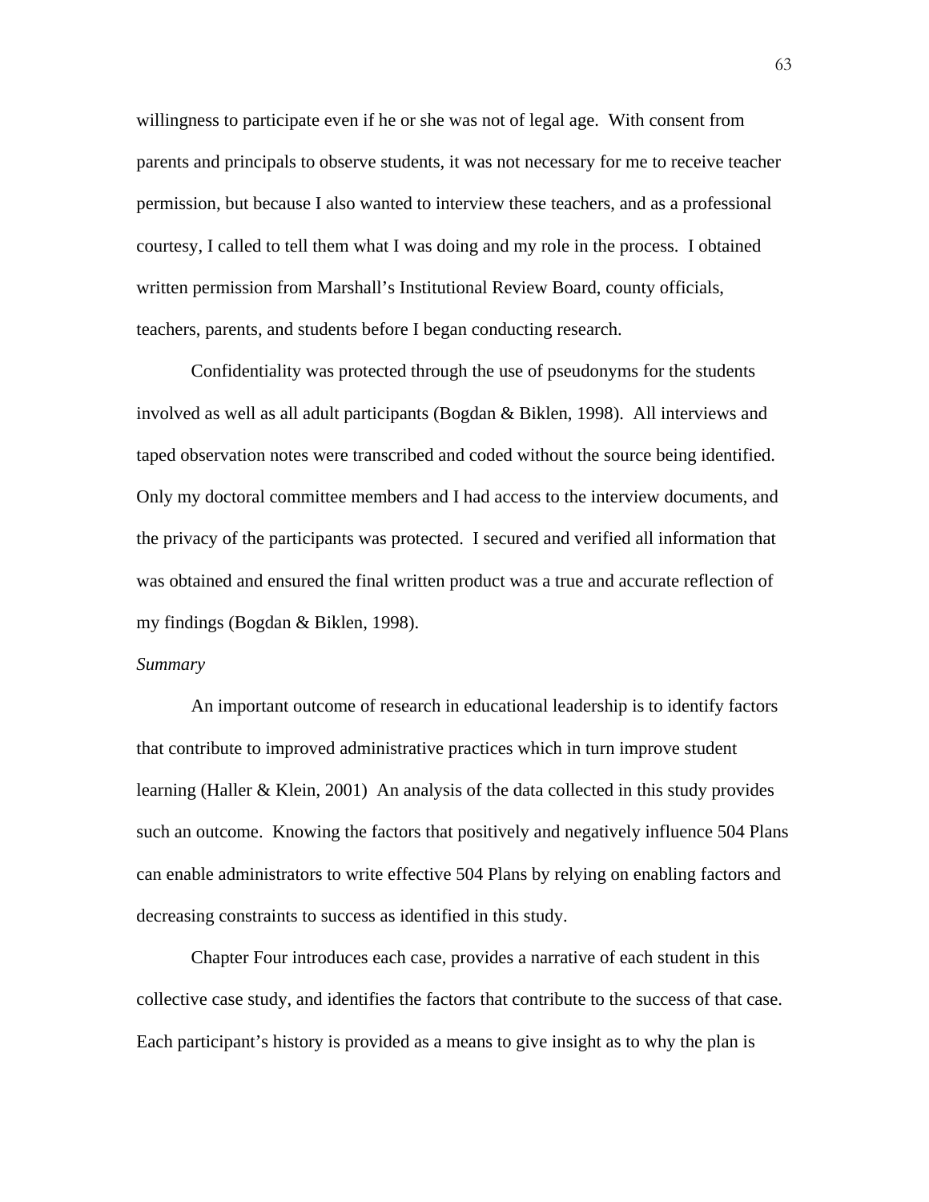willingness to participate even if he or she was not of legal age. With consent from parents and principals to observe students, it was not necessary for me to receive teacher permission, but because I also wanted to interview these teachers, and as a professional courtesy, I called to tell them what I was doing and my role in the process. I obtained written permission from Marshall's Institutional Review Board, county officials, teachers, parents, and students before I began conducting research.

Confidentiality was protected through the use of pseudonyms for the students involved as well as all adult participants (Bogdan & Biklen, 1998). All interviews and taped observation notes were transcribed and coded without the source being identified. Only my doctoral committee members and I had access to the interview documents, and the privacy of the participants was protected. I secured and verified all information that was obtained and ensured the final written product was a true and accurate reflection of my findings (Bogdan & Biklen, 1998).

*Summary*

An important outcome of research in educational leadership is to identify factors that contribute to improved administrative practices which in turn improve student learning (Haller & Klein, 2001) An analysis of the data collected in this study provides such an outcome. Knowing the factors that positively and negatively influence 504 Plans can enable administrators to write effective 504 Plans by relying on enabling factors and decreasing constraints to success as identified in this study.

Chapter Four introduces each case, provides a narrative of each student in this collective case study, and identifies the factors that contribute to the success of that case. Each participant's history is provided as a means to give insight as to why the plan is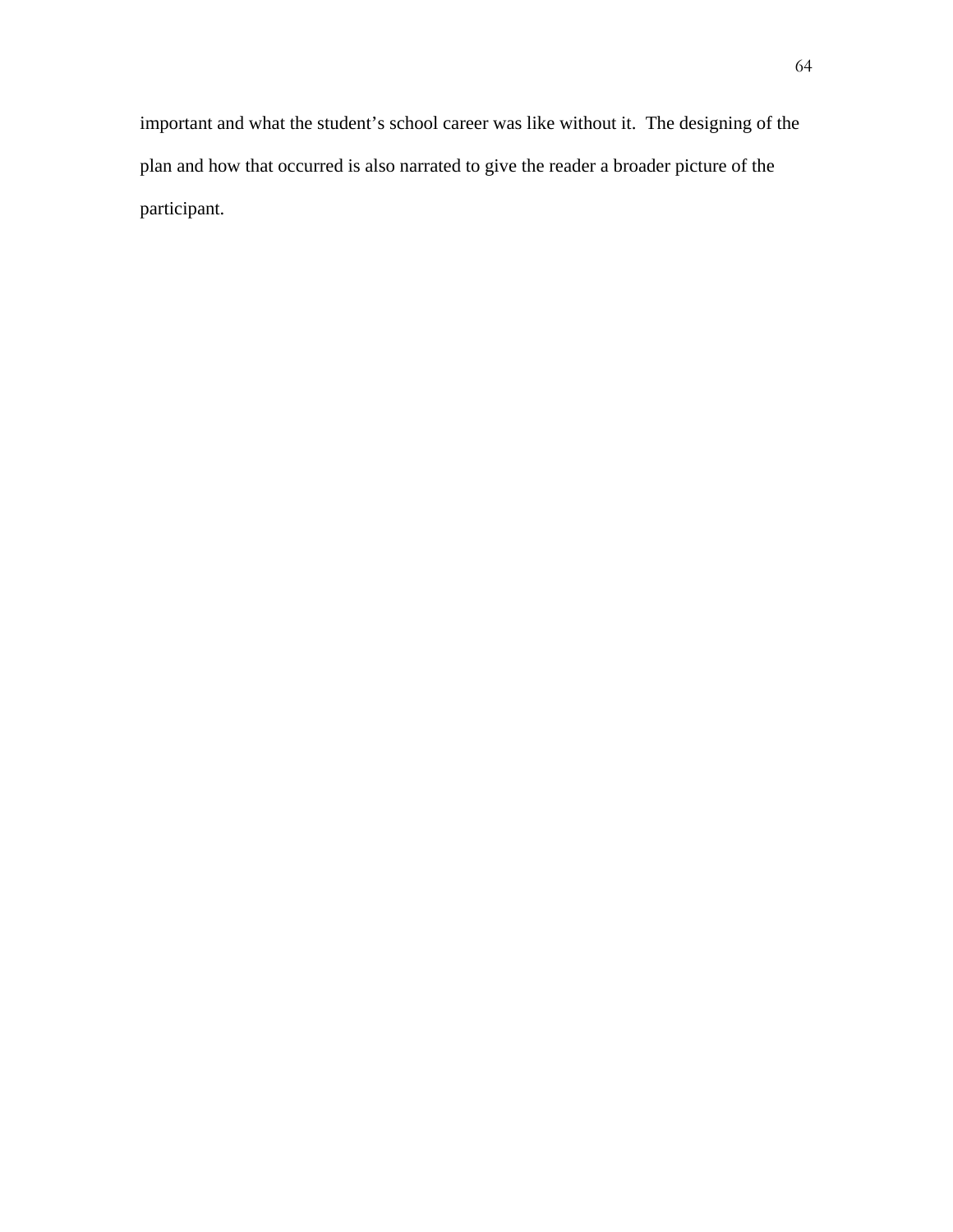important and what the student’s school career was like without it. The designing of the plan and how that occurred is also narrated to give the reader a broader picture of the participant.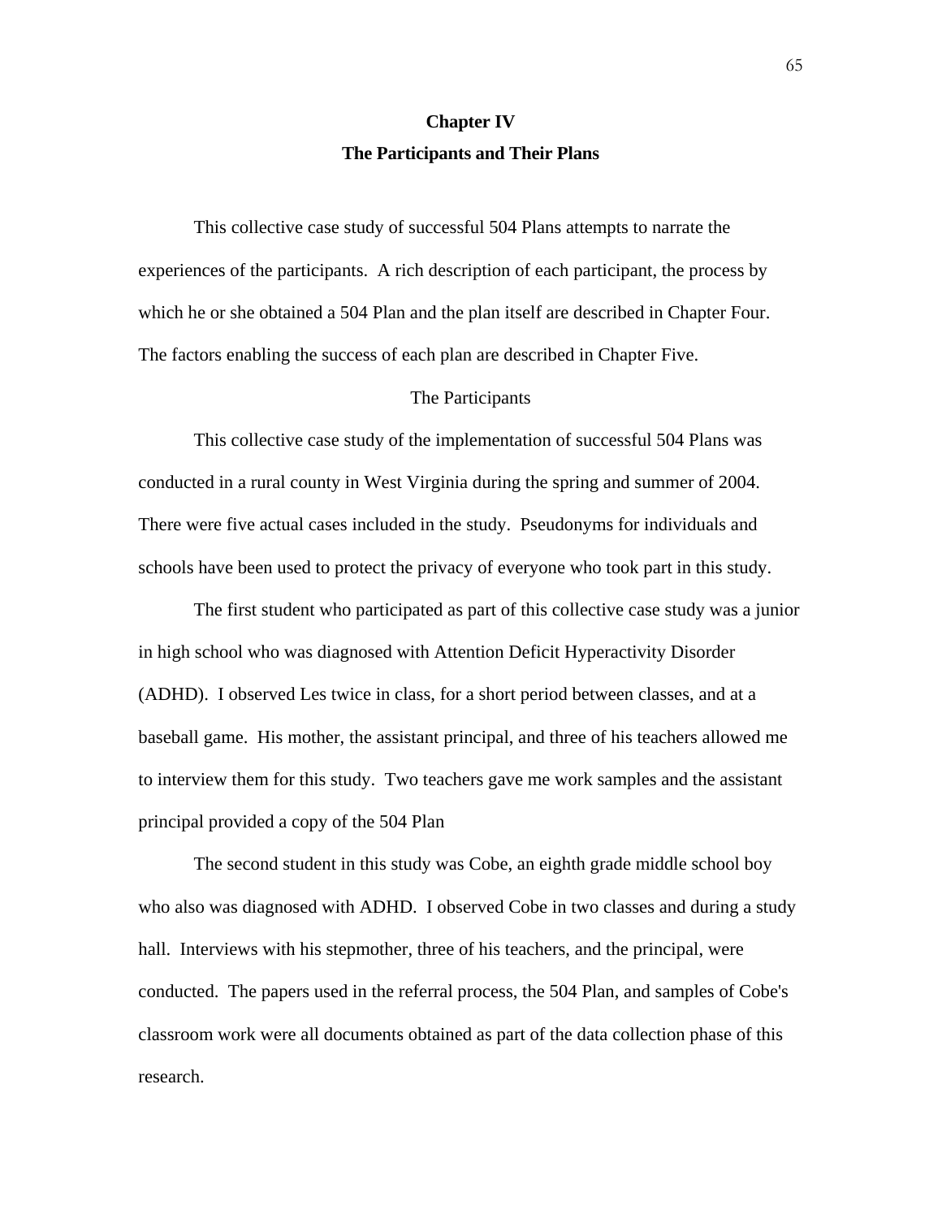# Chapter IV

## The Participants and Their Plans

This collective case study of successful 504 Plans attempts to narrate the experiences of the participants. A rich description of each participant, the process by which he or she obtained a 504 Plan and the plan itself are described in Chapter Four. The factors enabling the success of each plan are described in Chapter Five.

### The Participants

This collective case study of the implementation of successful 504 Plans was conducted in a rural county in West Virginia during the spring and summer of 2004. There were five actual cases included in the study. Pseudonyms for individuals and schools have been used to protect the privacy of everyone who took part in this study.

The first student who participated as part of this collective case study was a junior in high school who was diagnosed with Attention Deficit Hyperactivity Disorder (ADHD). I observed Les twice in class, for a short period between classes, and at a baseball game. His mother, the assistant principal, and three of his teachers allowed me to interview them for this study. Two teachers gave me work samples and the assistant principal provided a copy of the 504 Plan

The second student in this study was Cobe, an eighth grade middle school boy who also was diagnosed with ADHD. I observed Cobe in two classes and during a study hall. Interviews with his stepmother, three of his teachers, and the principal, were conducted. The papers used in the referral process, the 504 Plan, and samples of Cobe's classroom work were all documents obtained as part of the data collection phase of this research.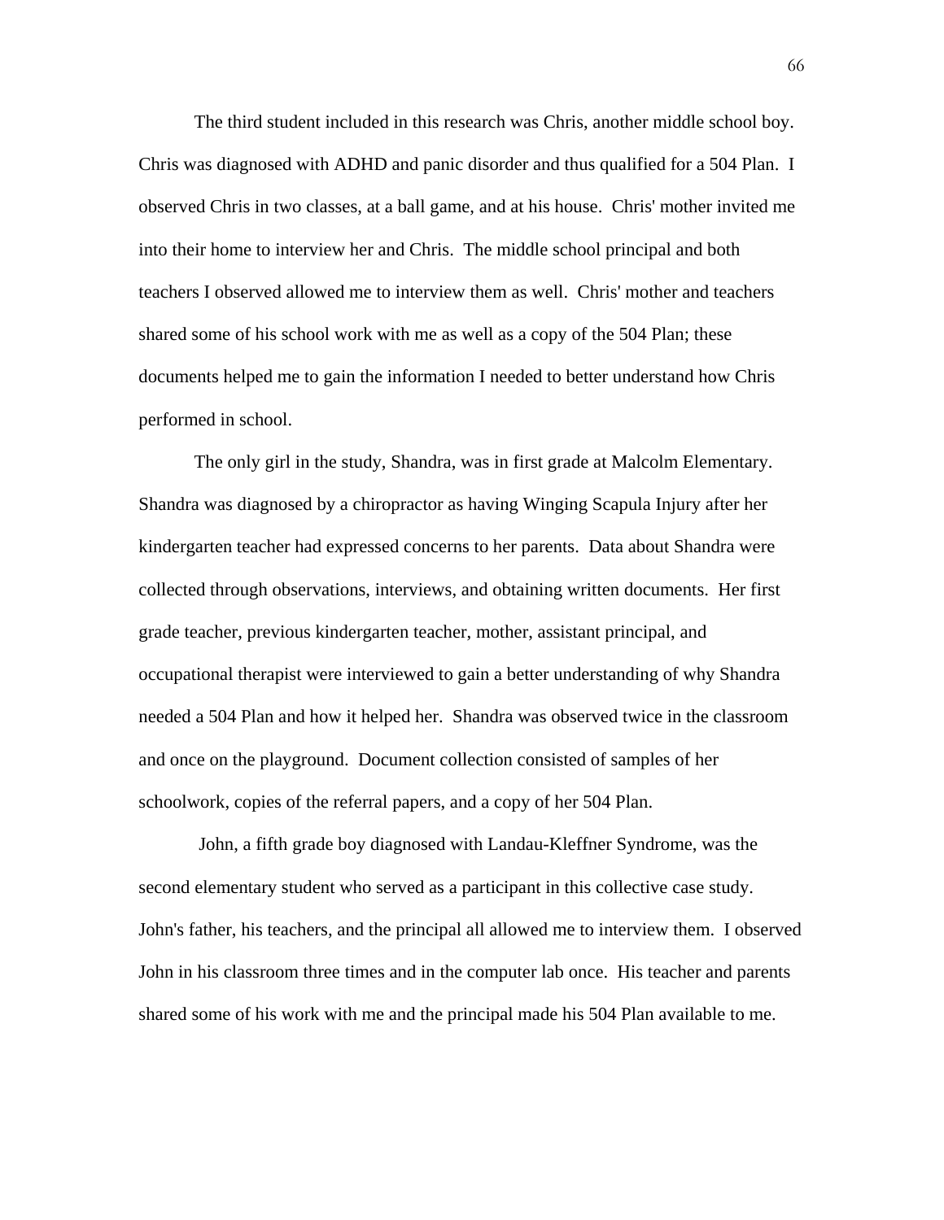The third student included in this research was Chris, another middle school boy. Chris was diagnosed with ADHD and panic disorder and thus qualified for a 504 Plan. I observed Chris in two classes, at a ball game, and at his house. Chris' mother invited me into their home to interview her and Chris. The middle school principal and both teachers I observed allowed me to interview them as well. Chris' mother and teachers shared some of his school work with me as well as a copy of the 504 Plan; these documents helped me to gain the information I needed to better understand how Chris performed in school.

The only girl in the study, Shandra, was in first grade at Malcolm Elementary. Shandra was diagnosed by a chiropractor as having Winging Scapula Injury after her kindergarten teacher had expressed concerns to her parents. Data about Shandra were collected through observations, interviews, and obtaining written documents. Her first grade teacher, previous kindergarten teacher, mother, assistant principal, and occupational therapist were interviewed to gain a better understanding of why Shandra needed a 504 Plan and how it helped her. Shandra was observed twice in the classroom and once on the playground. Document collection consisted of samples of her schoolwork, copies of the referral papers, and a copy of her 504 Plan.

John, a fifth grade boy diagnosed with Landau-Kleffner Syndrome, was the second elementary student who served as a participant in this collective case study. John's father, his teachers, and the principal all allowed me to interview them. I observed John in his classroom three times and in the computer lab once. His teacher and parents shared some of his work with me and the principal made his 504 Plan available to me.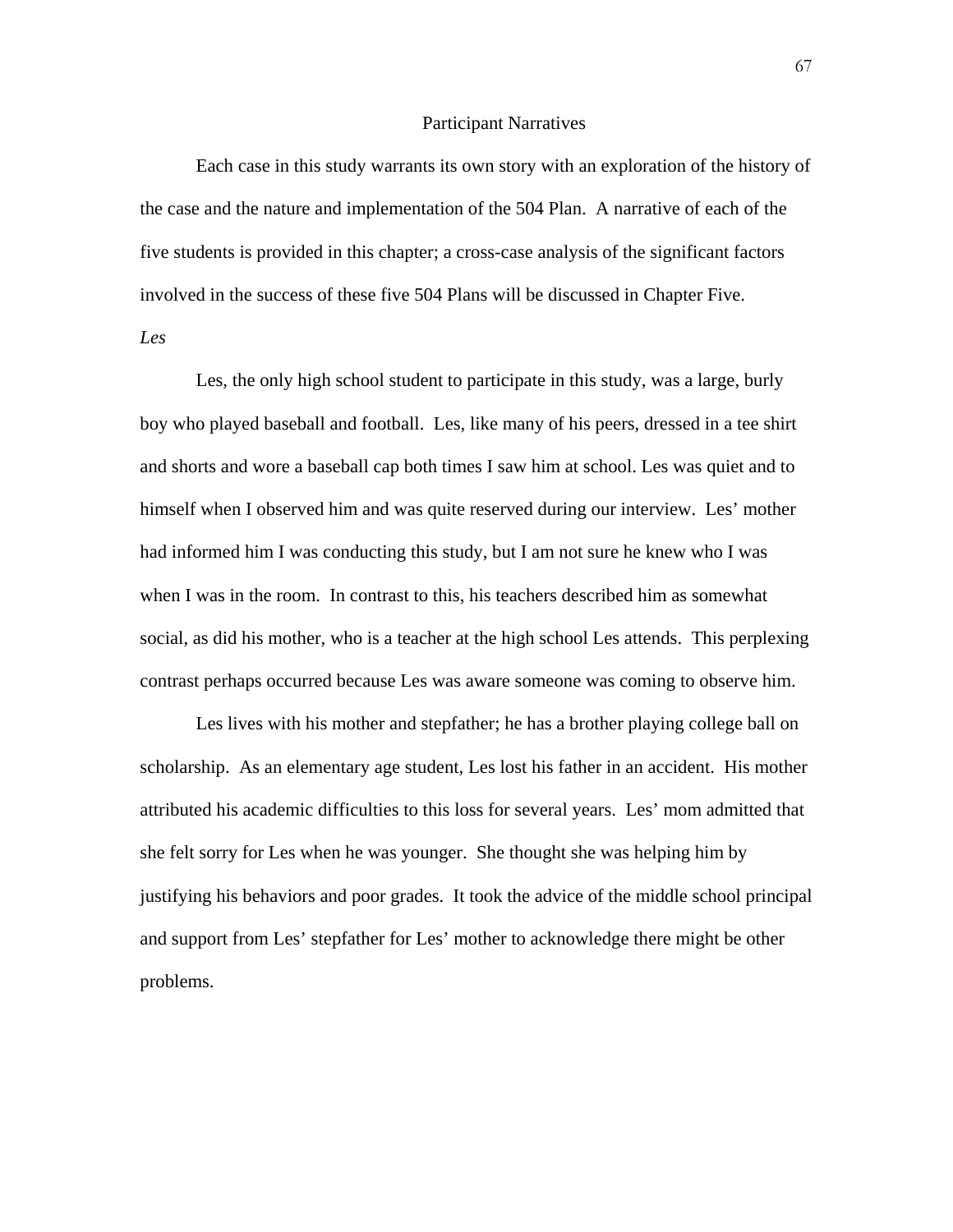## Participant Narratives

Each case in this study warrants its own story with an exploration of the history of the case and the nature and implementation of the 504 Plan. A narrative of each of the five students is provided in this chapter; a cross-case analysis of the significant factors involved in the success of these five 504 Plans will be discussed in Chapter Five.

### *Les*

Les, the only high school student to participate in this study, was a large, burly boy who played baseball and football. Les, like many of his peers, dressed in a tee shirt and shorts and wore a baseball cap both times I saw him at school. Les was quiet and to himself when I observed him and was quite reserved during our interview. Les' mother had informed him I was conducting this study, but I am not sure he knew who I was when I was in the room. In contrast to this, his teachers described him as somewhat social, as did his mother, who is a teacher at the high school Les attends. This perplexing contrast perhaps occurred because Les was aware someone was coming to observe him.

Les lives with his mother and stepfather; he has a brother playing college ball on scholarship. As an elementary age student, Les lost his father in an accident. His mother attributed his academic difficulties to this loss for several years. Les' mom admitted that she felt sorry for Les when he was younger. She thought she was helping him by justifying his behaviors and poor grades. It took the advice of the middle school principal and support from Les' stepfather for Les' mother to acknowledge there might be other problems.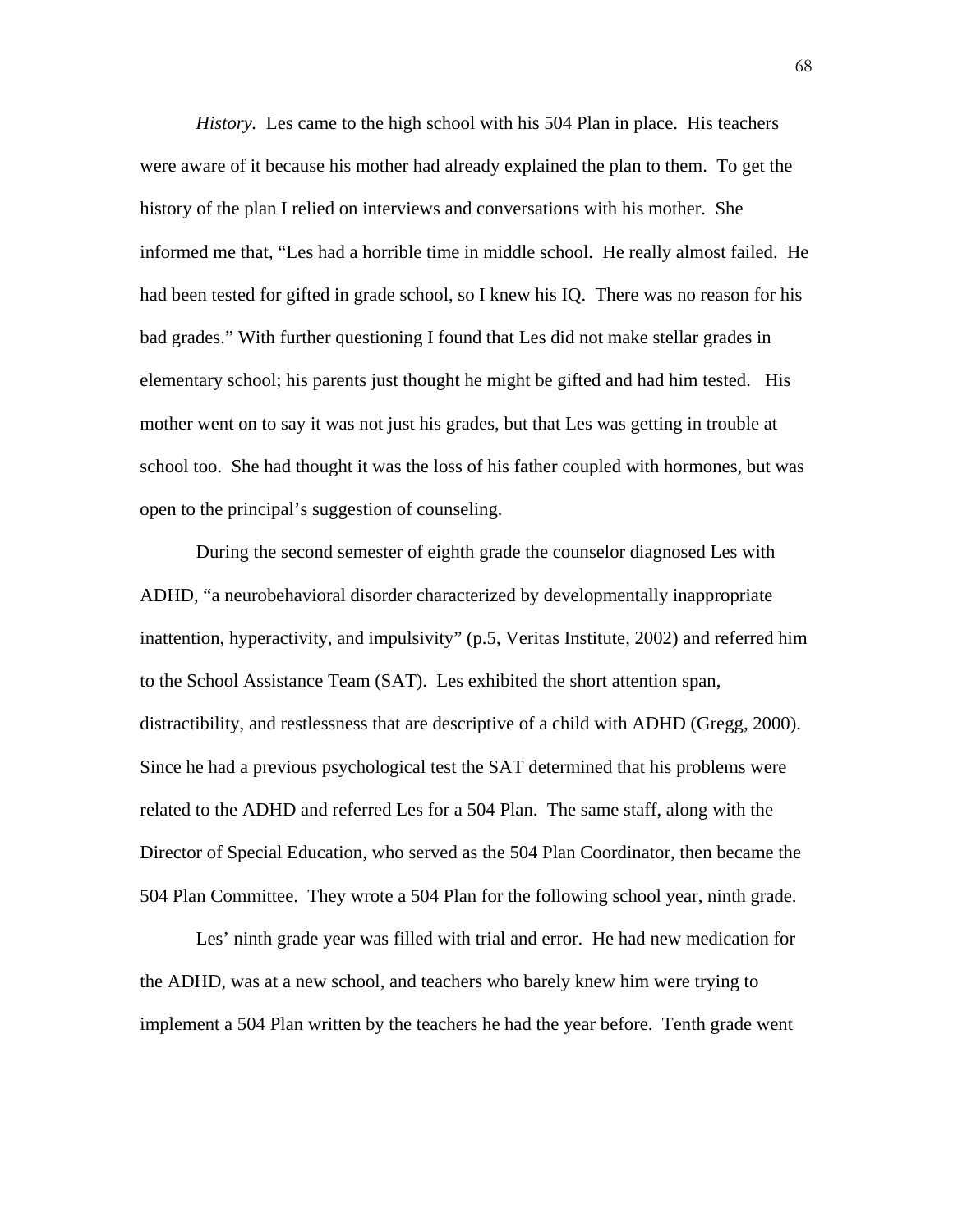*History.* Les came to the high school with his 504 Plan in place. His teachers were aware of it because his mother had already explained the plan to them. To get the history of the plan I relied on interviews and conversations with his mother. She informed me that, "Les had a horrible time in middle school. He really almost failed. He had been tested for gifted in grade school, so I knew his IQ. There was no reason for his bad grades." With further questioning I found that Les did not make stellar grades in elementary school; his parents just thought he might be gifted and had him tested. His mother went on to say it was not just his grades, but that Les was getting in trouble at school too. She had thought it was the loss of his father coupled with hormones, but was open to the principal's suggestion of counseling.

During the second semester of eighth grade the counselor diagnosed Les with ADHD, "a neurobehavioral disorder characterized by developmentally inappropriate inattention, hyperactivity, and impulsivity" (p.5, Veritas Institute, 2002) and referred him to the School Assistance Team (SAT). Les exhibited the short attention span, distractibility, and restlessness that are descriptive of a child with ADHD (Gregg, 2000). Since he had a previous psychological test the SAT determined that his problems were related to the ADHD and referred Les for a 504 Plan. The same staff, along with the Director of Special Education, who served as the 504 Plan Coordinator, then became the 504 Plan Committee. They wrote a 504 Plan for the following school year, ninth grade.

Les' ninth grade year was filled with trial and error. He had new medication for the ADHD, was at a new school, and teachers who barely knew him were trying to implement a 504 Plan written by the teachers he had the year before. Tenth grade went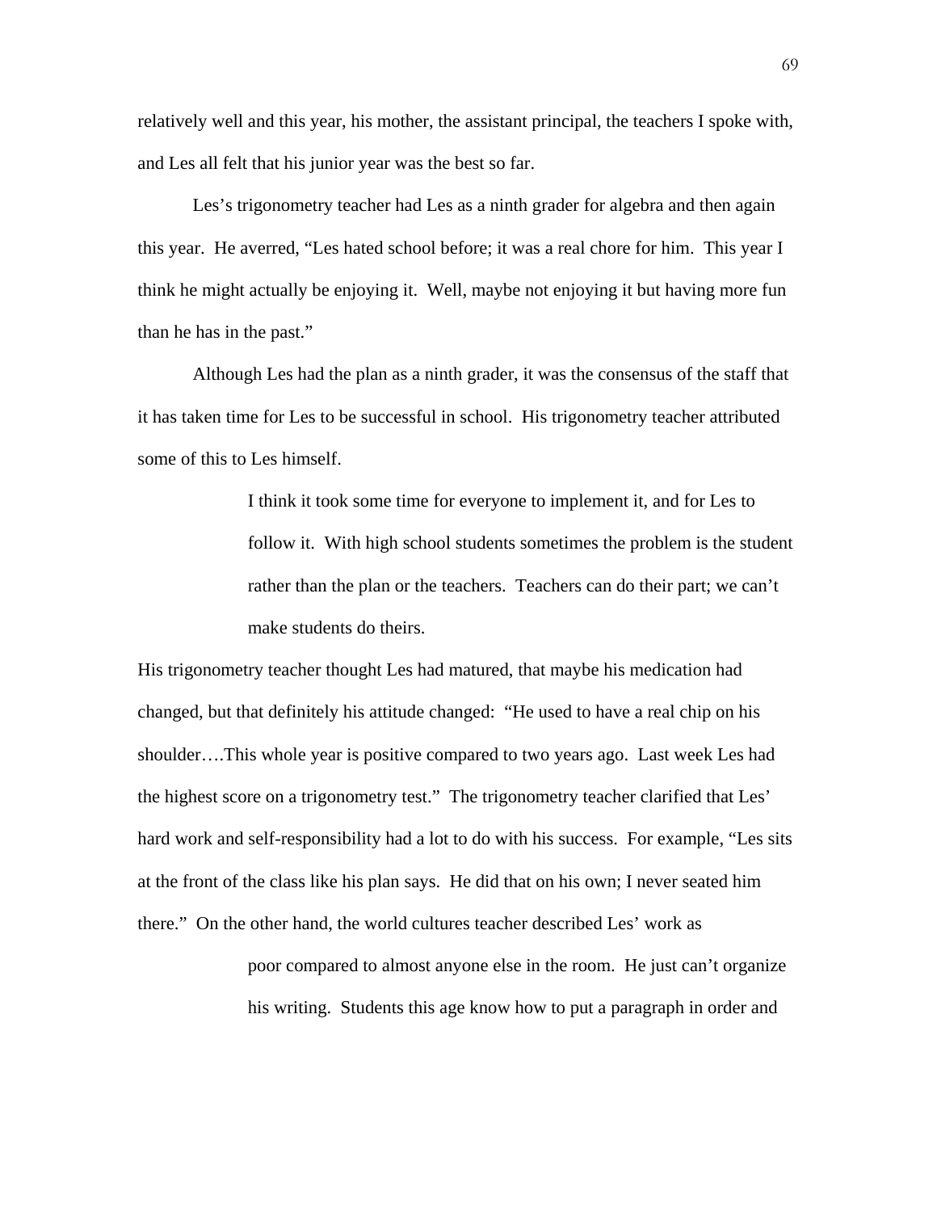relatively well and this year, his mother, the assistant principal, the teachers I spoke with, and Les all felt that his junior year was the best so far.

Les's trigonometry teacher had Les as a ninth grader for algebra and then again this year. He averred, "Les hated school before; it was a real chore for him. This year I think he might actually be enjoying it. Well, maybe not enjoying it but having more fun than he has in the past."

Although Les had the plan as a ninth grader, it was the consensus of the staff that it has taken time for Les to be successful in school. His trigonometry teacher attributed some of this to Les himself.

> I think it took some time for everyone to implement it, and for Les to follow it. With high school students sometimes the problem is the student rather than the plan or the teachers. Teachers can do their part; we can't make students do theirs.

His trigonometry teacher thought Les had matured, that maybe his medication had changed, but that definitely his attitude changed: "He used to have a real chip on his shoulder….This whole year is positive compared to two years ago. Last week Les had the highest score on a trigonometry test." The trigonometry teacher clarified that Les' hard work and self-responsibility had a lot to do with his success. For example, "Les sits at the front of the class like his plan says. He did that on his own; I never seated him there." On the other hand, the world cultures teacher described Les' work as

> poor compared to almost anyone else in the room. He just can't organize his writing. Students this age know how to put a paragraph in order and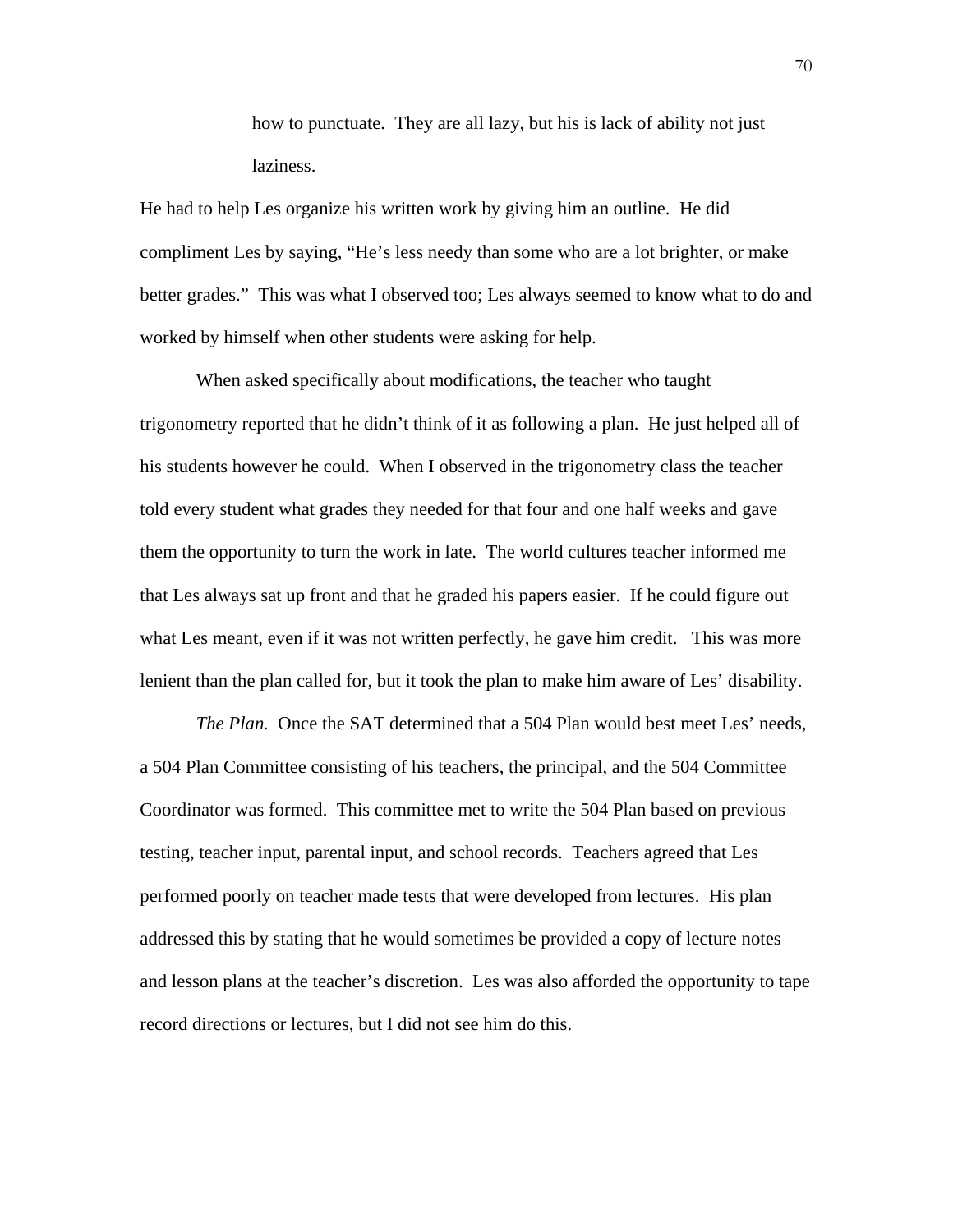> how to punctuate. They are all lazy, but his is lack of ability not just laziness.

He had to help Les organize his written work by giving him an outline. He did compliment Les by saying, "He's less needy than some who are a lot brighter, or make better grades." This was what I observed too; Les always seemed to know what to do and worked by himself when other students were asking for help.

When asked specifically about modifications, the teacher who taught trigonometry reported that he didn't think of it as following a plan. He just helped all of his students however he could. When I observed in the trigonometry class the teacher told every student what grades they needed for that four and one half weeks and gave them the opportunity to turn the work in late. The world cultures teacher informed me that Les always sat up front and that he graded his papers easier. If he could figure out what Les meant, even if it was not written perfectly, he gave him credit. This was more lenient than the plan called for, but it took the plan to make him aware of Les' disability.

*The Plan.* Once the SAT determined that a 504 Plan would best meet Les' needs, a 504 Plan Committee consisting of his teachers, the principal, and the 504 Committee Coordinator was formed. This committee met to write the 504 Plan based on previous testing, teacher input, parental input, and school records. Teachers agreed that Les performed poorly on teacher made tests that were developed from lectures. His plan addressed this by stating that he would sometimes be provided a copy of lecture notes and lesson plans at the teacher's discretion. Les was also afforded the opportunity to tape record directions or lectures, but I did not see him do this.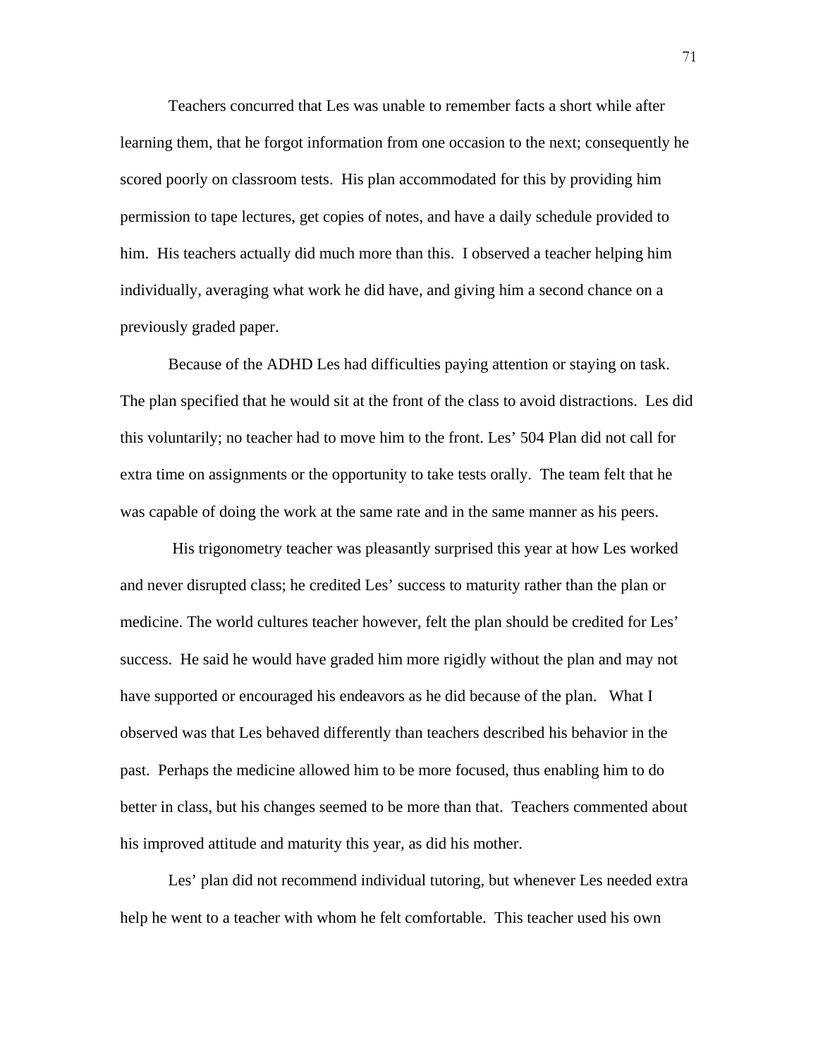Teachers concurred that Les was unable to remember facts a short while after learning them, that he forgot information from one occasion to the next; consequently he scored poorly on classroom tests. His plan accommodated for this by providing him permission to tape lectures, get copies of notes, and have a daily schedule provided to him. His teachers actually did much more than this. I observed a teacher helping him individually, averaging what work he did have, and giving him a second chance on a previously graded paper.

Because of the ADHD Les had difficulties paying attention or staying on task. The plan specified that he would sit at the front of the class to avoid distractions. Les did this voluntarily; no teacher had to move him to the front. Les' 504 Plan did not call for extra time on assignments or the opportunity to take tests orally. The team felt that he was capable of doing the work at the same rate and in the same manner as his peers.

His trigonometry teacher was pleasantly surprised this year at how Les worked and never disrupted class; he credited Les' success to maturity rather than the plan or medicine. The world cultures teacher however, felt the plan should be credited for Les' success. He said he would have graded him more rigidly without the plan and may not have supported or encouraged his endeavors as he did because of the plan. What I observed was that Les behaved differently than teachers described his behavior in the past. Perhaps the medicine allowed him to be more focused, thus enabling him to do better in class, but his changes seemed to be more than that. Teachers commented about his improved attitude and maturity this year, as did his mother.

Les' plan did not recommend individual tutoring, but whenever Les needed extra help he went to a teacher with whom he felt comfortable. This teacher used his own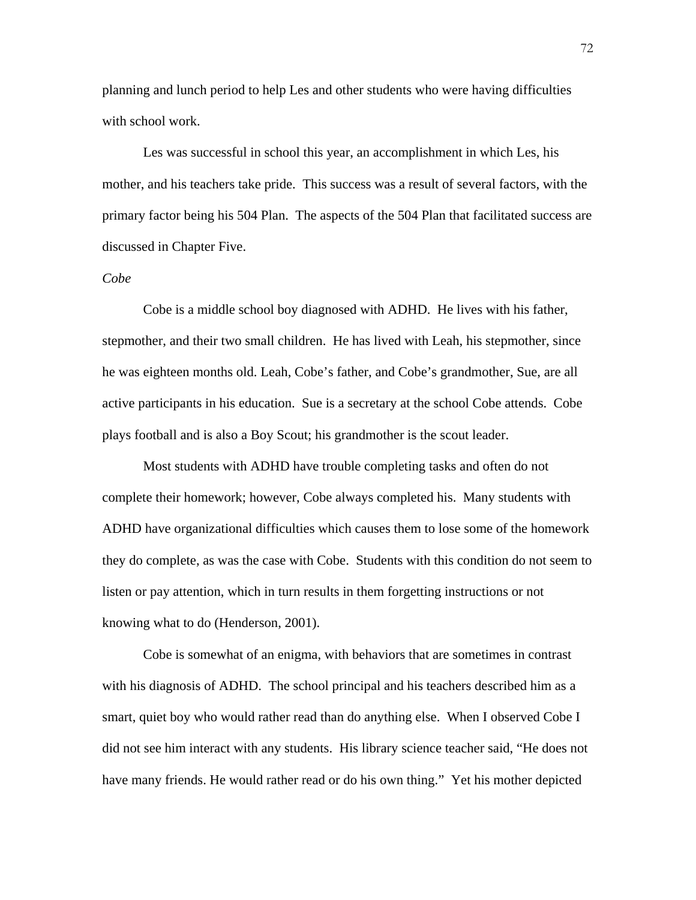planning and lunch period to help Les and other students who were having difficulties with school work.

Les was successful in school this year, an accomplishment in which Les, his mother, and his teachers take pride. This success was a result of several factors, with the primary factor being his 504 Plan. The aspects of the 504 Plan that facilitated success are discussed in Chapter Five.

*Cobe*

Cobe is a middle school boy diagnosed with ADHD. He lives with his father, stepmother, and their two small children. He has lived with Leah, his stepmother, since he was eighteen months old. Leah, Cobe's father, and Cobe's grandmother, Sue, are all active participants in his education. Sue is a secretary at the school Cobe attends. Cobe plays football and is also a Boy Scout; his grandmother is the scout leader.

Most students with ADHD have trouble completing tasks and often do not complete their homework; however, Cobe always completed his. Many students with ADHD have organizational difficulties which causes them to lose some of the homework they do complete, as was the case with Cobe. Students with this condition do not seem to listen or pay attention, which in turn results in them forgetting instructions or not knowing what to do (Henderson, 2001).

Cobe is somewhat of an enigma, with behaviors that are sometimes in contrast with his diagnosis of ADHD. The school principal and his teachers described him as a smart, quiet boy who would rather read than do anything else. When I observed Cobe I did not see him interact with any students. His library science teacher said, "He does not have many friends. He would rather read or do his own thing." Yet his mother depicted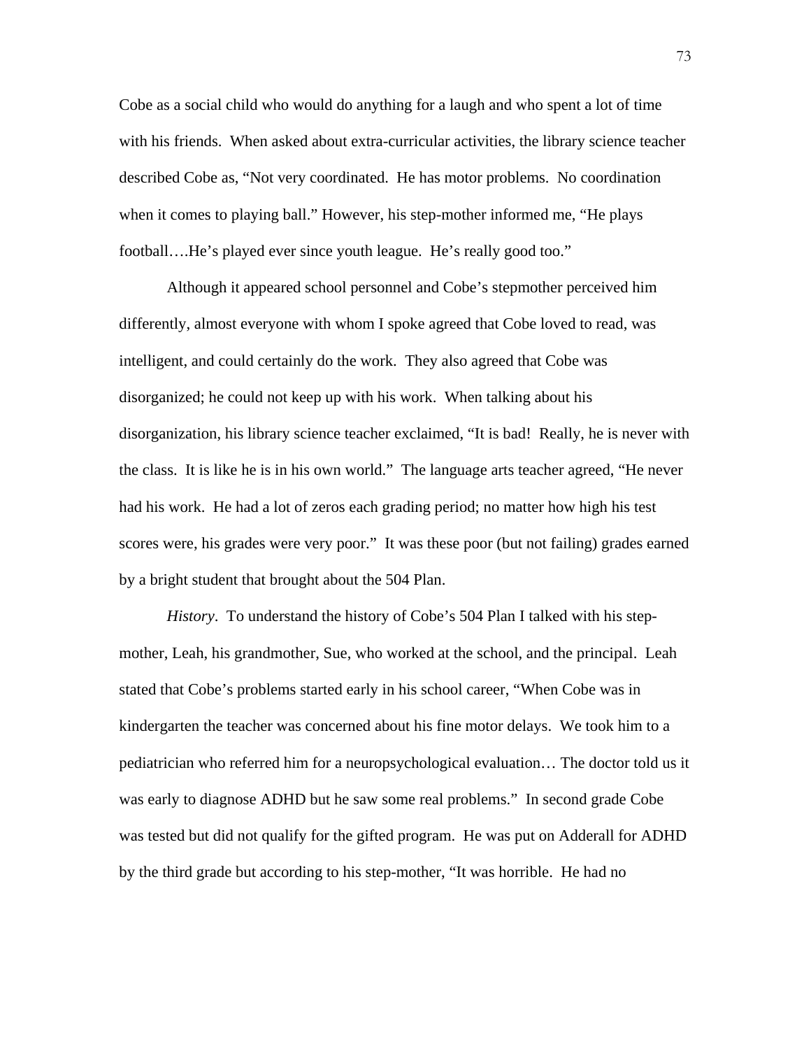Cobe as a social child who would do anything for a laugh and who spent a lot of time with his friends. When asked about extra-curricular activities, the library science teacher described Cobe as, "Not very coordinated. He has motor problems. No coordination when it comes to playing ball." However, his step-mother informed me, "He plays football….He's played ever since youth league. He's really good too."

Although it appeared school personnel and Cobe's stepmother perceived him differently, almost everyone with whom I spoke agreed that Cobe loved to read, was intelligent, and could certainly do the work. They also agreed that Cobe was disorganized; he could not keep up with his work. When talking about his disorganization, his library science teacher exclaimed, "It is bad! Really, he is never with the class. It is like he is in his own world." The language arts teacher agreed, "He never had his work. He had a lot of zeros each grading period; no matter how high his test scores were, his grades were very poor." It was these poor (but not failing) grades earned by a bright student that brought about the 504 Plan.

*History*. To understand the history of Cobe's 504 Plan I talked with his step-mother, Leah, his grandmother, Sue, who worked at the school, and the principal. Leah stated that Cobe's problems started early in his school career, "When Cobe was in kindergarten the teacher was concerned about his fine motor delays. We took him to a pediatrician who referred him for a neuropsychological evaluation… The doctor told us it was early to diagnose ADHD but he saw some real problems." In second grade Cobe was tested but did not qualify for the gifted program. He was put on Adderall for ADHD by the third grade but according to his step-mother, "It was horrible. He had no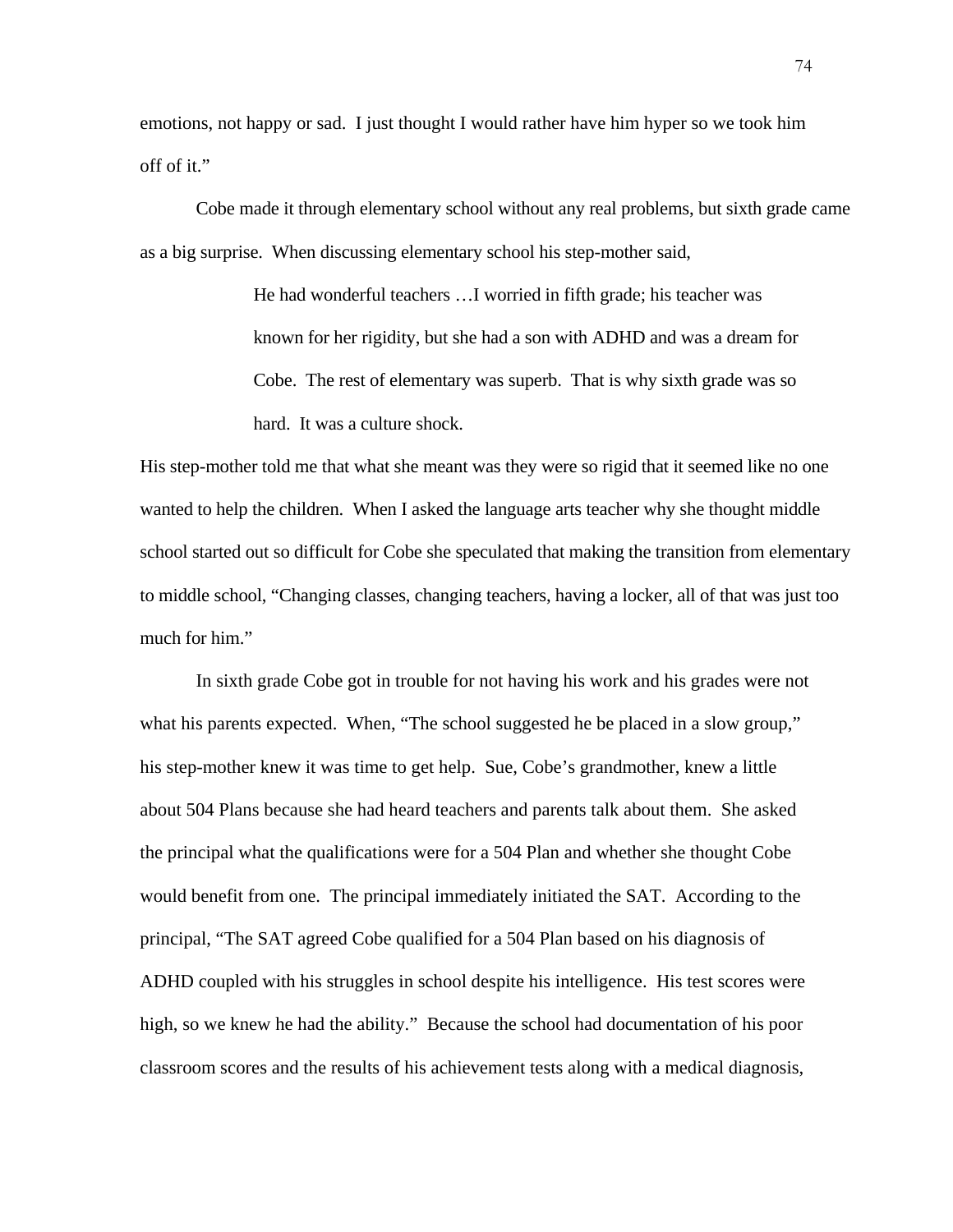emotions, not happy or sad. I just thought I would rather have him hyper so we took him off of it."

Cobe made it through elementary school without any real problems, but sixth grade came as a big surprise. When discussing elementary school his step-mother said,

> He had wonderful teachers …I worried in fifth grade; his teacher was known for her rigidity, but she had a son with ADHD and was a dream for Cobe. The rest of elementary was superb. That is why sixth grade was so hard. It was a culture shock.

His step-mother told me that what she meant was they were so rigid that it seemed like no one wanted to help the children. When I asked the language arts teacher why she thought middle school started out so difficult for Cobe she speculated that making the transition from elementary to middle school, "Changing classes, changing teachers, having a locker, all of that was just too much for him."

In sixth grade Cobe got in trouble for not having his work and his grades were not what his parents expected. When, "The school suggested he be placed in a slow group," his step-mother knew it was time to get help. Sue, Cobe's grandmother, knew a little about 504 Plans because she had heard teachers and parents talk about them. She asked the principal what the qualifications were for a 504 Plan and whether she thought Cobe would benefit from one. The principal immediately initiated the SAT. According to the principal, "The SAT agreed Cobe qualified for a 504 Plan based on his diagnosis of ADHD coupled with his struggles in school despite his intelligence. His test scores were high, so we knew he had the ability." Because the school had documentation of his poor classroom scores and the results of his achievement tests along with a medical diagnosis,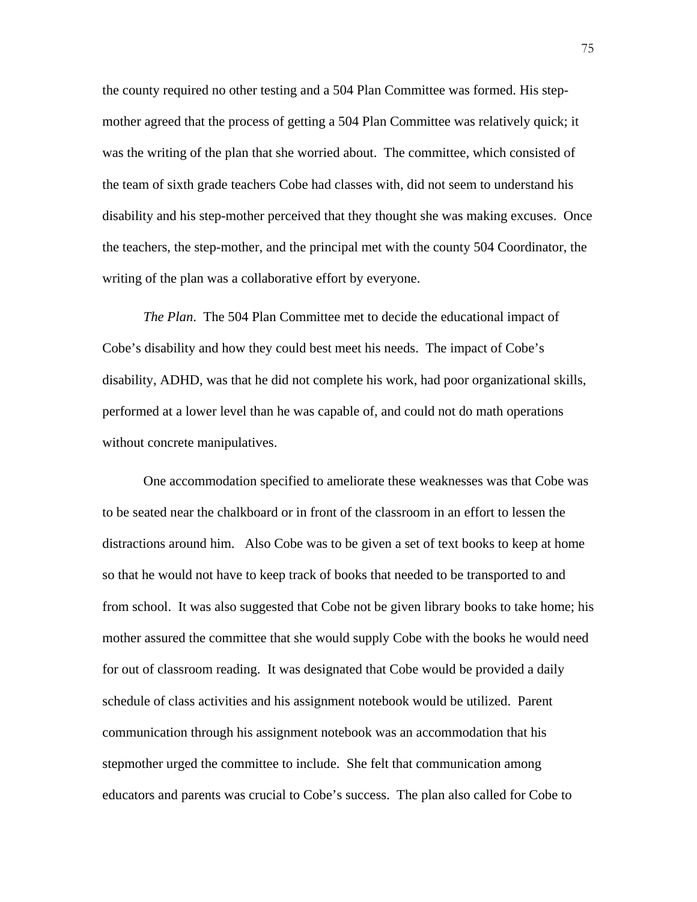the county required no other testing and a 504 Plan Committee was formed. His step-mother agreed that the process of getting a 504 Plan Committee was relatively quick; it was the writing of the plan that she worried about. The committee, which consisted of the team of sixth grade teachers Cobe had classes with, did not seem to understand his disability and his step-mother perceived that they thought she was making excuses. Once the teachers, the step-mother, and the principal met with the county 504 Coordinator, the writing of the plan was a collaborative effort by everyone.

*The Plan*. The 504 Plan Committee met to decide the educational impact of Cobe's disability and how they could best meet his needs. The impact of Cobe's disability, ADHD, was that he did not complete his work, had poor organizational skills, performed at a lower level than he was capable of, and could not do math operations without concrete manipulatives.

One accommodation specified to ameliorate these weaknesses was that Cobe was to be seated near the chalkboard or in front of the classroom in an effort to lessen the distractions around him. Also Cobe was to be given a set of text books to keep at home so that he would not have to keep track of books that needed to be transported to and from school. It was also suggested that Cobe not be given library books to take home; his mother assured the committee that she would supply Cobe with the books he would need for out of classroom reading. It was designated that Cobe would be provided a daily schedule of class activities and his assignment notebook would be utilized. Parent communication through his assignment notebook was an accommodation that his stepmother urged the committee to include. She felt that communication among educators and parents was crucial to Cobe's success. The plan also called for Cobe to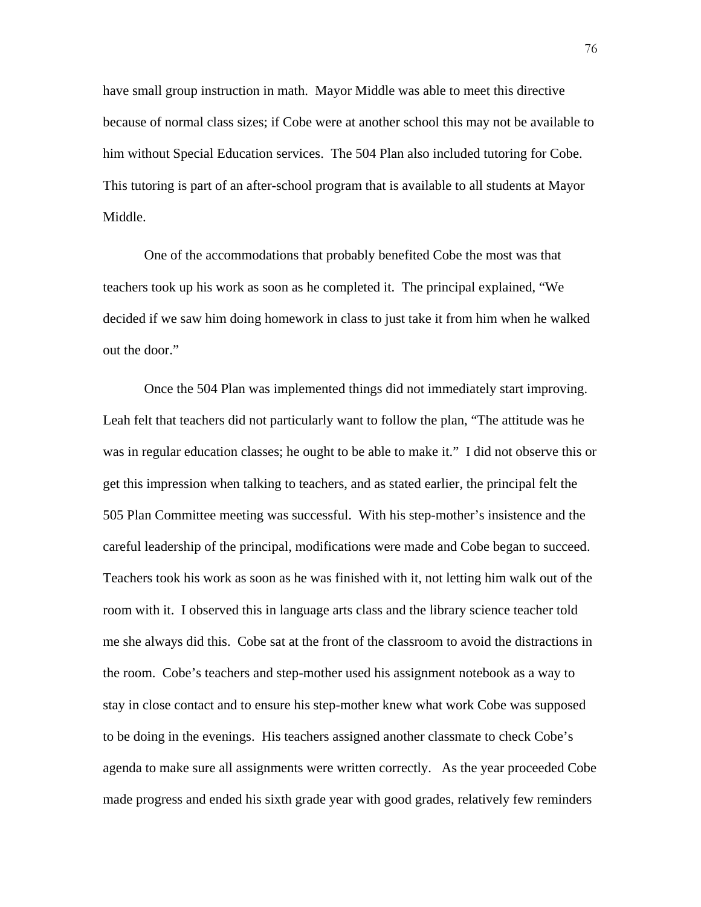have small group instruction in math. Mayor Middle was able to meet this directive because of normal class sizes; if Cobe were at another school this may not be available to him without Special Education services. The 504 Plan also included tutoring for Cobe. This tutoring is part of an after-school program that is available to all students at Mayor Middle.

One of the accommodations that probably benefited Cobe the most was that teachers took up his work as soon as he completed it. The principal explained, "We decided if we saw him doing homework in class to just take it from him when he walked out the door."

Once the 504 Plan was implemented things did not immediately start improving. Leah felt that teachers did not particularly want to follow the plan, "The attitude was he was in regular education classes; he ought to be able to make it." I did not observe this or get this impression when talking to teachers, and as stated earlier, the principal felt the 505 Plan Committee meeting was successful. With his step-mother's insistence and the careful leadership of the principal, modifications were made and Cobe began to succeed. Teachers took his work as soon as he was finished with it, not letting him walk out of the room with it. I observed this in language arts class and the library science teacher told me she always did this. Cobe sat at the front of the classroom to avoid the distractions in the room. Cobe's teachers and step-mother used his assignment notebook as a way to stay in close contact and to ensure his step-mother knew what work Cobe was supposed to be doing in the evenings. His teachers assigned another classmate to check Cobe's agenda to make sure all assignments were written correctly. As the year proceeded Cobe made progress and ended his sixth grade year with good grades, relatively few reminders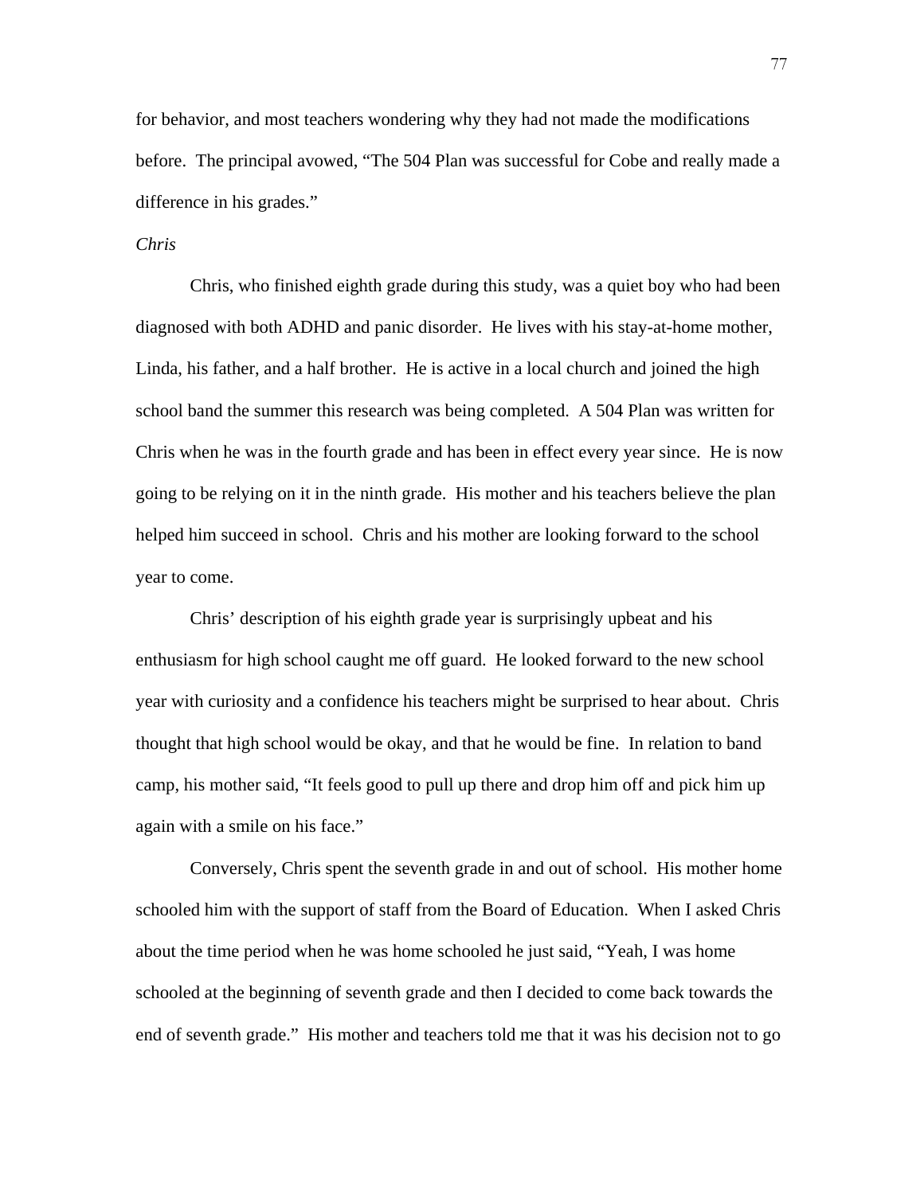for behavior, and most teachers wondering why they had not made the modifications before. The principal avowed, "The 504 Plan was successful for Cobe and really made a difference in his grades."

*Chris*

Chris, who finished eighth grade during this study, was a quiet boy who had been diagnosed with both ADHD and panic disorder. He lives with his stay-at-home mother, Linda, his father, and a half brother. He is active in a local church and joined the high school band the summer this research was being completed. A 504 Plan was written for Chris when he was in the fourth grade and has been in effect every year since. He is now going to be relying on it in the ninth grade. His mother and his teachers believe the plan helped him succeed in school. Chris and his mother are looking forward to the school year to come.

Chris' description of his eighth grade year is surprisingly upbeat and his enthusiasm for high school caught me off guard. He looked forward to the new school year with curiosity and a confidence his teachers might be surprised to hear about. Chris thought that high school would be okay, and that he would be fine. In relation to band camp, his mother said, "It feels good to pull up there and drop him off and pick him up again with a smile on his face."

Conversely, Chris spent the seventh grade in and out of school. His mother home schooled him with the support of staff from the Board of Education. When I asked Chris about the time period when he was home schooled he just said, "Yeah, I was home schooled at the beginning of seventh grade and then I decided to come back towards the end of seventh grade." His mother and teachers told me that it was his decision not to go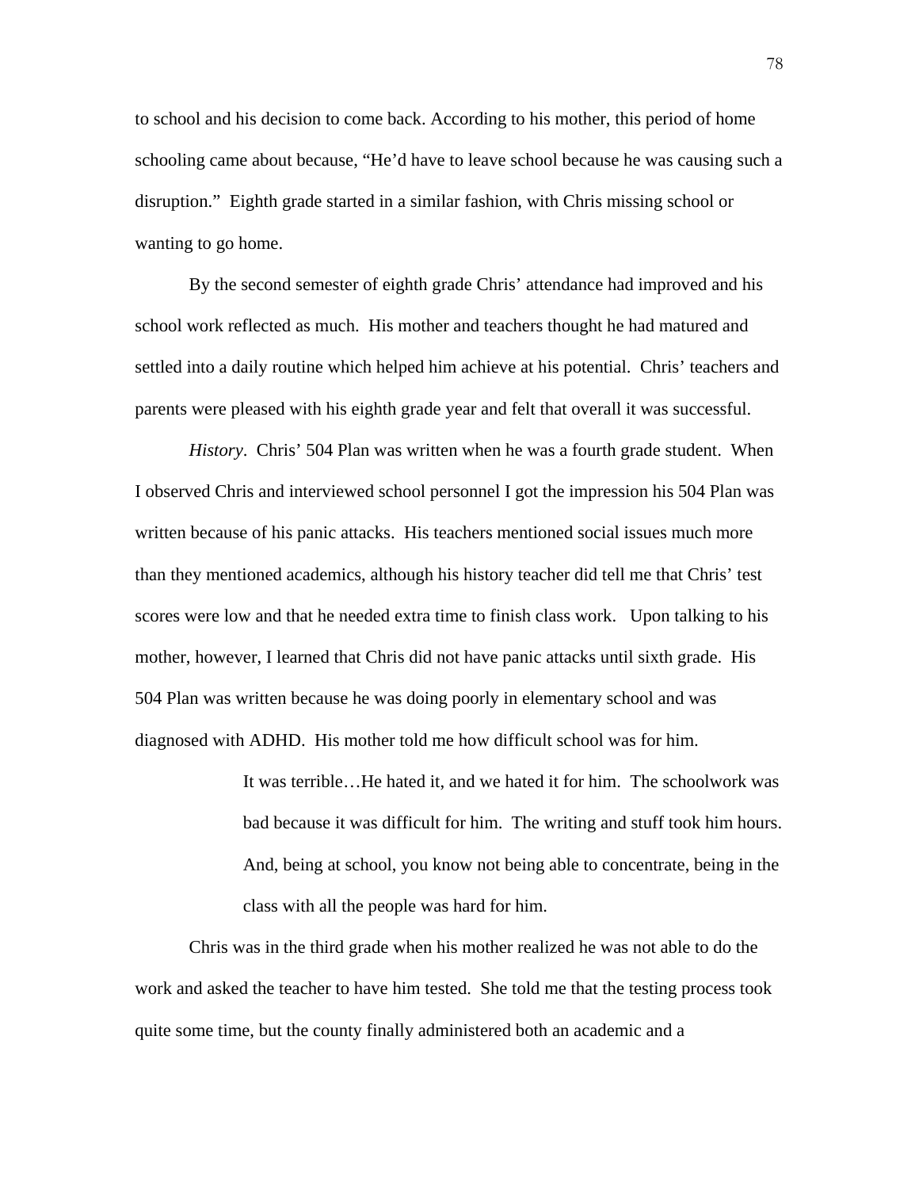to school and his decision to come back. According to his mother, this period of home schooling came about because, "He'd have to leave school because he was causing such a disruption." Eighth grade started in a similar fashion, with Chris missing school or wanting to go home.

By the second semester of eighth grade Chris' attendance had improved and his school work reflected as much. His mother and teachers thought he had matured and settled into a daily routine which helped him achieve at his potential. Chris' teachers and parents were pleased with his eighth grade year and felt that overall it was successful.

*History*. Chris' 504 Plan was written when he was a fourth grade student. When I observed Chris and interviewed school personnel I got the impression his 504 Plan was written because of his panic attacks. His teachers mentioned social issues much more than they mentioned academics, although his history teacher did tell me that Chris' test scores were low and that he needed extra time to finish class work. Upon talking to his mother, however, I learned that Chris did not have panic attacks until sixth grade. His 504 Plan was written because he was doing poorly in elementary school and was diagnosed with ADHD. His mother told me how difficult school was for him.

> It was terrible…He hated it, and we hated it for him. The schoolwork was bad because it was difficult for him. The writing and stuff took him hours. And, being at school, you know not being able to concentrate, being in the class with all the people was hard for him.

Chris was in the third grade when his mother realized he was not able to do the work and asked the teacher to have him tested. She told me that the testing process took quite some time, but the county finally administered both an academic and a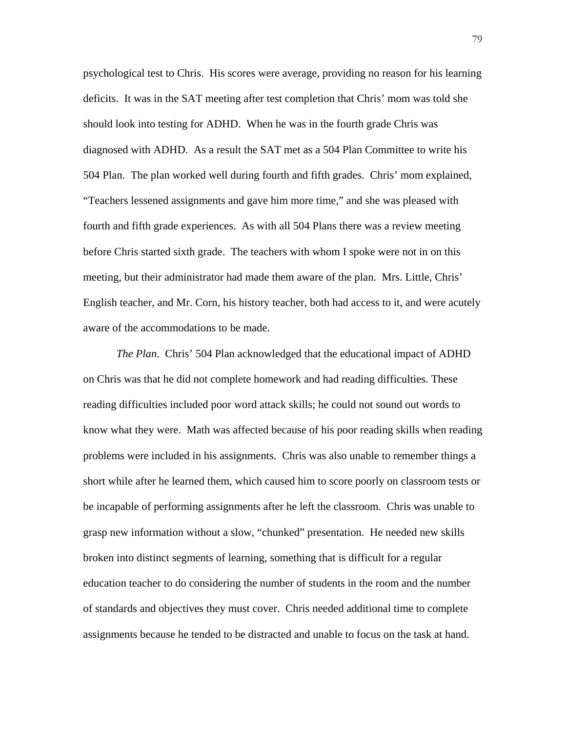psychological test to Chris. His scores were average, providing no reason for his learning deficits. It was in the SAT meeting after test completion that Chris' mom was told she should look into testing for ADHD. When he was in the fourth grade Chris was diagnosed with ADHD. As a result the SAT met as a 504 Plan Committee to write his 504 Plan. The plan worked well during fourth and fifth grades. Chris' mom explained, "Teachers lessened assignments and gave him more time," and she was pleased with fourth and fifth grade experiences. As with all 504 Plans there was a review meeting before Chris started sixth grade. The teachers with whom I spoke were not in on this meeting, but their administrator had made them aware of the plan. Mrs. Little, Chris' English teacher, and Mr. Corn, his history teacher, both had access to it, and were acutely aware of the accommodations to be made.

*The Plan*. Chris' 504 Plan acknowledged that the educational impact of ADHD on Chris was that he did not complete homework and had reading difficulties. These reading difficulties included poor word attack skills; he could not sound out words to know what they were. Math was affected because of his poor reading skills when reading problems were included in his assignments. Chris was also unable to remember things a short while after he learned them, which caused him to score poorly on classroom tests or be incapable of performing assignments after he left the classroom. Chris was unable to grasp new information without a slow, "chunked" presentation. He needed new skills broken into distinct segments of learning, something that is difficult for a regular education teacher to do considering the number of students in the room and the number of standards and objectives they must cover. Chris needed additional time to complete assignments because he tended to be distracted and unable to focus on the task at hand.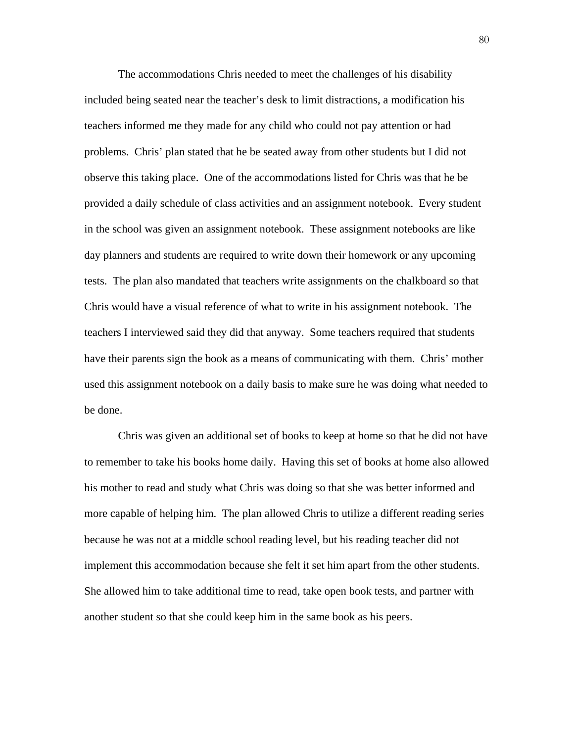The accommodations Chris needed to meet the challenges of his disability included being seated near the teacher's desk to limit distractions, a modification his teachers informed me they made for any child who could not pay attention or had problems. Chris' plan stated that he be seated away from other students but I did not observe this taking place. One of the accommodations listed for Chris was that he be provided a daily schedule of class activities and an assignment notebook. Every student in the school was given an assignment notebook. These assignment notebooks are like day planners and students are required to write down their homework or any upcoming tests. The plan also mandated that teachers write assignments on the chalkboard so that Chris would have a visual reference of what to write in his assignment notebook. The teachers I interviewed said they did that anyway. Some teachers required that students have their parents sign the book as a means of communicating with them. Chris' mother used this assignment notebook on a daily basis to make sure he was doing what needed to be done.

Chris was given an additional set of books to keep at home so that he did not have to remember to take his books home daily. Having this set of books at home also allowed his mother to read and study what Chris was doing so that she was better informed and more capable of helping him. The plan allowed Chris to utilize a different reading series because he was not at a middle school reading level, but his reading teacher did not implement this accommodation because she felt it set him apart from the other students. She allowed him to take additional time to read, take open book tests, and partner with another student so that she could keep him in the same book as his peers.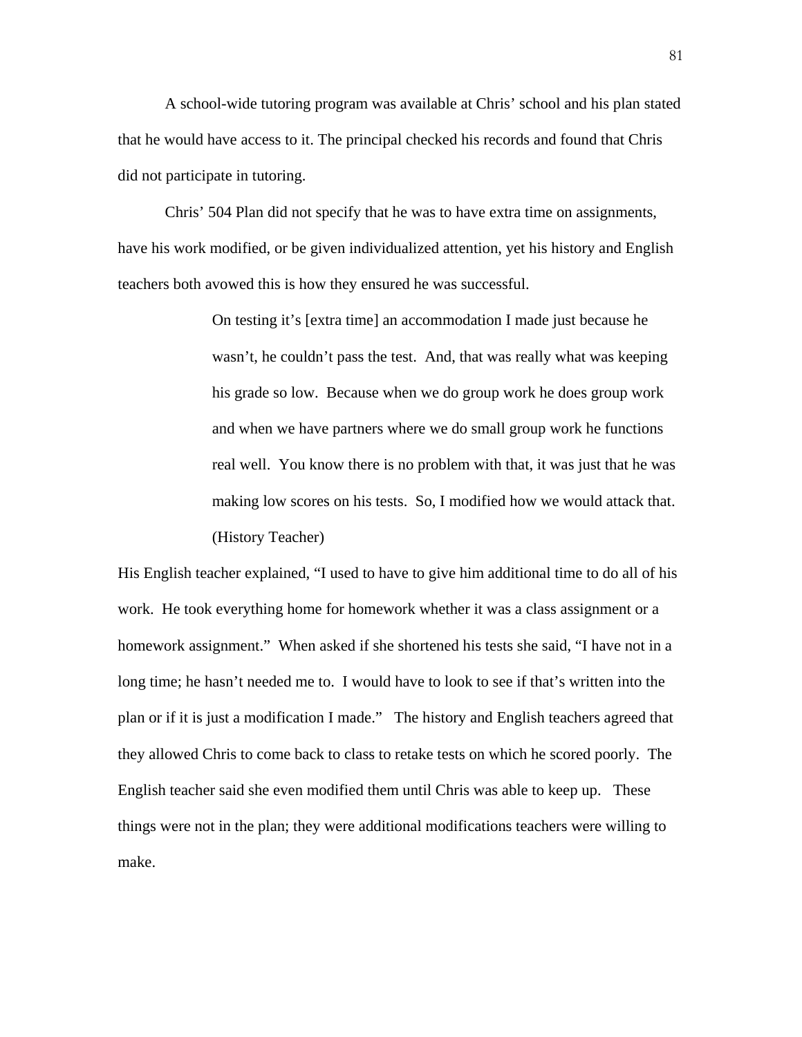A school-wide tutoring program was available at Chris' school and his plan stated that he would have access to it. The principal checked his records and found that Chris did not participate in tutoring.

Chris' 504 Plan did not specify that he was to have extra time on assignments, have his work modified, or be given individualized attention, yet his history and English teachers both avowed this is how they ensured he was successful.

> On testing it's [extra time] an accommodation I made just because he wasn't, he couldn't pass the test. And, that was really what was keeping his grade so low. Because when we do group work he does group work and when we have partners where we do small group work he functions real well. You know there is no problem with that, it was just that he was making low scores on his tests. So, I modified how we would attack that. (History Teacher)

His English teacher explained, "I used to have to give him additional time to do all of his work. He took everything home for homework whether it was a class assignment or a homework assignment." When asked if she shortened his tests she said, "I have not in a long time; he hasn't needed me to. I would have to look to see if that's written into the plan or if it is just a modification I made." The history and English teachers agreed that they allowed Chris to come back to class to retake tests on which he scored poorly. The English teacher said she even modified them until Chris was able to keep up. These things were not in the plan; they were additional modifications teachers were willing to make.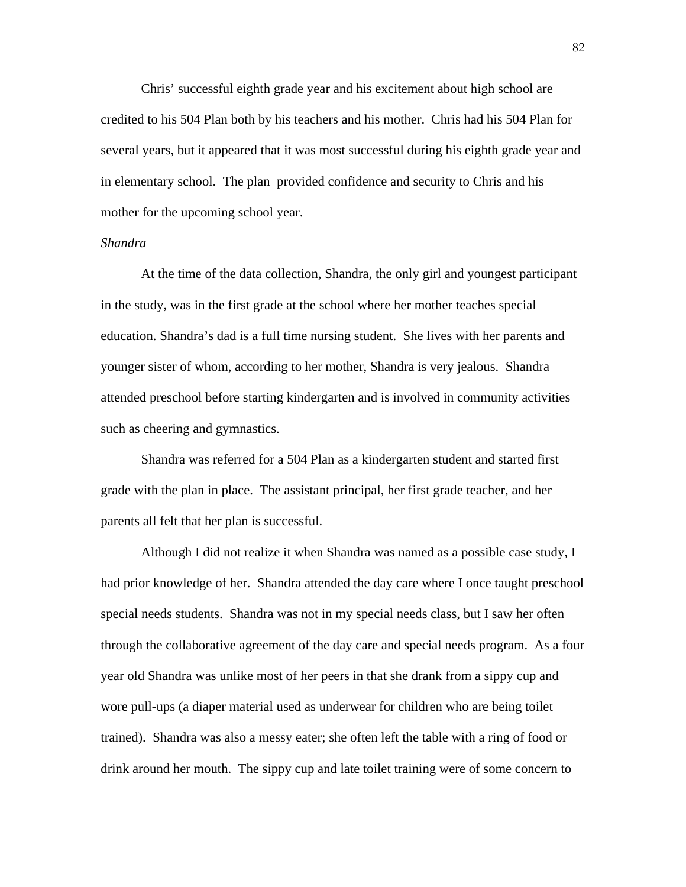Chris' successful eighth grade year and his excitement about high school are credited to his 504 Plan both by his teachers and his mother. Chris had his 504 Plan for several years, but it appeared that it was most successful during his eighth grade year and in elementary school. The plan provided confidence and security to Chris and his mother for the upcoming school year.

*Shandra*

At the time of the data collection, Shandra, the only girl and youngest participant in the study, was in the first grade at the school where her mother teaches special education. Shandra's dad is a full time nursing student. She lives with her parents and younger sister of whom, according to her mother, Shandra is very jealous. Shandra attended preschool before starting kindergarten and is involved in community activities such as cheering and gymnastics.

Shandra was referred for a 504 Plan as a kindergarten student and started first grade with the plan in place. The assistant principal, her first grade teacher, and her parents all felt that her plan is successful.

Although I did not realize it when Shandra was named as a possible case study, I had prior knowledge of her. Shandra attended the day care where I once taught preschool special needs students. Shandra was not in my special needs class, but I saw her often through the collaborative agreement of the day care and special needs program. As a four year old Shandra was unlike most of her peers in that she drank from a sippy cup and wore pull-ups (a diaper material used as underwear for children who are being toilet trained). Shandra was also a messy eater; she often left the table with a ring of food or drink around her mouth. The sippy cup and late toilet training were of some concern to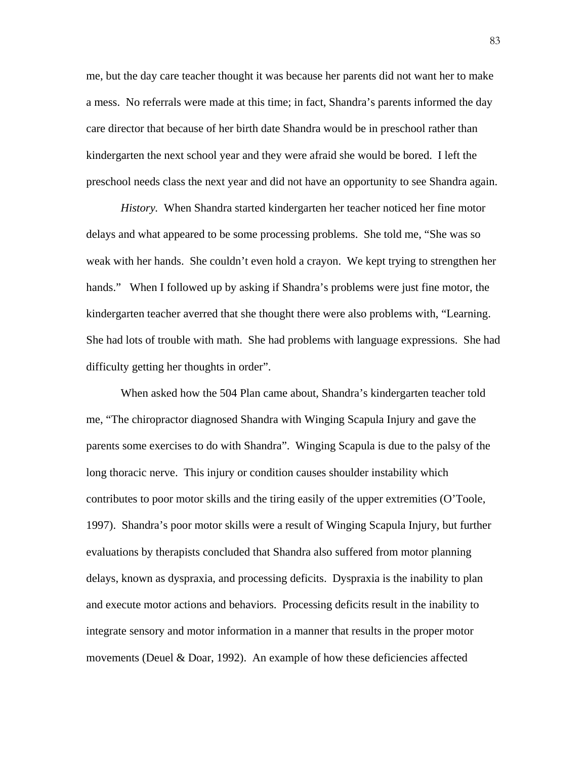me, but the day care teacher thought it was because her parents did not want her to make a mess. No referrals were made at this time; in fact, Shandra's parents informed the day care director that because of her birth date Shandra would be in preschool rather than kindergarten the next school year and they were afraid she would be bored. I left the preschool needs class the next year and did not have an opportunity to see Shandra again.

*History.* When Shandra started kindergarten her teacher noticed her fine motor delays and what appeared to be some processing problems. She told me, "She was so weak with her hands. She couldn't even hold a crayon. We kept trying to strengthen her hands." When I followed up by asking if Shandra's problems were just fine motor, the kindergarten teacher averred that she thought there were also problems with, "Learning. She had lots of trouble with math. She had problems with language expressions. She had difficulty getting her thoughts in order".

When asked how the 504 Plan came about, Shandra's kindergarten teacher told me, "The chiropractor diagnosed Shandra with Winging Scapula Injury and gave the parents some exercises to do with Shandra". Winging Scapula is due to the palsy of the long thoracic nerve. This injury or condition causes shoulder instability which contributes to poor motor skills and the tiring easily of the upper extremities (O'Toole, 1997). Shandra's poor motor skills were a result of Winging Scapula Injury, but further evaluations by therapists concluded that Shandra also suffered from motor planning delays, known as dyspraxia, and processing deficits. Dyspraxia is the inability to plan and execute motor actions and behaviors. Processing deficits result in the inability to integrate sensory and motor information in a manner that results in the proper motor movements (Deuel & Doar, 1992). An example of how these deficiencies affected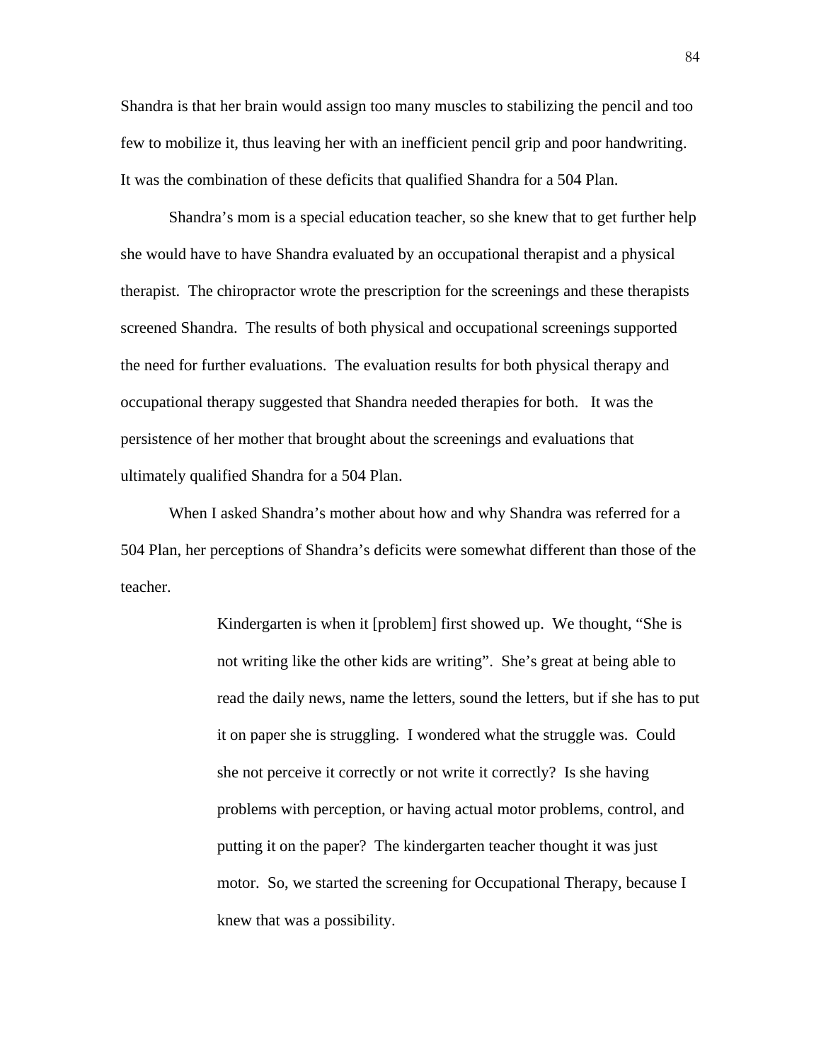Shandra is that her brain would assign too many muscles to stabilizing the pencil and too few to mobilize it, thus leaving her with an inefficient pencil grip and poor handwriting. It was the combination of these deficits that qualified Shandra for a 504 Plan.

Shandra's mom is a special education teacher, so she knew that to get further help she would have to have Shandra evaluated by an occupational therapist and a physical therapist. The chiropractor wrote the prescription for the screenings and these therapists screened Shandra. The results of both physical and occupational screenings supported the need for further evaluations. The evaluation results for both physical therapy and occupational therapy suggested that Shandra needed therapies for both. It was the persistence of her mother that brought about the screenings and evaluations that ultimately qualified Shandra for a 504 Plan.

When I asked Shandra's mother about how and why Shandra was referred for a 504 Plan, her perceptions of Shandra's deficits were somewhat different than those of the teacher.

> Kindergarten is when it [problem] first showed up. We thought, "She is not writing like the other kids are writing". She's great at being able to read the daily news, name the letters, sound the letters, but if she has to put it on paper she is struggling. I wondered what the struggle was. Could she not perceive it correctly or not write it correctly? Is she having problems with perception, or having actual motor problems, control, and putting it on the paper? The kindergarten teacher thought it was just motor. So, we started the screening for Occupational Therapy, because I knew that was a possibility.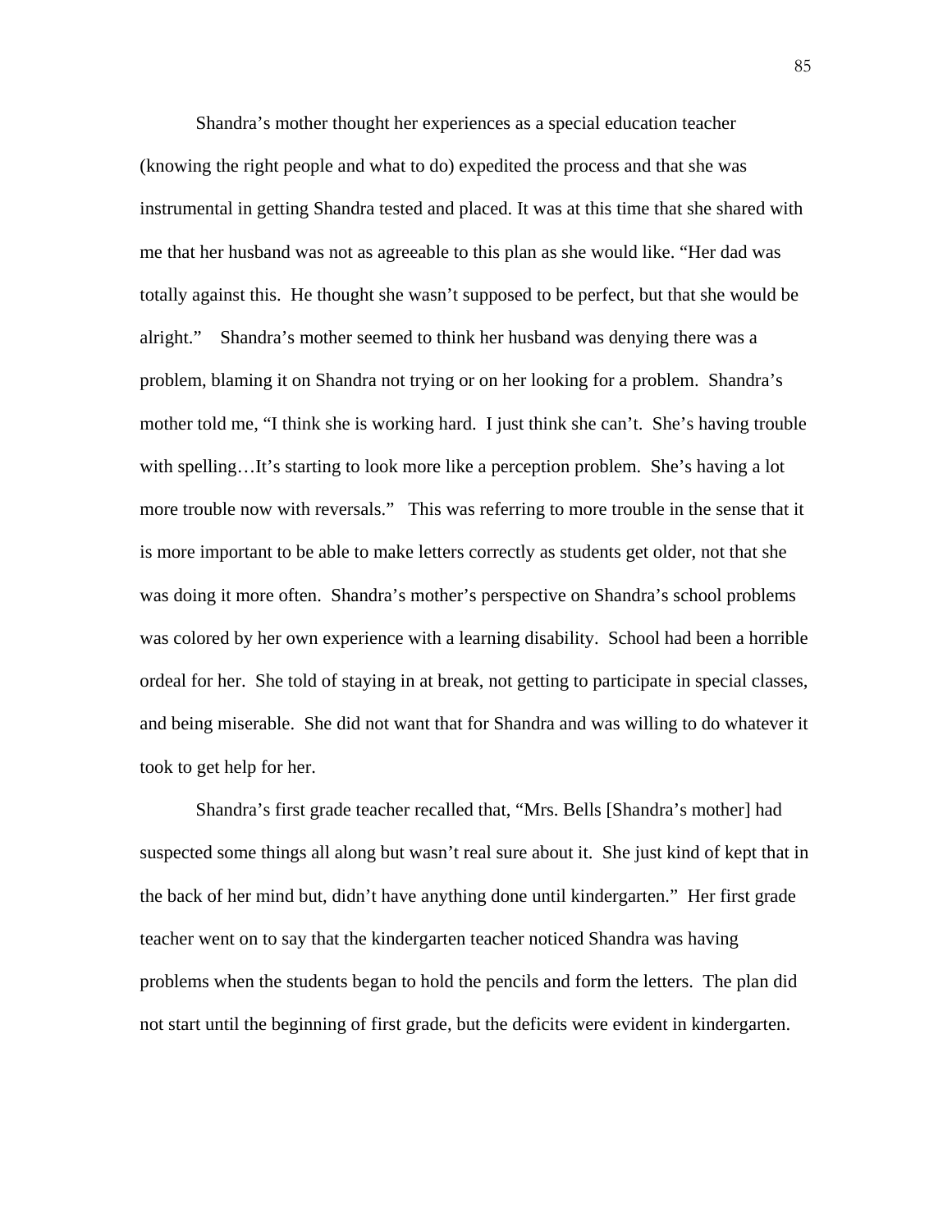Shandra's mother thought her experiences as a special education teacher (knowing the right people and what to do) expedited the process and that she was instrumental in getting Shandra tested and placed. It was at this time that she shared with me that her husband was not as agreeable to this plan as she would like. "Her dad was totally against this. He thought she wasn't supposed to be perfect, but that she would be alright." Shandra's mother seemed to think her husband was denying there was a problem, blaming it on Shandra not trying or on her looking for a problem. Shandra's mother told me, "I think she is working hard. I just think she can't. She's having trouble with spelling…It's starting to look more like a perception problem. She's having a lot more trouble now with reversals." This was referring to more trouble in the sense that it is more important to be able to make letters correctly as students get older, not that she was doing it more often. Shandra's mother's perspective on Shandra's school problems was colored by her own experience with a learning disability. School had been a horrible ordeal for her. She told of staying in at break, not getting to participate in special classes, and being miserable. She did not want that for Shandra and was willing to do whatever it took to get help for her.

Shandra's first grade teacher recalled that, "Mrs. Bells [Shandra's mother] had suspected some things all along but wasn't real sure about it. She just kind of kept that in the back of her mind but, didn't have anything done until kindergarten." Her first grade teacher went on to say that the kindergarten teacher noticed Shandra was having problems when the students began to hold the pencils and form the letters. The plan did not start until the beginning of first grade, but the deficits were evident in kindergarten.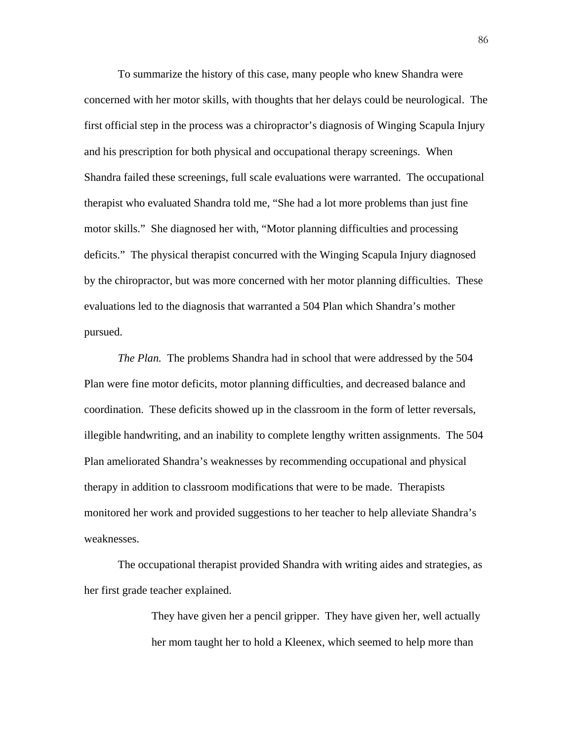To summarize the history of this case, many people who knew Shandra were concerned with her motor skills, with thoughts that her delays could be neurological. The first official step in the process was a chiropractor's diagnosis of Winging Scapula Injury and his prescription for both physical and occupational therapy screenings. When Shandra failed these screenings, full scale evaluations were warranted. The occupational therapist who evaluated Shandra told me, "She had a lot more problems than just fine motor skills." She diagnosed her with, "Motor planning difficulties and processing deficits." The physical therapist concurred with the Winging Scapula Injury diagnosed by the chiropractor, but was more concerned with her motor planning difficulties. These evaluations led to the diagnosis that warranted a 504 Plan which Shandra's mother pursued.

*The Plan.* The problems Shandra had in school that were addressed by the 504 Plan were fine motor deficits, motor planning difficulties, and decreased balance and coordination. These deficits showed up in the classroom in the form of letter reversals, illegible handwriting, and an inability to complete lengthy written assignments. The 504 Plan ameliorated Shandra's weaknesses by recommending occupational and physical therapy in addition to classroom modifications that were to be made. Therapists monitored her work and provided suggestions to her teacher to help alleviate Shandra's weaknesses.

The occupational therapist provided Shandra with writing aides and strategies, as her first grade teacher explained.

> They have given her a pencil gripper. They have given her, well actually her mom taught her to hold a Kleenex, which seemed to help more than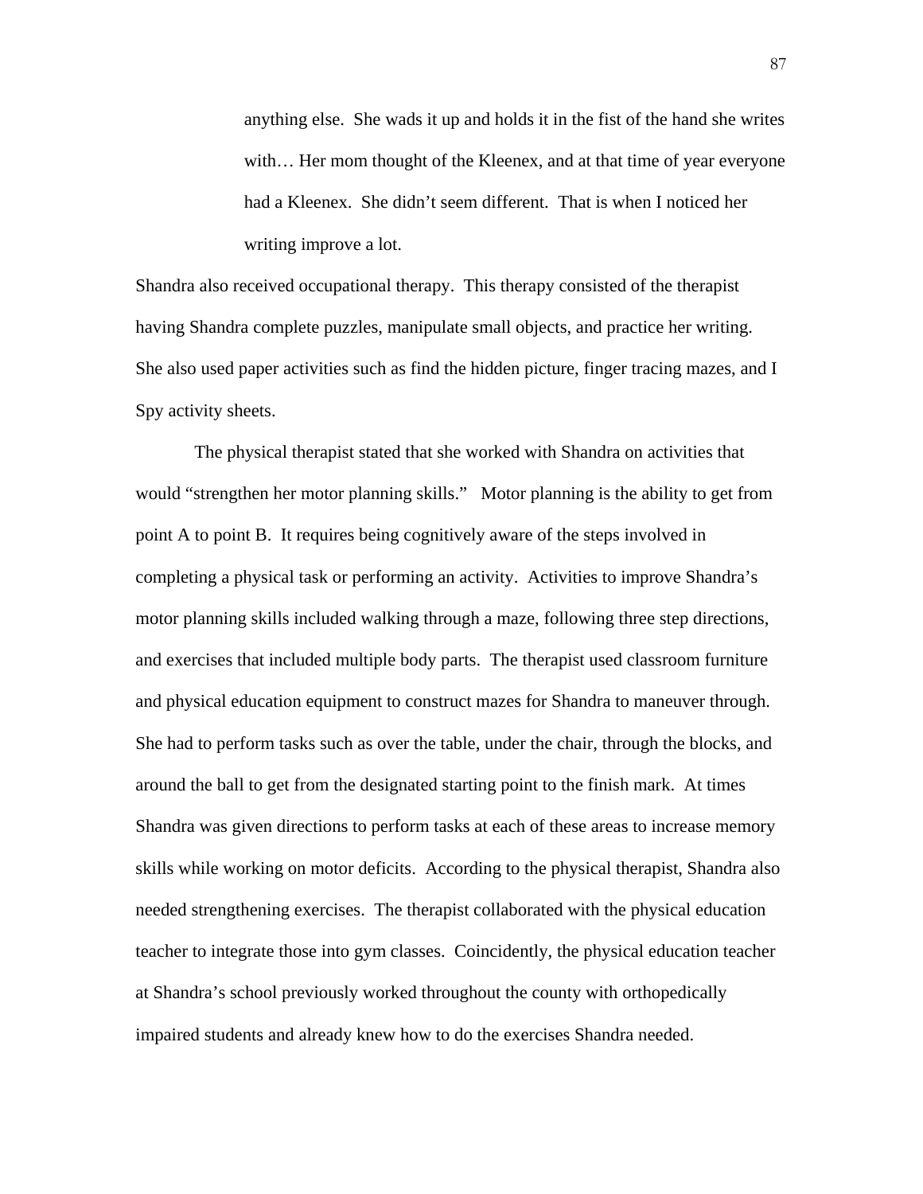> anything else. She wads it up and holds it in the fist of the hand she writes with… Her mom thought of the Kleenex, and at that time of year everyone had a Kleenex. She didn't seem different. That is when I noticed her writing improve a lot.

Shandra also received occupational therapy. This therapy consisted of the therapist having Shandra complete puzzles, manipulate small objects, and practice her writing. She also used paper activities such as find the hidden picture, finger tracing mazes, and I Spy activity sheets.

The physical therapist stated that she worked with Shandra on activities that would "strengthen her motor planning skills." Motor planning is the ability to get from point A to point B. It requires being cognitively aware of the steps involved in completing a physical task or performing an activity. Activities to improve Shandra's motor planning skills included walking through a maze, following three step directions, and exercises that included multiple body parts. The therapist used classroom furniture and physical education equipment to construct mazes for Shandra to maneuver through. She had to perform tasks such as over the table, under the chair, through the blocks, and around the ball to get from the designated starting point to the finish mark. At times Shandra was given directions to perform tasks at each of these areas to increase memory skills while working on motor deficits. According to the physical therapist, Shandra also needed strengthening exercises. The therapist collaborated with the physical education teacher to integrate those into gym classes. Coincidently, the physical education teacher at Shandra's school previously worked throughout the county with orthopedically impaired students and already knew how to do the exercises Shandra needed.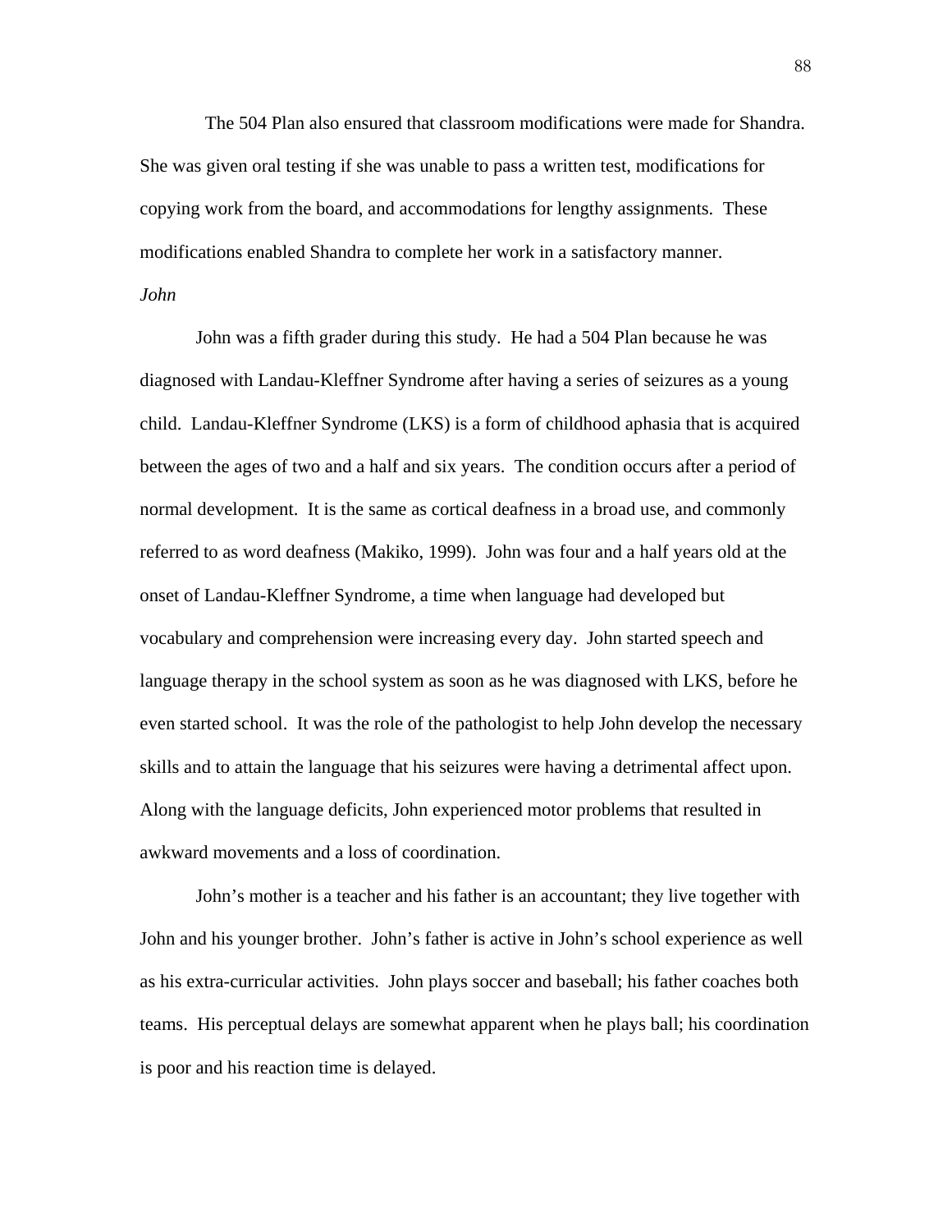The 504 Plan also ensured that classroom modifications were made for Shandra. She was given oral testing if she was unable to pass a written test, modifications for copying work from the board, and accommodations for lengthy assignments. These modifications enabled Shandra to complete her work in a satisfactory manner.

*John*

John was a fifth grader during this study. He had a 504 Plan because he was diagnosed with Landau-Kleffner Syndrome after having a series of seizures as a young child. Landau-Kleffner Syndrome (LKS) is a form of childhood aphasia that is acquired between the ages of two and a half and six years. The condition occurs after a period of normal development. It is the same as cortical deafness in a broad use, and commonly referred to as word deafness (Makiko, 1999). John was four and a half years old at the onset of Landau-Kleffner Syndrome, a time when language had developed but vocabulary and comprehension were increasing every day. John started speech and language therapy in the school system as soon as he was diagnosed with LKS, before he even started school. It was the role of the pathologist to help John develop the necessary skills and to attain the language that his seizures were having a detrimental affect upon. Along with the language deficits, John experienced motor problems that resulted in awkward movements and a loss of coordination.

John's mother is a teacher and his father is an accountant; they live together with John and his younger brother. John's father is active in John's school experience as well as his extra-curricular activities. John plays soccer and baseball; his father coaches both teams. His perceptual delays are somewhat apparent when he plays ball; his coordination is poor and his reaction time is delayed.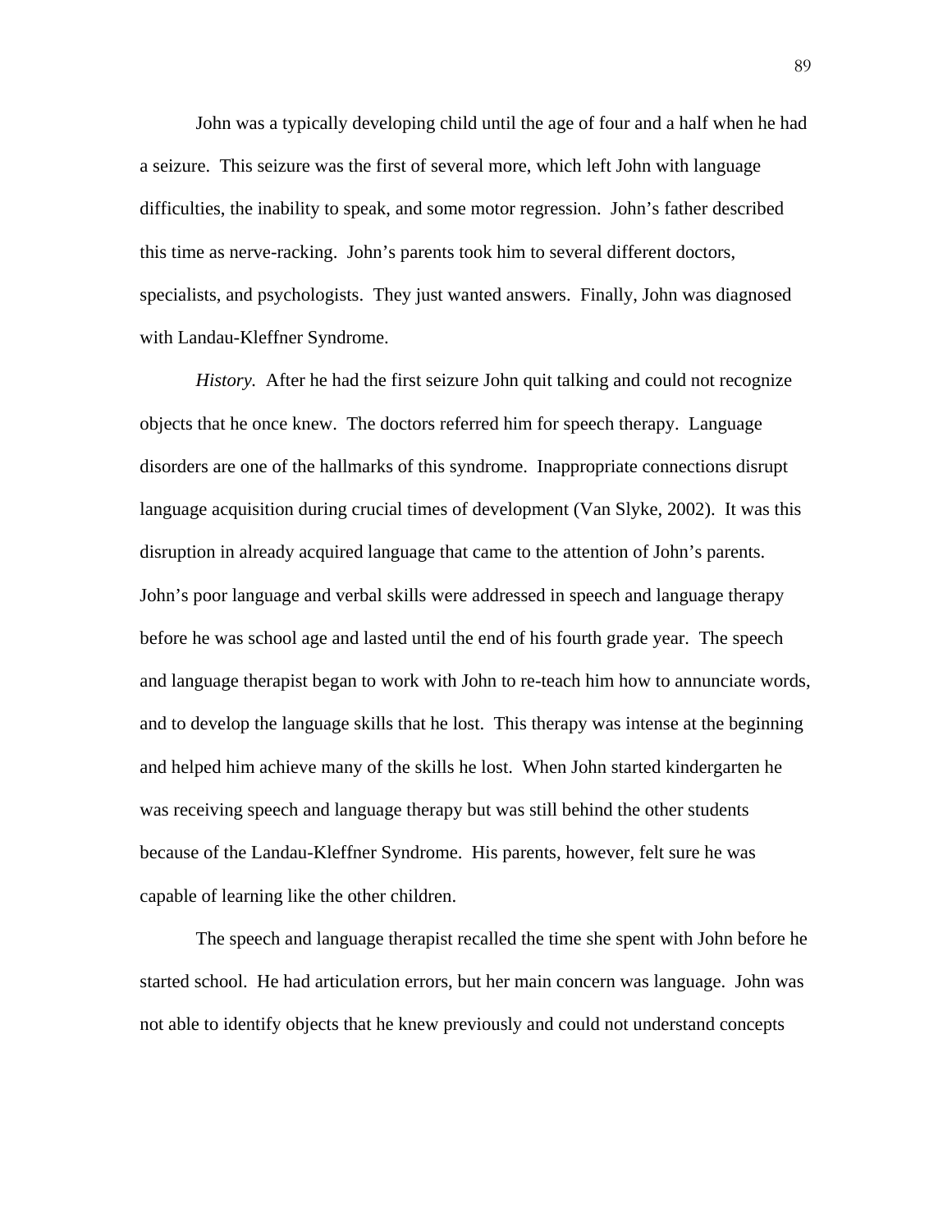John was a typically developing child until the age of four and a half when he had a seizure. This seizure was the first of several more, which left John with language difficulties, the inability to speak, and some motor regression. John's father described this time as nerve-racking. John's parents took him to several different doctors, specialists, and psychologists. They just wanted answers. Finally, John was diagnosed with Landau-Kleffner Syndrome.

*History.* After he had the first seizure John quit talking and could not recognize objects that he once knew. The doctors referred him for speech therapy. Language disorders are one of the hallmarks of this syndrome. Inappropriate connections disrupt language acquisition during crucial times of development (Van Slyke, 2002). It was this disruption in already acquired language that came to the attention of John's parents. John's poor language and verbal skills were addressed in speech and language therapy before he was school age and lasted until the end of his fourth grade year. The speech and language therapist began to work with John to re-teach him how to annunciate words, and to develop the language skills that he lost. This therapy was intense at the beginning and helped him achieve many of the skills he lost. When John started kindergarten he was receiving speech and language therapy but was still behind the other students because of the Landau-Kleffner Syndrome. His parents, however, felt sure he was capable of learning like the other children.

The speech and language therapist recalled the time she spent with John before he started school. He had articulation errors, but her main concern was language. John was not able to identify objects that he knew previously and could not understand concepts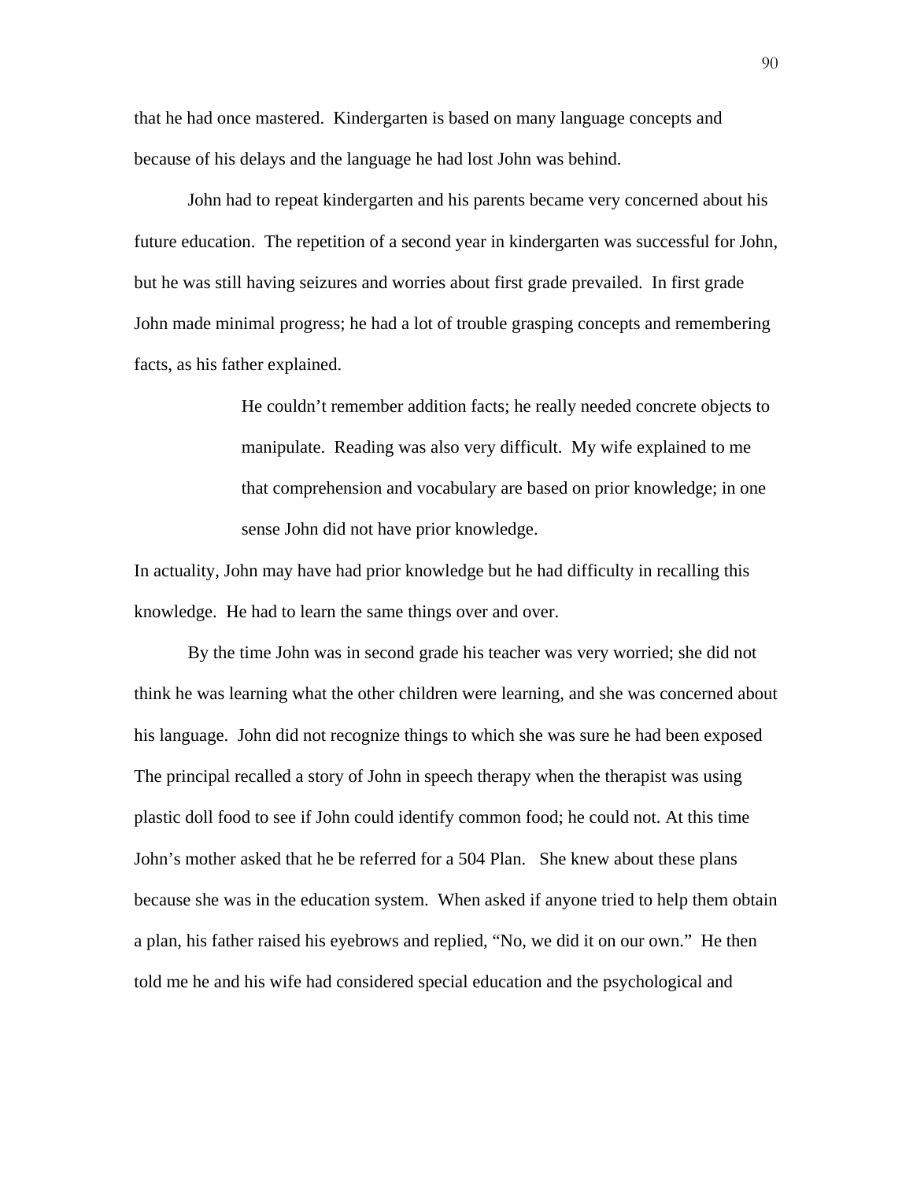that he had once mastered. Kindergarten is based on many language concepts and because of his delays and the language he had lost John was behind.

John had to repeat kindergarten and his parents became very concerned about his future education. The repetition of a second year in kindergarten was successful for John, but he was still having seizures and worries about first grade prevailed. In first grade John made minimal progress; he had a lot of trouble grasping concepts and remembering facts, as his father explained.

> He couldn't remember addition facts; he really needed concrete objects to manipulate. Reading was also very difficult. My wife explained to me that comprehension and vocabulary are based on prior knowledge; in one sense John did not have prior knowledge.

In actuality, John may have had prior knowledge but he had difficulty in recalling this knowledge. He had to learn the same things over and over.

By the time John was in second grade his teacher was very worried; she did not think he was learning what the other children were learning, and she was concerned about his language. John did not recognize things to which she was sure he had been exposed The principal recalled a story of John in speech therapy when the therapist was using plastic doll food to see if John could identify common food; he could not. At this time John's mother asked that he be referred for a 504 Plan. She knew about these plans because she was in the education system. When asked if anyone tried to help them obtain a plan, his father raised his eyebrows and replied, "No, we did it on our own." He then told me he and his wife had considered special education and the psychological and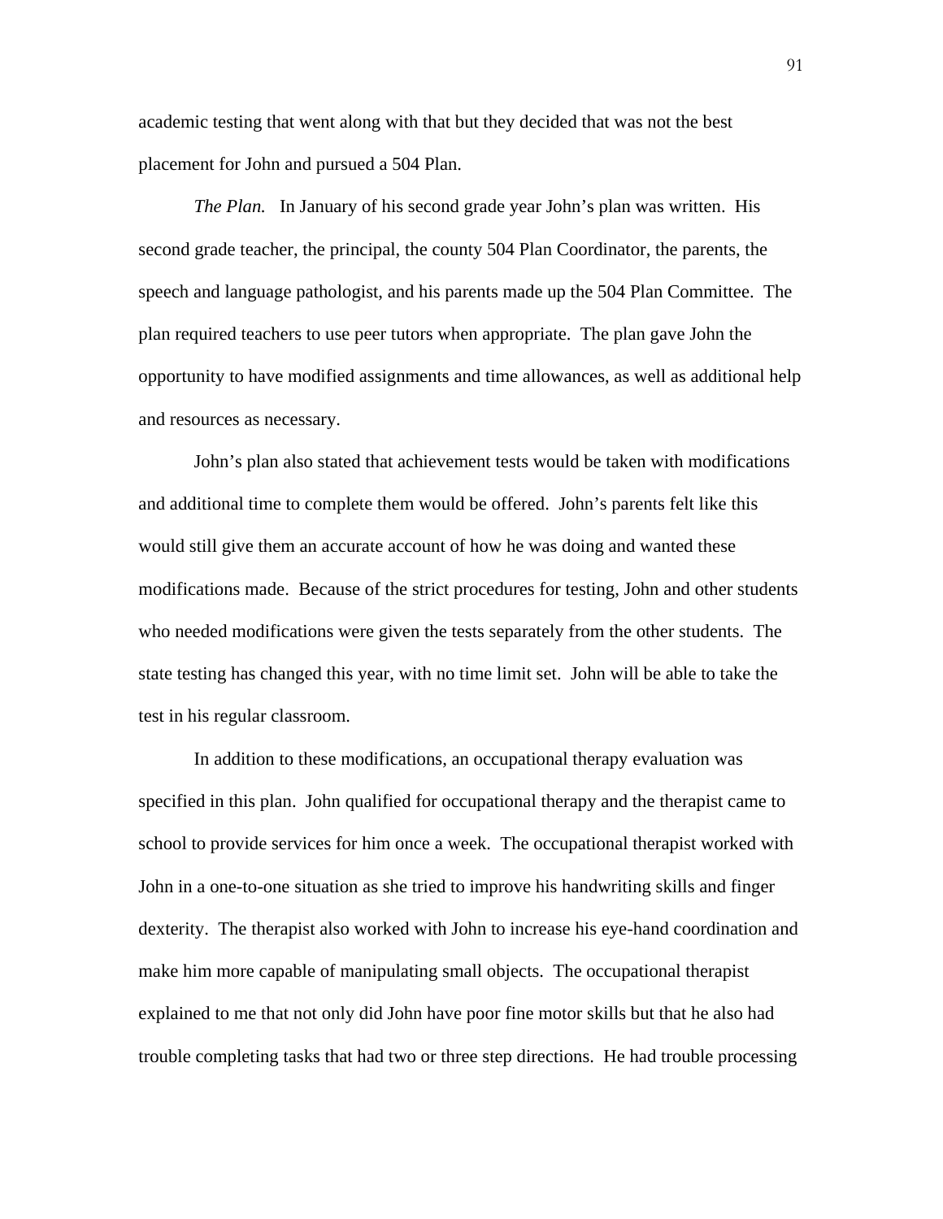academic testing that went along with that but they decided that was not the best placement for John and pursued a 504 Plan.

*The Plan.* In January of his second grade year John's plan was written. His second grade teacher, the principal, the county 504 Plan Coordinator, the parents, the speech and language pathologist, and his parents made up the 504 Plan Committee. The plan required teachers to use peer tutors when appropriate. The plan gave John the opportunity to have modified assignments and time allowances, as well as additional help and resources as necessary.

John's plan also stated that achievement tests would be taken with modifications and additional time to complete them would be offered. John's parents felt like this would still give them an accurate account of how he was doing and wanted these modifications made. Because of the strict procedures for testing, John and other students who needed modifications were given the tests separately from the other students. The state testing has changed this year, with no time limit set. John will be able to take the test in his regular classroom.

In addition to these modifications, an occupational therapy evaluation was specified in this plan. John qualified for occupational therapy and the therapist came to school to provide services for him once a week. The occupational therapist worked with John in a one-to-one situation as she tried to improve his handwriting skills and finger dexterity. The therapist also worked with John to increase his eye-hand coordination and make him more capable of manipulating small objects. The occupational therapist explained to me that not only did John have poor fine motor skills but that he also had trouble completing tasks that had two or three step directions. He had trouble processing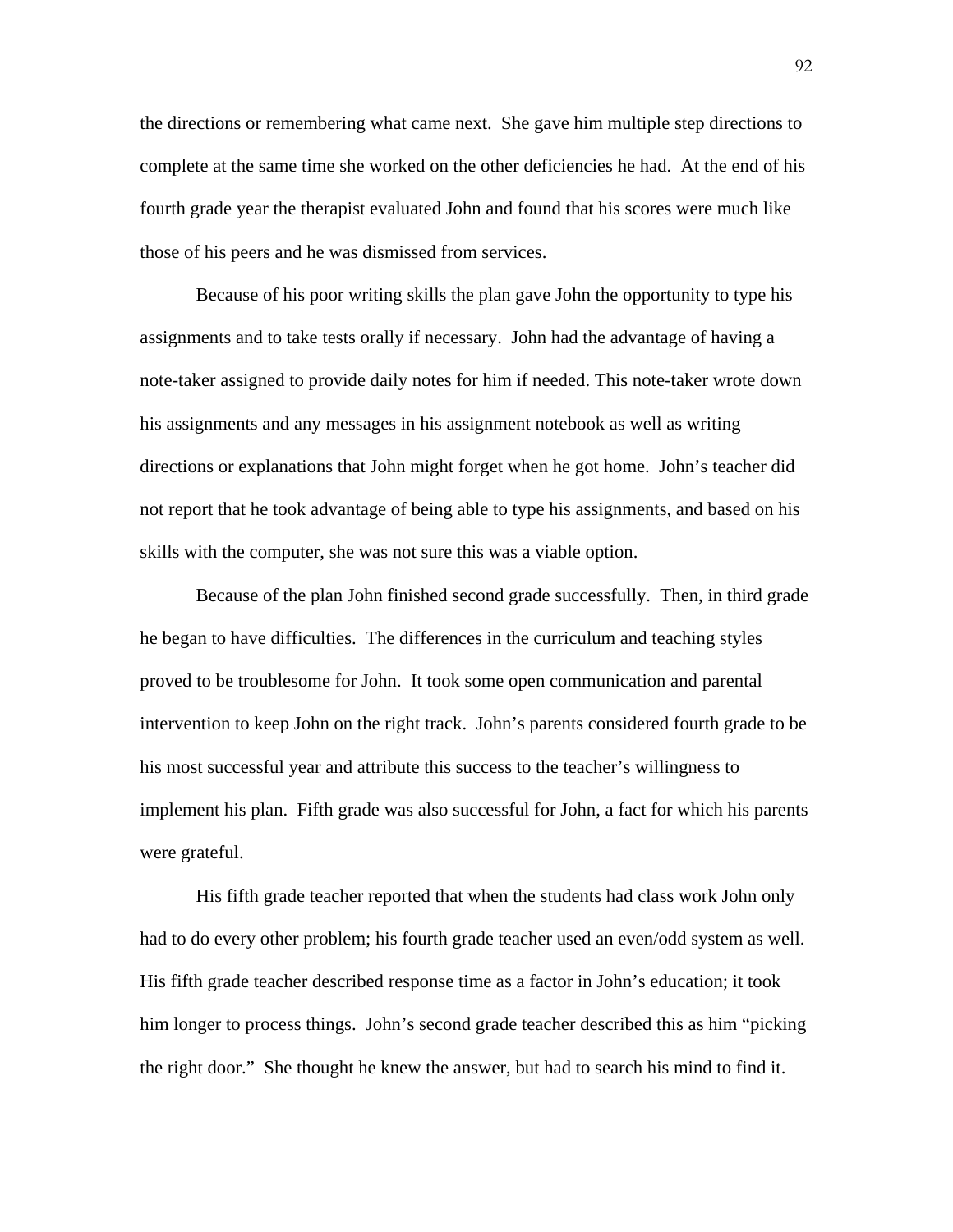the directions or remembering what came next. She gave him multiple step directions to complete at the same time she worked on the other deficiencies he had. At the end of his fourth grade year the therapist evaluated John and found that his scores were much like those of his peers and he was dismissed from services.

Because of his poor writing skills the plan gave John the opportunity to type his assignments and to take tests orally if necessary. John had the advantage of having a note-taker assigned to provide daily notes for him if needed. This note-taker wrote down his assignments and any messages in his assignment notebook as well as writing directions or explanations that John might forget when he got home. John's teacher did not report that he took advantage of being able to type his assignments, and based on his skills with the computer, she was not sure this was a viable option.

Because of the plan John finished second grade successfully. Then, in third grade he began to have difficulties. The differences in the curriculum and teaching styles proved to be troublesome for John. It took some open communication and parental intervention to keep John on the right track. John's parents considered fourth grade to be his most successful year and attribute this success to the teacher's willingness to implement his plan. Fifth grade was also successful for John, a fact for which his parents were grateful.

His fifth grade teacher reported that when the students had class work John only had to do every other problem; his fourth grade teacher used an even/odd system as well. His fifth grade teacher described response time as a factor in John's education; it took him longer to process things. John's second grade teacher described this as him "picking the right door." She thought he knew the answer, but had to search his mind to find it.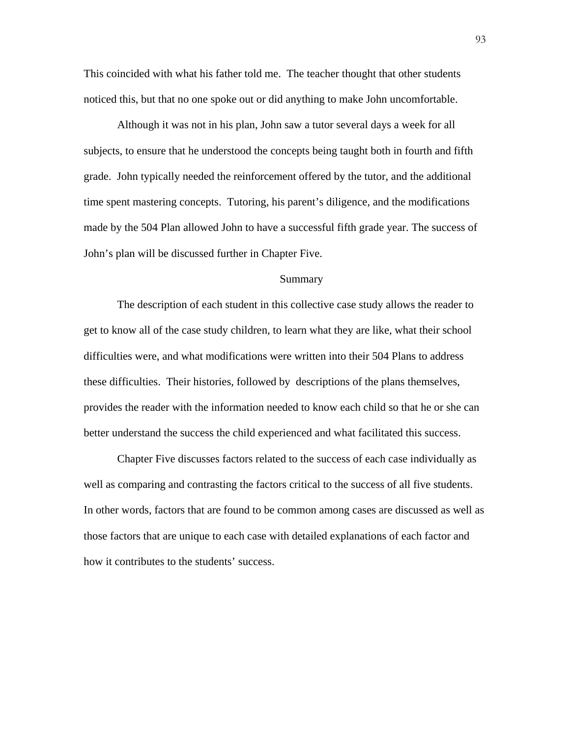This coincided with what his father told me.  The teacher thought that other students noticed this, but that no one spoke out or did anything to make John uncomfortable.

Although it was not in his plan, John saw a tutor several days a week for all subjects, to ensure that he understood the concepts being taught both in fourth and fifth grade.  John typically needed the reinforcement offered by the tutor, and the additional time spent mastering concepts.  Tutoring, his parent's diligence, and the modifications made by the 504 Plan allowed John to have a successful fifth grade year. The success of John's plan will be discussed further in Chapter Five.

## Summary

The description of each student in this collective case study allows the reader to get to know all of the case study children, to learn what they are like, what their school difficulties were, and what modifications were written into their 504 Plans to address these difficulties.  Their histories, followed by  descriptions of the plans themselves, provides the reader with the information needed to know each child so that he or she can better understand the success the child experienced and what facilitated this success.

Chapter Five discusses factors related to the success of each case individually as well as comparing and contrasting the factors critical to the success of all five students. In other words, factors that are found to be common among cases are discussed as well as those factors that are unique to each case with detailed explanations of each factor and how it contributes to the students' success.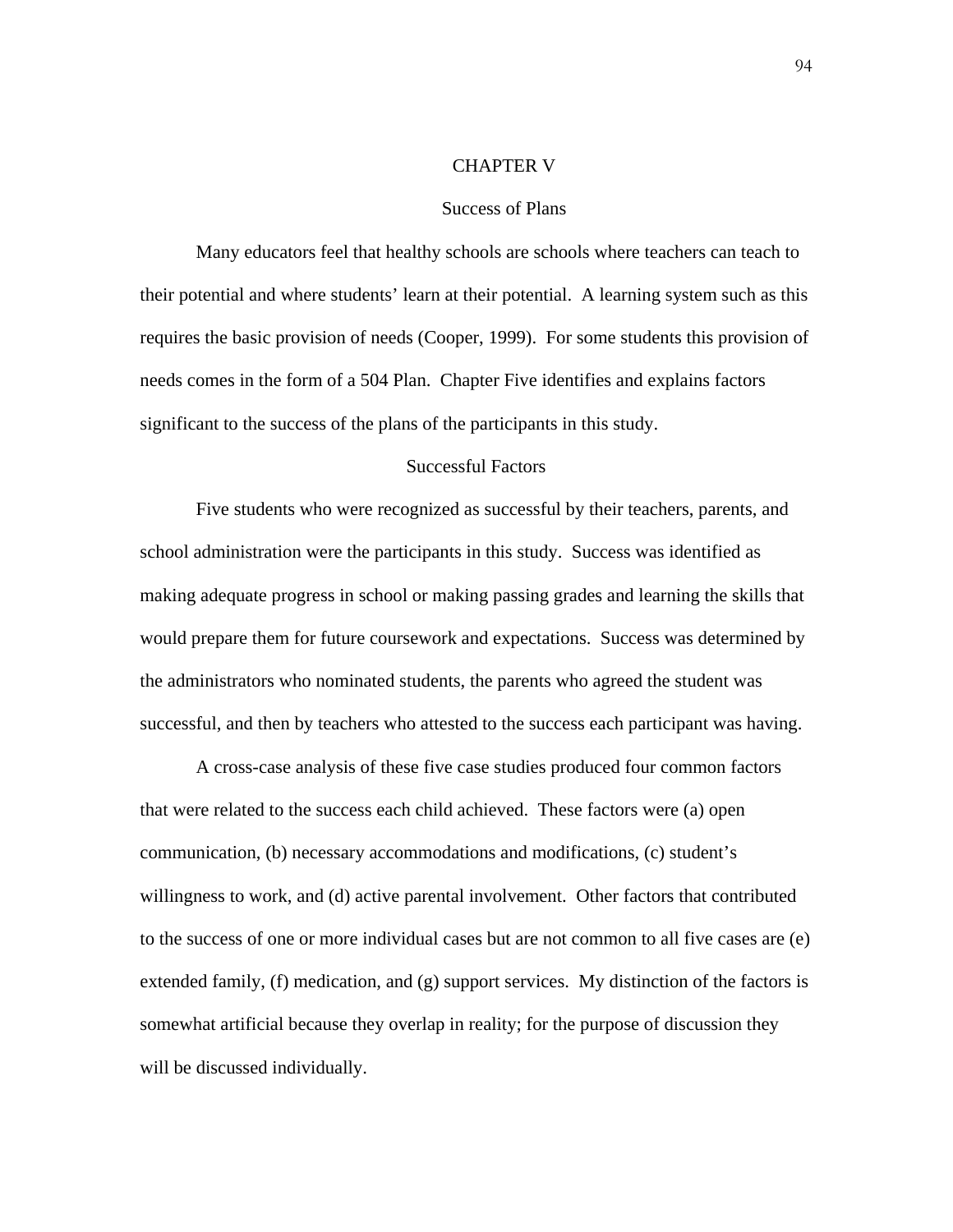# CHAPTER V

## Success of Plans

Many educators feel that healthy schools are schools where teachers can teach to their potential and where students' learn at their potential. A learning system such as this requires the basic provision of needs (Cooper, 1999). For some students this provision of needs comes in the form of a 504 Plan. Chapter Five identifies and explains factors significant to the success of the plans of the participants in this study.

### Successful Factors

Five students who were recognized as successful by their teachers, parents, and school administration were the participants in this study. Success was identified as making adequate progress in school or making passing grades and learning the skills that would prepare them for future coursework and expectations. Success was determined by the administrators who nominated students, the parents who agreed the student was successful, and then by teachers who attested to the success each participant was having.

A cross-case analysis of these five case studies produced four common factors that were related to the success each child achieved. These factors were (a) open communication, (b) necessary accommodations and modifications, (c) student's willingness to work, and (d) active parental involvement. Other factors that contributed to the success of one or more individual cases but are not common to all five cases are (e) extended family, (f) medication, and (g) support services. My distinction of the factors is somewhat artificial because they overlap in reality; for the purpose of discussion they will be discussed individually.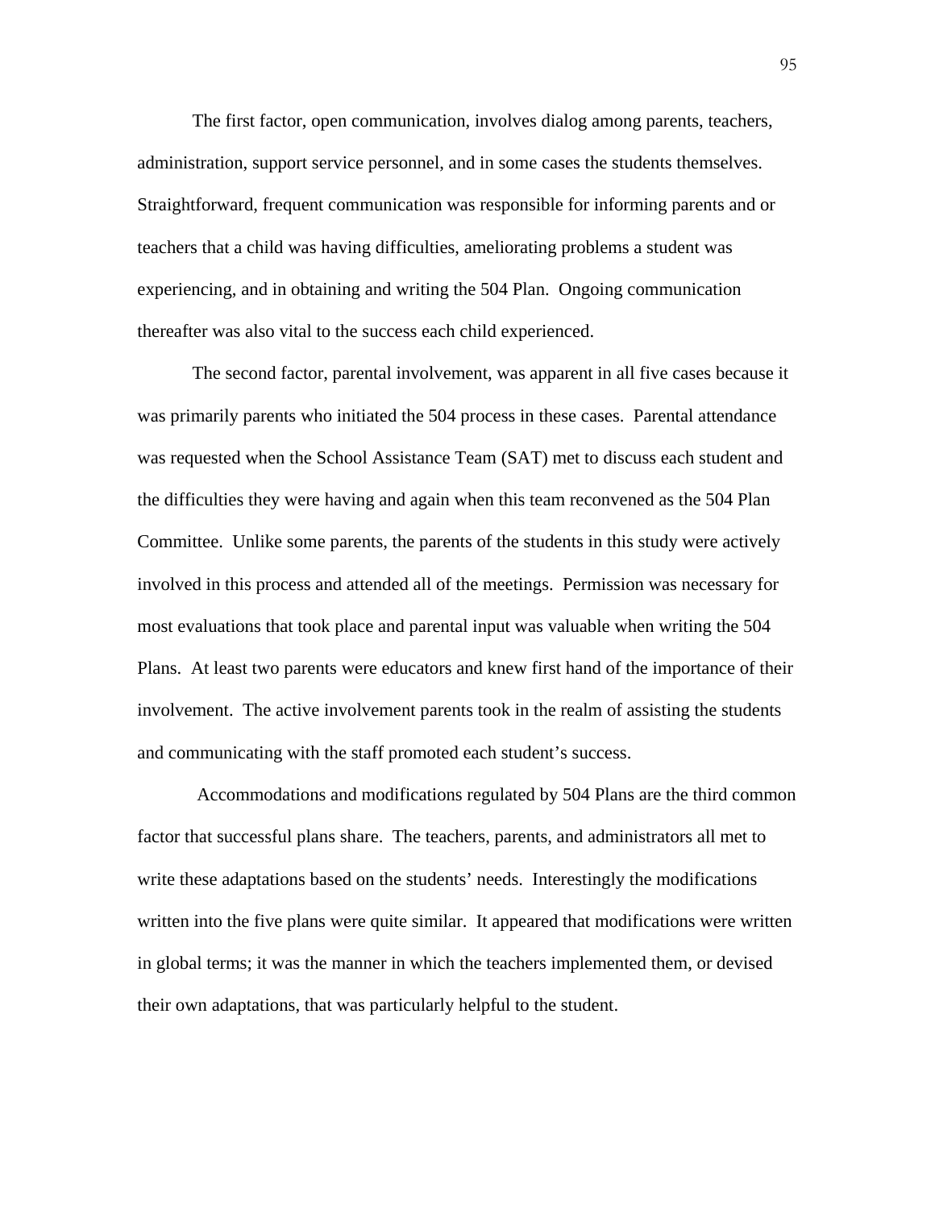The first factor, open communication, involves dialog among parents, teachers, administration, support service personnel, and in some cases the students themselves. Straightforward, frequent communication was responsible for informing parents and or teachers that a child was having difficulties, ameliorating problems a student was experiencing, and in obtaining and writing the 504 Plan. Ongoing communication thereafter was also vital to the success each child experienced.

The second factor, parental involvement, was apparent in all five cases because it was primarily parents who initiated the 504 process in these cases. Parental attendance was requested when the School Assistance Team (SAT) met to discuss each student and the difficulties they were having and again when this team reconvened as the 504 Plan Committee. Unlike some parents, the parents of the students in this study were actively involved in this process and attended all of the meetings. Permission was necessary for most evaluations that took place and parental input was valuable when writing the 504 Plans. At least two parents were educators and knew first hand of the importance of their involvement. The active involvement parents took in the realm of assisting the students and communicating with the staff promoted each student's success.

Accommodations and modifications regulated by 504 Plans are the third common factor that successful plans share. The teachers, parents, and administrators all met to write these adaptations based on the students' needs. Interestingly the modifications written into the five plans were quite similar. It appeared that modifications were written in global terms; it was the manner in which the teachers implemented them, or devised their own adaptations, that was particularly helpful to the student.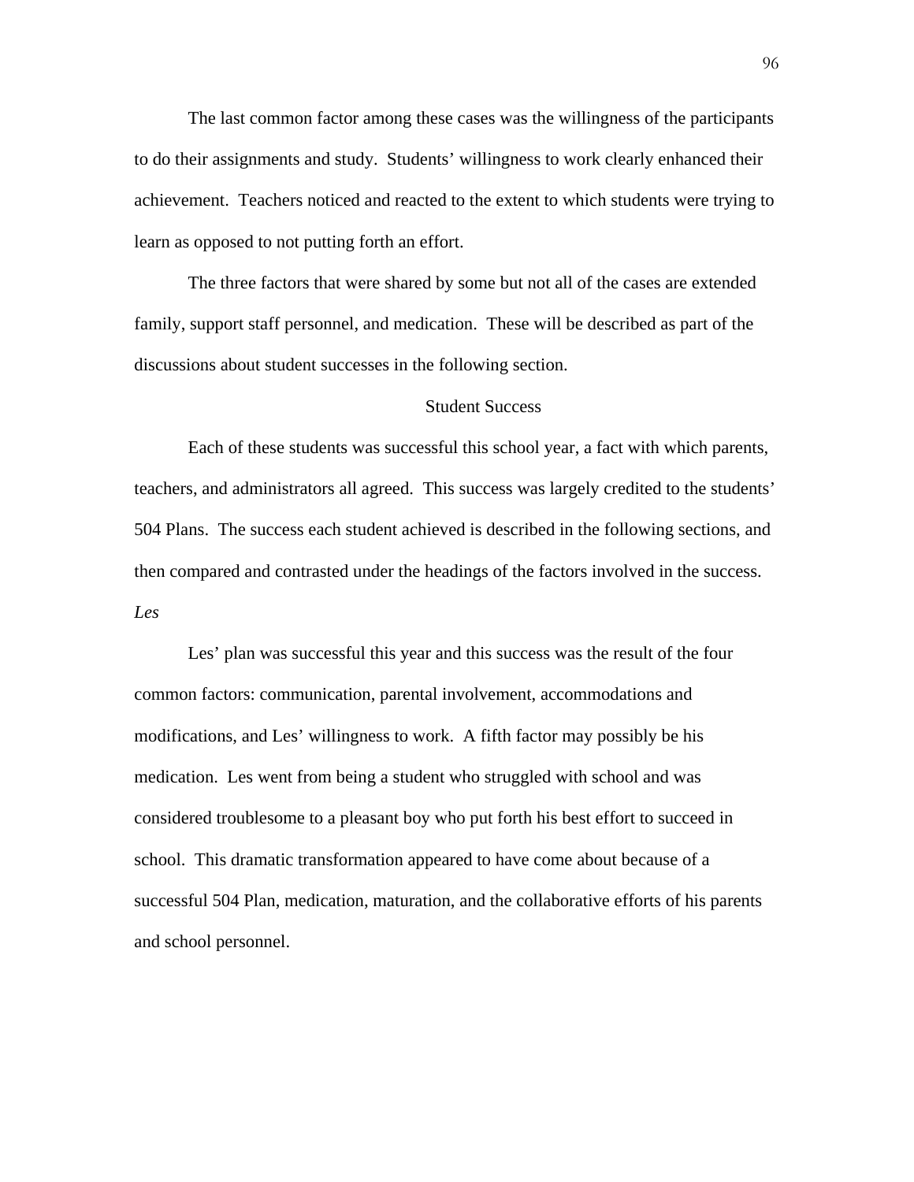The last common factor among these cases was the willingness of the participants to do their assignments and study. Students' willingness to work clearly enhanced their achievement. Teachers noticed and reacted to the extent to which students were trying to learn as opposed to not putting forth an effort.

The three factors that were shared by some but not all of the cases are extended family, support staff personnel, and medication. These will be described as part of the discussions about student successes in the following section.

## Student Success

Each of these students was successful this school year, a fact with which parents, teachers, and administrators all agreed. This success was largely credited to the students' 504 Plans. The success each student achieved is described in the following sections, and then compared and contrasted under the headings of the factors involved in the success.

### *Les*

Les' plan was successful this year and this success was the result of the four common factors: communication, parental involvement, accommodations and modifications, and Les' willingness to work. A fifth factor may possibly be his medication. Les went from being a student who struggled with school and was considered troublesome to a pleasant boy who put forth his best effort to succeed in school. This dramatic transformation appeared to have come about because of a successful 504 Plan, medication, maturation, and the collaborative efforts of his parents and school personnel.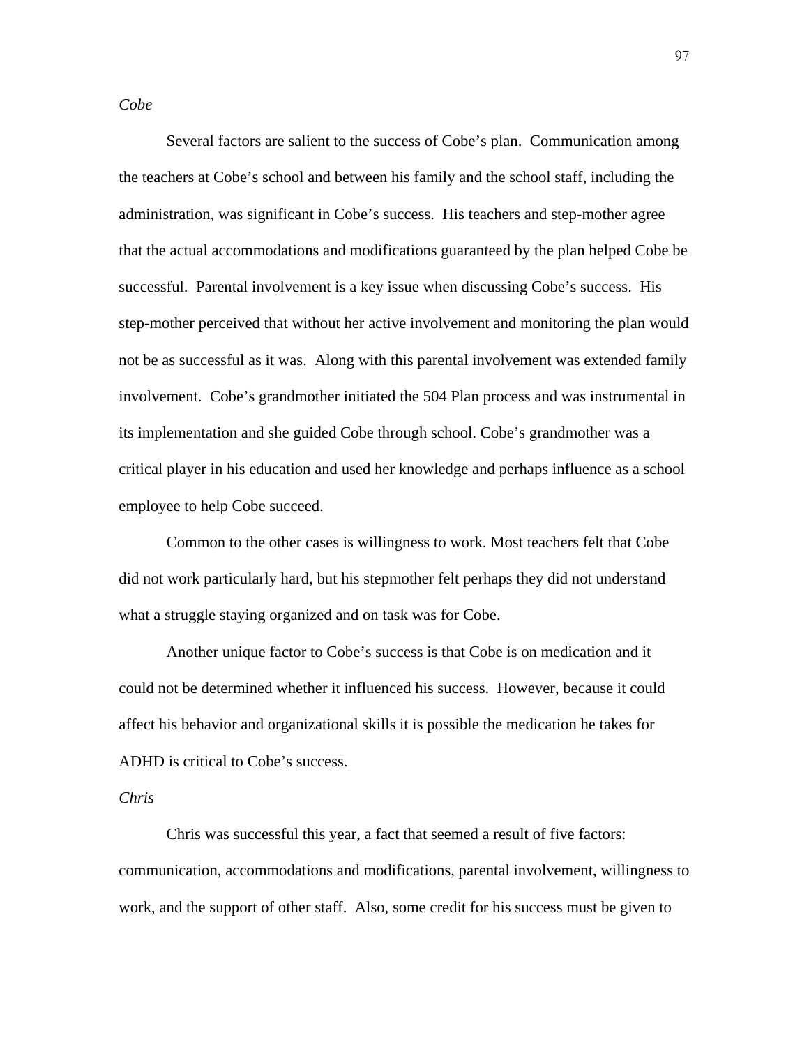*Cobe*

Several factors are salient to the success of Cobe's plan. Communication among the teachers at Cobe's school and between his family and the school staff, including the administration, was significant in Cobe's success. His teachers and step-mother agree that the actual accommodations and modifications guaranteed by the plan helped Cobe be successful. Parental involvement is a key issue when discussing Cobe's success. His step-mother perceived that without her active involvement and monitoring the plan would not be as successful as it was. Along with this parental involvement was extended family involvement. Cobe's grandmother initiated the 504 Plan process and was instrumental in its implementation and she guided Cobe through school. Cobe's grandmother was a critical player in his education and used her knowledge and perhaps influence as a school employee to help Cobe succeed.

Common to the other cases is willingness to work. Most teachers felt that Cobe did not work particularly hard, but his stepmother felt perhaps they did not understand what a struggle staying organized and on task was for Cobe.

Another unique factor to Cobe's success is that Cobe is on medication and it could not be determined whether it influenced his success. However, because it could affect his behavior and organizational skills it is possible the medication he takes for ADHD is critical to Cobe's success.

*Chris*

Chris was successful this year, a fact that seemed a result of five factors: communication, accommodations and modifications, parental involvement, willingness to work, and the support of other staff. Also, some credit for his success must be given to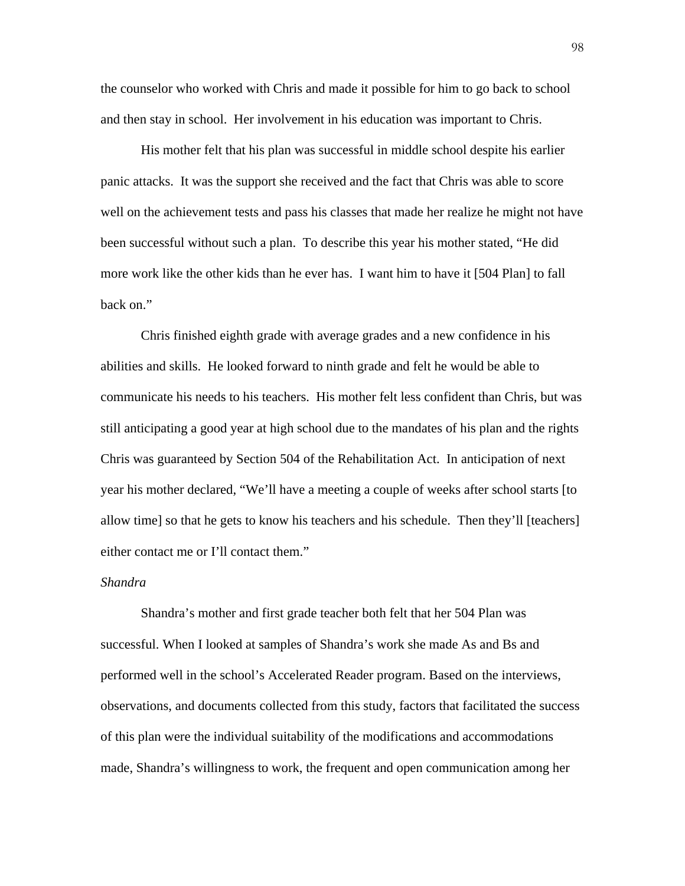the counselor who worked with Chris and made it possible for him to go back to school and then stay in school. Her involvement in his education was important to Chris.

His mother felt that his plan was successful in middle school despite his earlier panic attacks. It was the support she received and the fact that Chris was able to score well on the achievement tests and pass his classes that made her realize he might not have been successful without such a plan. To describe this year his mother stated, "He did more work like the other kids than he ever has. I want him to have it [504 Plan] to fall back on."

Chris finished eighth grade with average grades and a new confidence in his abilities and skills. He looked forward to ninth grade and felt he would be able to communicate his needs to his teachers. His mother felt less confident than Chris, but was still anticipating a good year at high school due to the mandates of his plan and the rights Chris was guaranteed by Section 504 of the Rehabilitation Act. In anticipation of next year his mother declared, "We'll have a meeting a couple of weeks after school starts [to allow time] so that he gets to know his teachers and his schedule. Then they'll [teachers] either contact me or I'll contact them."

*Shandra*

Shandra's mother and first grade teacher both felt that her 504 Plan was successful. When I looked at samples of Shandra's work she made As and Bs and performed well in the school's Accelerated Reader program. Based on the interviews, observations, and documents collected from this study, factors that facilitated the success of this plan were the individual suitability of the modifications and accommodations made, Shandra's willingness to work, the frequent and open communication among her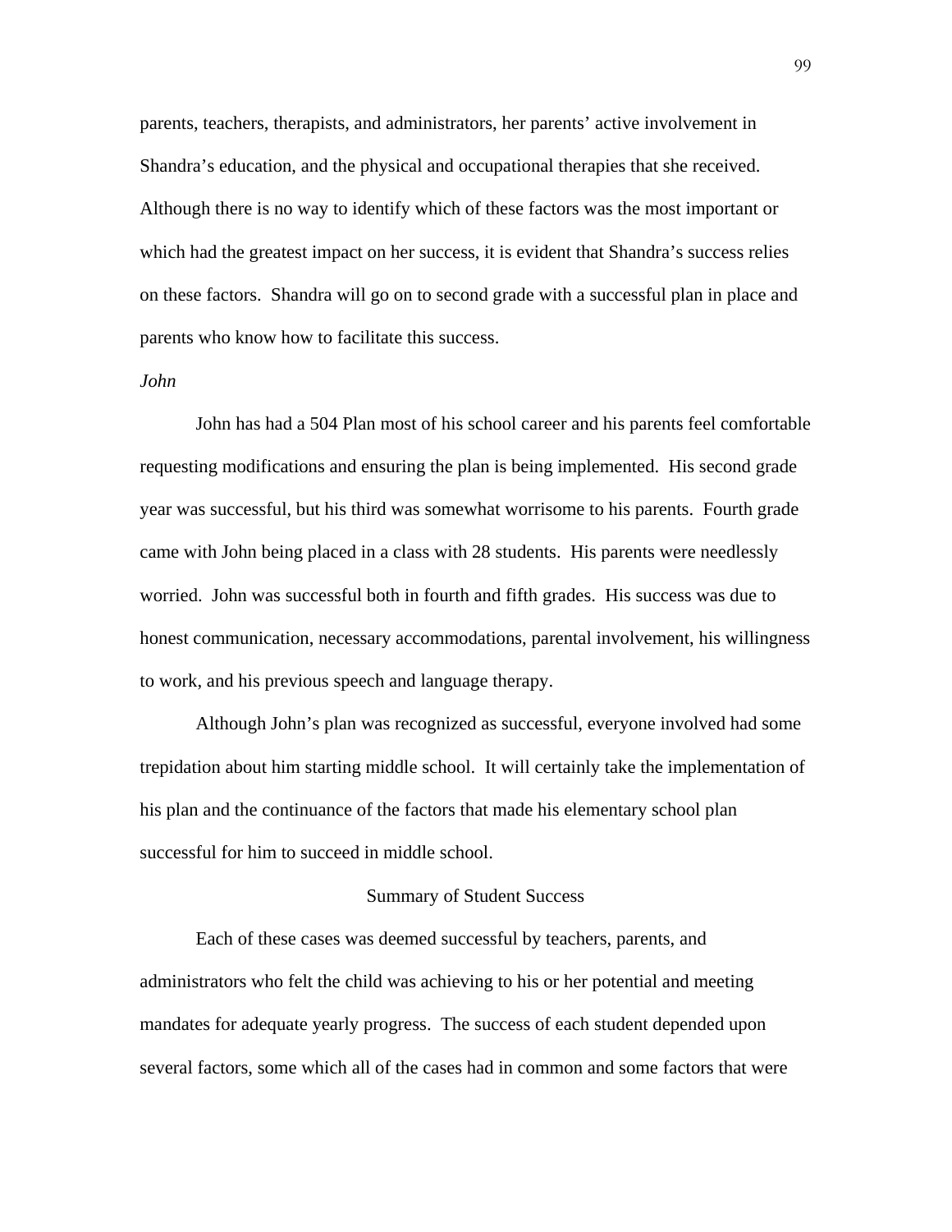parents, teachers, therapists, and administrators, her parents' active involvement in Shandra's education, and the physical and occupational therapies that she received. Although there is no way to identify which of these factors was the most important or which had the greatest impact on her success, it is evident that Shandra's success relies on these factors. Shandra will go on to second grade with a successful plan in place and parents who know how to facilitate this success.

*John*

John has had a 504 Plan most of his school career and his parents feel comfortable requesting modifications and ensuring the plan is being implemented. His second grade year was successful, but his third was somewhat worrisome to his parents. Fourth grade came with John being placed in a class with 28 students. His parents were needlessly worried. John was successful both in fourth and fifth grades. His success was due to honest communication, necessary accommodations, parental involvement, his willingness to work, and his previous speech and language therapy.

Although John's plan was recognized as successful, everyone involved had some trepidation about him starting middle school. It will certainly take the implementation of his plan and the continuance of the factors that made his elementary school plan successful for him to succeed in middle school.

## Summary of Student Success

Each of these cases was deemed successful by teachers, parents, and administrators who felt the child was achieving to his or her potential and meeting mandates for adequate yearly progress. The success of each student depended upon several factors, some which all of the cases had in common and some factors that were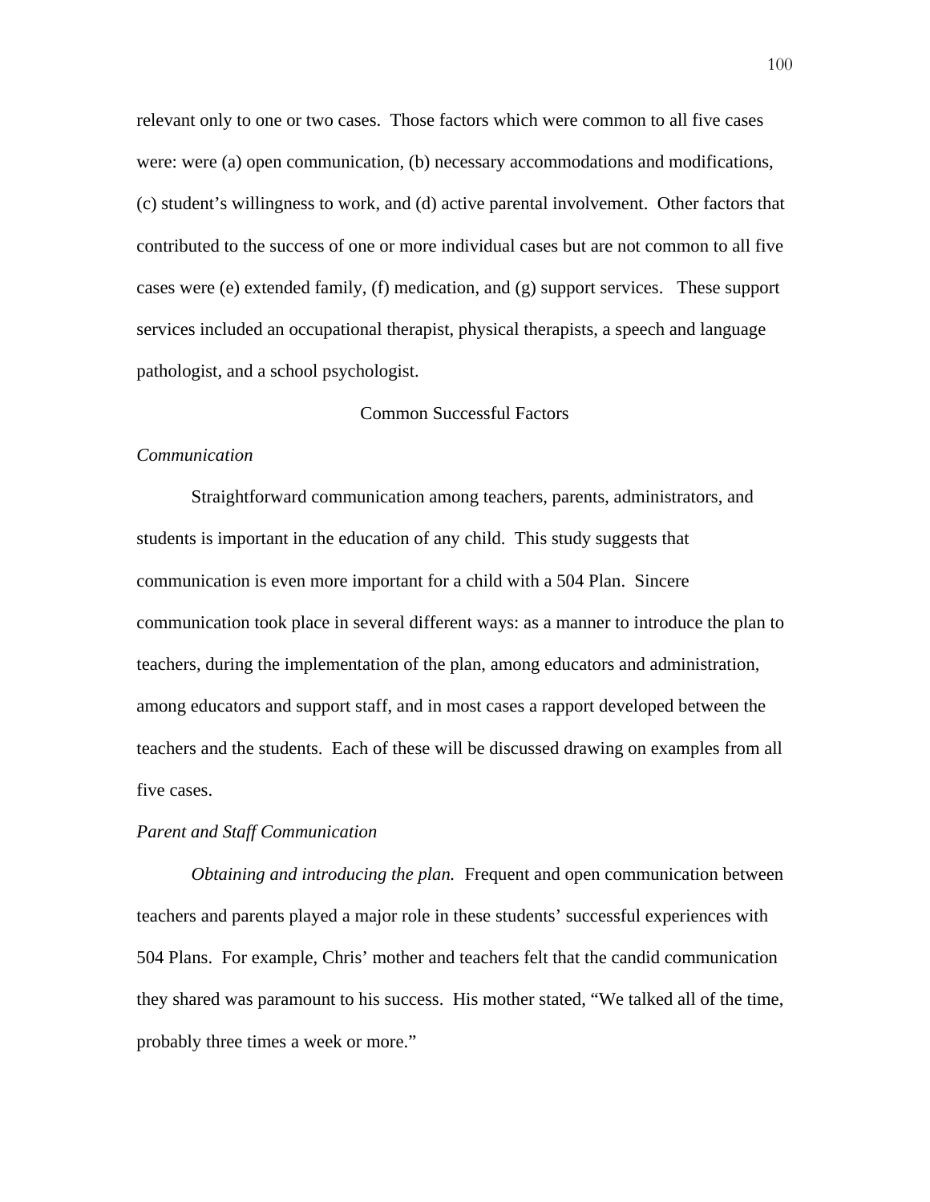relevant only to one or two cases. Those factors which were common to all five cases were: were (a) open communication, (b) necessary accommodations and modifications, (c) student's willingness to work, and (d) active parental involvement. Other factors that contributed to the success of one or more individual cases but are not common to all five cases were (e) extended family, (f) medication, and (g) support services. These support services included an occupational therapist, physical therapists, a speech and language pathologist, and a school psychologist.

## Common Successful Factors

### *Communication*

Straightforward communication among teachers, parents, administrators, and students is important in the education of any child. This study suggests that communication is even more important for a child with a 504 Plan. Sincere communication took place in several different ways: as a manner to introduce the plan to teachers, during the implementation of the plan, among educators and administration, among educators and support staff, and in most cases a rapport developed between the teachers and the students. Each of these will be discussed drawing on examples from all five cases.

### *Parent and Staff Communication*

*Obtaining and introducing the plan.* Frequent and open communication between teachers and parents played a major role in these students' successful experiences with 504 Plans. For example, Chris' mother and teachers felt that the candid communication they shared was paramount to his success. His mother stated, "We talked all of the time, probably three times a week or more."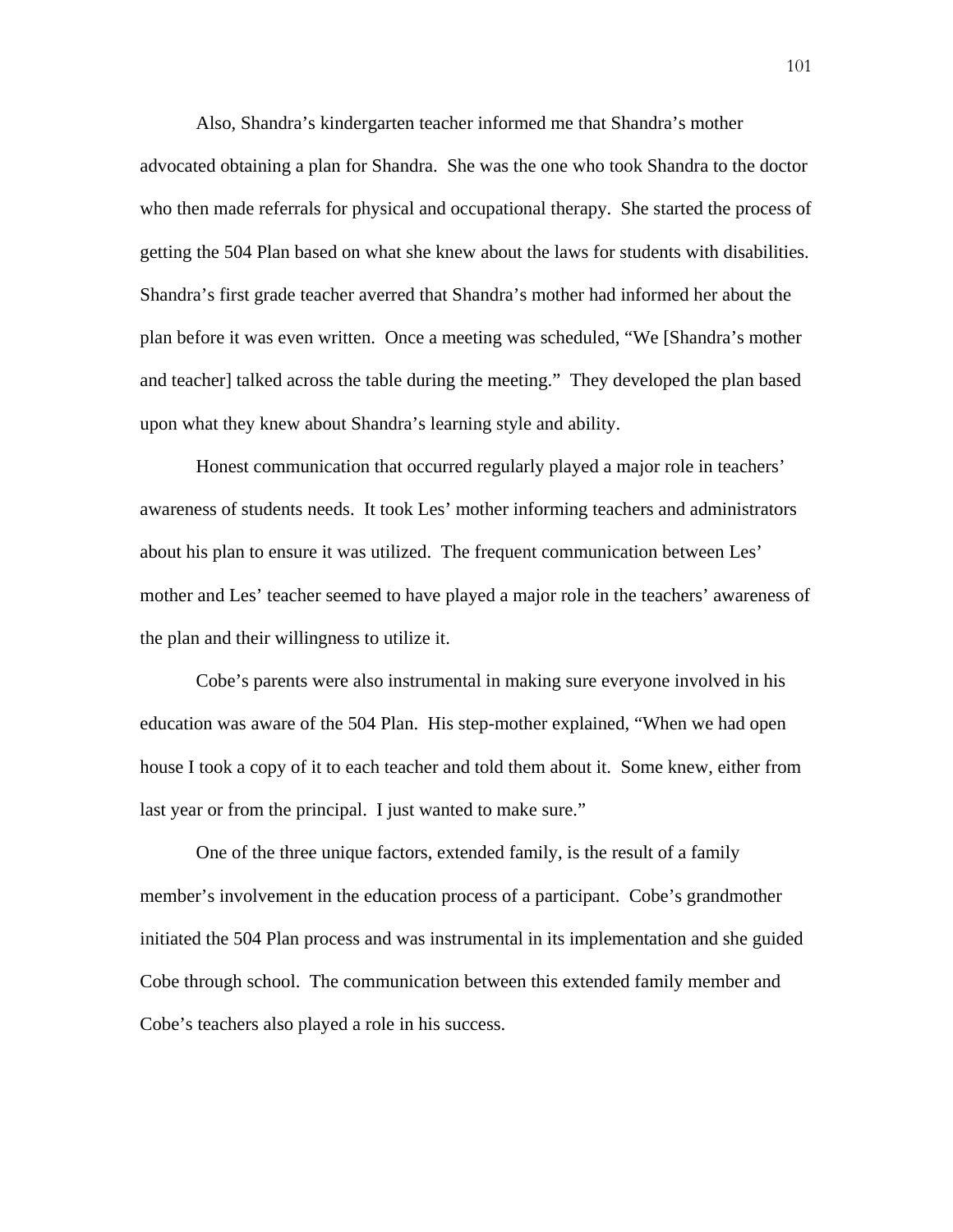Also, Shandra's kindergarten teacher informed me that Shandra's mother advocated obtaining a plan for Shandra. She was the one who took Shandra to the doctor who then made referrals for physical and occupational therapy. She started the process of getting the 504 Plan based on what she knew about the laws for students with disabilities. Shandra's first grade teacher averred that Shandra's mother had informed her about the plan before it was even written. Once a meeting was scheduled, "We [Shandra's mother and teacher] talked across the table during the meeting." They developed the plan based upon what they knew about Shandra's learning style and ability.

Honest communication that occurred regularly played a major role in teachers' awareness of students needs. It took Les' mother informing teachers and administrators about his plan to ensure it was utilized. The frequent communication between Les' mother and Les' teacher seemed to have played a major role in the teachers' awareness of the plan and their willingness to utilize it.

Cobe's parents were also instrumental in making sure everyone involved in his education was aware of the 504 Plan. His step-mother explained, "When we had open house I took a copy of it to each teacher and told them about it. Some knew, either from last year or from the principal. I just wanted to make sure."

One of the three unique factors, extended family, is the result of a family member's involvement in the education process of a participant. Cobe's grandmother initiated the 504 Plan process and was instrumental in its implementation and she guided Cobe through school. The communication between this extended family member and Cobe's teachers also played a role in his success.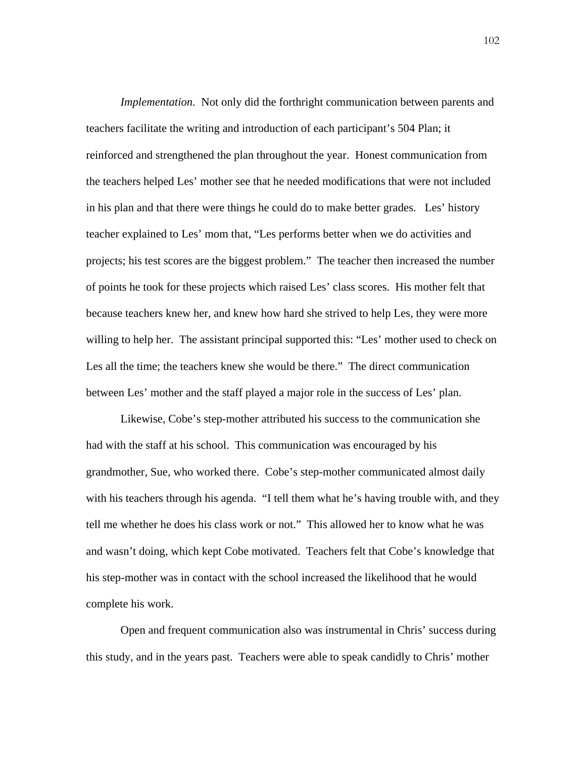*Implementation.* Not only did the forthright communication between parents and teachers facilitate the writing and introduction of each participant's 504 Plan; it reinforced and strengthened the plan throughout the year. Honest communication from the teachers helped Les' mother see that he needed modifications that were not included in his plan and that there were things he could do to make better grades. Les' history teacher explained to Les' mom that, "Les performs better when we do activities and projects; his test scores are the biggest problem." The teacher then increased the number of points he took for these projects which raised Les' class scores. His mother felt that because teachers knew her, and knew how hard she strived to help Les, they were more willing to help her. The assistant principal supported this: "Les' mother used to check on Les all the time; the teachers knew she would be there." The direct communication between Les' mother and the staff played a major role in the success of Les' plan.

Likewise, Cobe's step-mother attributed his success to the communication she had with the staff at his school. This communication was encouraged by his grandmother, Sue, who worked there. Cobe's step-mother communicated almost daily with his teachers through his agenda. "I tell them what he's having trouble with, and they tell me whether he does his class work or not." This allowed her to know what he was and wasn't doing, which kept Cobe motivated. Teachers felt that Cobe's knowledge that his step-mother was in contact with the school increased the likelihood that he would complete his work.

Open and frequent communication also was instrumental in Chris' success during this study, and in the years past. Teachers were able to speak candidly to Chris' mother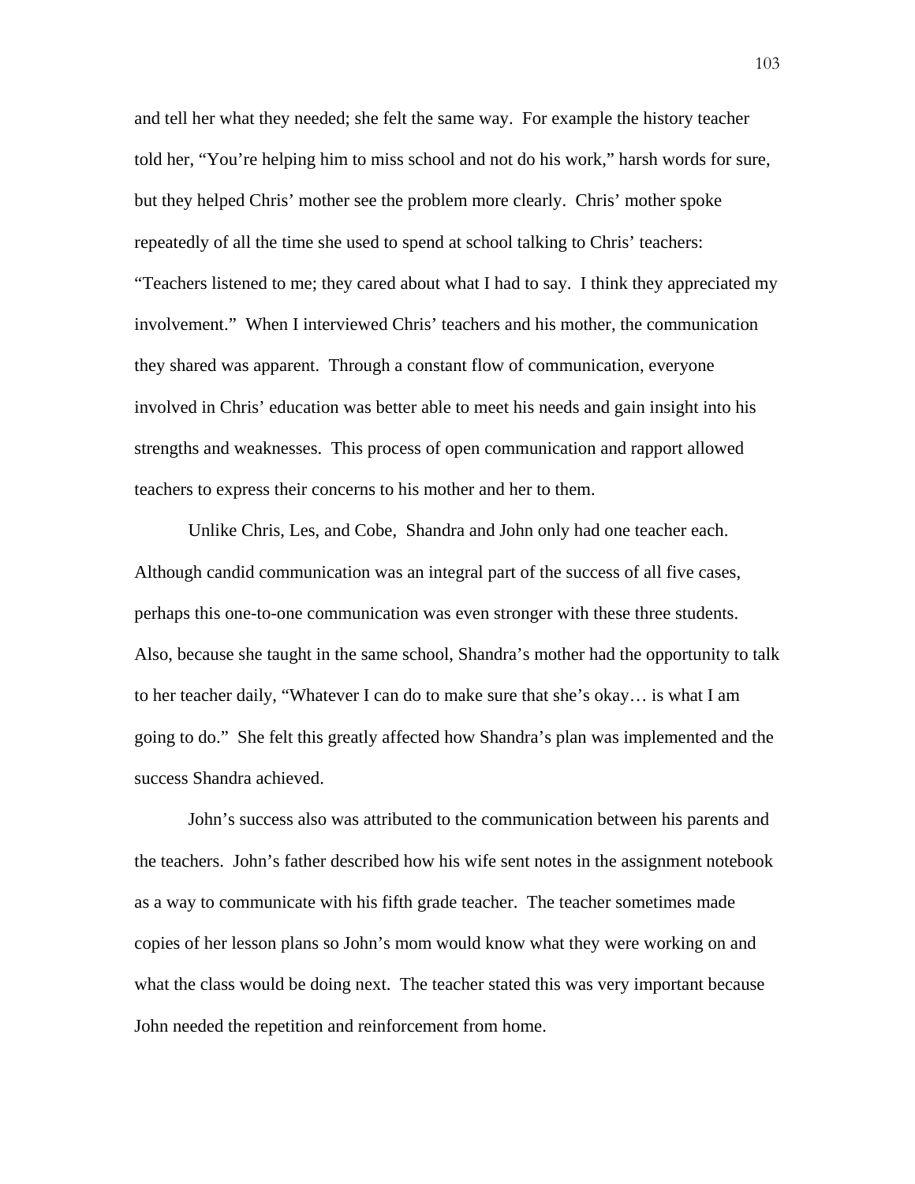and tell her what they needed; she felt the same way. For example the history teacher told her, "You're helping him to miss school and not do his work," harsh words for sure, but they helped Chris' mother see the problem more clearly. Chris' mother spoke repeatedly of all the time she used to spend at school talking to Chris' teachers: "Teachers listened to me; they cared about what I had to say. I think they appreciated my involvement." When I interviewed Chris' teachers and his mother, the communication they shared was apparent. Through a constant flow of communication, everyone involved in Chris' education was better able to meet his needs and gain insight into his strengths and weaknesses. This process of open communication and rapport allowed teachers to express their concerns to his mother and her to them.

Unlike Chris, Les, and Cobe, Shandra and John only had one teacher each. Although candid communication was an integral part of the success of all five cases, perhaps this one-to-one communication was even stronger with these three students. Also, because she taught in the same school, Shandra's mother had the opportunity to talk to her teacher daily, "Whatever I can do to make sure that she's okay… is what I am going to do." She felt this greatly affected how Shandra's plan was implemented and the success Shandra achieved.

John's success also was attributed to the communication between his parents and the teachers. John's father described how his wife sent notes in the assignment notebook as a way to communicate with his fifth grade teacher. The teacher sometimes made copies of her lesson plans so John's mom would know what they were working on and what the class would be doing next. The teacher stated this was very important because John needed the repetition and reinforcement from home.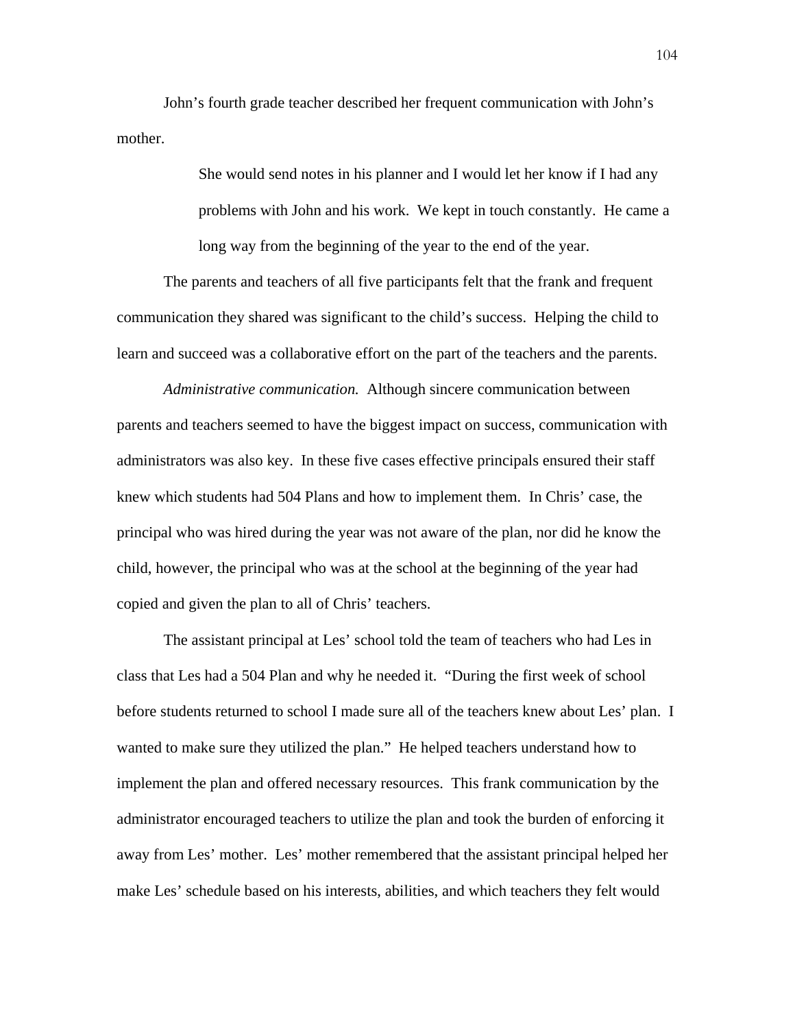John's fourth grade teacher described her frequent communication with John's mother.

> She would send notes in his planner and I would let her know if I had any problems with John and his work. We kept in touch constantly. He came a long way from the beginning of the year to the end of the year.

The parents and teachers of all five participants felt that the frank and frequent communication they shared was significant to the child's success. Helping the child to learn and succeed was a collaborative effort on the part of the teachers and the parents.

*Administrative communication.* Although sincere communication between parents and teachers seemed to have the biggest impact on success, communication with administrators was also key. In these five cases effective principals ensured their staff knew which students had 504 Plans and how to implement them. In Chris' case, the principal who was hired during the year was not aware of the plan, nor did he know the child, however, the principal who was at the school at the beginning of the year had copied and given the plan to all of Chris' teachers.

The assistant principal at Les' school told the team of teachers who had Les in class that Les had a 504 Plan and why he needed it. "During the first week of school before students returned to school I made sure all of the teachers knew about Les' plan. I wanted to make sure they utilized the plan." He helped teachers understand how to implement the plan and offered necessary resources. This frank communication by the administrator encouraged teachers to utilize the plan and took the burden of enforcing it away from Les' mother. Les' mother remembered that the assistant principal helped her make Les' schedule based on his interests, abilities, and which teachers they felt would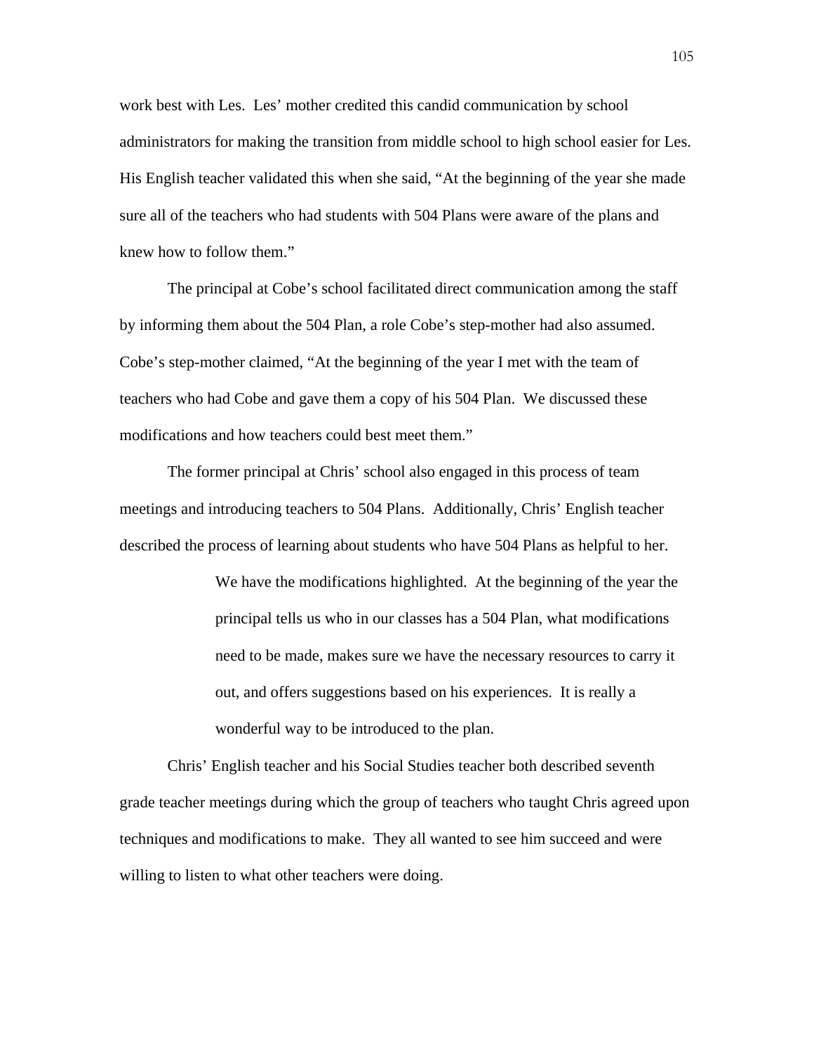work best with Les. Les' mother credited this candid communication by school administrators for making the transition from middle school to high school easier for Les. His English teacher validated this when she said, "At the beginning of the year she made sure all of the teachers who had students with 504 Plans were aware of the plans and knew how to follow them."

The principal at Cobe's school facilitated direct communication among the staff by informing them about the 504 Plan, a role Cobe's step-mother had also assumed. Cobe's step-mother claimed, "At the beginning of the year I met with the team of teachers who had Cobe and gave them a copy of his 504 Plan. We discussed these modifications and how teachers could best meet them."

The former principal at Chris' school also engaged in this process of team meetings and introducing teachers to 504 Plans. Additionally, Chris' English teacher described the process of learning about students who have 504 Plans as helpful to her.

> We have the modifications highlighted. At the beginning of the year the principal tells us who in our classes has a 504 Plan, what modifications need to be made, makes sure we have the necessary resources to carry it out, and offers suggestions based on his experiences. It is really a wonderful way to be introduced to the plan.

Chris' English teacher and his Social Studies teacher both described seventh grade teacher meetings during which the group of teachers who taught Chris agreed upon techniques and modifications to make. They all wanted to see him succeed and were willing to listen to what other teachers were doing.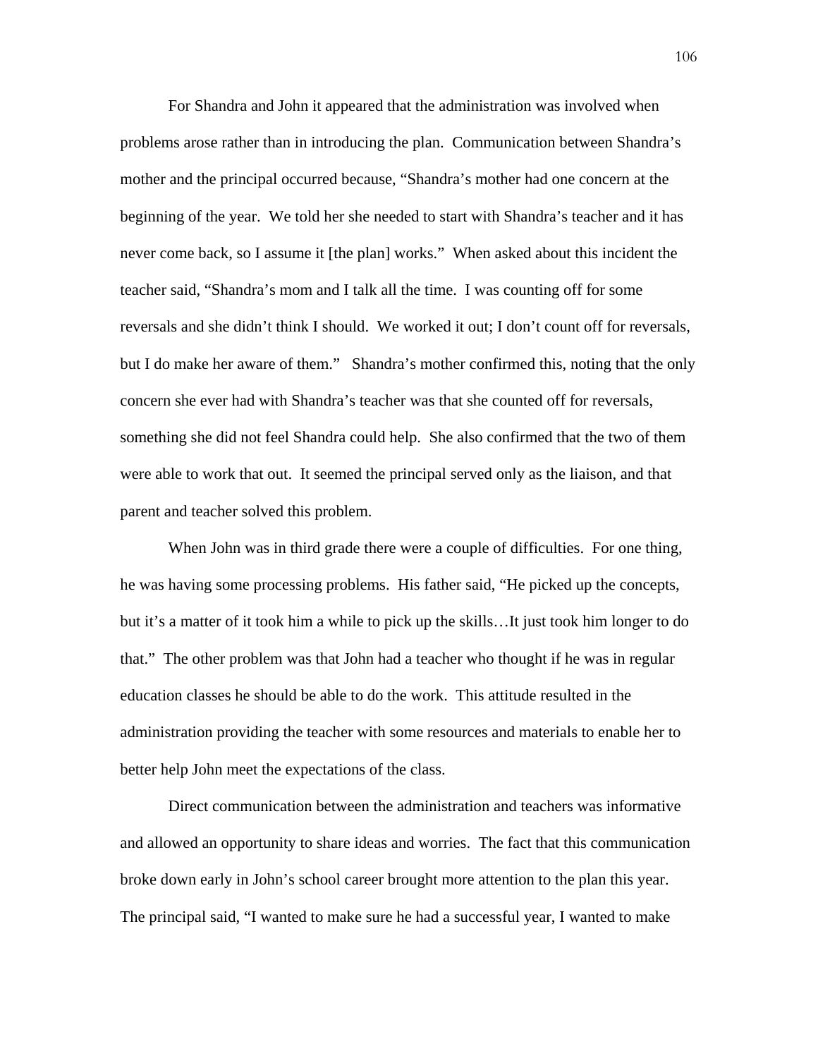For Shandra and John it appeared that the administration was involved when problems arose rather than in introducing the plan. Communication between Shandra's mother and the principal occurred because, "Shandra's mother had one concern at the beginning of the year. We told her she needed to start with Shandra's teacher and it has never come back, so I assume it [the plan] works." When asked about this incident the teacher said, "Shandra's mom and I talk all the time. I was counting off for some reversals and she didn't think I should. We worked it out; I don't count off for reversals, but I do make her aware of them." Shandra's mother confirmed this, noting that the only concern she ever had with Shandra's teacher was that she counted off for reversals, something she did not feel Shandra could help. She also confirmed that the two of them were able to work that out. It seemed the principal served only as the liaison, and that parent and teacher solved this problem.

When John was in third grade there were a couple of difficulties. For one thing, he was having some processing problems. His father said, "He picked up the concepts, but it's a matter of it took him a while to pick up the skills…It just took him longer to do that." The other problem was that John had a teacher who thought if he was in regular education classes he should be able to do the work. This attitude resulted in the administration providing the teacher with some resources and materials to enable her to better help John meet the expectations of the class.

Direct communication between the administration and teachers was informative and allowed an opportunity to share ideas and worries. The fact that this communication broke down early in John's school career brought more attention to the plan this year. The principal said, "I wanted to make sure he had a successful year, I wanted to make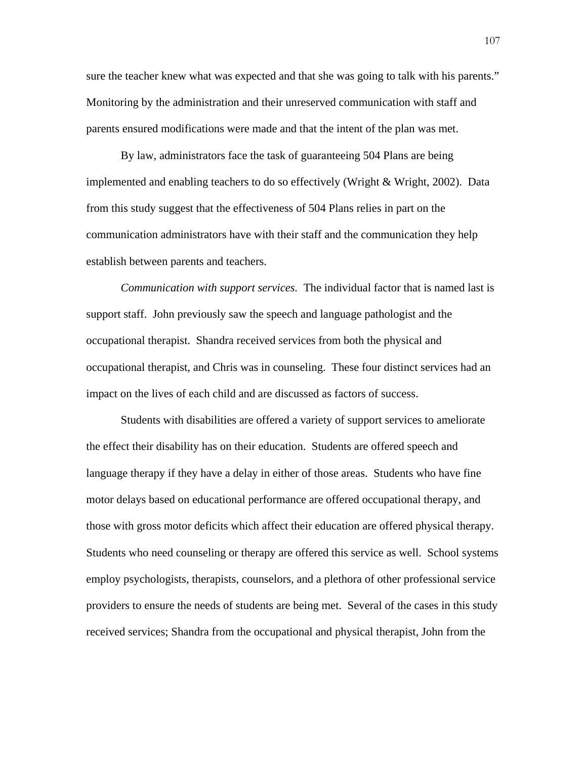sure the teacher knew what was expected and that she was going to talk with his parents." Monitoring by the administration and their unreserved communication with staff and parents ensured modifications were made and that the intent of the plan was met.

By law, administrators face the task of guaranteeing 504 Plans are being implemented and enabling teachers to do so effectively (Wright & Wright, 2002). Data from this study suggest that the effectiveness of 504 Plans relies in part on the communication administrators have with their staff and the communication they help establish between parents and teachers.

*Communication with support services.* The individual factor that is named last is support staff. John previously saw the speech and language pathologist and the occupational therapist. Shandra received services from both the physical and occupational therapist, and Chris was in counseling. These four distinct services had an impact on the lives of each child and are discussed as factors of success.

Students with disabilities are offered a variety of support services to ameliorate the effect their disability has on their education. Students are offered speech and language therapy if they have a delay in either of those areas. Students who have fine motor delays based on educational performance are offered occupational therapy, and those with gross motor deficits which affect their education are offered physical therapy. Students who need counseling or therapy are offered this service as well. School systems employ psychologists, therapists, counselors, and a plethora of other professional service providers to ensure the needs of students are being met. Several of the cases in this study received services; Shandra from the occupational and physical therapist, John from the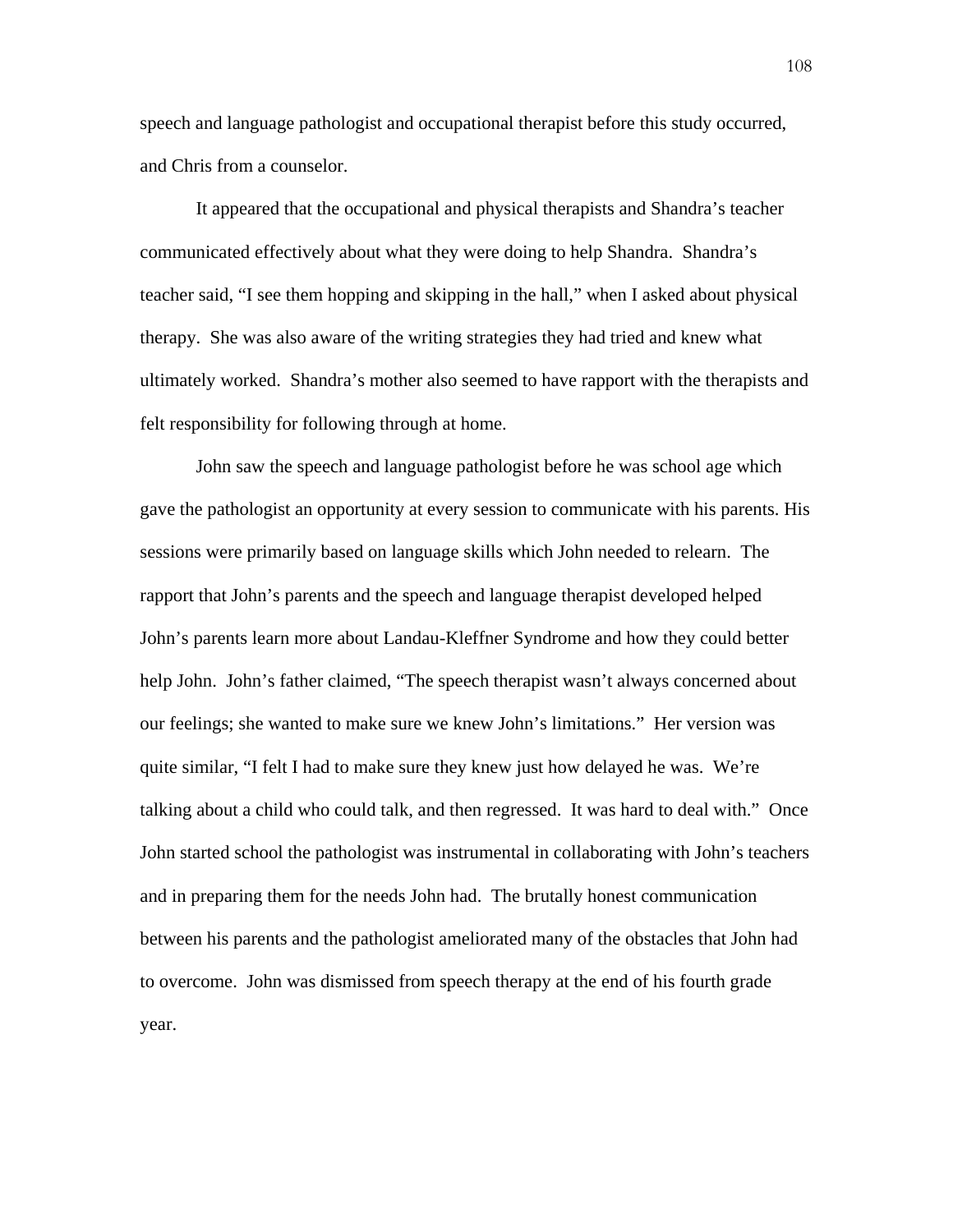speech and language pathologist and occupational therapist before this study occurred, and Chris from a counselor.

It appeared that the occupational and physical therapists and Shandra's teacher communicated effectively about what they were doing to help Shandra. Shandra's teacher said, "I see them hopping and skipping in the hall," when I asked about physical therapy. She was also aware of the writing strategies they had tried and knew what ultimately worked. Shandra's mother also seemed to have rapport with the therapists and felt responsibility for following through at home.

John saw the speech and language pathologist before he was school age which gave the pathologist an opportunity at every session to communicate with his parents. His sessions were primarily based on language skills which John needed to relearn. The rapport that John's parents and the speech and language therapist developed helped John's parents learn more about Landau-Kleffner Syndrome and how they could better help John. John's father claimed, "The speech therapist wasn't always concerned about our feelings; she wanted to make sure we knew John's limitations." Her version was quite similar, "I felt I had to make sure they knew just how delayed he was. We're talking about a child who could talk, and then regressed. It was hard to deal with." Once John started school the pathologist was instrumental in collaborating with John's teachers and in preparing them for the needs John had. The brutally honest communication between his parents and the pathologist ameliorated many of the obstacles that John had to overcome. John was dismissed from speech therapy at the end of his fourth grade year.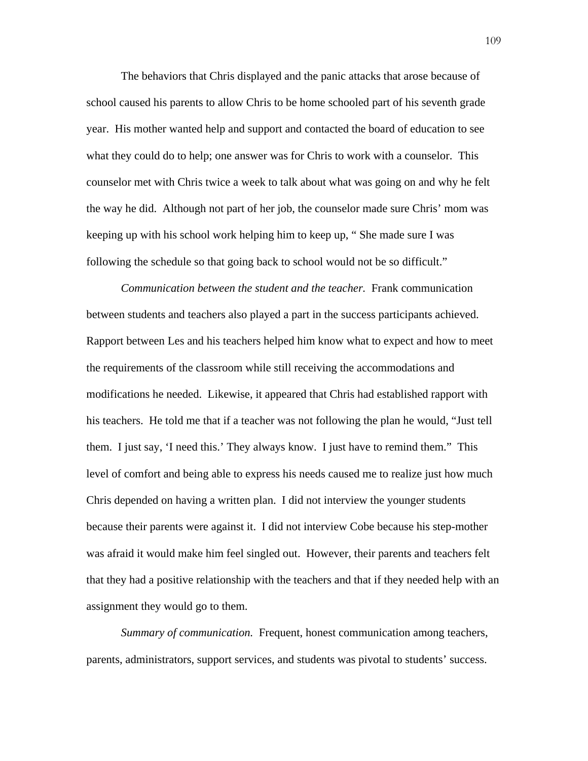The behaviors that Chris displayed and the panic attacks that arose because of school caused his parents to allow Chris to be home schooled part of his seventh grade year. His mother wanted help and support and contacted the board of education to see what they could do to help; one answer was for Chris to work with a counselor. This counselor met with Chris twice a week to talk about what was going on and why he felt the way he did. Although not part of her job, the counselor made sure Chris' mom was keeping up with his school work helping him to keep up, " She made sure I was following the schedule so that going back to school would not be so difficult."

*Communication between the student and the teacher.* Frank communication between students and teachers also played a part in the success participants achieved. Rapport between Les and his teachers helped him know what to expect and how to meet the requirements of the classroom while still receiving the accommodations and modifications he needed. Likewise, it appeared that Chris had established rapport with his teachers. He told me that if a teacher was not following the plan he would, "Just tell them. I just say, 'I need this.' They always know. I just have to remind them." This level of comfort and being able to express his needs caused me to realize just how much Chris depended on having a written plan. I did not interview the younger students because their parents were against it. I did not interview Cobe because his step-mother was afraid it would make him feel singled out. However, their parents and teachers felt that they had a positive relationship with the teachers and that if they needed help with an assignment they would go to them.

*Summary of communication.* Frequent, honest communication among teachers, parents, administrators, support services, and students was pivotal to students' success.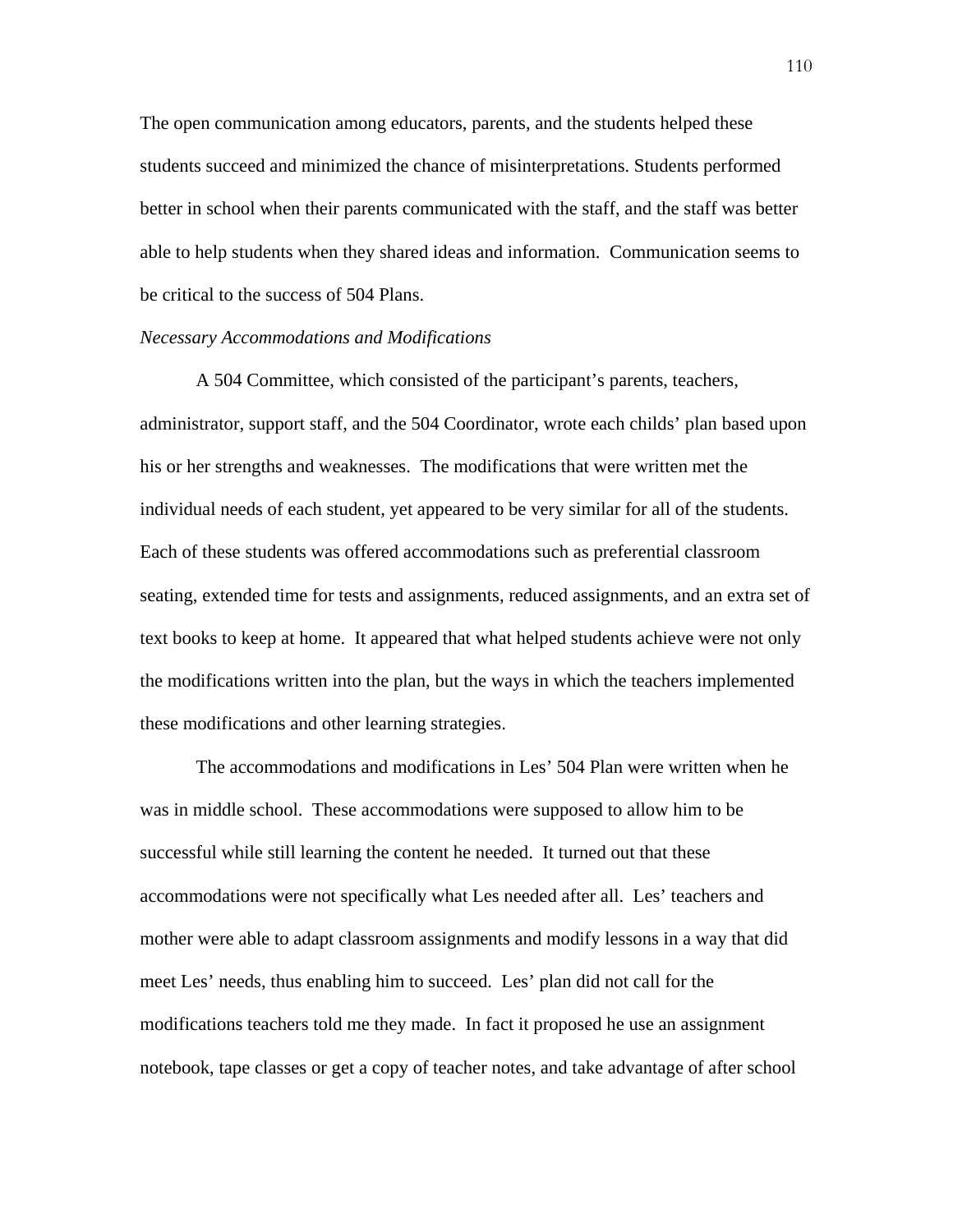The open communication among educators, parents, and the students helped these students succeed and minimized the chance of misinterpretations. Students performed better in school when their parents communicated with the staff, and the staff was better able to help students when they shared ideas and information. Communication seems to be critical to the success of 504 Plans.

*Necessary Accommodations and Modifications*

A 504 Committee, which consisted of the participant's parents, teachers, administrator, support staff, and the 504 Coordinator, wrote each childs' plan based upon his or her strengths and weaknesses. The modifications that were written met the individual needs of each student, yet appeared to be very similar for all of the students. Each of these students was offered accommodations such as preferential classroom seating, extended time for tests and assignments, reduced assignments, and an extra set of text books to keep at home. It appeared that what helped students achieve were not only the modifications written into the plan, but the ways in which the teachers implemented these modifications and other learning strategies.

The accommodations and modifications in Les' 504 Plan were written when he was in middle school. These accommodations were supposed to allow him to be successful while still learning the content he needed. It turned out that these accommodations were not specifically what Les needed after all. Les' teachers and mother were able to adapt classroom assignments and modify lessons in a way that did meet Les' needs, thus enabling him to succeed. Les' plan did not call for the modifications teachers told me they made. In fact it proposed he use an assignment notebook, tape classes or get a copy of teacher notes, and take advantage of after school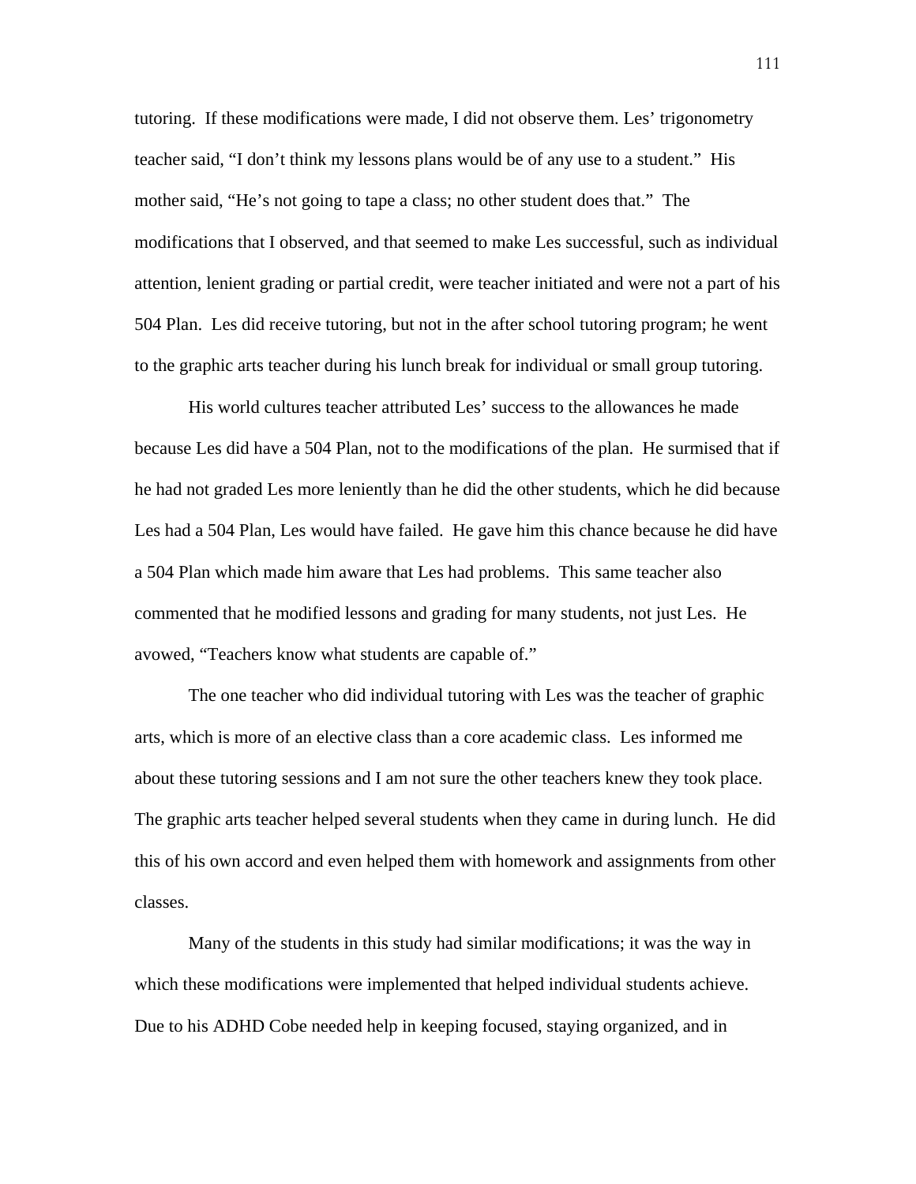tutoring. If these modifications were made, I did not observe them. Les' trigonometry teacher said, "I don't think my lessons plans would be of any use to a student." His mother said, "He's not going to tape a class; no other student does that." The modifications that I observed, and that seemed to make Les successful, such as individual attention, lenient grading or partial credit, were teacher initiated and were not a part of his 504 Plan. Les did receive tutoring, but not in the after school tutoring program; he went to the graphic arts teacher during his lunch break for individual or small group tutoring.

His world cultures teacher attributed Les' success to the allowances he made because Les did have a 504 Plan, not to the modifications of the plan. He surmised that if he had not graded Les more leniently than he did the other students, which he did because Les had a 504 Plan, Les would have failed. He gave him this chance because he did have a 504 Plan which made him aware that Les had problems. This same teacher also commented that he modified lessons and grading for many students, not just Les. He avowed, "Teachers know what students are capable of."

The one teacher who did individual tutoring with Les was the teacher of graphic arts, which is more of an elective class than a core academic class. Les informed me about these tutoring sessions and I am not sure the other teachers knew they took place. The graphic arts teacher helped several students when they came in during lunch. He did this of his own accord and even helped them with homework and assignments from other classes.

Many of the students in this study had similar modifications; it was the way in which these modifications were implemented that helped individual students achieve. Due to his ADHD Cobe needed help in keeping focused, staying organized, and in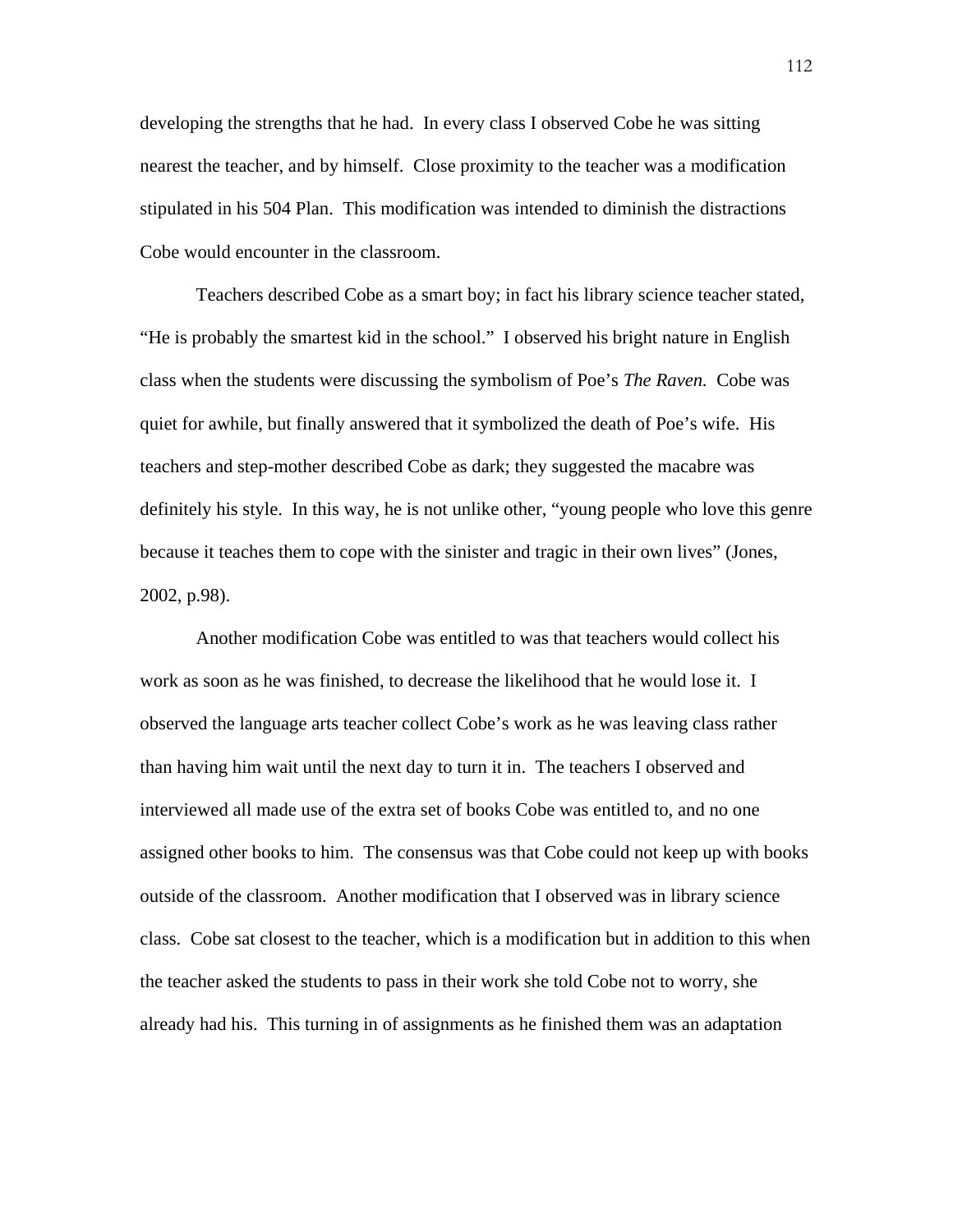developing the strengths that he had. In every class I observed Cobe he was sitting nearest the teacher, and by himself. Close proximity to the teacher was a modification stipulated in his 504 Plan. This modification was intended to diminish the distractions Cobe would encounter in the classroom.

Teachers described Cobe as a smart boy; in fact his library science teacher stated, "He is probably the smartest kid in the school." I observed his bright nature in English class when the students were discussing the symbolism of Poe's *The Raven.* Cobe was quiet for awhile, but finally answered that it symbolized the death of Poe's wife. His teachers and step-mother described Cobe as dark; they suggested the macabre was definitely his style. In this way, he is not unlike other, "young people who love this genre because it teaches them to cope with the sinister and tragic in their own lives" (Jones, 2002, p.98).

Another modification Cobe was entitled to was that teachers would collect his work as soon as he was finished, to decrease the likelihood that he would lose it. I observed the language arts teacher collect Cobe's work as he was leaving class rather than having him wait until the next day to turn it in. The teachers I observed and interviewed all made use of the extra set of books Cobe was entitled to, and no one assigned other books to him. The consensus was that Cobe could not keep up with books outside of the classroom. Another modification that I observed was in library science class. Cobe sat closest to the teacher, which is a modification but in addition to this when the teacher asked the students to pass in their work she told Cobe not to worry, she already had his. This turning in of assignments as he finished them was an adaptation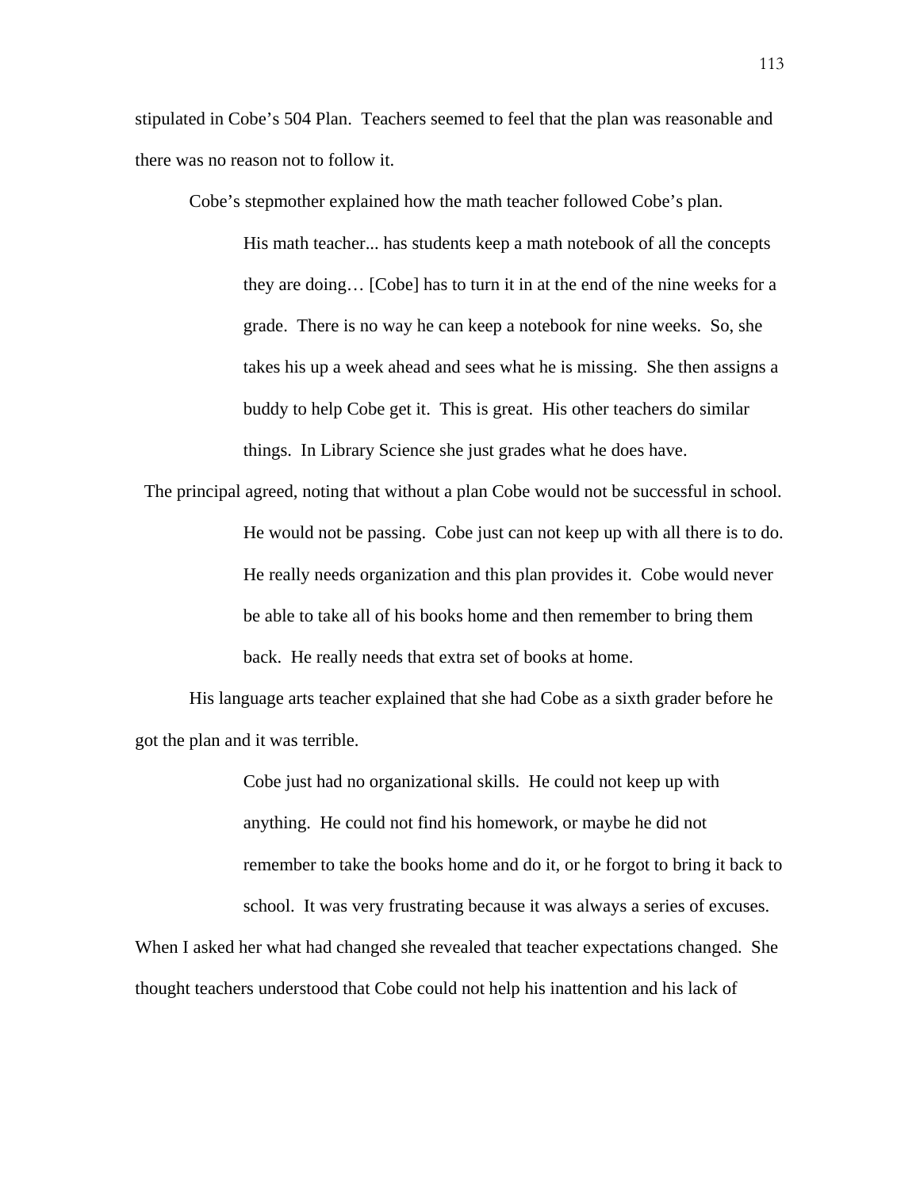stipulated in Cobe's 504 Plan. Teachers seemed to feel that the plan was reasonable and there was no reason not to follow it.

Cobe's stepmother explained how the math teacher followed Cobe's plan.

> His math teacher... has students keep a math notebook of all the concepts they are doing… [Cobe] has to turn it in at the end of the nine weeks for a grade. There is no way he can keep a notebook for nine weeks. So, she takes his up a week ahead and sees what he is missing. She then assigns a buddy to help Cobe get it. This is great. His other teachers do similar things. In Library Science she just grades what he does have.

The principal agreed, noting that without a plan Cobe would not be successful in school.

> He would not be passing. Cobe just can not keep up with all there is to do. He really needs organization and this plan provides it. Cobe would never be able to take all of his books home and then remember to bring them back. He really needs that extra set of books at home.

His language arts teacher explained that she had Cobe as a sixth grader before he got the plan and it was terrible.

> Cobe just had no organizational skills. He could not keep up with anything. He could not find his homework, or maybe he did not remember to take the books home and do it, or he forgot to bring it back to school. It was very frustrating because it was always a series of excuses.

When I asked her what had changed she revealed that teacher expectations changed. She thought teachers understood that Cobe could not help his inattention and his lack of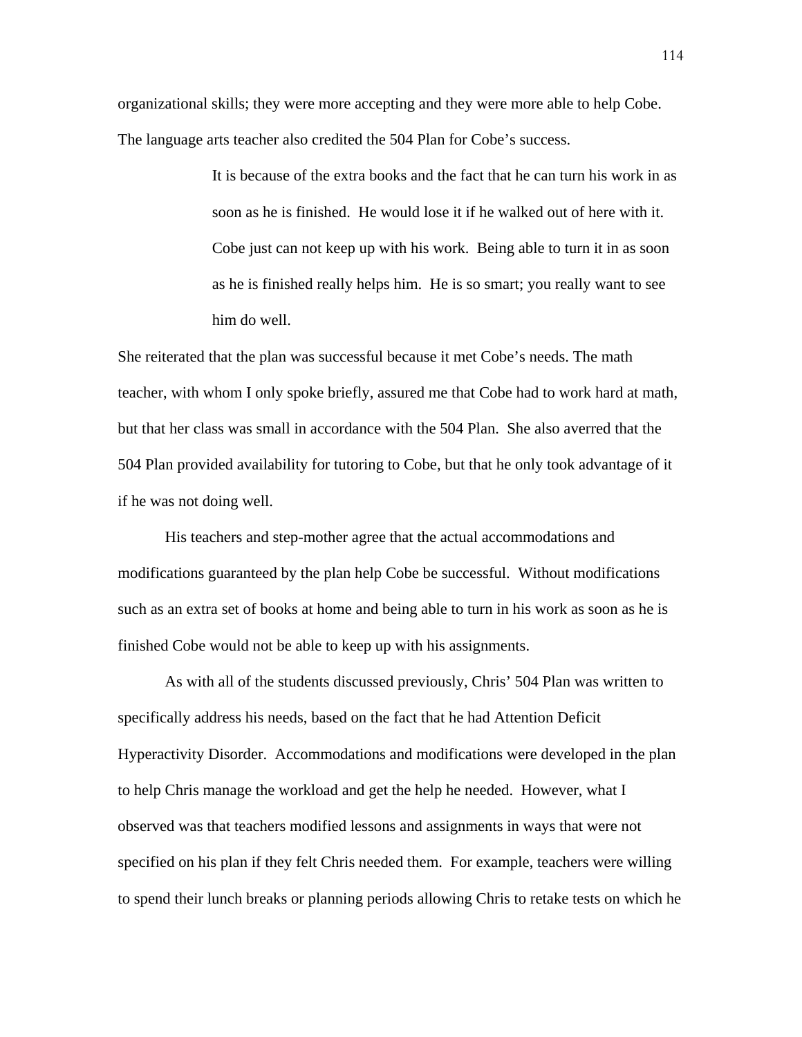organizational skills; they were more accepting and they were more able to help Cobe. The language arts teacher also credited the 504 Plan for Cobe's success.

> It is because of the extra books and the fact that he can turn his work in as soon as he is finished. He would lose it if he walked out of here with it. Cobe just can not keep up with his work. Being able to turn it in as soon as he is finished really helps him. He is so smart; you really want to see him do well.

She reiterated that the plan was successful because it met Cobe's needs. The math teacher, with whom I only spoke briefly, assured me that Cobe had to work hard at math, but that her class was small in accordance with the 504 Plan. She also averred that the 504 Plan provided availability for tutoring to Cobe, but that he only took advantage of it if he was not doing well.

His teachers and step-mother agree that the actual accommodations and modifications guaranteed by the plan help Cobe be successful. Without modifications such as an extra set of books at home and being able to turn in his work as soon as he is finished Cobe would not be able to keep up with his assignments.

As with all of the students discussed previously, Chris' 504 Plan was written to specifically address his needs, based on the fact that he had Attention Deficit Hyperactivity Disorder. Accommodations and modifications were developed in the plan to help Chris manage the workload and get the help he needed. However, what I observed was that teachers modified lessons and assignments in ways that were not specified on his plan if they felt Chris needed them. For example, teachers were willing to spend their lunch breaks or planning periods allowing Chris to retake tests on which he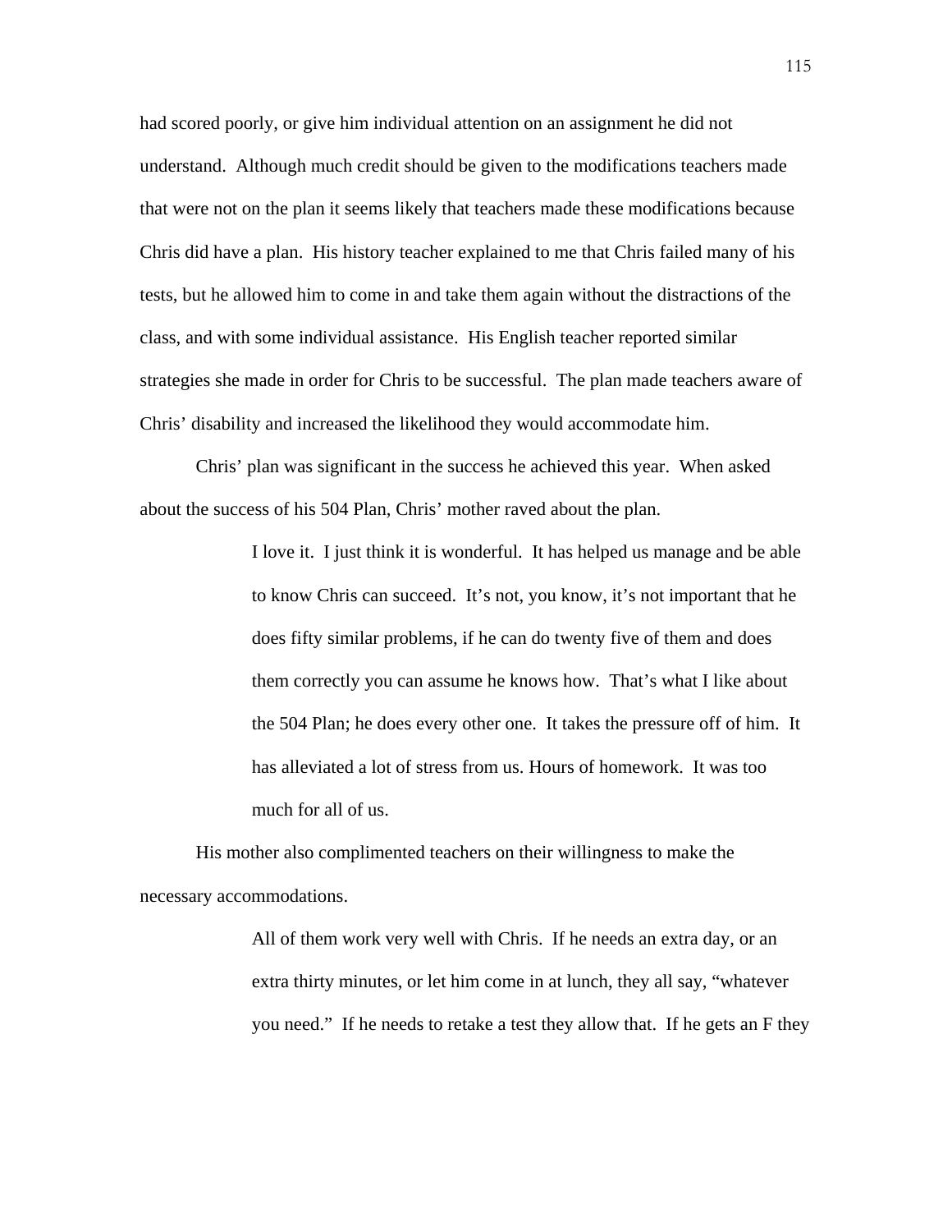had scored poorly, or give him individual attention on an assignment he did not understand. Although much credit should be given to the modifications teachers made that were not on the plan it seems likely that teachers made these modifications because Chris did have a plan. His history teacher explained to me that Chris failed many of his tests, but he allowed him to come in and take them again without the distractions of the class, and with some individual assistance. His English teacher reported similar strategies she made in order for Chris to be successful. The plan made teachers aware of Chris' disability and increased the likelihood they would accommodate him.

Chris' plan was significant in the success he achieved this year. When asked about the success of his 504 Plan, Chris' mother raved about the plan.

> I love it. I just think it is wonderful. It has helped us manage and be able to know Chris can succeed. It's not, you know, it's not important that he does fifty similar problems, if he can do twenty five of them and does them correctly you can assume he knows how. That's what I like about the 504 Plan; he does every other one. It takes the pressure off of him. It has alleviated a lot of stress from us. Hours of homework. It was too much for all of us.

His mother also complimented teachers on their willingness to make the necessary accommodations.

> All of them work very well with Chris. If he needs an extra day, or an extra thirty minutes, or let him come in at lunch, they all say, "whatever you need." If he needs to retake a test they allow that. If he gets an F they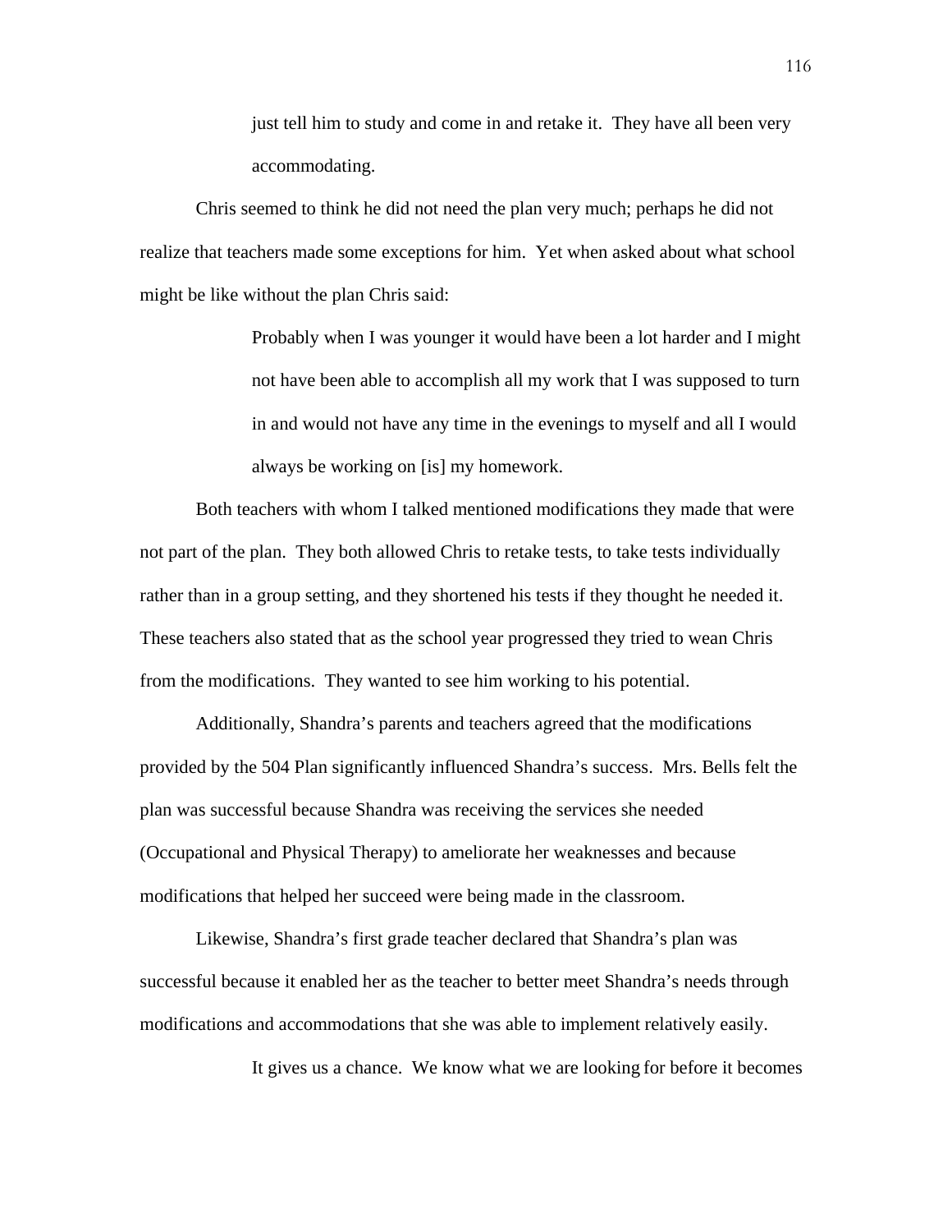> just tell him to study and come in and retake it. They have all been very accommodating.

Chris seemed to think he did not need the plan very much; perhaps he did not realize that teachers made some exceptions for him. Yet when asked about what school might be like without the plan Chris said:

> Probably when I was younger it would have been a lot harder and I might not have been able to accomplish all my work that I was supposed to turn in and would not have any time in the evenings to myself and all I would always be working on [is] my homework.

Both teachers with whom I talked mentioned modifications they made that were not part of the plan. They both allowed Chris to retake tests, to take tests individually rather than in a group setting, and they shortened his tests if they thought he needed it. These teachers also stated that as the school year progressed they tried to wean Chris from the modifications. They wanted to see him working to his potential.

Additionally, Shandra's parents and teachers agreed that the modifications provided by the 504 Plan significantly influenced Shandra's success. Mrs. Bells felt the plan was successful because Shandra was receiving the services she needed (Occupational and Physical Therapy) to ameliorate her weaknesses and because modifications that helped her succeed were being made in the classroom.

Likewise, Shandra's first grade teacher declared that Shandra's plan was successful because it enabled her as the teacher to better meet Shandra's needs through modifications and accommodations that she was able to implement relatively easily.

> It gives us a chance. We know what we are looking for before it becomes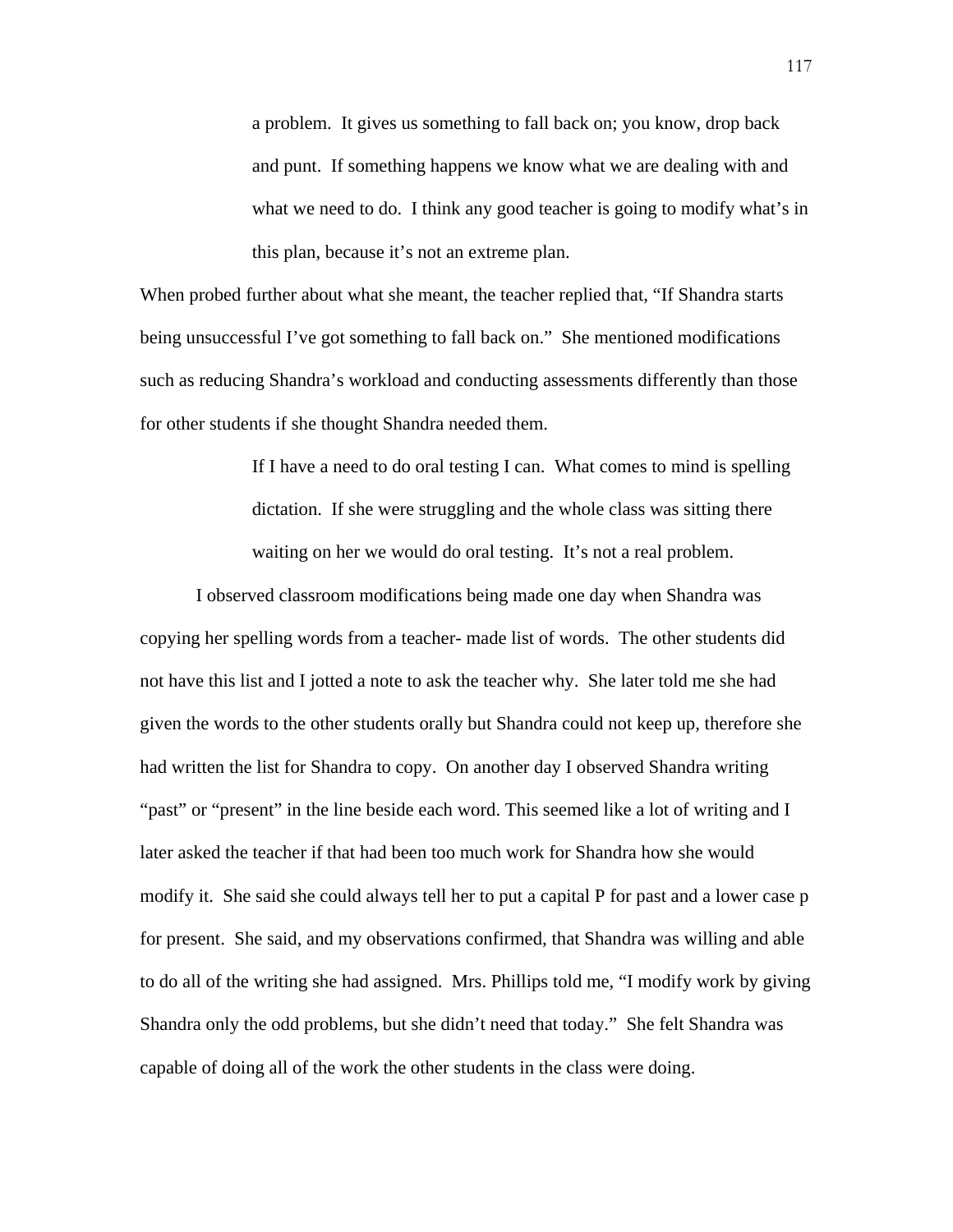> a problem. It gives us something to fall back on; you know, drop back and punt. If something happens we know what we are dealing with and what we need to do. I think any good teacher is going to modify what's in this plan, because it's not an extreme plan.

When probed further about what she meant, the teacher replied that, "If Shandra starts being unsuccessful I've got something to fall back on." She mentioned modifications such as reducing Shandra's workload and conducting assessments differently than those for other students if she thought Shandra needed them.

> If I have a need to do oral testing I can. What comes to mind is spelling dictation. If she were struggling and the whole class was sitting there waiting on her we would do oral testing. It's not a real problem.

I observed classroom modifications being made one day when Shandra was copying her spelling words from a teacher- made list of words. The other students did not have this list and I jotted a note to ask the teacher why. She later told me she had given the words to the other students orally but Shandra could not keep up, therefore she had written the list for Shandra to copy. On another day I observed Shandra writing "past" or "present" in the line beside each word. This seemed like a lot of writing and I later asked the teacher if that had been too much work for Shandra how she would modify it. She said she could always tell her to put a capital P for past and a lower case p for present. She said, and my observations confirmed, that Shandra was willing and able to do all of the writing she had assigned. Mrs. Phillips told me, "I modify work by giving Shandra only the odd problems, but she didn't need that today." She felt Shandra was capable of doing all of the work the other students in the class were doing.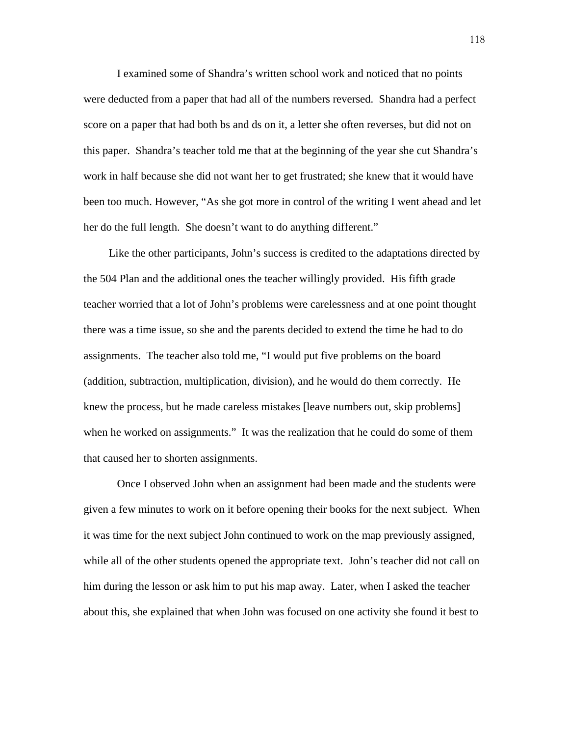I examined some of Shandra's written school work and noticed that no points were deducted from a paper that had all of the numbers reversed. Shandra had a perfect score on a paper that had both bs and ds on it, a letter she often reverses, but did not on this paper. Shandra's teacher told me that at the beginning of the year she cut Shandra's work in half because she did not want her to get frustrated; she knew that it would have been too much. However, "As she got more in control of the writing I went ahead and let her do the full length. She doesn't want to do anything different."

Like the other participants, John's success is credited to the adaptations directed by the 504 Plan and the additional ones the teacher willingly provided. His fifth grade teacher worried that a lot of John's problems were carelessness and at one point thought there was a time issue, so she and the parents decided to extend the time he had to do assignments. The teacher also told me, "I would put five problems on the board (addition, subtraction, multiplication, division), and he would do them correctly. He knew the process, but he made careless mistakes [leave numbers out, skip problems] when he worked on assignments." It was the realization that he could do some of them that caused her to shorten assignments.

Once I observed John when an assignment had been made and the students were given a few minutes to work on it before opening their books for the next subject. When it was time for the next subject John continued to work on the map previously assigned, while all of the other students opened the appropriate text. John's teacher did not call on him during the lesson or ask him to put his map away. Later, when I asked the teacher about this, she explained that when John was focused on one activity she found it best to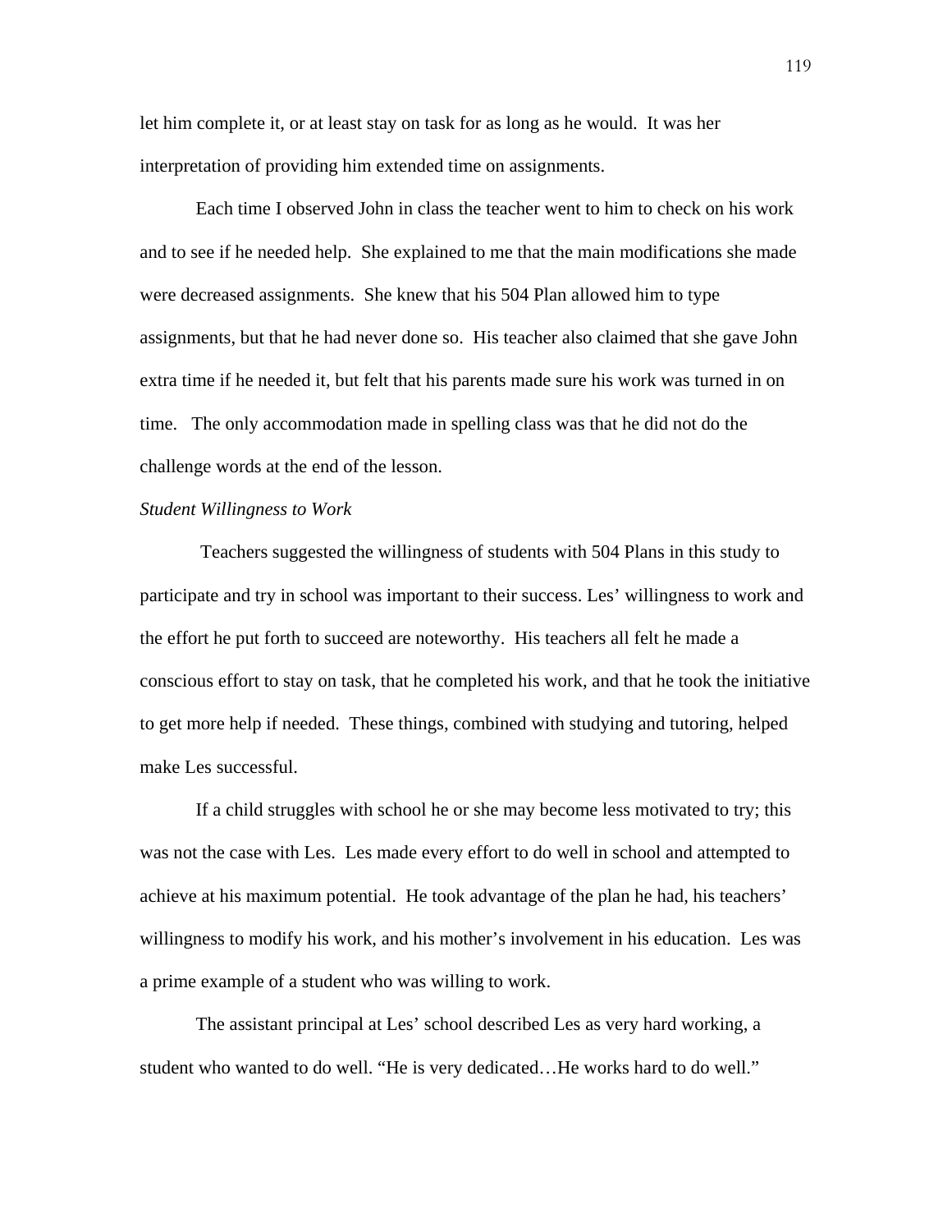let him complete it, or at least stay on task for as long as he would. It was her interpretation of providing him extended time on assignments.

Each time I observed John in class the teacher went to him to check on his work and to see if he needed help. She explained to me that the main modifications she made were decreased assignments. She knew that his 504 Plan allowed him to type assignments, but that he had never done so. His teacher also claimed that she gave John extra time if he needed it, but felt that his parents made sure his work was turned in on time. The only accommodation made in spelling class was that he did not do the challenge words at the end of the lesson.

*Student Willingness to Work*

Teachers suggested the willingness of students with 504 Plans in this study to participate and try in school was important to their success. Les' willingness to work and the effort he put forth to succeed are noteworthy. His teachers all felt he made a conscious effort to stay on task, that he completed his work, and that he took the initiative to get more help if needed. These things, combined with studying and tutoring, helped make Les successful.

If a child struggles with school he or she may become less motivated to try; this was not the case with Les. Les made every effort to do well in school and attempted to achieve at his maximum potential. He took advantage of the plan he had, his teachers' willingness to modify his work, and his mother's involvement in his education. Les was a prime example of a student who was willing to work.

The assistant principal at Les' school described Les as very hard working, a student who wanted to do well. "He is very dedicated…He works hard to do well."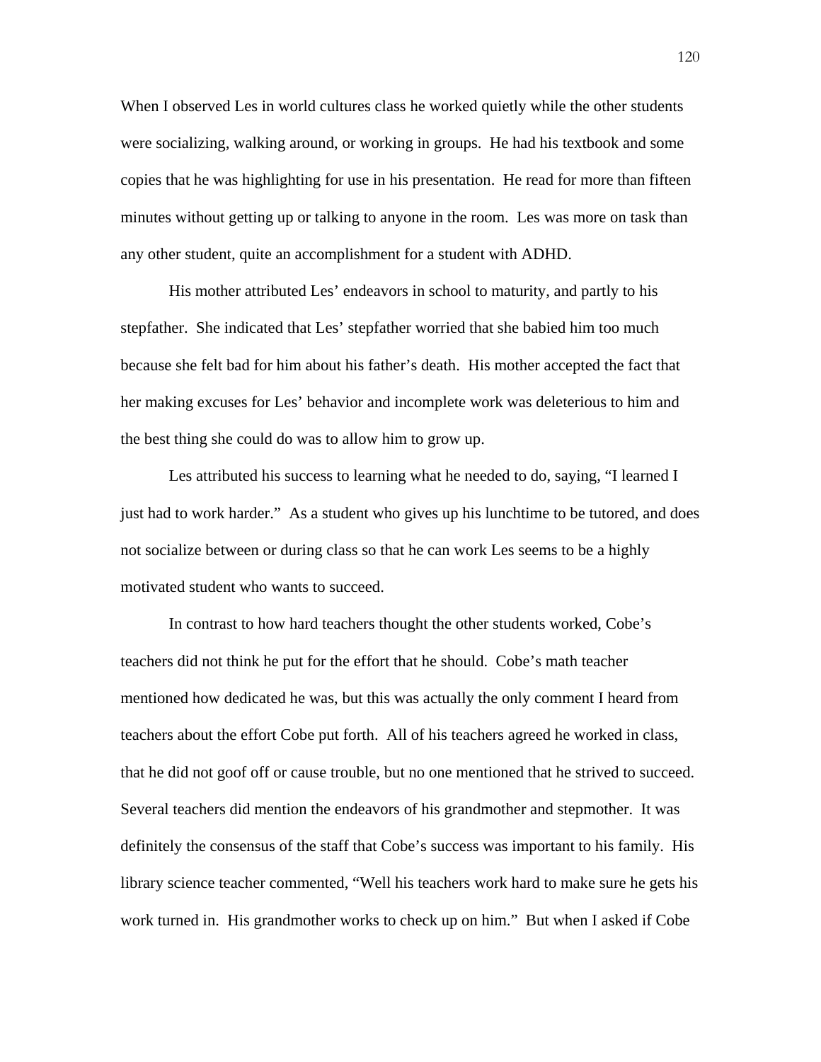When I observed Les in world cultures class he worked quietly while the other students were socializing, walking around, or working in groups. He had his textbook and some copies that he was highlighting for use in his presentation. He read for more than fifteen minutes without getting up or talking to anyone in the room. Les was more on task than any other student, quite an accomplishment for a student with ADHD.

His mother attributed Les' endeavors in school to maturity, and partly to his stepfather. She indicated that Les' stepfather worried that she babied him too much because she felt bad for him about his father's death. His mother accepted the fact that her making excuses for Les' behavior and incomplete work was deleterious to him and the best thing she could do was to allow him to grow up.

Les attributed his success to learning what he needed to do, saying, "I learned I just had to work harder." As a student who gives up his lunchtime to be tutored, and does not socialize between or during class so that he can work Les seems to be a highly motivated student who wants to succeed.

In contrast to how hard teachers thought the other students worked, Cobe's teachers did not think he put for the effort that he should. Cobe's math teacher mentioned how dedicated he was, but this was actually the only comment I heard from teachers about the effort Cobe put forth. All of his teachers agreed he worked in class, that he did not goof off or cause trouble, but no one mentioned that he strived to succeed. Several teachers did mention the endeavors of his grandmother and stepmother. It was definitely the consensus of the staff that Cobe's success was important to his family. His library science teacher commented, "Well his teachers work hard to make sure he gets his work turned in. His grandmother works to check up on him." But when I asked if Cobe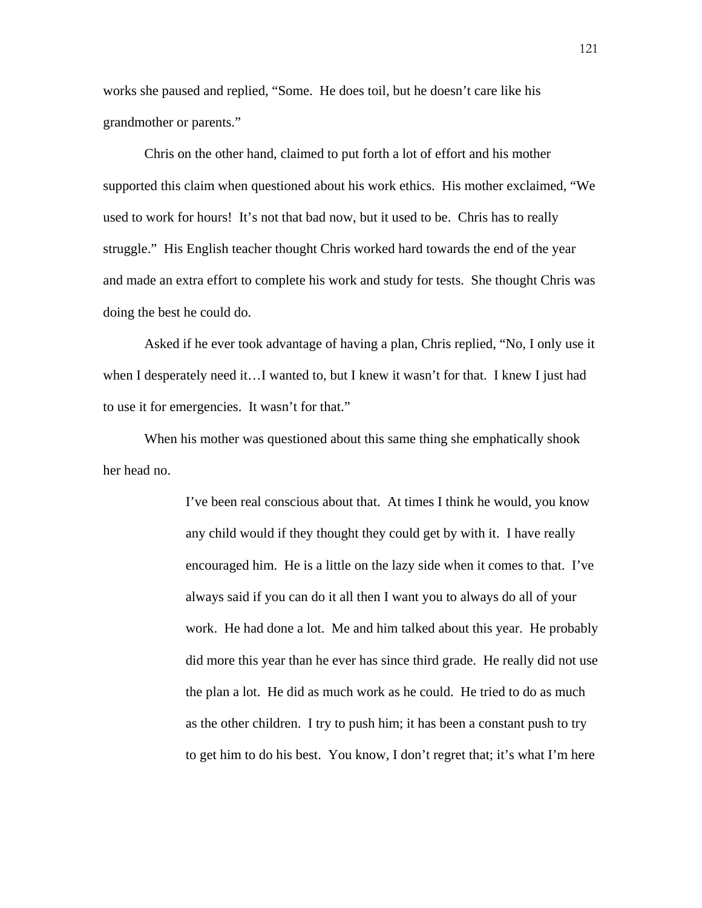works she paused and replied, "Some. He does toil, but he doesn't care like his grandmother or parents."

Chris on the other hand, claimed to put forth a lot of effort and his mother supported this claim when questioned about his work ethics. His mother exclaimed, "We used to work for hours! It's not that bad now, but it used to be. Chris has to really struggle." His English teacher thought Chris worked hard towards the end of the year and made an extra effort to complete his work and study for tests. She thought Chris was doing the best he could do.

Asked if he ever took advantage of having a plan, Chris replied, "No, I only use it when I desperately need it…I wanted to, but I knew it wasn't for that. I knew I just had to use it for emergencies. It wasn't for that."

When his mother was questioned about this same thing she emphatically shook her head no.

> I've been real conscious about that. At times I think he would, you know any child would if they thought they could get by with it. I have really encouraged him. He is a little on the lazy side when it comes to that. I've always said if you can do it all then I want you to always do all of your work. He had done a lot. Me and him talked about this year. He probably did more this year than he ever has since third grade. He really did not use the plan a lot. He did as much work as he could. He tried to do as much as the other children. I try to push him; it has been a constant push to try to get him to do his best. You know, I don't regret that; it's what I'm here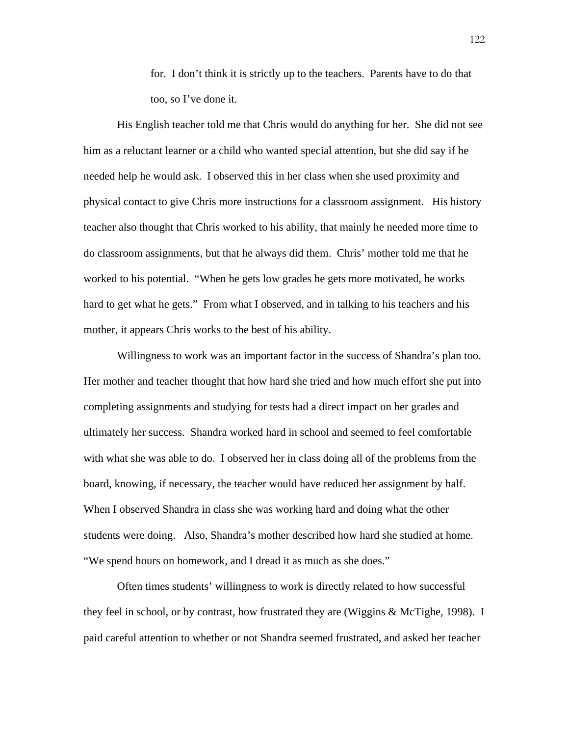> for. I don't think it is strictly up to the teachers. Parents have to do that too, so I've done it.

His English teacher told me that Chris would do anything for her. She did not see him as a reluctant learner or a child who wanted special attention, but she did say if he needed help he would ask. I observed this in her class when she used proximity and physical contact to give Chris more instructions for a classroom assignment. His history teacher also thought that Chris worked to his ability, that mainly he needed more time to do classroom assignments, but that he always did them. Chris' mother told me that he worked to his potential. "When he gets low grades he gets more motivated, he works hard to get what he gets." From what I observed, and in talking to his teachers and his mother, it appears Chris works to the best of his ability.

Willingness to work was an important factor in the success of Shandra's plan too. Her mother and teacher thought that how hard she tried and how much effort she put into completing assignments and studying for tests had a direct impact on her grades and ultimately her success. Shandra worked hard in school and seemed to feel comfortable with what she was able to do. I observed her in class doing all of the problems from the board, knowing, if necessary, the teacher would have reduced her assignment by half. When I observed Shandra in class she was working hard and doing what the other students were doing. Also, Shandra's mother described how hard she studied at home. "We spend hours on homework, and I dread it as much as she does."

Often times students' willingness to work is directly related to how successful they feel in school, or by contrast, how frustrated they are (Wiggins & McTighe, 1998). I paid careful attention to whether or not Shandra seemed frustrated, and asked her teacher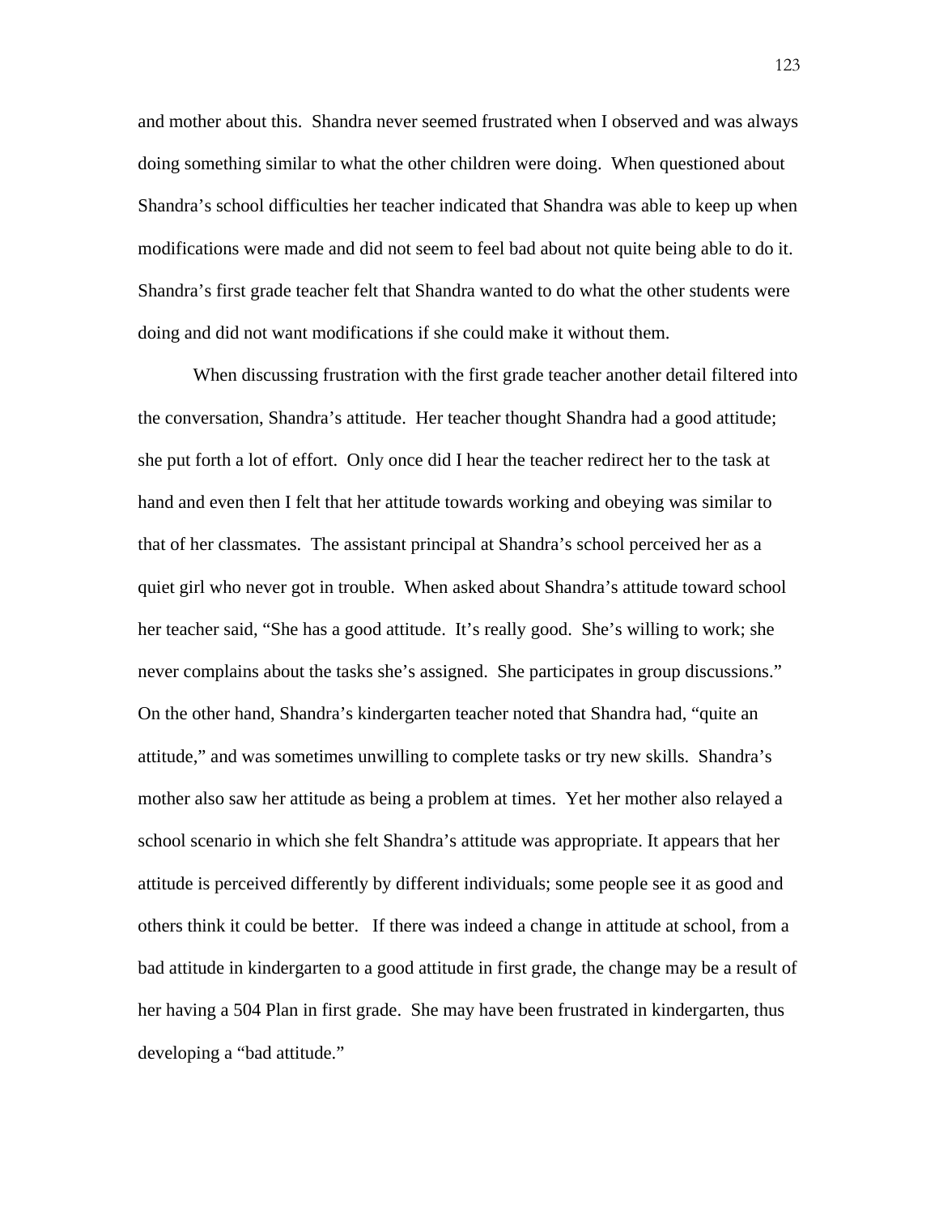and mother about this. Shandra never seemed frustrated when I observed and was always doing something similar to what the other children were doing. When questioned about Shandra's school difficulties her teacher indicated that Shandra was able to keep up when modifications were made and did not seem to feel bad about not quite being able to do it. Shandra's first grade teacher felt that Shandra wanted to do what the other students were doing and did not want modifications if she could make it without them.

When discussing frustration with the first grade teacher another detail filtered into the conversation, Shandra's attitude. Her teacher thought Shandra had a good attitude; she put forth a lot of effort. Only once did I hear the teacher redirect her to the task at hand and even then I felt that her attitude towards working and obeying was similar to that of her classmates. The assistant principal at Shandra's school perceived her as a quiet girl who never got in trouble. When asked about Shandra's attitude toward school her teacher said, "She has a good attitude. It's really good. She's willing to work; she never complains about the tasks she's assigned. She participates in group discussions." On the other hand, Shandra's kindergarten teacher noted that Shandra had, "quite an attitude," and was sometimes unwilling to complete tasks or try new skills. Shandra's mother also saw her attitude as being a problem at times. Yet her mother also relayed a school scenario in which she felt Shandra's attitude was appropriate. It appears that her attitude is perceived differently by different individuals; some people see it as good and others think it could be better. If there was indeed a change in attitude at school, from a bad attitude in kindergarten to a good attitude in first grade, the change may be a result of her having a 504 Plan in first grade. She may have been frustrated in kindergarten, thus developing a "bad attitude."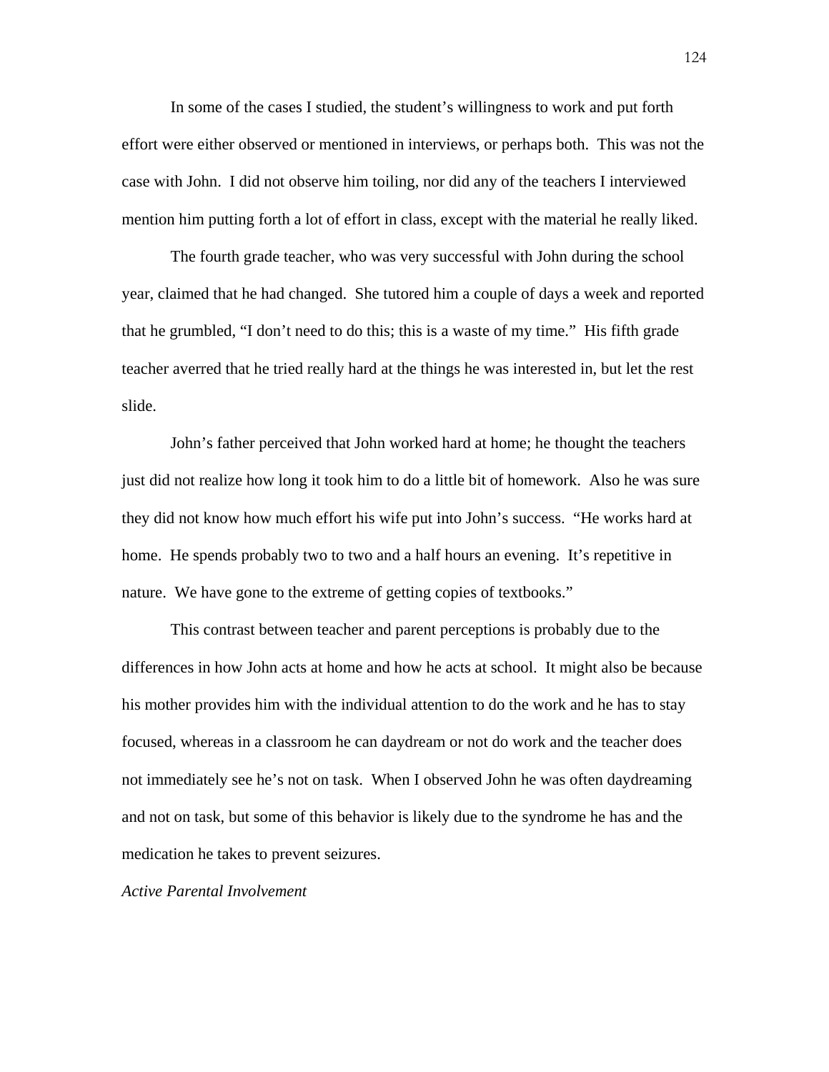In some of the cases I studied, the student's willingness to work and put forth effort were either observed or mentioned in interviews, or perhaps both. This was not the case with John. I did not observe him toiling, nor did any of the teachers I interviewed mention him putting forth a lot of effort in class, except with the material he really liked.

The fourth grade teacher, who was very successful with John during the school year, claimed that he had changed. She tutored him a couple of days a week and reported that he grumbled, "I don't need to do this; this is a waste of my time." His fifth grade teacher averred that he tried really hard at the things he was interested in, but let the rest slide.

John's father perceived that John worked hard at home; he thought the teachers just did not realize how long it took him to do a little bit of homework. Also he was sure they did not know how much effort his wife put into John's success. "He works hard at home. He spends probably two to two and a half hours an evening. It's repetitive in nature. We have gone to the extreme of getting copies of textbooks."

This contrast between teacher and parent perceptions is probably due to the differences in how John acts at home and how he acts at school. It might also be because his mother provides him with the individual attention to do the work and he has to stay focused, whereas in a classroom he can daydream or not do work and the teacher does not immediately see he's not on task. When I observed John he was often daydreaming and not on task, but some of this behavior is likely due to the syndrome he has and the medication he takes to prevent seizures.

*Active Parental Involvement*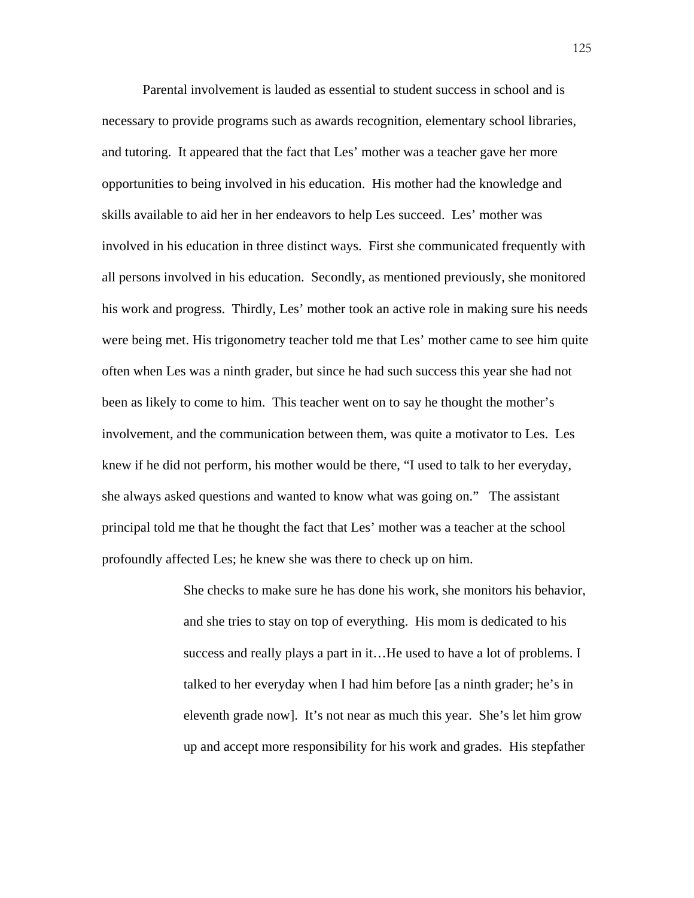Parental involvement is lauded as essential to student success in school and is necessary to provide programs such as awards recognition, elementary school libraries, and tutoring. It appeared that the fact that Les' mother was a teacher gave her more opportunities to being involved in his education. His mother had the knowledge and skills available to aid her in her endeavors to help Les succeed. Les' mother was involved in his education in three distinct ways. First she communicated frequently with all persons involved in his education. Secondly, as mentioned previously, she monitored his work and progress. Thirdly, Les' mother took an active role in making sure his needs were being met. His trigonometry teacher told me that Les' mother came to see him quite often when Les was a ninth grader, but since he had such success this year she had not been as likely to come to him. This teacher went on to say he thought the mother's involvement, and the communication between them, was quite a motivator to Les. Les knew if he did not perform, his mother would be there, "I used to talk to her everyday, she always asked questions and wanted to know what was going on." The assistant principal told me that he thought the fact that Les' mother was a teacher at the school profoundly affected Les; he knew she was there to check up on him.

> She checks to make sure he has done his work, she monitors his behavior, and she tries to stay on top of everything. His mom is dedicated to his success and really plays a part in it…He used to have a lot of problems. I talked to her everyday when I had him before [as a ninth grader; he's in eleventh grade now]. It's not near as much this year. She's let him grow up and accept more responsibility for his work and grades. His stepfather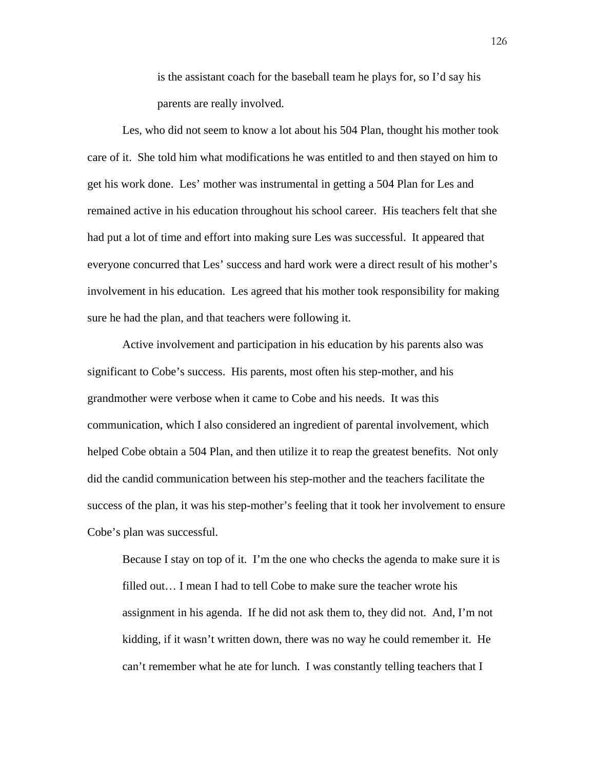> is the assistant coach for the baseball team he plays for, so I'd say his parents are really involved.

Les, who did not seem to know a lot about his 504 Plan, thought his mother took care of it. She told him what modifications he was entitled to and then stayed on him to get his work done. Les' mother was instrumental in getting a 504 Plan for Les and remained active in his education throughout his school career. His teachers felt that she had put a lot of time and effort into making sure Les was successful. It appeared that everyone concurred that Les' success and hard work were a direct result of his mother's involvement in his education. Les agreed that his mother took responsibility for making sure he had the plan, and that teachers were following it.

Active involvement and participation in his education by his parents also was significant to Cobe's success. His parents, most often his step-mother, and his grandmother were verbose when it came to Cobe and his needs. It was this communication, which I also considered an ingredient of parental involvement, which helped Cobe obtain a 504 Plan, and then utilize it to reap the greatest benefits. Not only did the candid communication between his step-mother and the teachers facilitate the success of the plan, it was his step-mother's feeling that it took her involvement to ensure Cobe's plan was successful.

> Because I stay on top of it. I'm the one who checks the agenda to make sure it is filled out… I mean I had to tell Cobe to make sure the teacher wrote his assignment in his agenda. If he did not ask them to, they did not. And, I'm not kidding, if it wasn't written down, there was no way he could remember it. He can't remember what he ate for lunch. I was constantly telling teachers that I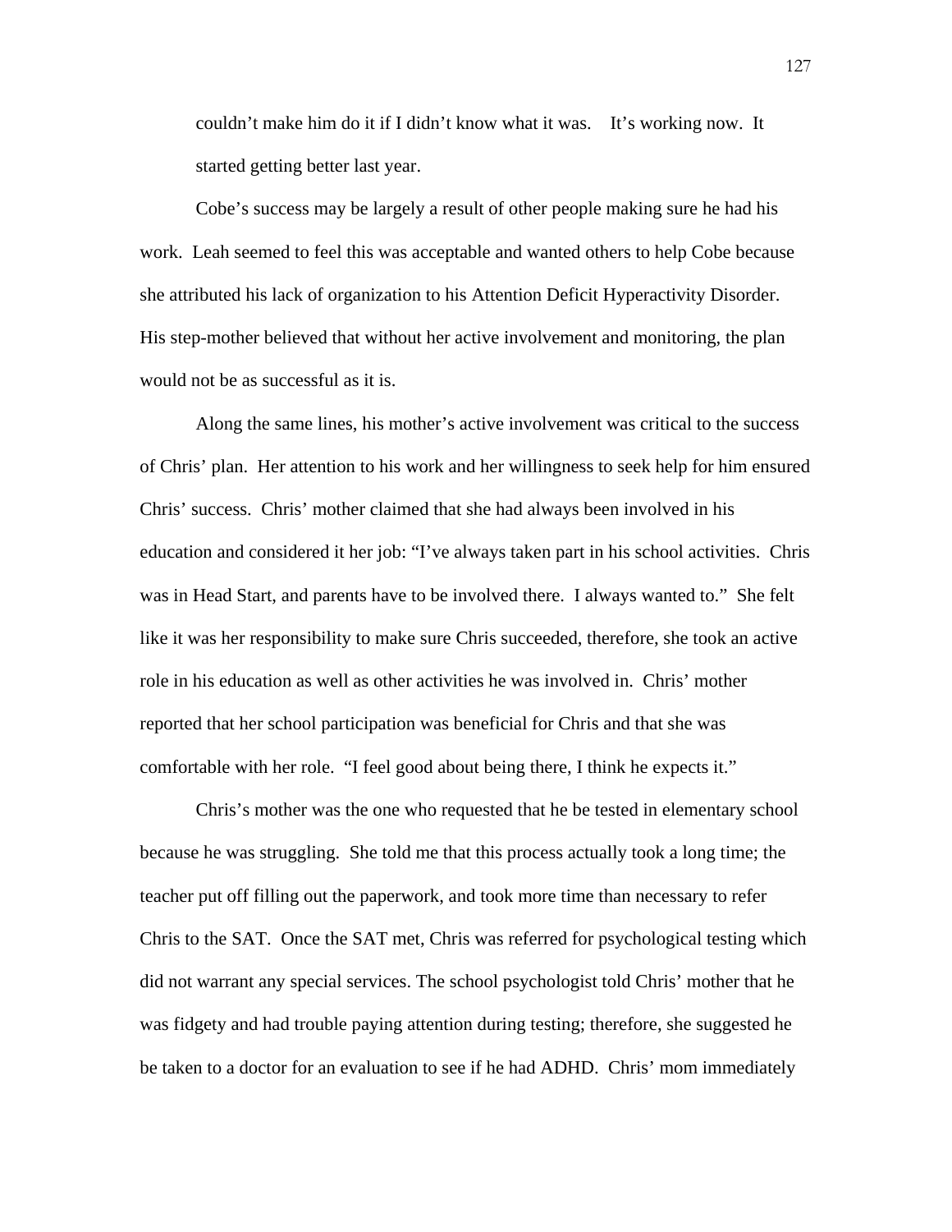> couldn't make him do it if I didn't know what it was. It's working now. It started getting better last year.

Cobe's success may be largely a result of other people making sure he had his work. Leah seemed to feel this was acceptable and wanted others to help Cobe because she attributed his lack of organization to his Attention Deficit Hyperactivity Disorder. His step-mother believed that without her active involvement and monitoring, the plan would not be as successful as it is.

Along the same lines, his mother's active involvement was critical to the success of Chris' plan. Her attention to his work and her willingness to seek help for him ensured Chris' success. Chris' mother claimed that she had always been involved in his education and considered it her job: "I've always taken part in his school activities. Chris was in Head Start, and parents have to be involved there. I always wanted to." She felt like it was her responsibility to make sure Chris succeeded, therefore, she took an active role in his education as well as other activities he was involved in. Chris' mother reported that her school participation was beneficial for Chris and that she was comfortable with her role. "I feel good about being there, I think he expects it."

Chris's mother was the one who requested that he be tested in elementary school because he was struggling. She told me that this process actually took a long time; the teacher put off filling out the paperwork, and took more time than necessary to refer Chris to the SAT. Once the SAT met, Chris was referred for psychological testing which did not warrant any special services. The school psychologist told Chris' mother that he was fidgety and had trouble paying attention during testing; therefore, she suggested he be taken to a doctor for an evaluation to see if he had ADHD. Chris' mom immediately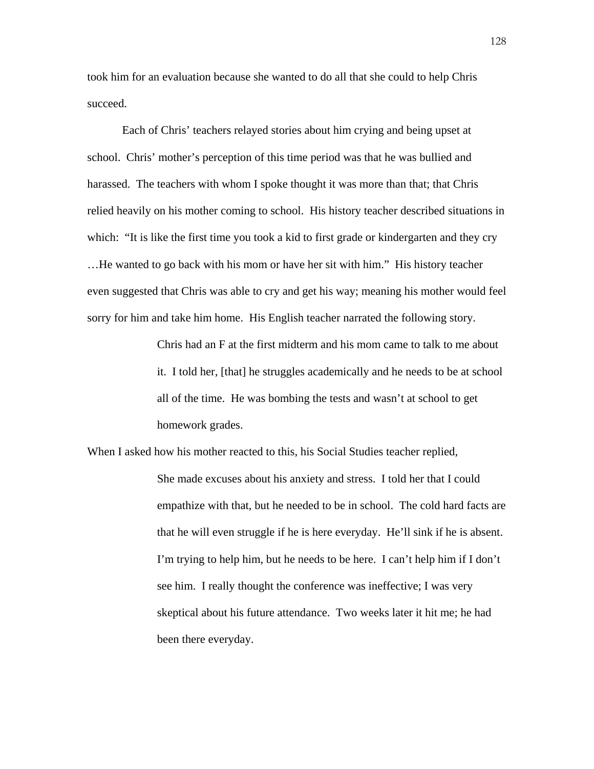took him for an evaluation because she wanted to do all that she could to help Chris succeed.

Each of Chris' teachers relayed stories about him crying and being upset at school. Chris' mother's perception of this time period was that he was bullied and harassed. The teachers with whom I spoke thought it was more than that; that Chris relied heavily on his mother coming to school. His history teacher described situations in which: "It is like the first time you took a kid to first grade or kindergarten and they cry …He wanted to go back with his mom or have her sit with him." His history teacher even suggested that Chris was able to cry and get his way; meaning his mother would feel sorry for him and take him home. His English teacher narrated the following story.

> Chris had an F at the first midterm and his mom came to talk to me about it. I told her, [that] he struggles academically and he needs to be at school all of the time. He was bombing the tests and wasn't at school to get homework grades.

When I asked how his mother reacted to this, his Social Studies teacher replied,

> She made excuses about his anxiety and stress. I told her that I could empathize with that, but he needed to be in school. The cold hard facts are that he will even struggle if he is here everyday. He'll sink if he is absent. I'm trying to help him, but he needs to be here. I can't help him if I don't see him. I really thought the conference was ineffective; I was very skeptical about his future attendance. Two weeks later it hit me; he had been there everyday.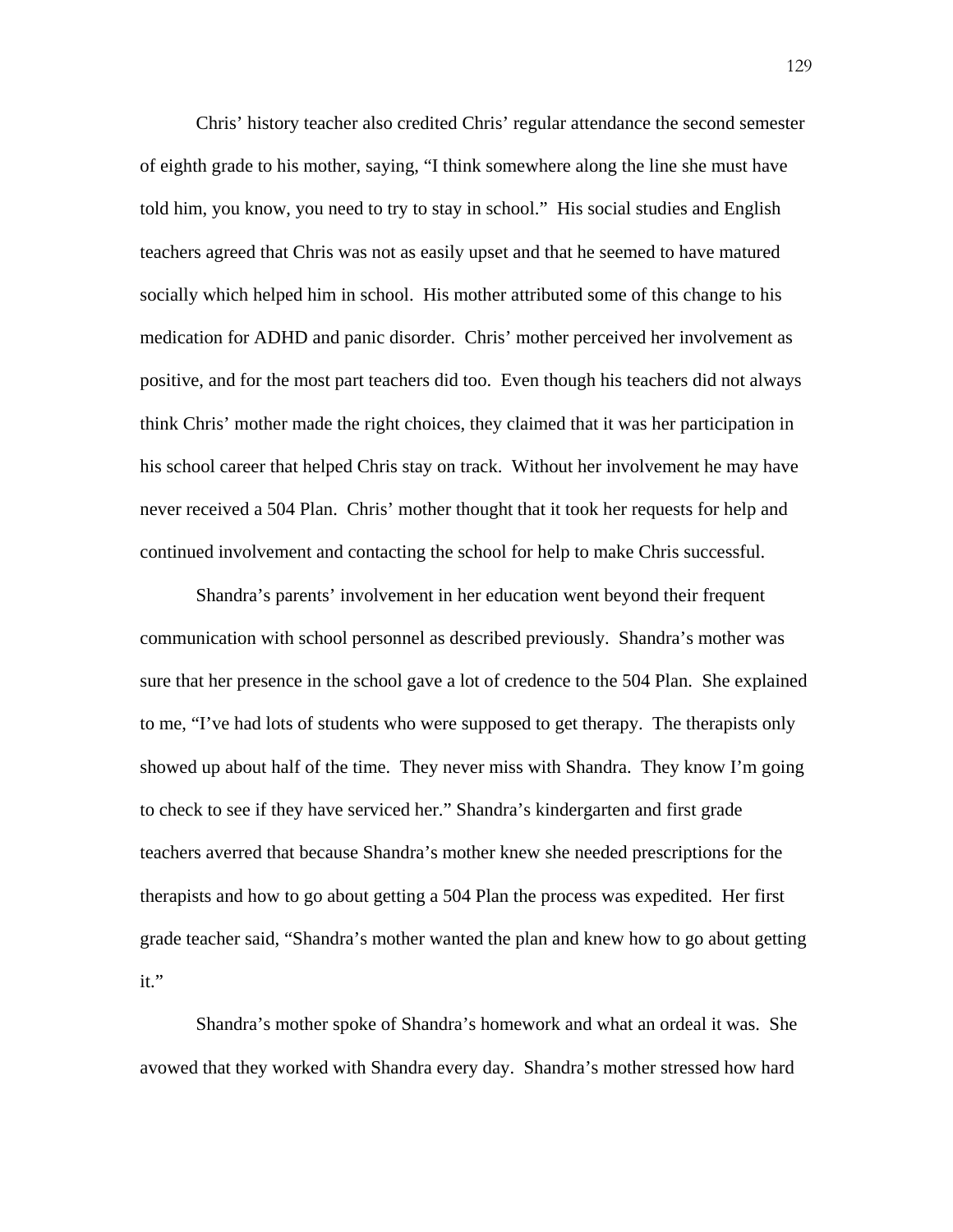Chris' history teacher also credited Chris' regular attendance the second semester of eighth grade to his mother, saying, "I think somewhere along the line she must have told him, you know, you need to try to stay in school." His social studies and English teachers agreed that Chris was not as easily upset and that he seemed to have matured socially which helped him in school. His mother attributed some of this change to his medication for ADHD and panic disorder. Chris' mother perceived her involvement as positive, and for the most part teachers did too. Even though his teachers did not always think Chris' mother made the right choices, they claimed that it was her participation in his school career that helped Chris stay on track. Without her involvement he may have never received a 504 Plan. Chris' mother thought that it took her requests for help and continued involvement and contacting the school for help to make Chris successful.

Shandra's parents' involvement in her education went beyond their frequent communication with school personnel as described previously. Shandra's mother was sure that her presence in the school gave a lot of credence to the 504 Plan. She explained to me, "I've had lots of students who were supposed to get therapy. The therapists only showed up about half of the time. They never miss with Shandra. They know I'm going to check to see if they have serviced her." Shandra's kindergarten and first grade teachers averred that because Shandra's mother knew she needed prescriptions for the therapists and how to go about getting a 504 Plan the process was expedited. Her first grade teacher said, "Shandra's mother wanted the plan and knew how to go about getting it."

Shandra's mother spoke of Shandra's homework and what an ordeal it was. She avowed that they worked with Shandra every day. Shandra's mother stressed how hard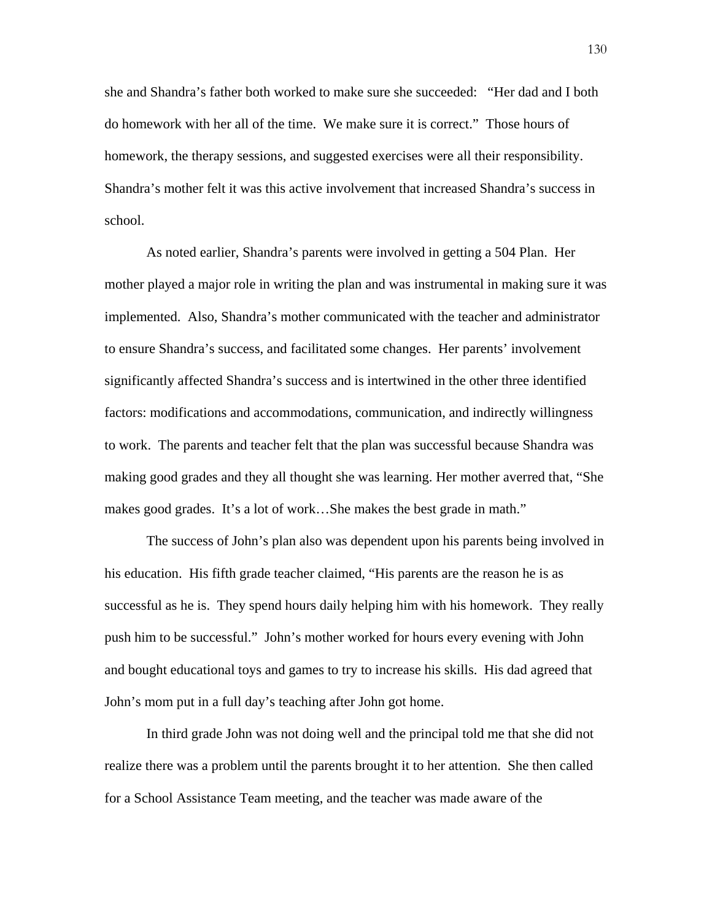she and Shandra's father both worked to make sure she succeeded: "Her dad and I both do homework with her all of the time. We make sure it is correct." Those hours of homework, the therapy sessions, and suggested exercises were all their responsibility. Shandra's mother felt it was this active involvement that increased Shandra's success in school.

As noted earlier, Shandra's parents were involved in getting a 504 Plan. Her mother played a major role in writing the plan and was instrumental in making sure it was implemented. Also, Shandra's mother communicated with the teacher and administrator to ensure Shandra's success, and facilitated some changes. Her parents' involvement significantly affected Shandra's success and is intertwined in the other three identified factors: modifications and accommodations, communication, and indirectly willingness to work. The parents and teacher felt that the plan was successful because Shandra was making good grades and they all thought she was learning. Her mother averred that, "She makes good grades. It's a lot of work…She makes the best grade in math."

The success of John's plan also was dependent upon his parents being involved in his education. His fifth grade teacher claimed, "His parents are the reason he is as successful as he is. They spend hours daily helping him with his homework. They really push him to be successful." John's mother worked for hours every evening with John and bought educational toys and games to try to increase his skills. His dad agreed that John's mom put in a full day's teaching after John got home.

In third grade John was not doing well and the principal told me that she did not realize there was a problem until the parents brought it to her attention. She then called for a School Assistance Team meeting, and the teacher was made aware of the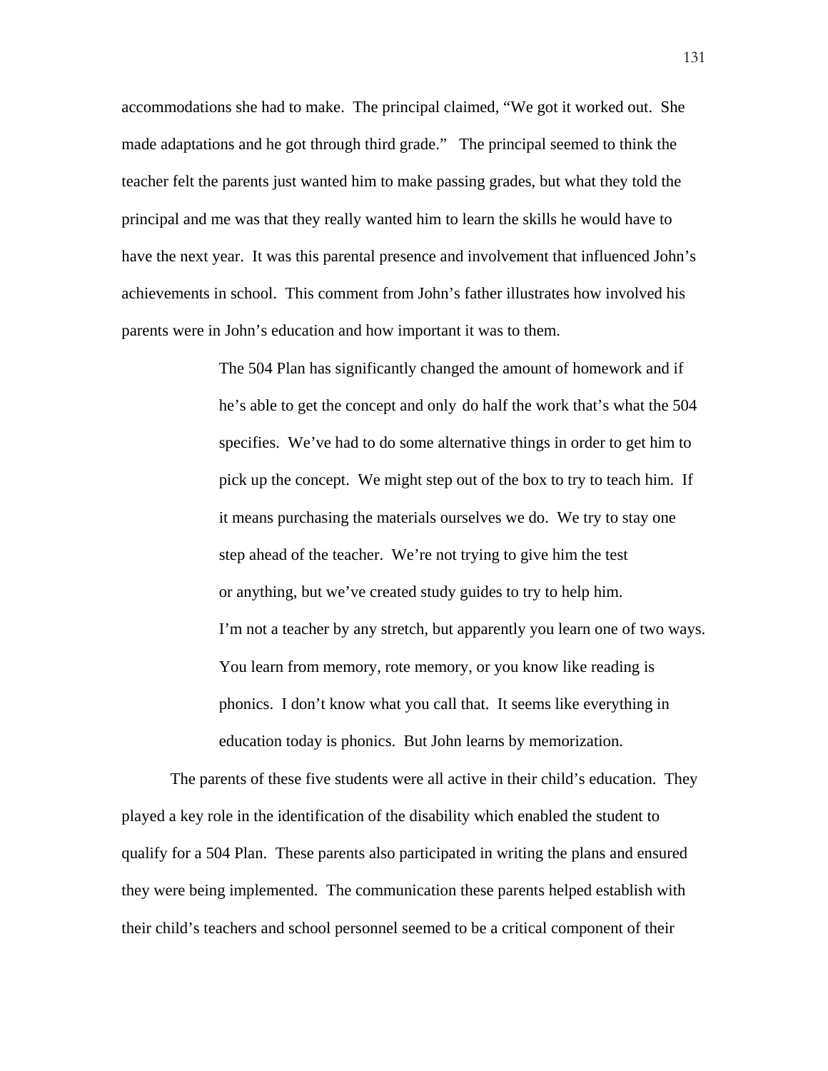accommodations she had to make. The principal claimed, "We got it worked out. She made adaptations and he got through third grade." The principal seemed to think the teacher felt the parents just wanted him to make passing grades, but what they told the principal and me was that they really wanted him to learn the skills he would have to have the next year. It was this parental presence and involvement that influenced John's achievements in school. This comment from John's father illustrates how involved his parents were in John's education and how important it was to them.

> The 504 Plan has significantly changed the amount of homework and if he's able to get the concept and only do half the work that's what the 504 specifies. We've had to do some alternative things in order to get him to pick up the concept. We might step out of the box to try to teach him. If it means purchasing the materials ourselves we do. We try to stay one step ahead of the teacher. We're not trying to give him the test or anything, but we've created study guides to try to help him. I'm not a teacher by any stretch, but apparently you learn one of two ways. You learn from memory, rote memory, or you know like reading is phonics. I don't know what you call that. It seems like everything in education today is phonics. But John learns by memorization.

The parents of these five students were all active in their child's education. They played a key role in the identification of the disability which enabled the student to qualify for a 504 Plan. These parents also participated in writing the plans and ensured they were being implemented. The communication these parents helped establish with their child's teachers and school personnel seemed to be a critical component of their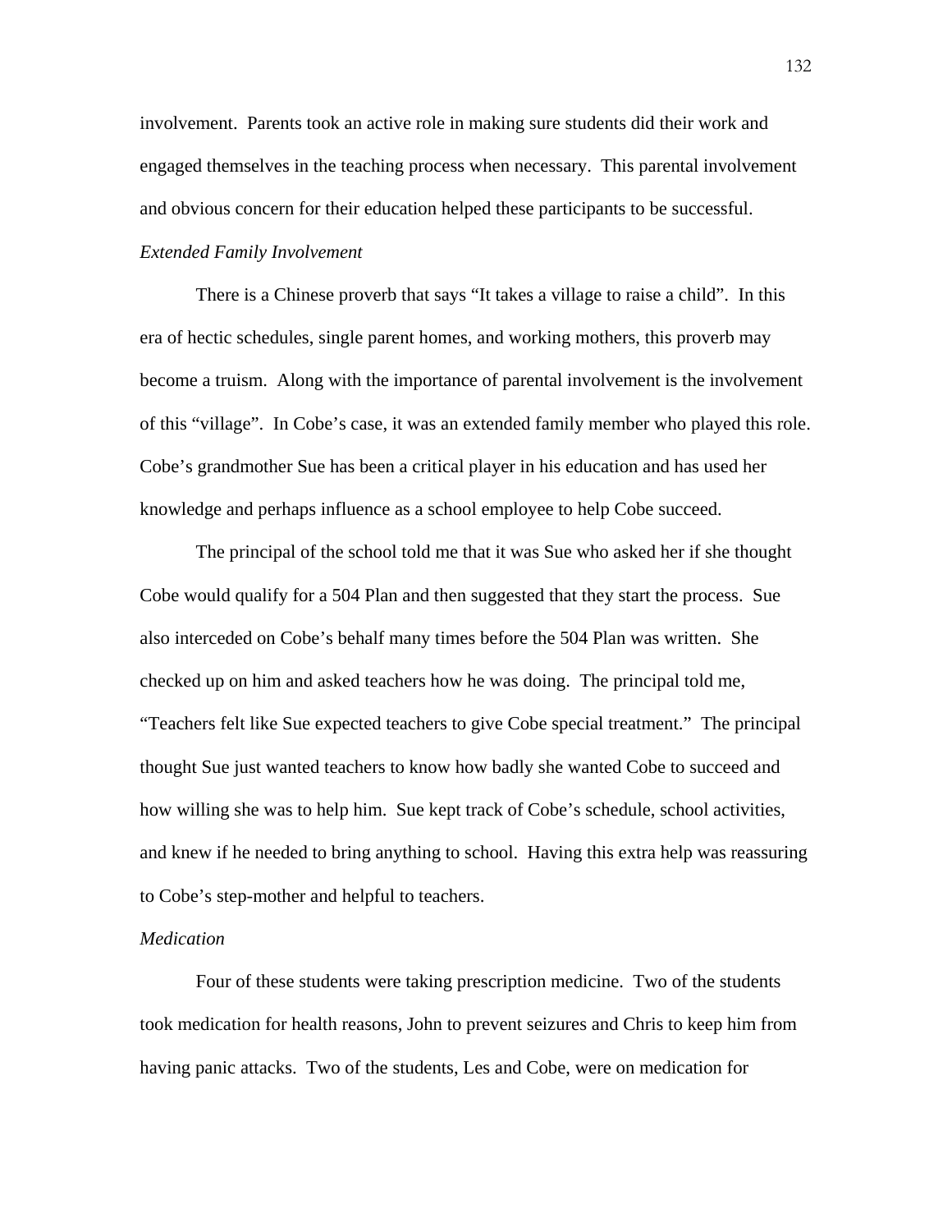involvement. Parents took an active role in making sure students did their work and engaged themselves in the teaching process when necessary. This parental involvement and obvious concern for their education helped these participants to be successful.

*Extended Family Involvement*

There is a Chinese proverb that says "It takes a village to raise a child". In this era of hectic schedules, single parent homes, and working mothers, this proverb may become a truism. Along with the importance of parental involvement is the involvement of this "village". In Cobe's case, it was an extended family member who played this role. Cobe's grandmother Sue has been a critical player in his education and has used her knowledge and perhaps influence as a school employee to help Cobe succeed.

The principal of the school told me that it was Sue who asked her if she thought Cobe would qualify for a 504 Plan and then suggested that they start the process. Sue also interceded on Cobe's behalf many times before the 504 Plan was written. She checked up on him and asked teachers how he was doing. The principal told me, "Teachers felt like Sue expected teachers to give Cobe special treatment." The principal thought Sue just wanted teachers to know how badly she wanted Cobe to succeed and how willing she was to help him. Sue kept track of Cobe's schedule, school activities, and knew if he needed to bring anything to school. Having this extra help was reassuring to Cobe's step-mother and helpful to teachers.

*Medication*

Four of these students were taking prescription medicine. Two of the students took medication for health reasons, John to prevent seizures and Chris to keep him from having panic attacks. Two of the students, Les and Cobe, were on medication for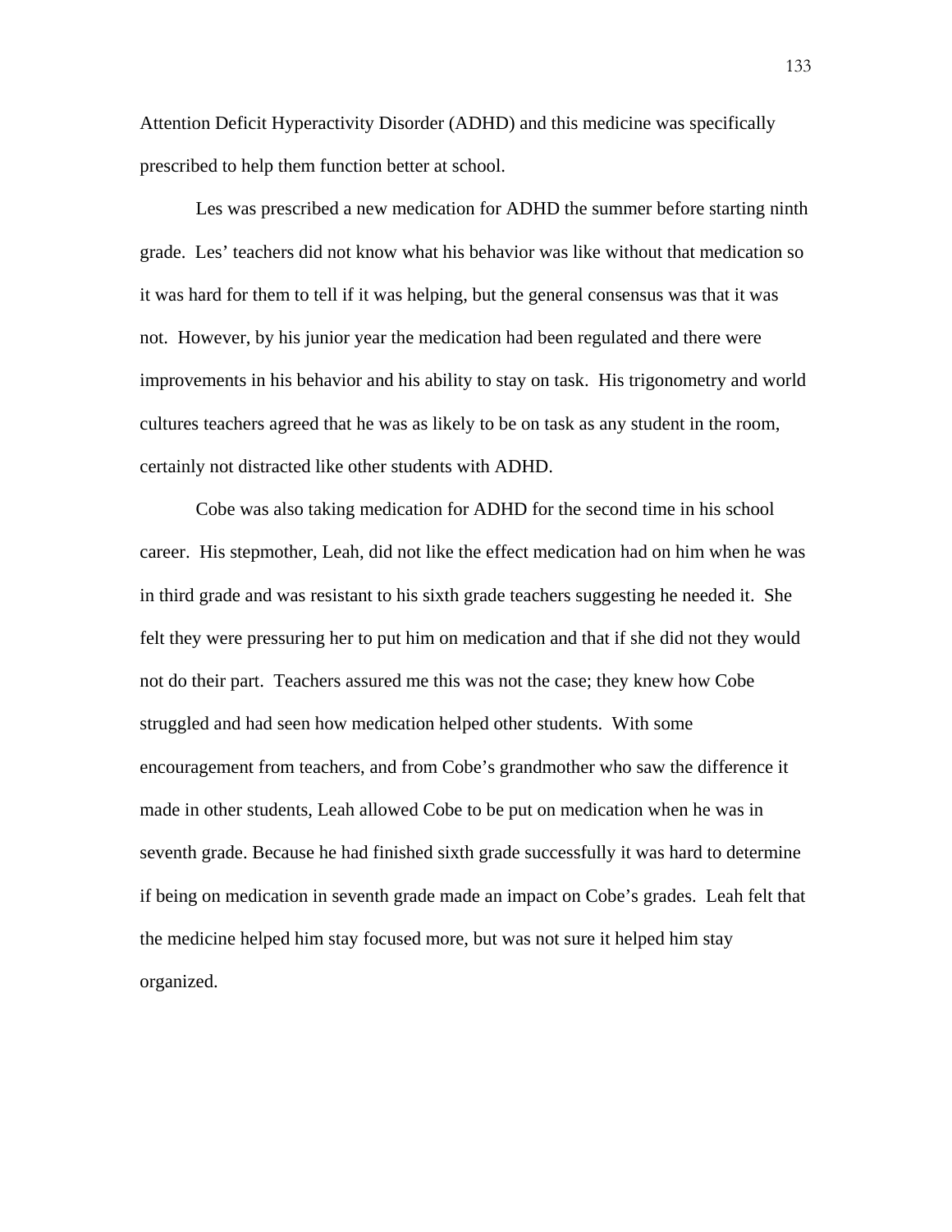Attention Deficit Hyperactivity Disorder (ADHD) and this medicine was specifically prescribed to help them function better at school.

Les was prescribed a new medication for ADHD the summer before starting ninth grade. Les' teachers did not know what his behavior was like without that medication so it was hard for them to tell if it was helping, but the general consensus was that it was not. However, by his junior year the medication had been regulated and there were improvements in his behavior and his ability to stay on task. His trigonometry and world cultures teachers agreed that he was as likely to be on task as any student in the room, certainly not distracted like other students with ADHD.

Cobe was also taking medication for ADHD for the second time in his school career. His stepmother, Leah, did not like the effect medication had on him when he was in third grade and was resistant to his sixth grade teachers suggesting he needed it. She felt they were pressuring her to put him on medication and that if she did not they would not do their part. Teachers assured me this was not the case; they knew how Cobe struggled and had seen how medication helped other students. With some encouragement from teachers, and from Cobe's grandmother who saw the difference it made in other students, Leah allowed Cobe to be put on medication when he was in seventh grade. Because he had finished sixth grade successfully it was hard to determine if being on medication in seventh grade made an impact on Cobe's grades. Leah felt that the medicine helped him stay focused more, but was not sure it helped him stay organized.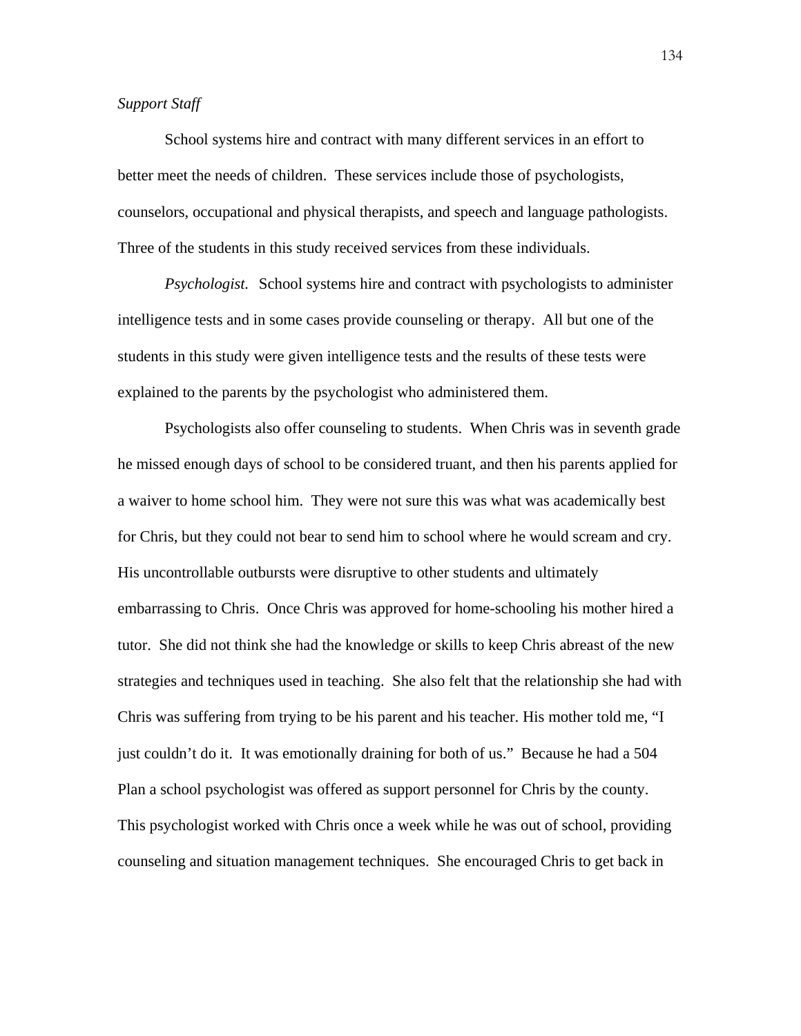*Support Staff*

School systems hire and contract with many different services in an effort to better meet the needs of children. These services include those of psychologists, counselors, occupational and physical therapists, and speech and language pathologists. Three of the students in this study received services from these individuals.

*Psychologist.* School systems hire and contract with psychologists to administer intelligence tests and in some cases provide counseling or therapy. All but one of the students in this study were given intelligence tests and the results of these tests were explained to the parents by the psychologist who administered them.

Psychologists also offer counseling to students. When Chris was in seventh grade he missed enough days of school to be considered truant, and then his parents applied for a waiver to home school him. They were not sure this was what was academically best for Chris, but they could not bear to send him to school where he would scream and cry. His uncontrollable outbursts were disruptive to other students and ultimately embarrassing to Chris. Once Chris was approved for home-schooling his mother hired a tutor. She did not think she had the knowledge or skills to keep Chris abreast of the new strategies and techniques used in teaching. She also felt that the relationship she had with Chris was suffering from trying to be his parent and his teacher. His mother told me, "I just couldn't do it. It was emotionally draining for both of us." Because he had a 504 Plan a school psychologist was offered as support personnel for Chris by the county. This psychologist worked with Chris once a week while he was out of school, providing counseling and situation management techniques. She encouraged Chris to get back in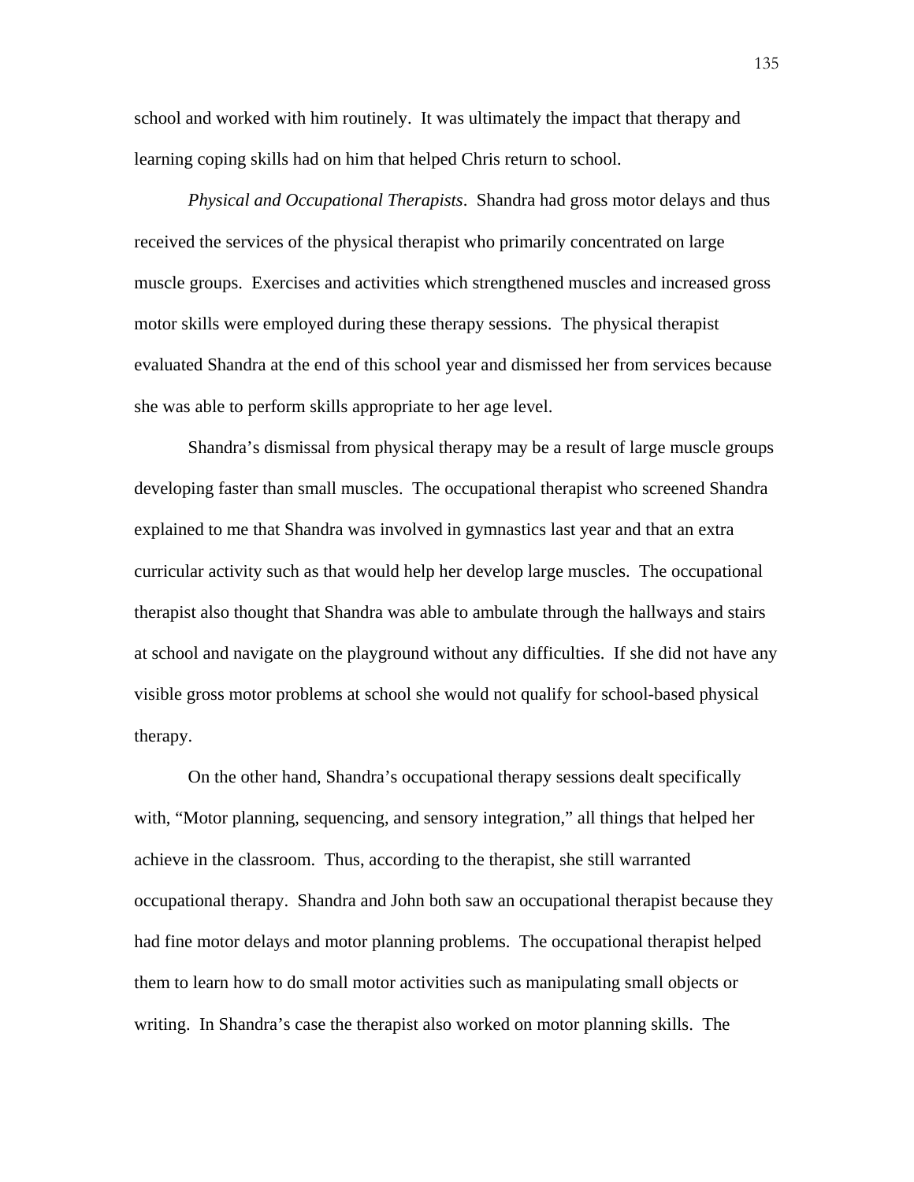school and worked with him routinely. It was ultimately the impact that therapy and learning coping skills had on him that helped Chris return to school.

*Physical and Occupational Therapists*. Shandra had gross motor delays and thus received the services of the physical therapist who primarily concentrated on large muscle groups. Exercises and activities which strengthened muscles and increased gross motor skills were employed during these therapy sessions. The physical therapist evaluated Shandra at the end of this school year and dismissed her from services because she was able to perform skills appropriate to her age level.

Shandra's dismissal from physical therapy may be a result of large muscle groups developing faster than small muscles. The occupational therapist who screened Shandra explained to me that Shandra was involved in gymnastics last year and that an extra curricular activity such as that would help her develop large muscles. The occupational therapist also thought that Shandra was able to ambulate through the hallways and stairs at school and navigate on the playground without any difficulties. If she did not have any visible gross motor problems at school she would not qualify for school-based physical therapy.

On the other hand, Shandra's occupational therapy sessions dealt specifically with, "Motor planning, sequencing, and sensory integration," all things that helped her achieve in the classroom. Thus, according to the therapist, she still warranted occupational therapy. Shandra and John both saw an occupational therapist because they had fine motor delays and motor planning problems. The occupational therapist helped them to learn how to do small motor activities such as manipulating small objects or writing. In Shandra's case the therapist also worked on motor planning skills. The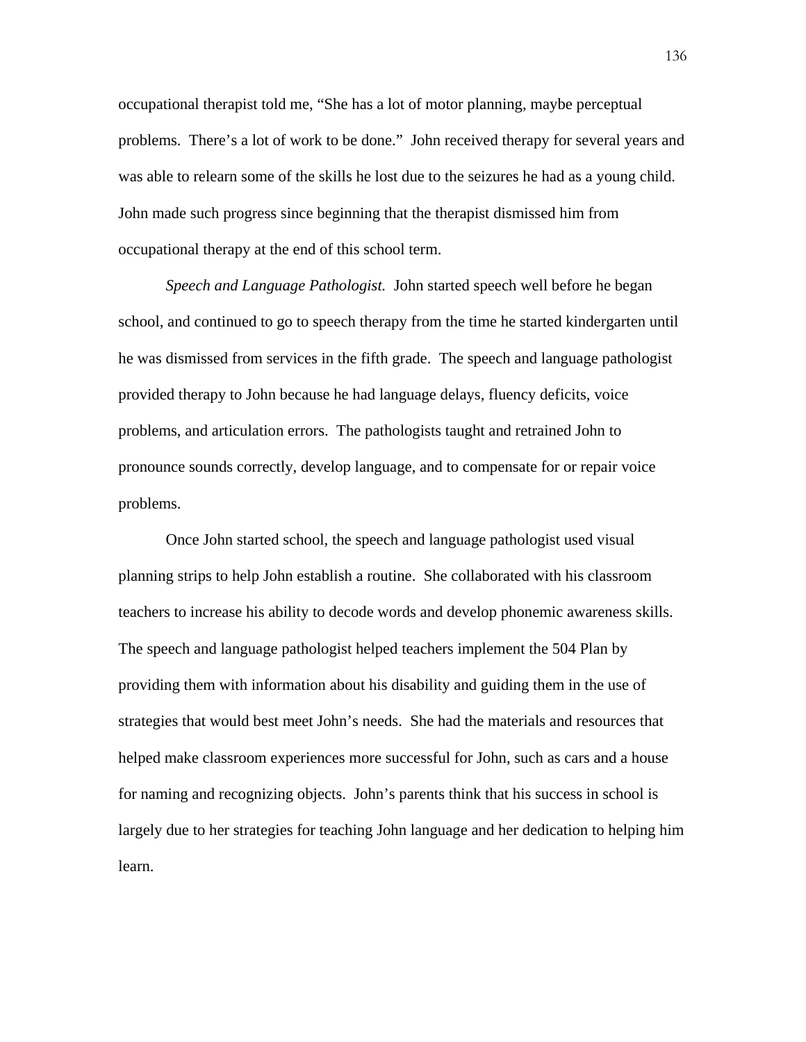occupational therapist told me, “She has a lot of motor planning, maybe perceptual problems. There’s a lot of work to be done.” John received therapy for several years and was able to relearn some of the skills he lost due to the seizures he had as a young child. John made such progress since beginning that the therapist dismissed him from occupational therapy at the end of this school term.

*Speech and Language Pathologist.* John started speech well before he began school, and continued to go to speech therapy from the time he started kindergarten until he was dismissed from services in the fifth grade. The speech and language pathologist provided therapy to John because he had language delays, fluency deficits, voice problems, and articulation errors. The pathologists taught and retrained John to pronounce sounds correctly, develop language, and to compensate for or repair voice problems.

Once John started school, the speech and language pathologist used visual planning strips to help John establish a routine. She collaborated with his classroom teachers to increase his ability to decode words and develop phonemic awareness skills. The speech and language pathologist helped teachers implement the 504 Plan by providing them with information about his disability and guiding them in the use of strategies that would best meet John’s needs. She had the materials and resources that helped make classroom experiences more successful for John, such as cars and a house for naming and recognizing objects. John’s parents think that his success in school is largely due to her strategies for teaching John language and her dedication to helping him learn.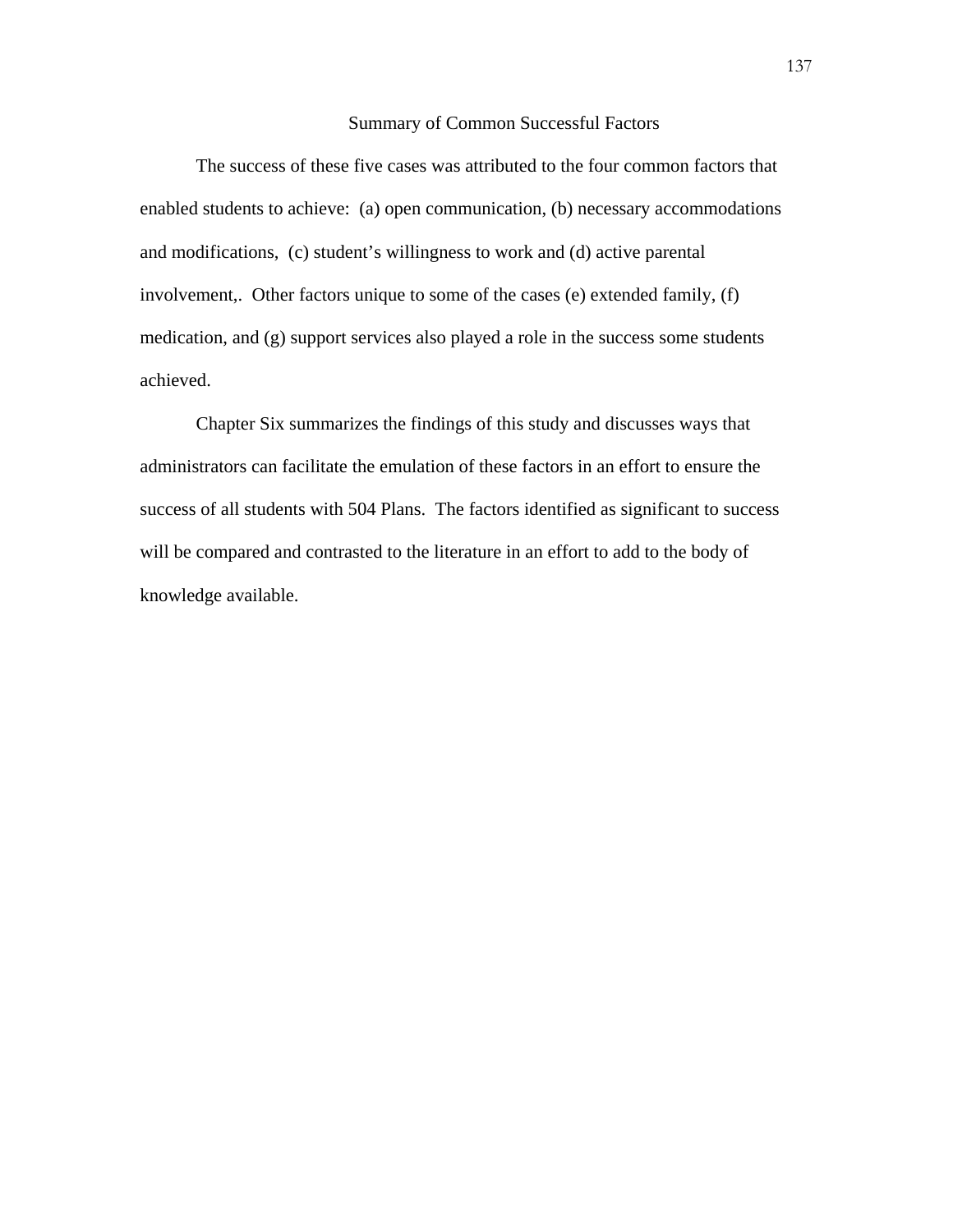## Summary of Common Successful Factors

The success of these five cases was attributed to the four common factors that enabled students to achieve: (a) open communication, (b) necessary accommodations and modifications, (c) student's willingness to work and (d) active parental involvement,. Other factors unique to some of the cases (e) extended family, (f) medication, and (g) support services also played a role in the success some students achieved.

Chapter Six summarizes the findings of this study and discusses ways that administrators can facilitate the emulation of these factors in an effort to ensure the success of all students with 504 Plans. The factors identified as significant to success will be compared and contrasted to the literature in an effort to add to the body of knowledge available.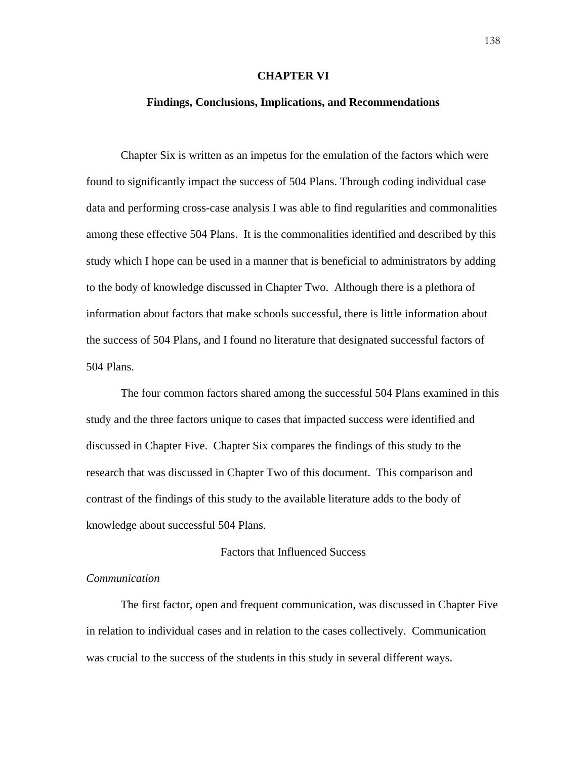# CHAPTER VI

## Findings, Conclusions, Implications, and Recommendations

Chapter Six is written as an impetus for the emulation of the factors which were found to significantly impact the success of 504 Plans. Through coding individual case data and performing cross-case analysis I was able to find regularities and commonalities among these effective 504 Plans. It is the commonalities identified and described by this study which I hope can be used in a manner that is beneficial to administrators by adding to the body of knowledge discussed in Chapter Two. Although there is a plethora of information about factors that make schools successful, there is little information about the success of 504 Plans, and I found no literature that designated successful factors of 504 Plans.

The four common factors shared among the successful 504 Plans examined in this study and the three factors unique to cases that impacted success were identified and discussed in Chapter Five. Chapter Six compares the findings of this study to the research that was discussed in Chapter Two of this document. This comparison and contrast of the findings of this study to the available literature adds to the body of knowledge about successful 504 Plans.

### Factors that Influenced Success

*Communication*

The first factor, open and frequent communication, was discussed in Chapter Five in relation to individual cases and in relation to the cases collectively. Communication was crucial to the success of the students in this study in several different ways.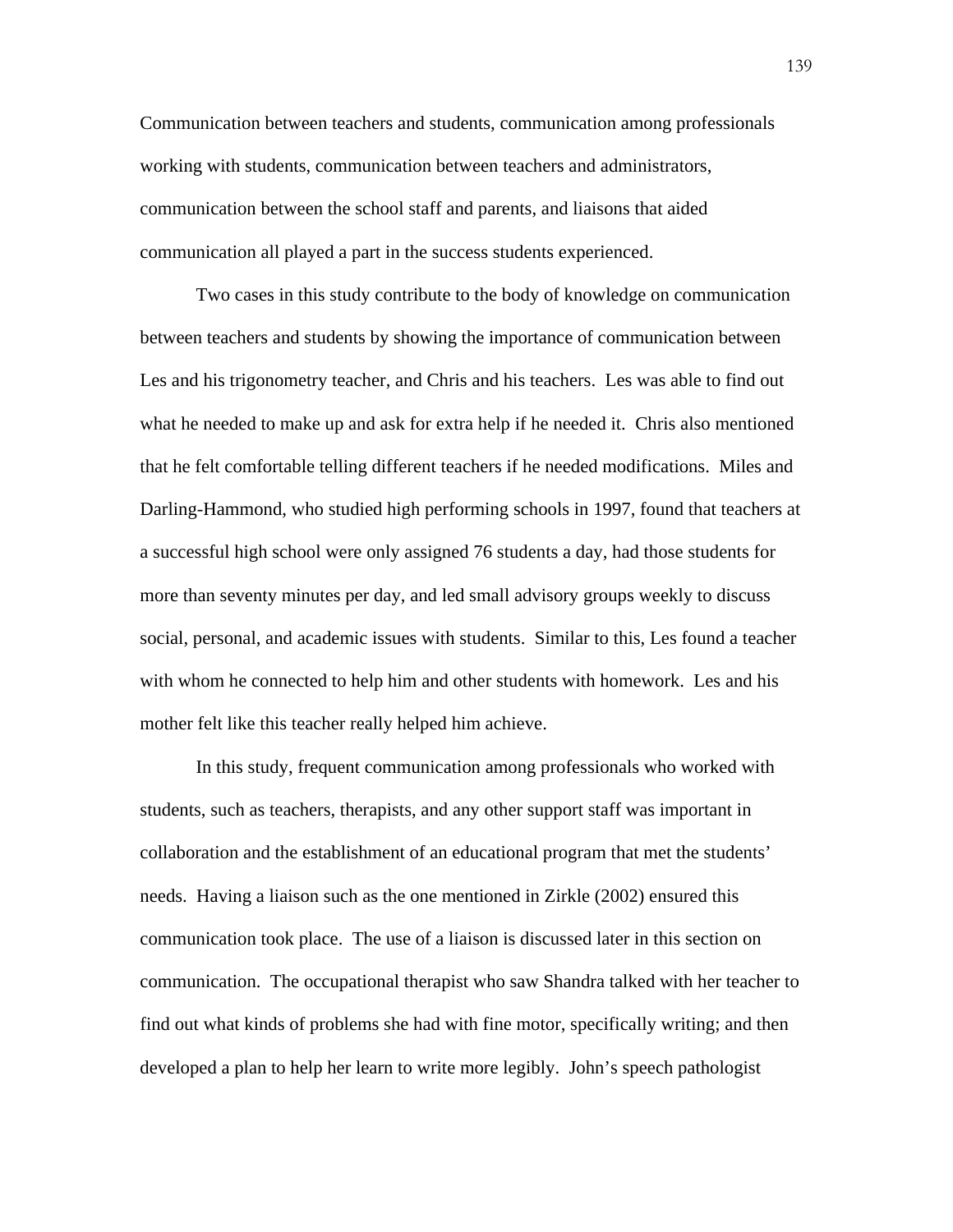Communication between teachers and students, communication among professionals working with students, communication between teachers and administrators, communication between the school staff and parents, and liaisons that aided communication all played a part in the success students experienced.

Two cases in this study contribute to the body of knowledge on communication between teachers and students by showing the importance of communication between Les and his trigonometry teacher, and Chris and his teachers. Les was able to find out what he needed to make up and ask for extra help if he needed it. Chris also mentioned that he felt comfortable telling different teachers if he needed modifications. Miles and Darling-Hammond, who studied high performing schools in 1997, found that teachers at a successful high school were only assigned 76 students a day, had those students for more than seventy minutes per day, and led small advisory groups weekly to discuss social, personal, and academic issues with students. Similar to this, Les found a teacher with whom he connected to help him and other students with homework. Les and his mother felt like this teacher really helped him achieve.

In this study, frequent communication among professionals who worked with students, such as teachers, therapists, and any other support staff was important in collaboration and the establishment of an educational program that met the students' needs. Having a liaison such as the one mentioned in Zirkle (2002) ensured this communication took place. The use of a liaison is discussed later in this section on communication. The occupational therapist who saw Shandra talked with her teacher to find out what kinds of problems she had with fine motor, specifically writing; and then developed a plan to help her learn to write more legibly. John's speech pathologist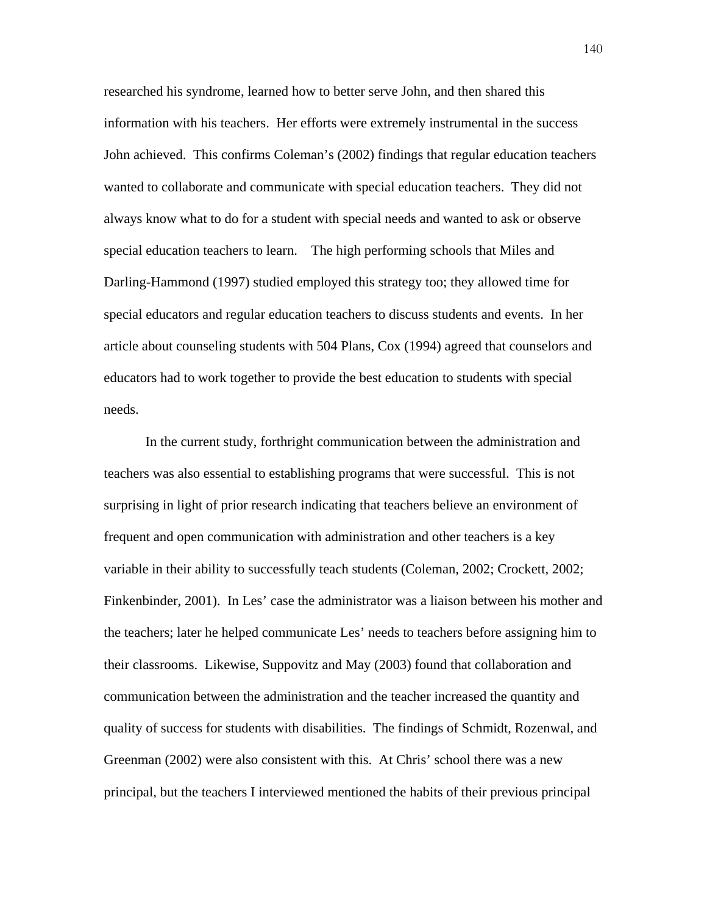researched his syndrome, learned how to better serve John, and then shared this information with his teachers. Her efforts were extremely instrumental in the success John achieved. This confirms Coleman's (2002) findings that regular education teachers wanted to collaborate and communicate with special education teachers. They did not always know what to do for a student with special needs and wanted to ask or observe special education teachers to learn. The high performing schools that Miles and Darling-Hammond (1997) studied employed this strategy too; they allowed time for special educators and regular education teachers to discuss students and events. In her article about counseling students with 504 Plans, Cox (1994) agreed that counselors and educators had to work together to provide the best education to students with special needs.

In the current study, forthright communication between the administration and teachers was also essential to establishing programs that were successful. This is not surprising in light of prior research indicating that teachers believe an environment of frequent and open communication with administration and other teachers is a key variable in their ability to successfully teach students (Coleman, 2002; Crockett, 2002; Finkenbinder, 2001). In Les' case the administrator was a liaison between his mother and the teachers; later he helped communicate Les' needs to teachers before assigning him to their classrooms. Likewise, Suppovitz and May (2003) found that collaboration and communication between the administration and the teacher increased the quantity and quality of success for students with disabilities. The findings of Schmidt, Rozenwal, and Greenman (2002) were also consistent with this. At Chris' school there was a new principal, but the teachers I interviewed mentioned the habits of their previous principal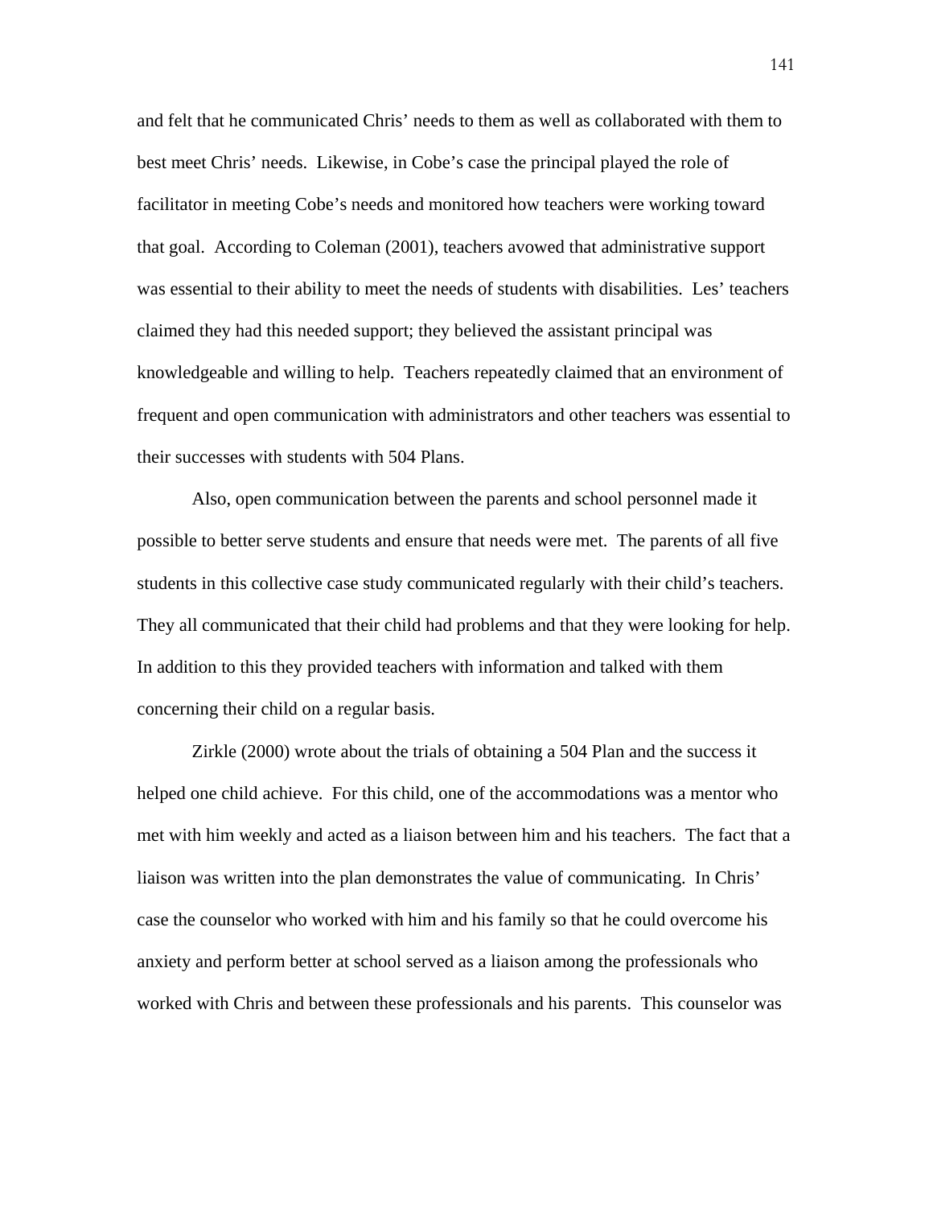and felt that he communicated Chris' needs to them as well as collaborated with them to best meet Chris' needs. Likewise, in Cobe's case the principal played the role of facilitator in meeting Cobe's needs and monitored how teachers were working toward that goal. According to Coleman (2001), teachers avowed that administrative support was essential to their ability to meet the needs of students with disabilities. Les' teachers claimed they had this needed support; they believed the assistant principal was knowledgeable and willing to help. Teachers repeatedly claimed that an environment of frequent and open communication with administrators and other teachers was essential to their successes with students with 504 Plans.

Also, open communication between the parents and school personnel made it possible to better serve students and ensure that needs were met. The parents of all five students in this collective case study communicated regularly with their child's teachers. They all communicated that their child had problems and that they were looking for help. In addition to this they provided teachers with information and talked with them concerning their child on a regular basis.

Zirkle (2000) wrote about the trials of obtaining a 504 Plan and the success it helped one child achieve. For this child, one of the accommodations was a mentor who met with him weekly and acted as a liaison between him and his teachers. The fact that a liaison was written into the plan demonstrates the value of communicating. In Chris' case the counselor who worked with him and his family so that he could overcome his anxiety and perform better at school served as a liaison among the professionals who worked with Chris and between these professionals and his parents. This counselor was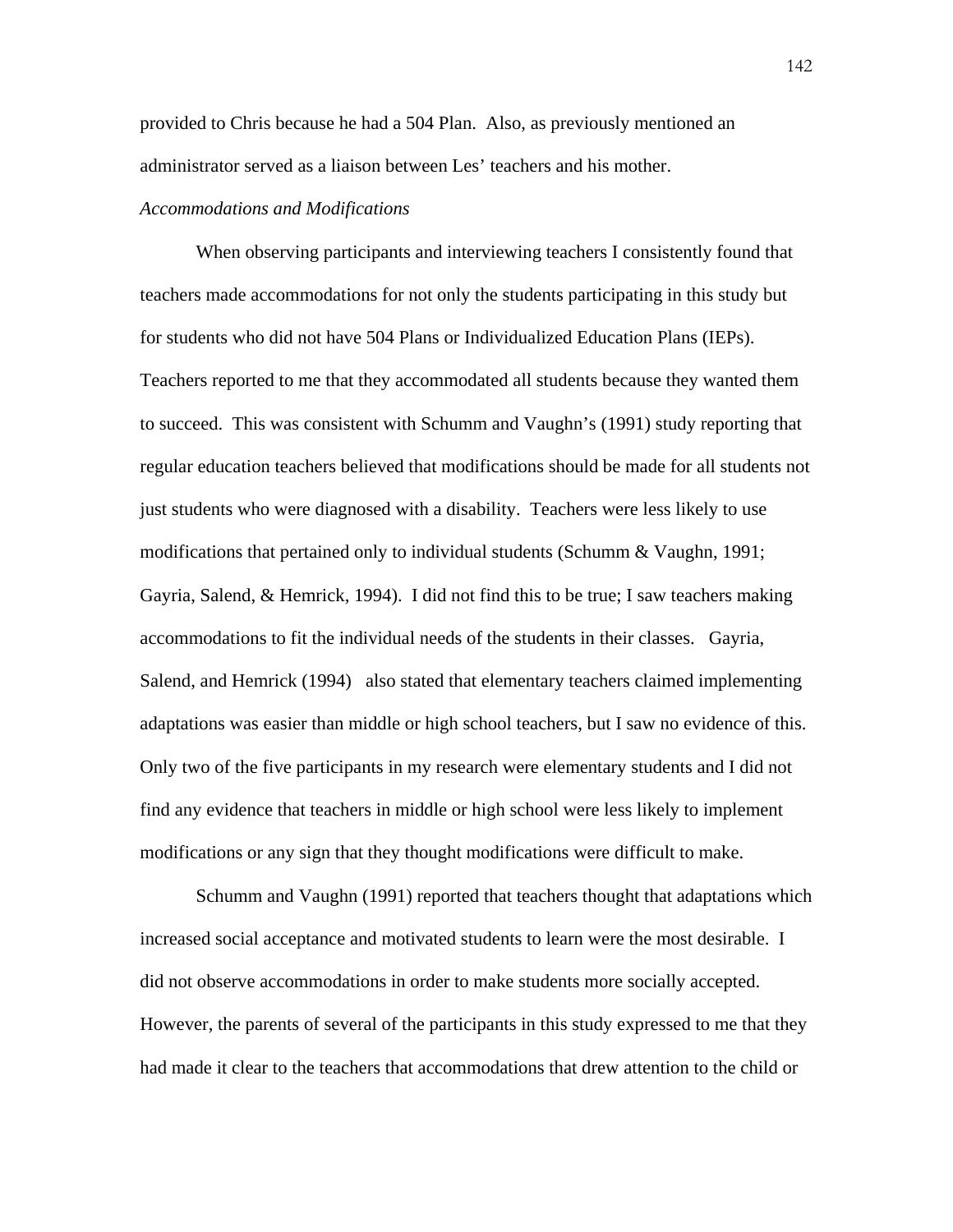provided to Chris because he had a 504 Plan. Also, as previously mentioned an administrator served as a liaison between Les' teachers and his mother.

*Accommodations and Modifications*

When observing participants and interviewing teachers I consistently found that teachers made accommodations for not only the students participating in this study but for students who did not have 504 Plans or Individualized Education Plans (IEPs). Teachers reported to me that they accommodated all students because they wanted them to succeed. This was consistent with Schumm and Vaughn's (1991) study reporting that regular education teachers believed that modifications should be made for all students not just students who were diagnosed with a disability. Teachers were less likely to use modifications that pertained only to individual students (Schumm & Vaughn, 1991; Gayria, Salend, & Hemrick, 1994). I did not find this to be true; I saw teachers making accommodations to fit the individual needs of the students in their classes. Gayria, Salend, and Hemrick (1994) also stated that elementary teachers claimed implementing adaptations was easier than middle or high school teachers, but I saw no evidence of this. Only two of the five participants in my research were elementary students and I did not find any evidence that teachers in middle or high school were less likely to implement modifications or any sign that they thought modifications were difficult to make.

Schumm and Vaughn (1991) reported that teachers thought that adaptations which increased social acceptance and motivated students to learn were the most desirable. I did not observe accommodations in order to make students more socially accepted. However, the parents of several of the participants in this study expressed to me that they had made it clear to the teachers that accommodations that drew attention to the child or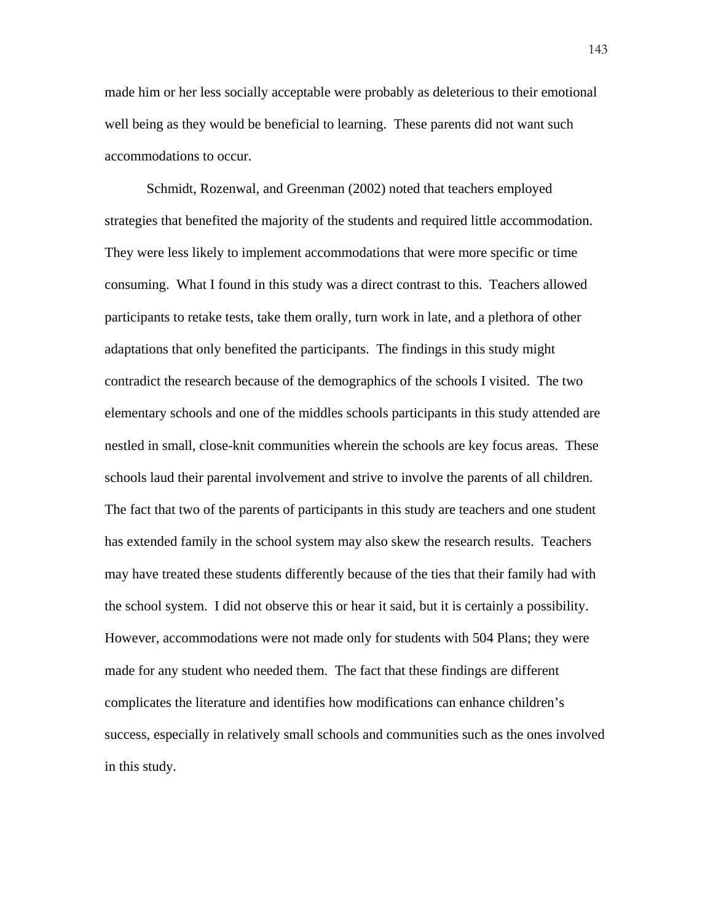made him or her less socially acceptable were probably as deleterious to their emotional well being as they would be beneficial to learning. These parents did not want such accommodations to occur.

Schmidt, Rozenwal, and Greenman (2002) noted that teachers employed strategies that benefited the majority of the students and required little accommodation. They were less likely to implement accommodations that were more specific or time consuming. What I found in this study was a direct contrast to this. Teachers allowed participants to retake tests, take them orally, turn work in late, and a plethora of other adaptations that only benefited the participants. The findings in this study might contradict the research because of the demographics of the schools I visited. The two elementary schools and one of the middles schools participants in this study attended are nestled in small, close-knit communities wherein the schools are key focus areas. These schools laud their parental involvement and strive to involve the parents of all children. The fact that two of the parents of participants in this study are teachers and one student has extended family in the school system may also skew the research results. Teachers may have treated these students differently because of the ties that their family had with the school system. I did not observe this or hear it said, but it is certainly a possibility. However, accommodations were not made only for students with 504 Plans; they were made for any student who needed them. The fact that these findings are different complicates the literature and identifies how modifications can enhance children's success, especially in relatively small schools and communities such as the ones involved in this study.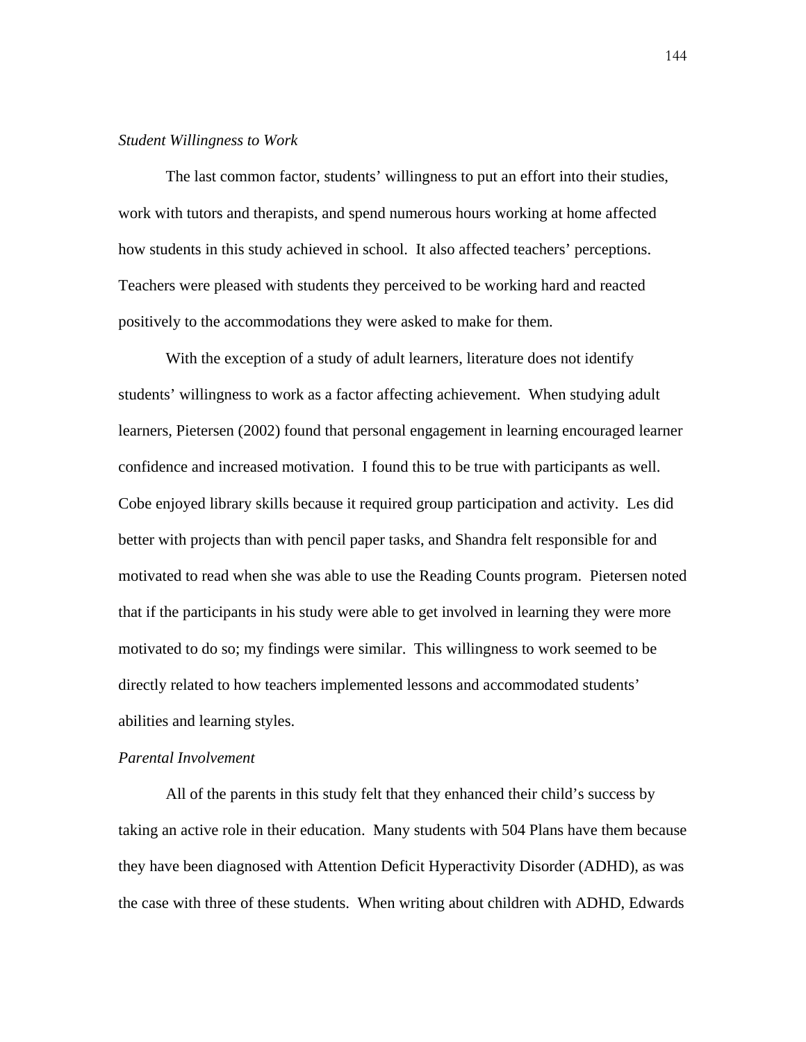*Student Willingness to Work*

The last common factor, students' willingness to put an effort into their studies, work with tutors and therapists, and spend numerous hours working at home affected how students in this study achieved in school. It also affected teachers' perceptions. Teachers were pleased with students they perceived to be working hard and reacted positively to the accommodations they were asked to make for them.

With the exception of a study of adult learners, literature does not identify students' willingness to work as a factor affecting achievement. When studying adult learners, Pietersen (2002) found that personal engagement in learning encouraged learner confidence and increased motivation. I found this to be true with participants as well. Cobe enjoyed library skills because it required group participation and activity. Les did better with projects than with pencil paper tasks, and Shandra felt responsible for and motivated to read when she was able to use the Reading Counts program. Pietersen noted that if the participants in his study were able to get involved in learning they were more motivated to do so; my findings were similar. This willingness to work seemed to be directly related to how teachers implemented lessons and accommodated students' abilities and learning styles.

*Parental Involvement*

All of the parents in this study felt that they enhanced their child's success by taking an active role in their education. Many students with 504 Plans have them because they have been diagnosed with Attention Deficit Hyperactivity Disorder (ADHD), as was the case with three of these students. When writing about children with ADHD, Edwards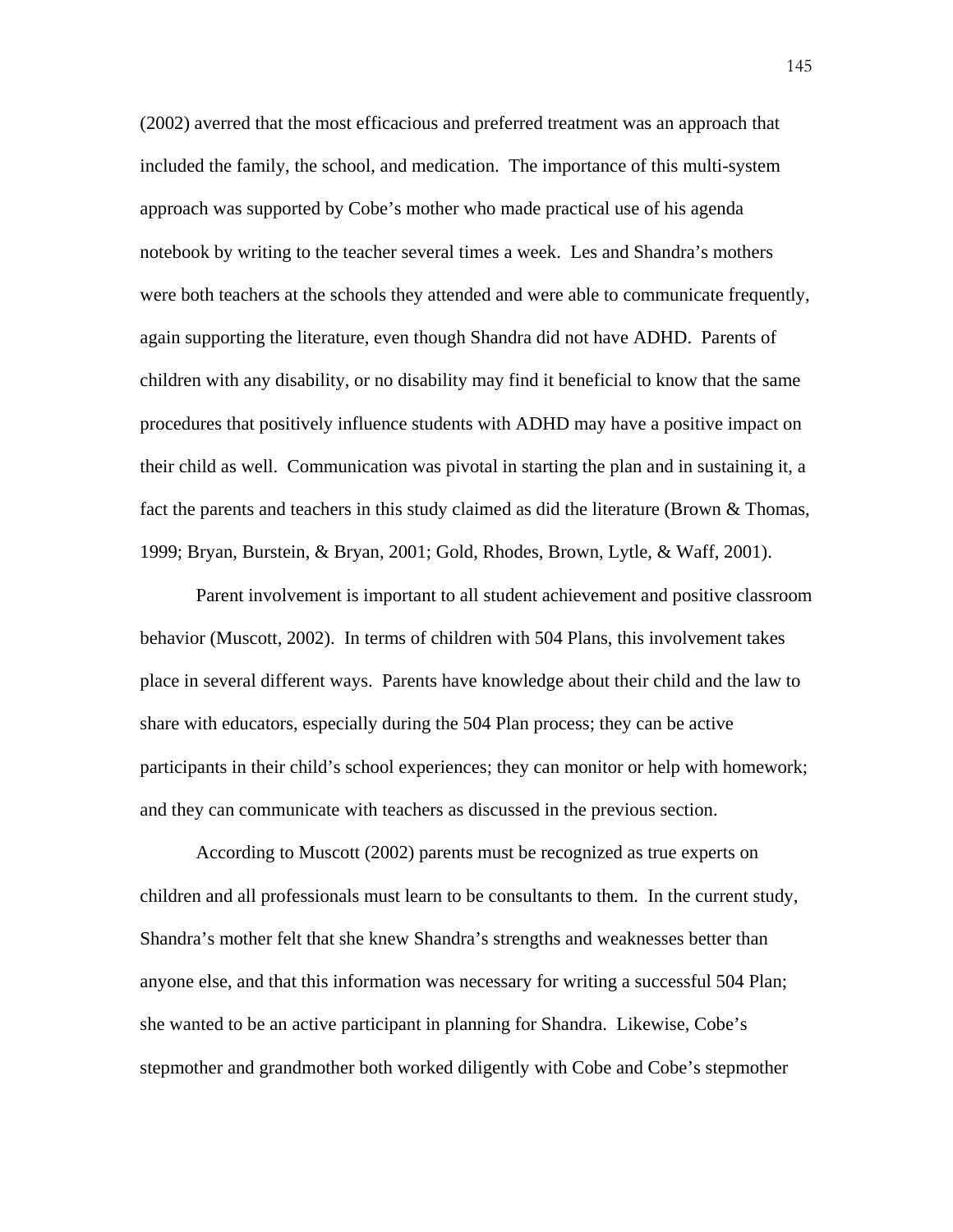(2002) averred that the most efficacious and preferred treatment was an approach that included the family, the school, and medication. The importance of this multi-system approach was supported by Cobe's mother who made practical use of his agenda notebook by writing to the teacher several times a week. Les and Shandra's mothers were both teachers at the schools they attended and were able to communicate frequently, again supporting the literature, even though Shandra did not have ADHD. Parents of children with any disability, or no disability may find it beneficial to know that the same procedures that positively influence students with ADHD may have a positive impact on their child as well. Communication was pivotal in starting the plan and in sustaining it, a fact the parents and teachers in this study claimed as did the literature (Brown & Thomas, 1999; Bryan, Burstein, & Bryan, 2001; Gold, Rhodes, Brown, Lytle, & Waff, 2001).

Parent involvement is important to all student achievement and positive classroom behavior (Muscott, 2002). In terms of children with 504 Plans, this involvement takes place in several different ways. Parents have knowledge about their child and the law to share with educators, especially during the 504 Plan process; they can be active participants in their child's school experiences; they can monitor or help with homework; and they can communicate with teachers as discussed in the previous section.

According to Muscott (2002) parents must be recognized as true experts on children and all professionals must learn to be consultants to them. In the current study, Shandra's mother felt that she knew Shandra's strengths and weaknesses better than anyone else, and that this information was necessary for writing a successful 504 Plan; she wanted to be an active participant in planning for Shandra. Likewise, Cobe's stepmother and grandmother both worked diligently with Cobe and Cobe's stepmother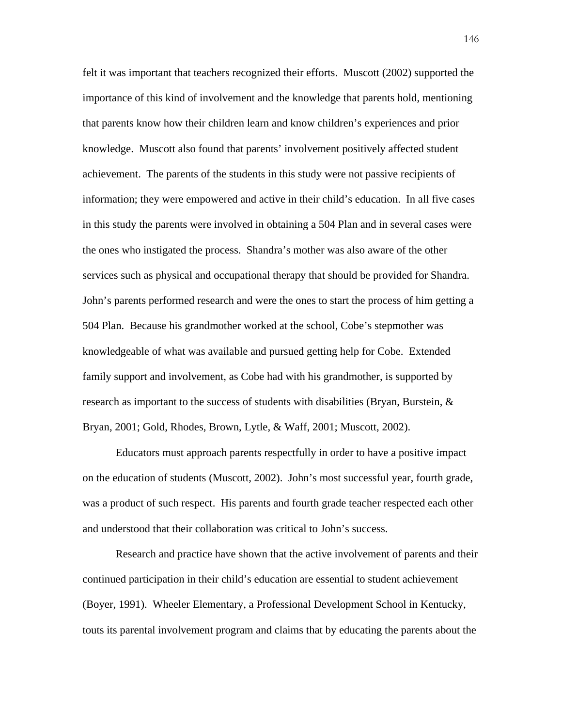felt it was important that teachers recognized their efforts. Muscott (2002) supported the importance of this kind of involvement and the knowledge that parents hold, mentioning that parents know how their children learn and know children's experiences and prior knowledge. Muscott also found that parents' involvement positively affected student achievement. The parents of the students in this study were not passive recipients of information; they were empowered and active in their child's education. In all five cases in this study the parents were involved in obtaining a 504 Plan and in several cases were the ones who instigated the process. Shandra's mother was also aware of the other services such as physical and occupational therapy that should be provided for Shandra. John's parents performed research and were the ones to start the process of him getting a 504 Plan. Because his grandmother worked at the school, Cobe's stepmother was knowledgeable of what was available and pursued getting help for Cobe. Extended family support and involvement, as Cobe had with his grandmother, is supported by research as important to the success of students with disabilities (Bryan, Burstein, & Bryan, 2001; Gold, Rhodes, Brown, Lytle, & Waff, 2001; Muscott, 2002).

Educators must approach parents respectfully in order to have a positive impact on the education of students (Muscott, 2002). John's most successful year, fourth grade, was a product of such respect. His parents and fourth grade teacher respected each other and understood that their collaboration was critical to John's success.

Research and practice have shown that the active involvement of parents and their continued participation in their child's education are essential to student achievement (Boyer, 1991). Wheeler Elementary, a Professional Development School in Kentucky, touts its parental involvement program and claims that by educating the parents about the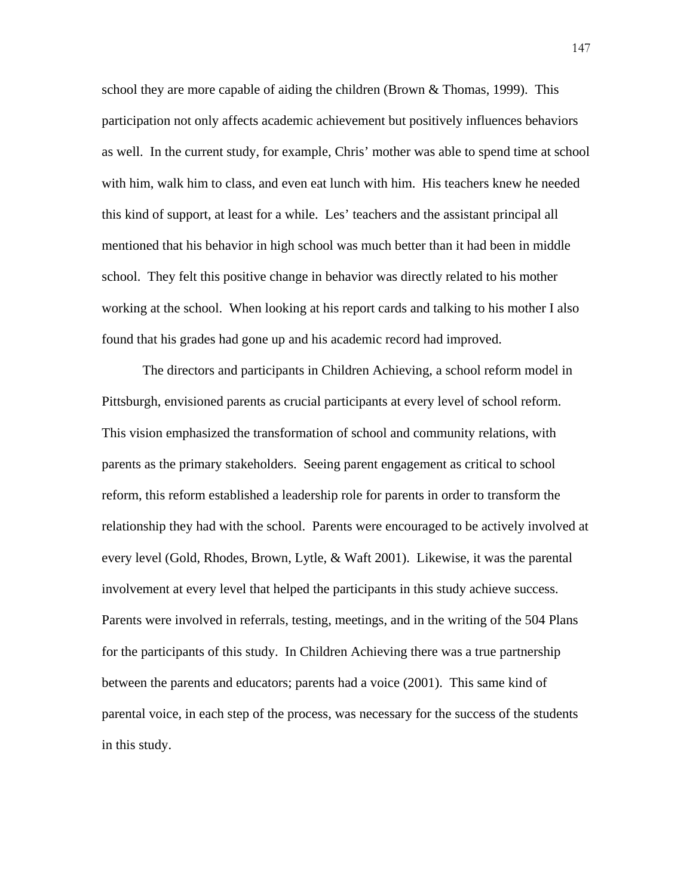school they are more capable of aiding the children (Brown & Thomas, 1999). This participation not only affects academic achievement but positively influences behaviors as well. In the current study, for example, Chris' mother was able to spend time at school with him, walk him to class, and even eat lunch with him. His teachers knew he needed this kind of support, at least for a while. Les' teachers and the assistant principal all mentioned that his behavior in high school was much better than it had been in middle school. They felt this positive change in behavior was directly related to his mother working at the school. When looking at his report cards and talking to his mother I also found that his grades had gone up and his academic record had improved.

The directors and participants in Children Achieving, a school reform model in Pittsburgh, envisioned parents as crucial participants at every level of school reform. This vision emphasized the transformation of school and community relations, with parents as the primary stakeholders. Seeing parent engagement as critical to school reform, this reform established a leadership role for parents in order to transform the relationship they had with the school. Parents were encouraged to be actively involved at every level (Gold, Rhodes, Brown, Lytle, & Waft 2001). Likewise, it was the parental involvement at every level that helped the participants in this study achieve success. Parents were involved in referrals, testing, meetings, and in the writing of the 504 Plans for the participants of this study. In Children Achieving there was a true partnership between the parents and educators; parents had a voice (2001). This same kind of parental voice, in each step of the process, was necessary for the success of the students in this study.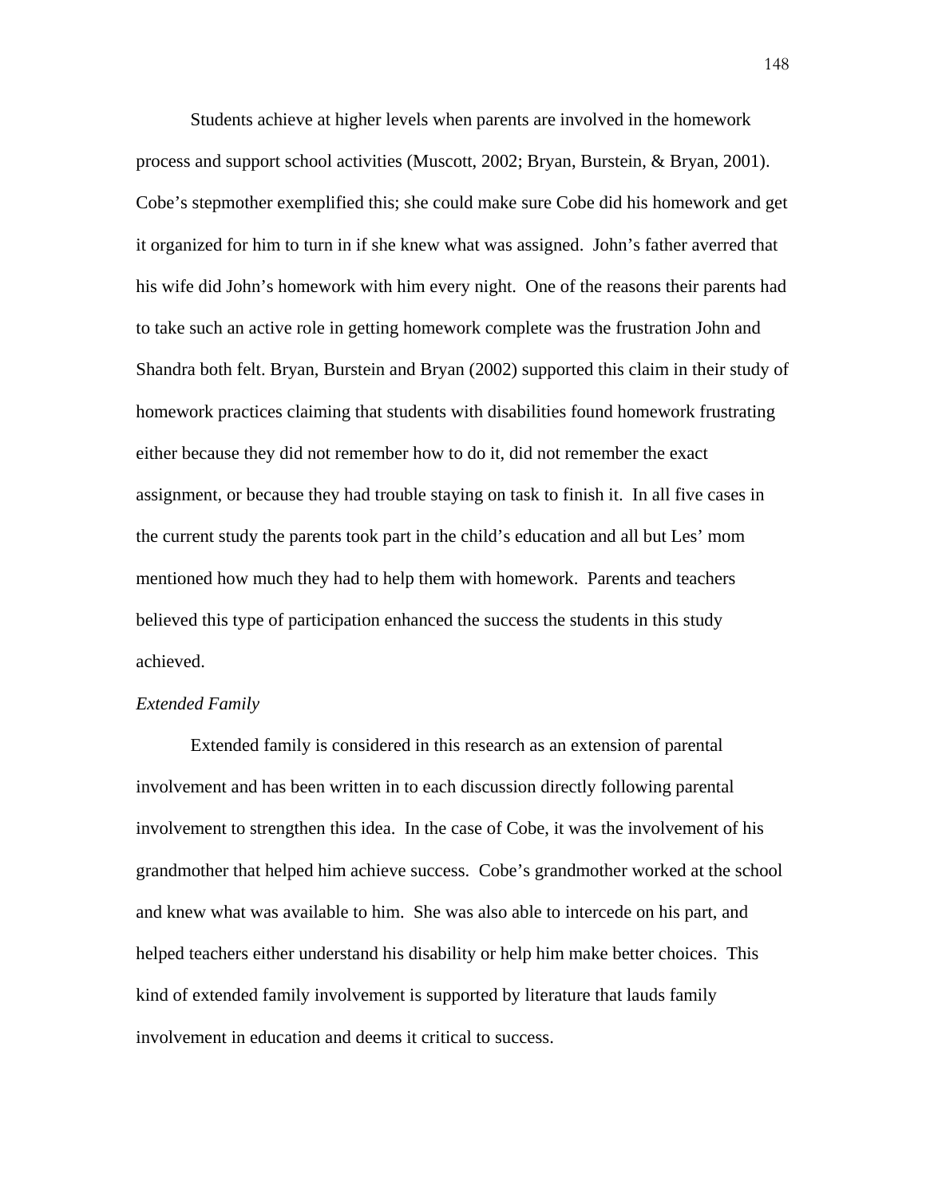Students achieve at higher levels when parents are involved in the homework process and support school activities (Muscott, 2002; Bryan, Burstein, & Bryan, 2001). Cobe's stepmother exemplified this; she could make sure Cobe did his homework and get it organized for him to turn in if she knew what was assigned. John's father averred that his wife did John's homework with him every night. One of the reasons their parents had to take such an active role in getting homework complete was the frustration John and Shandra both felt. Bryan, Burstein and Bryan (2002) supported this claim in their study of homework practices claiming that students with disabilities found homework frustrating either because they did not remember how to do it, did not remember the exact assignment, or because they had trouble staying on task to finish it. In all five cases in the current study the parents took part in the child's education and all but Les' mom mentioned how much they had to help them with homework. Parents and teachers believed this type of participation enhanced the success the students in this study achieved.

*Extended Family*

Extended family is considered in this research as an extension of parental involvement and has been written in to each discussion directly following parental involvement to strengthen this idea. In the case of Cobe, it was the involvement of his grandmother that helped him achieve success. Cobe's grandmother worked at the school and knew what was available to him. She was also able to intercede on his part, and helped teachers either understand his disability or help him make better choices. This kind of extended family involvement is supported by literature that lauds family involvement in education and deems it critical to success.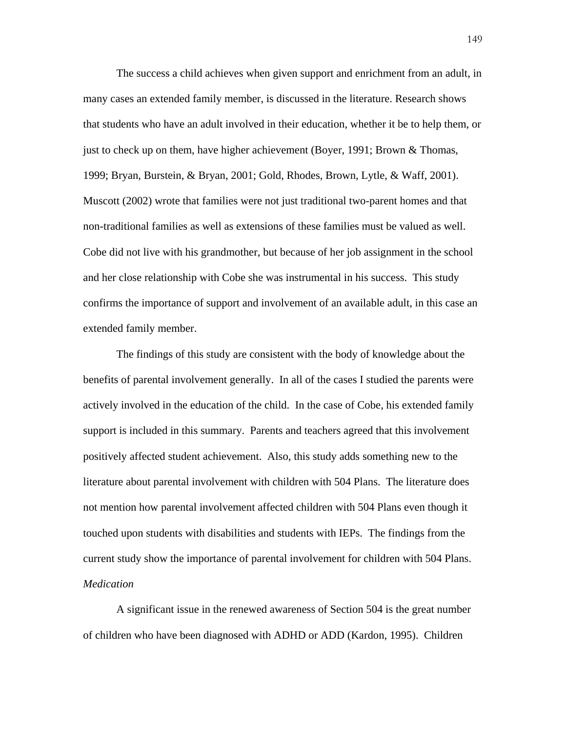The success a child achieves when given support and enrichment from an adult, in many cases an extended family member, is discussed in the literature. Research shows that students who have an adult involved in their education, whether it be to help them, or just to check up on them, have higher achievement (Boyer, 1991; Brown & Thomas, 1999; Bryan, Burstein, & Bryan, 2001; Gold, Rhodes, Brown, Lytle, & Waff, 2001). Muscott (2002) wrote that families were not just traditional two-parent homes and that non-traditional families as well as extensions of these families must be valued as well. Cobe did not live with his grandmother, but because of her job assignment in the school and her close relationship with Cobe she was instrumental in his success. This study confirms the importance of support and involvement of an available adult, in this case an extended family member.

The findings of this study are consistent with the body of knowledge about the benefits of parental involvement generally. In all of the cases I studied the parents were actively involved in the education of the child. In the case of Cobe, his extended family support is included in this summary. Parents and teachers agreed that this involvement positively affected student achievement. Also, this study adds something new to the literature about parental involvement with children with 504 Plans. The literature does not mention how parental involvement affected children with 504 Plans even though it touched upon students with disabilities and students with IEPs. The findings from the current study show the importance of parental involvement for children with 504 Plans.

*Medication*

A significant issue in the renewed awareness of Section 504 is the great number of children who have been diagnosed with ADHD or ADD (Kardon, 1995). Children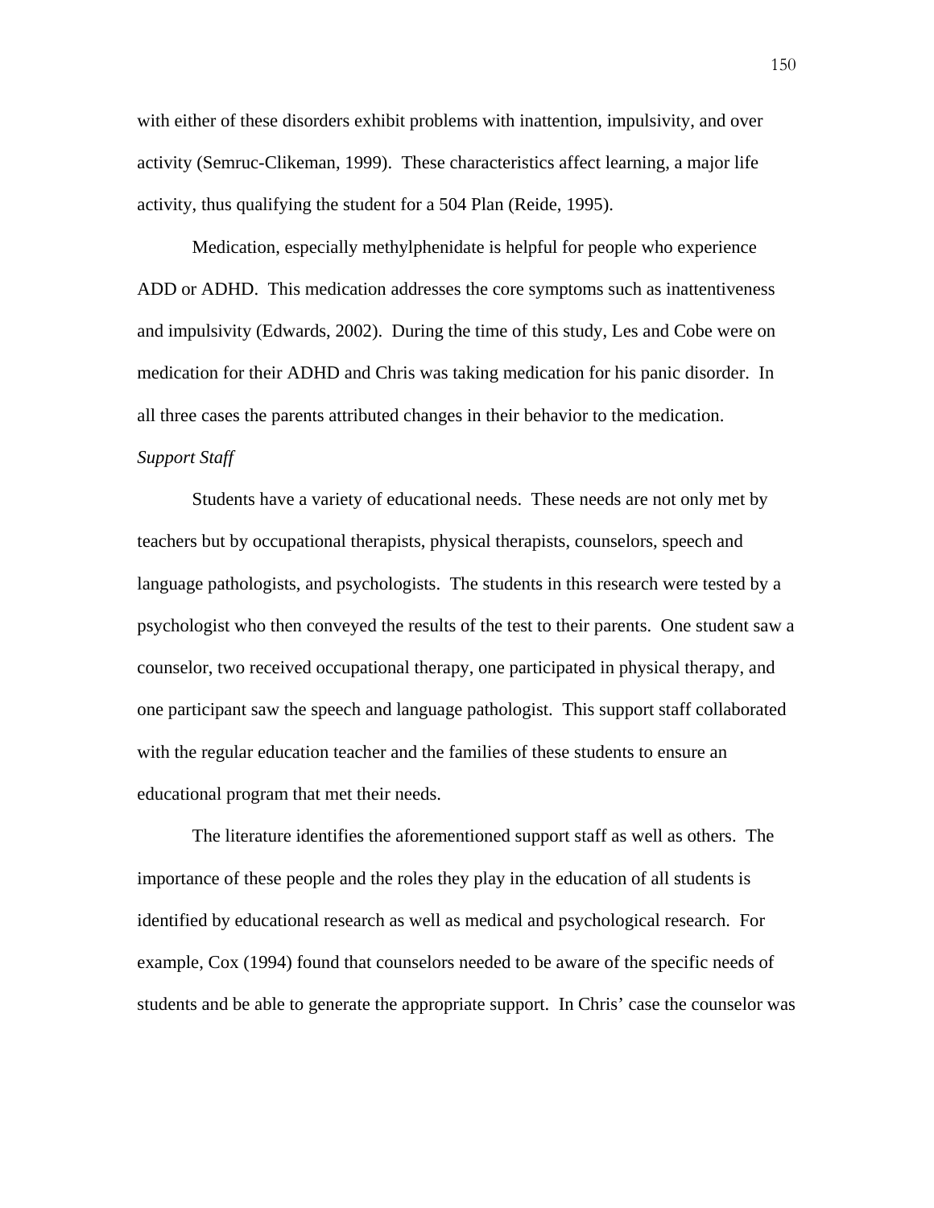with either of these disorders exhibit problems with inattention, impulsivity, and over activity (Semruc-Clikeman, 1999). These characteristics affect learning, a major life activity, thus qualifying the student for a 504 Plan (Reide, 1995).

Medication, especially methylphenidate is helpful for people who experience ADD or ADHD. This medication addresses the core symptoms such as inattentiveness and impulsivity (Edwards, 2002). During the time of this study, Les and Cobe were on medication for their ADHD and Chris was taking medication for his panic disorder. In all three cases the parents attributed changes in their behavior to the medication.

*Support Staff*

Students have a variety of educational needs. These needs are not only met by teachers but by occupational therapists, physical therapists, counselors, speech and language pathologists, and psychologists. The students in this research were tested by a psychologist who then conveyed the results of the test to their parents. One student saw a counselor, two received occupational therapy, one participated in physical therapy, and one participant saw the speech and language pathologist. This support staff collaborated with the regular education teacher and the families of these students to ensure an educational program that met their needs.

The literature identifies the aforementioned support staff as well as others. The importance of these people and the roles they play in the education of all students is identified by educational research as well as medical and psychological research. For example, Cox (1994) found that counselors needed to be aware of the specific needs of students and be able to generate the appropriate support. In Chris' case the counselor was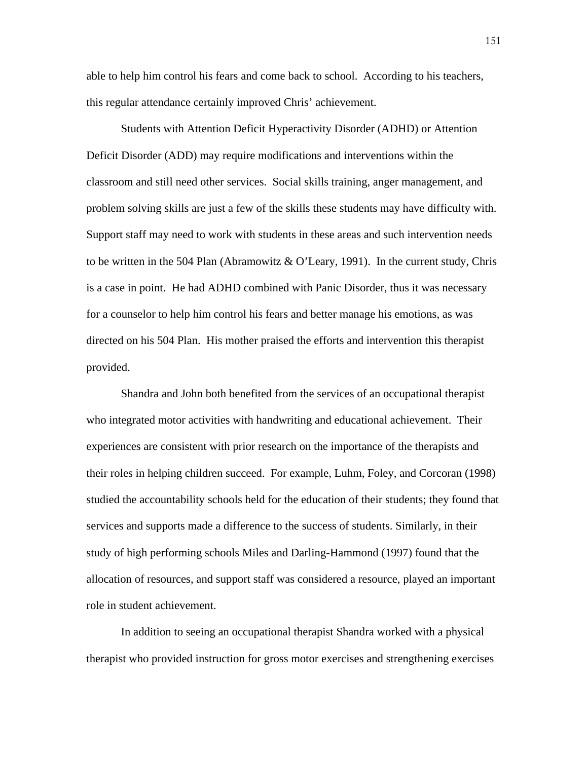able to help him control his fears and come back to school. According to his teachers, this regular attendance certainly improved Chris' achievement.

Students with Attention Deficit Hyperactivity Disorder (ADHD) or Attention Deficit Disorder (ADD) may require modifications and interventions within the classroom and still need other services. Social skills training, anger management, and problem solving skills are just a few of the skills these students may have difficulty with. Support staff may need to work with students in these areas and such intervention needs to be written in the 504 Plan (Abramowitz & O'Leary, 1991). In the current study, Chris is a case in point. He had ADHD combined with Panic Disorder, thus it was necessary for a counselor to help him control his fears and better manage his emotions, as was directed on his 504 Plan. His mother praised the efforts and intervention this therapist provided.

Shandra and John both benefited from the services of an occupational therapist who integrated motor activities with handwriting and educational achievement. Their experiences are consistent with prior research on the importance of the therapists and their roles in helping children succeed. For example, Luhm, Foley, and Corcoran (1998) studied the accountability schools held for the education of their students; they found that services and supports made a difference to the success of students. Similarly, in their study of high performing schools Miles and Darling-Hammond (1997) found that the allocation of resources, and support staff was considered a resource, played an important role in student achievement.

In addition to seeing an occupational therapist Shandra worked with a physical therapist who provided instruction for gross motor exercises and strengthening exercises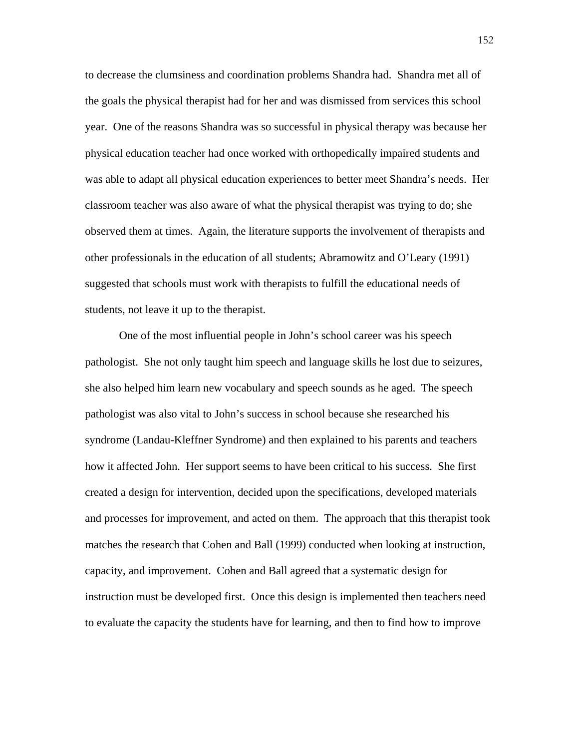to decrease the clumsiness and coordination problems Shandra had. Shandra met all of the goals the physical therapist had for her and was dismissed from services this school year. One of the reasons Shandra was so successful in physical therapy was because her physical education teacher had once worked with orthopedically impaired students and was able to adapt all physical education experiences to better meet Shandra's needs. Her classroom teacher was also aware of what the physical therapist was trying to do; she observed them at times. Again, the literature supports the involvement of therapists and other professionals in the education of all students; Abramowitz and O'Leary (1991) suggested that schools must work with therapists to fulfill the educational needs of students, not leave it up to the therapist.

One of the most influential people in John's school career was his speech pathologist. She not only taught him speech and language skills he lost due to seizures, she also helped him learn new vocabulary and speech sounds as he aged. The speech pathologist was also vital to John's success in school because she researched his syndrome (Landau-Kleffner Syndrome) and then explained to his parents and teachers how it affected John. Her support seems to have been critical to his success. She first created a design for intervention, decided upon the specifications, developed materials and processes for improvement, and acted on them. The approach that this therapist took matches the research that Cohen and Ball (1999) conducted when looking at instruction, capacity, and improvement. Cohen and Ball agreed that a systematic design for instruction must be developed first. Once this design is implemented then teachers need to evaluate the capacity the students have for learning, and then to find how to improve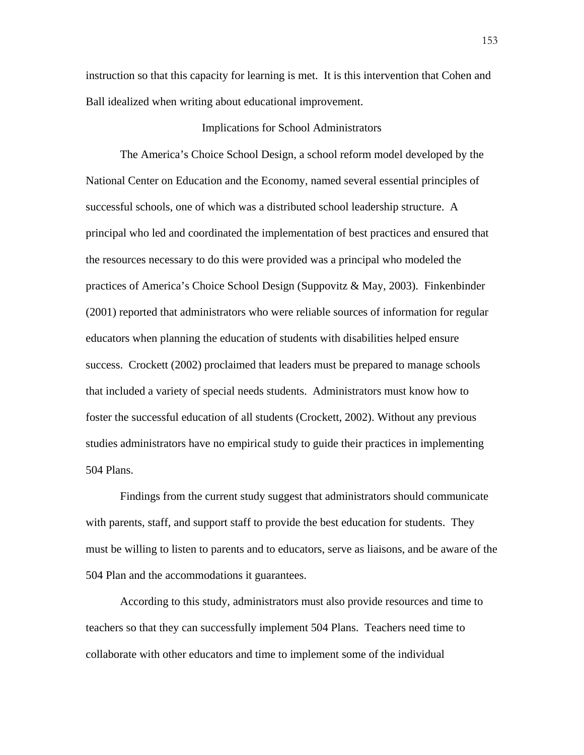instruction so that this capacity for learning is met. It is this intervention that Cohen and Ball idealized when writing about educational improvement.

## Implications for School Administrators

The America's Choice School Design, a school reform model developed by the National Center on Education and the Economy, named several essential principles of successful schools, one of which was a distributed school leadership structure. A principal who led and coordinated the implementation of best practices and ensured that the resources necessary to do this were provided was a principal who modeled the practices of America's Choice School Design (Suppovitz & May, 2003). Finkenbinder (2001) reported that administrators who were reliable sources of information for regular educators when planning the education of students with disabilities helped ensure success. Crockett (2002) proclaimed that leaders must be prepared to manage schools that included a variety of special needs students. Administrators must know how to foster the successful education of all students (Crockett, 2002). Without any previous studies administrators have no empirical study to guide their practices in implementing 504 Plans.

Findings from the current study suggest that administrators should communicate with parents, staff, and support staff to provide the best education for students. They must be willing to listen to parents and to educators, serve as liaisons, and be aware of the 504 Plan and the accommodations it guarantees.

According to this study, administrators must also provide resources and time to teachers so that they can successfully implement 504 Plans. Teachers need time to collaborate with other educators and time to implement some of the individual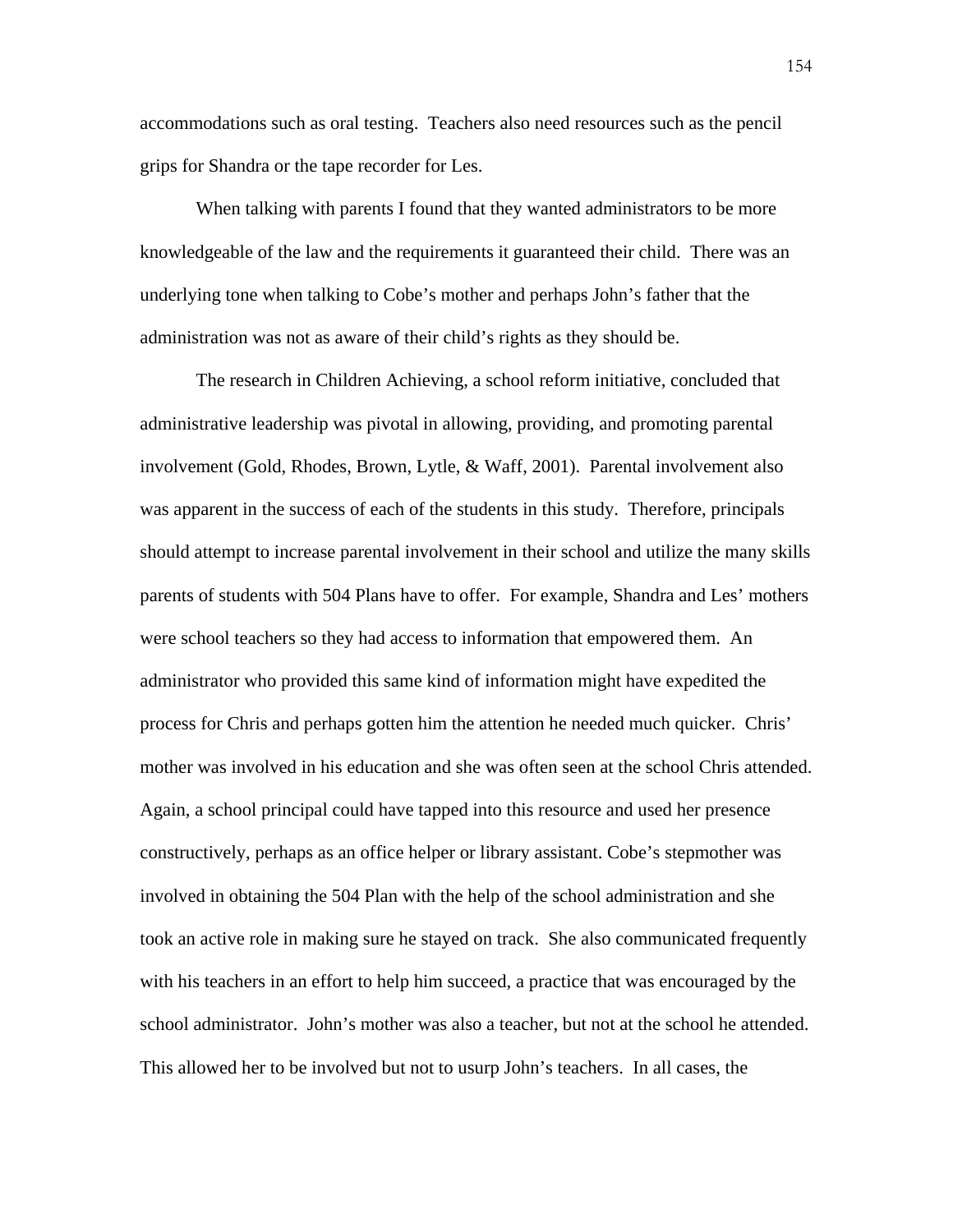accommodations such as oral testing. Teachers also need resources such as the pencil grips for Shandra or the tape recorder for Les.

When talking with parents I found that they wanted administrators to be more knowledgeable of the law and the requirements it guaranteed their child. There was an underlying tone when talking to Cobe's mother and perhaps John's father that the administration was not as aware of their child's rights as they should be.

The research in Children Achieving, a school reform initiative, concluded that administrative leadership was pivotal in allowing, providing, and promoting parental involvement (Gold, Rhodes, Brown, Lytle, & Waff, 2001). Parental involvement also was apparent in the success of each of the students in this study. Therefore, principals should attempt to increase parental involvement in their school and utilize the many skills parents of students with 504 Plans have to offer. For example, Shandra and Les' mothers were school teachers so they had access to information that empowered them. An administrator who provided this same kind of information might have expedited the process for Chris and perhaps gotten him the attention he needed much quicker. Chris' mother was involved in his education and she was often seen at the school Chris attended. Again, a school principal could have tapped into this resource and used her presence constructively, perhaps as an office helper or library assistant. Cobe's stepmother was involved in obtaining the 504 Plan with the help of the school administration and she took an active role in making sure he stayed on track. She also communicated frequently with his teachers in an effort to help him succeed, a practice that was encouraged by the school administrator. John's mother was also a teacher, but not at the school he attended. This allowed her to be involved but not to usurp John's teachers. In all cases, the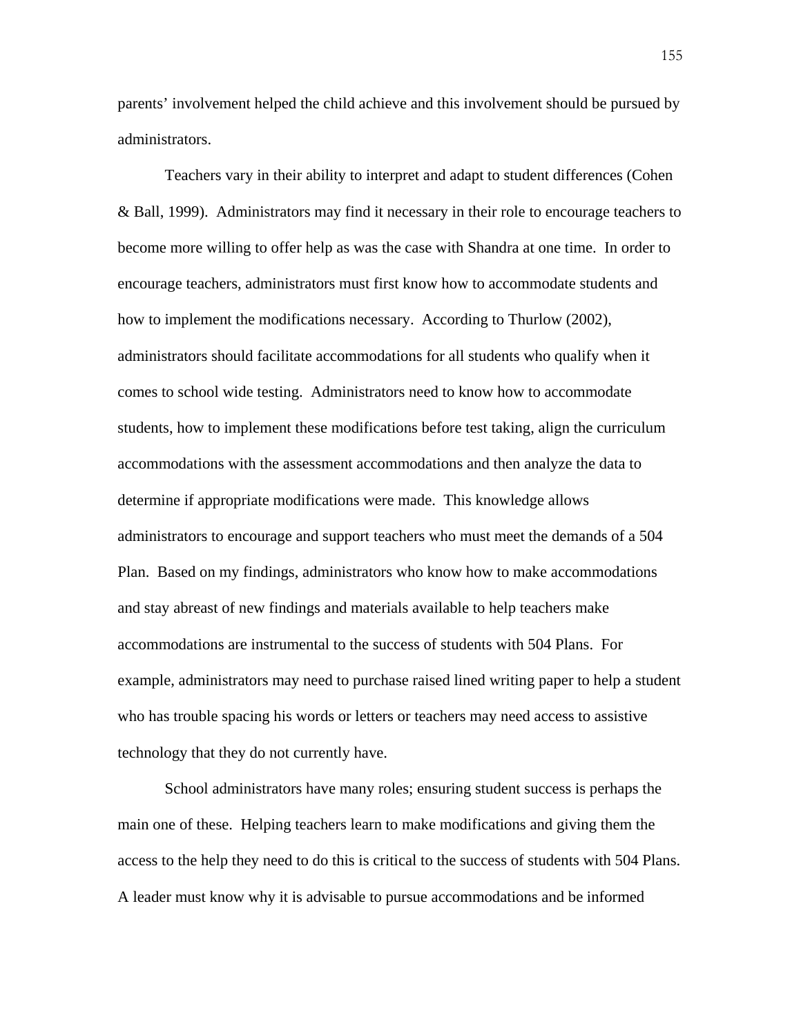parents' involvement helped the child achieve and this involvement should be pursued by administrators.

Teachers vary in their ability to interpret and adapt to student differences (Cohen & Ball, 1999). Administrators may find it necessary in their role to encourage teachers to become more willing to offer help as was the case with Shandra at one time. In order to encourage teachers, administrators must first know how to accommodate students and how to implement the modifications necessary. According to Thurlow (2002), administrators should facilitate accommodations for all students who qualify when it comes to school wide testing. Administrators need to know how to accommodate students, how to implement these modifications before test taking, align the curriculum accommodations with the assessment accommodations and then analyze the data to determine if appropriate modifications were made. This knowledge allows administrators to encourage and support teachers who must meet the demands of a 504 Plan. Based on my findings, administrators who know how to make accommodations and stay abreast of new findings and materials available to help teachers make accommodations are instrumental to the success of students with 504 Plans. For example, administrators may need to purchase raised lined writing paper to help a student who has trouble spacing his words or letters or teachers may need access to assistive technology that they do not currently have.

School administrators have many roles; ensuring student success is perhaps the main one of these. Helping teachers learn to make modifications and giving them the access to the help they need to do this is critical to the success of students with 504 Plans. A leader must know why it is advisable to pursue accommodations and be informed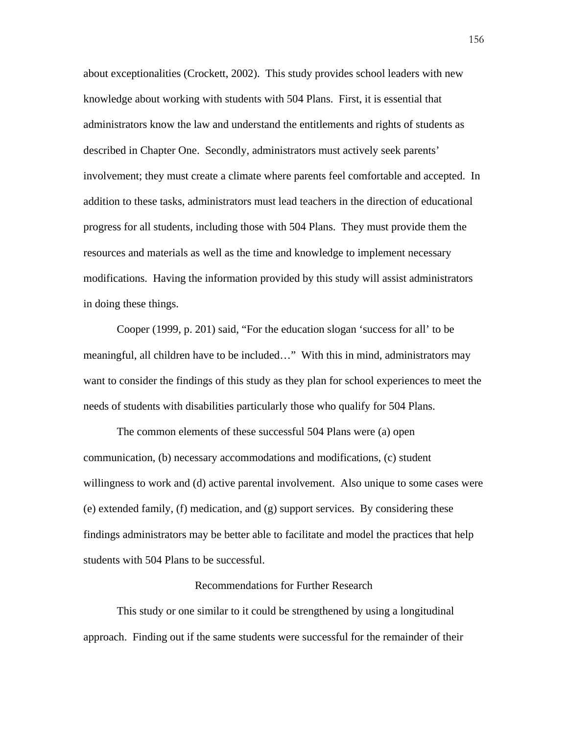about exceptionalities (Crockett, 2002). This study provides school leaders with new knowledge about working with students with 504 Plans. First, it is essential that administrators know the law and understand the entitlements and rights of students as described in Chapter One. Secondly, administrators must actively seek parents' involvement; they must create a climate where parents feel comfortable and accepted. In addition to these tasks, administrators must lead teachers in the direction of educational progress for all students, including those with 504 Plans. They must provide them the resources and materials as well as the time and knowledge to implement necessary modifications. Having the information provided by this study will assist administrators in doing these things.

Cooper (1999, p. 201) said, "For the education slogan 'success for all' to be meaningful, all children have to be included…" With this in mind, administrators may want to consider the findings of this study as they plan for school experiences to meet the needs of students with disabilities particularly those who qualify for 504 Plans.

The common elements of these successful 504 Plans were (a) open communication, (b) necessary accommodations and modifications, (c) student willingness to work and (d) active parental involvement. Also unique to some cases were (e) extended family, (f) medication, and (g) support services. By considering these findings administrators may be better able to facilitate and model the practices that help students with 504 Plans to be successful.

## Recommendations for Further Research

This study or one similar to it could be strengthened by using a longitudinal approach. Finding out if the same students were successful for the remainder of their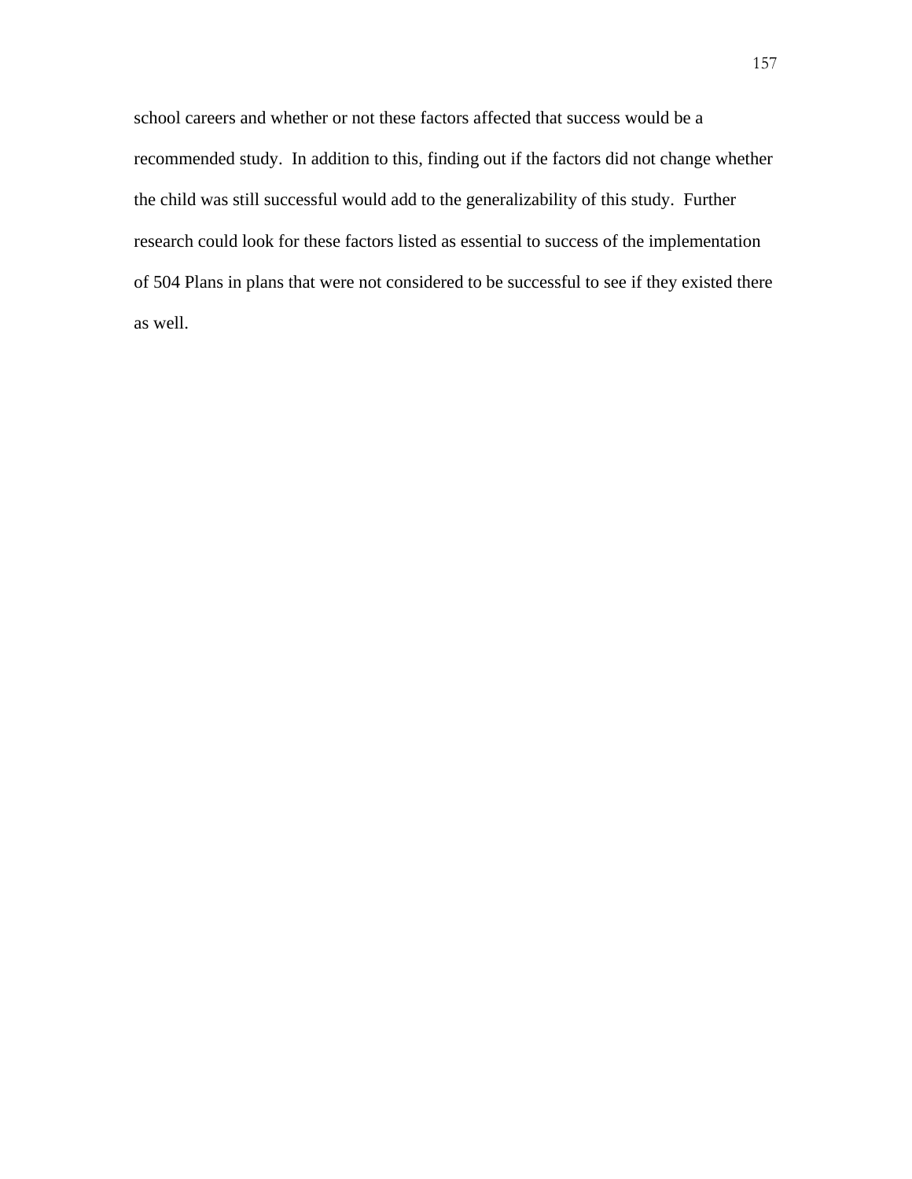school careers and whether or not these factors affected that success would be a recommended study. In addition to this, finding out if the factors did not change whether the child was still successful would add to the generalizability of this study. Further research could look for these factors listed as essential to success of the implementation of 504 Plans in plans that were not considered to be successful to see if they existed there as well.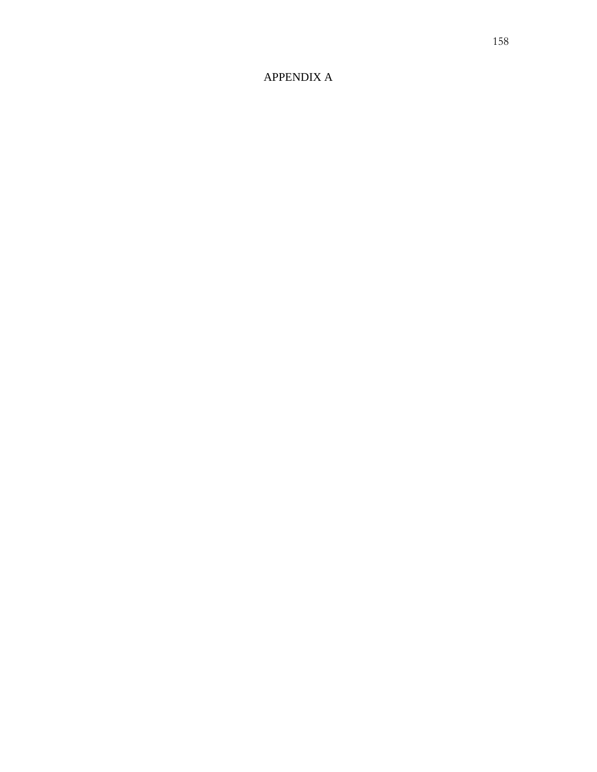# APPENDIX A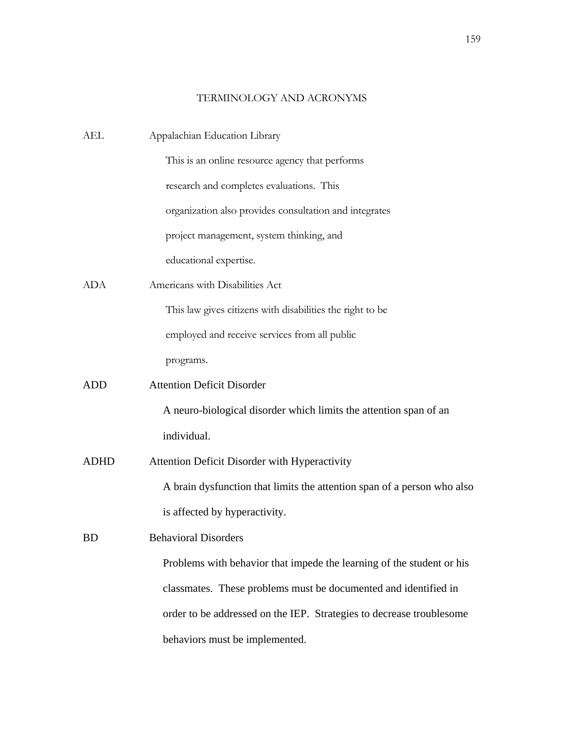## TERMINOLOGY AND ACRONYMS

AEL Appalachian Education Library

This is an online resource agency that performs research and completes evaluations. This organization also provides consultation and integrates project management, system thinking, and educational expertise.

ADA Americans with Disabilities Act

This law gives citizens with disabilities the right to be employed and receive services from all public programs.

ADD Attention Deficit Disorder

A neuro-biological disorder which limits the attention span of an individual.

ADHD Attention Deficit Disorder with Hyperactivity

A brain dysfunction that limits the attention span of a person who also is affected by hyperactivity.

BD Behavioral Disorders

Problems with behavior that impede the learning of the student or his classmates. These problems must be documented and identified in order to be addressed on the IEP. Strategies to decrease troublesome behaviors must be implemented.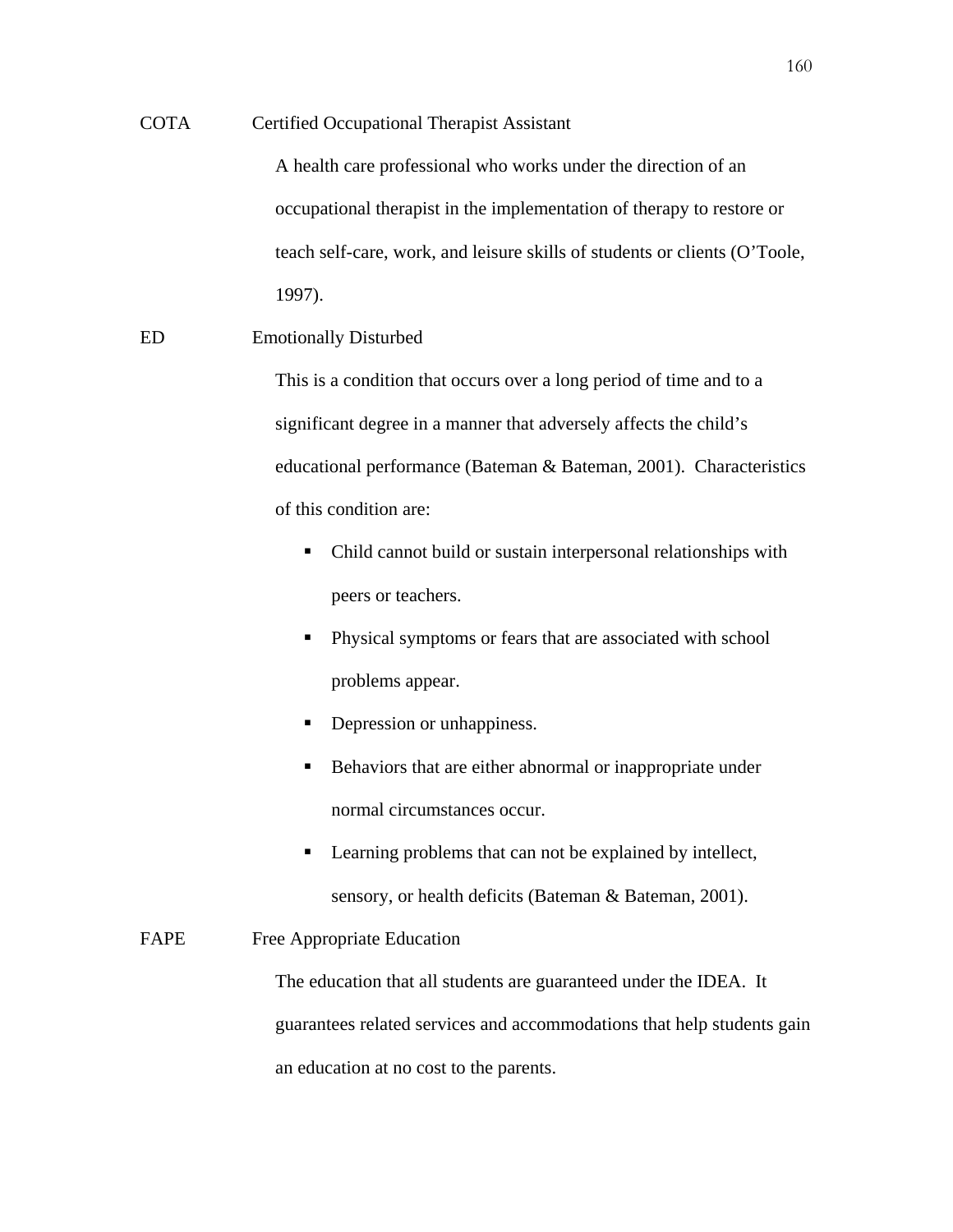COTA Certified Occupational Therapist Assistant

A health care professional who works under the direction of an occupational therapist in the implementation of therapy to restore or teach self-care, work, and leisure skills of students or clients (O'Toole, 1997).

ED Emotionally Disturbed

This is a condition that occurs over a long period of time and to a significant degree in a manner that adversely affects the child's educational performance (Bateman & Bateman, 2001). Characteristics of this condition are:

- Child cannot build or sustain interpersonal relationships with peers or teachers.
- Physical symptoms or fears that are associated with school problems appear.
- Depression or unhappiness.
- Behaviors that are either abnormal or inappropriate under normal circumstances occur.
- Learning problems that can not be explained by intellect, sensory, or health deficits (Bateman & Bateman, 2001).

FAPE Free Appropriate Education

The education that all students are guaranteed under the IDEA. It guarantees related services and accommodations that help students gain an education at no cost to the parents.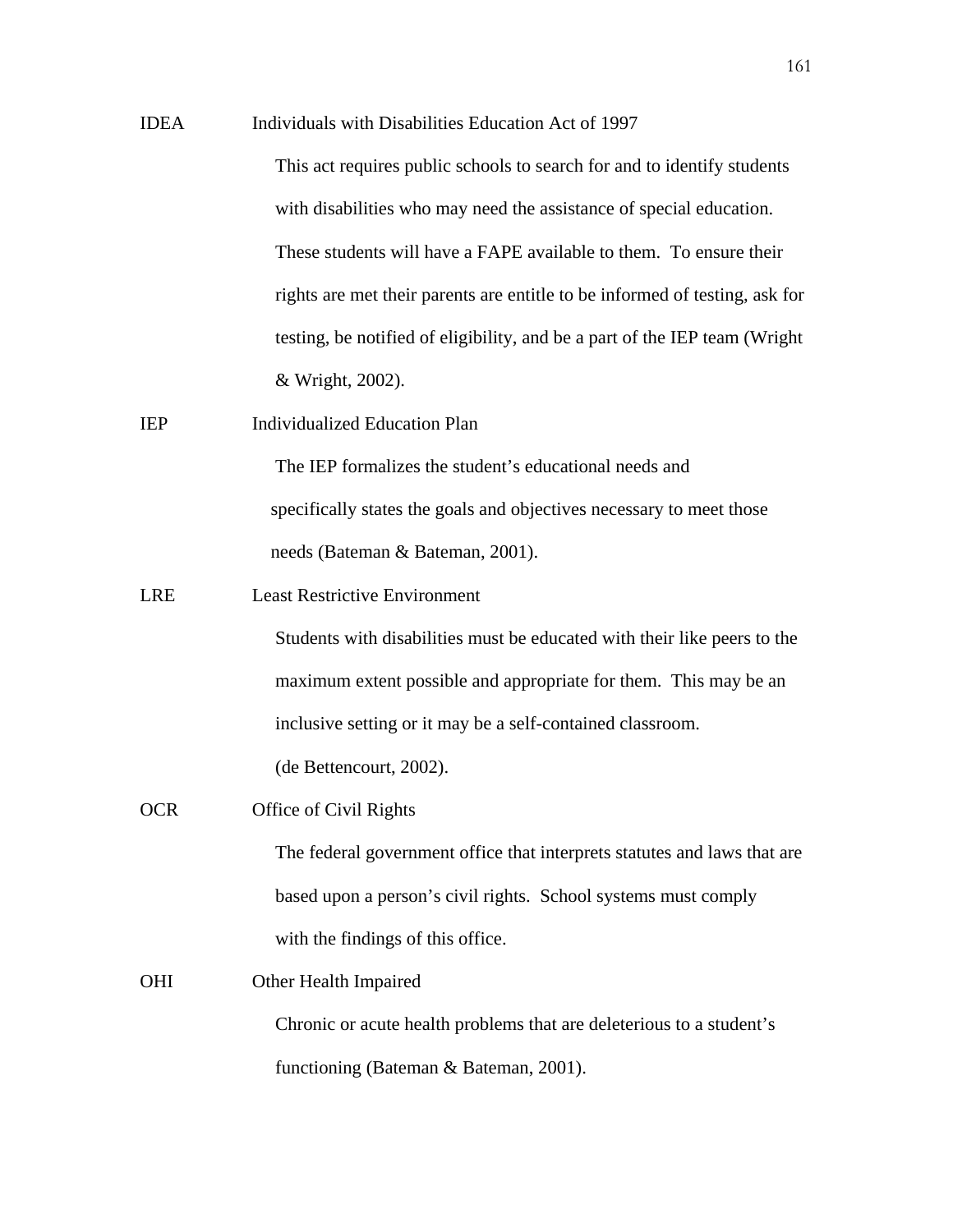IDEA Individuals with Disabilities Education Act of 1997

This act requires public schools to search for and to identify students with disabilities who may need the assistance of special education. These students will have a FAPE available to them. To ensure their rights are met their parents are entitle to be informed of testing, ask for testing, be notified of eligibility, and be a part of the IEP team (Wright & Wright, 2002).

IEP Individualized Education Plan

The IEP formalizes the student's educational needs and specifically states the goals and objectives necessary to meet those needs (Bateman & Bateman, 2001).

LRE Least Restrictive Environment

Students with disabilities must be educated with their like peers to the maximum extent possible and appropriate for them. This may be an inclusive setting or it may be a self-contained classroom. (de Bettencourt, 2002).

OCR Office of Civil Rights

The federal government office that interprets statutes and laws that are based upon a person's civil rights. School systems must comply with the findings of this office.

OHI Other Health Impaired

Chronic or acute health problems that are deleterious to a student's functioning (Bateman & Bateman, 2001).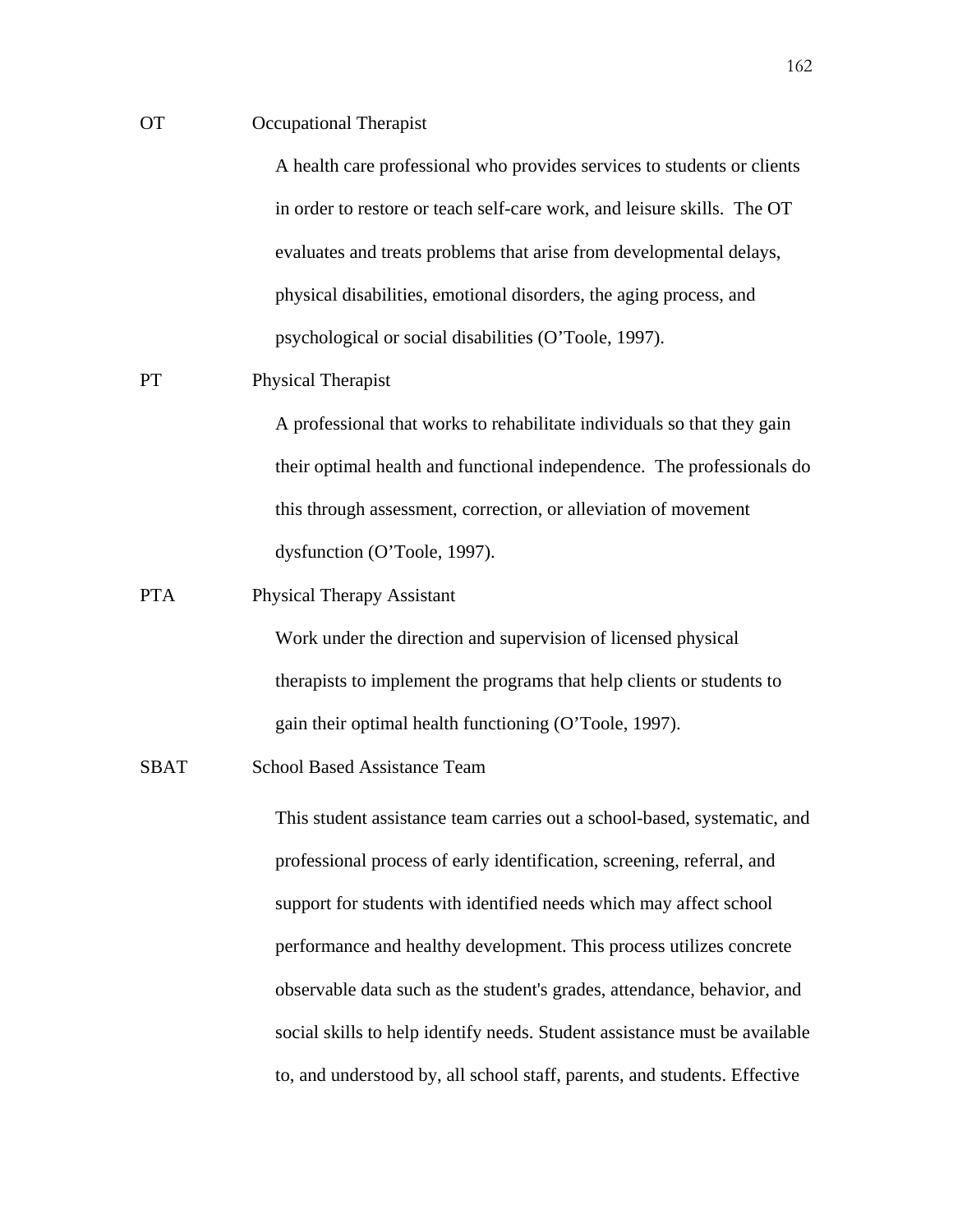OT Occupational Therapist

A health care professional who provides services to students or clients in order to restore or teach self-care work, and leisure skills. The OT evaluates and treats problems that arise from developmental delays, physical disabilities, emotional disorders, the aging process, and psychological or social disabilities (O'Toole, 1997).

PT Physical Therapist

A professional that works to rehabilitate individuals so that they gain their optimal health and functional independence. The professionals do this through assessment, correction, or alleviation of movement dysfunction (O'Toole, 1997).

PTA Physical Therapy Assistant

Work under the direction and supervision of licensed physical therapists to implement the programs that help clients or students to gain their optimal health functioning (O'Toole, 1997).

SBAT School Based Assistance Team

This student assistance team carries out a school-based, systematic, and professional process of early identification, screening, referral, and support for students with identified needs which may affect school performance and healthy development. This process utilizes concrete observable data such as the student's grades, attendance, behavior, and social skills to help identify needs. Student assistance must be available to, and understood by, all school staff, parents, and students. Effective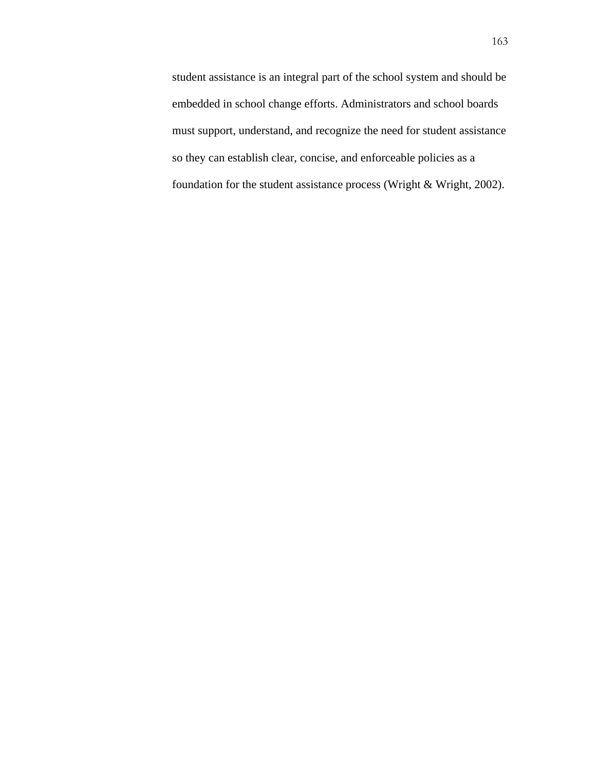student assistance is an integral part of the school system and should be embedded in school change efforts. Administrators and school boards must support, understand, and recognize the need for student assistance so they can establish clear, concise, and enforceable policies as a foundation for the student assistance process (Wright & Wright, 2002).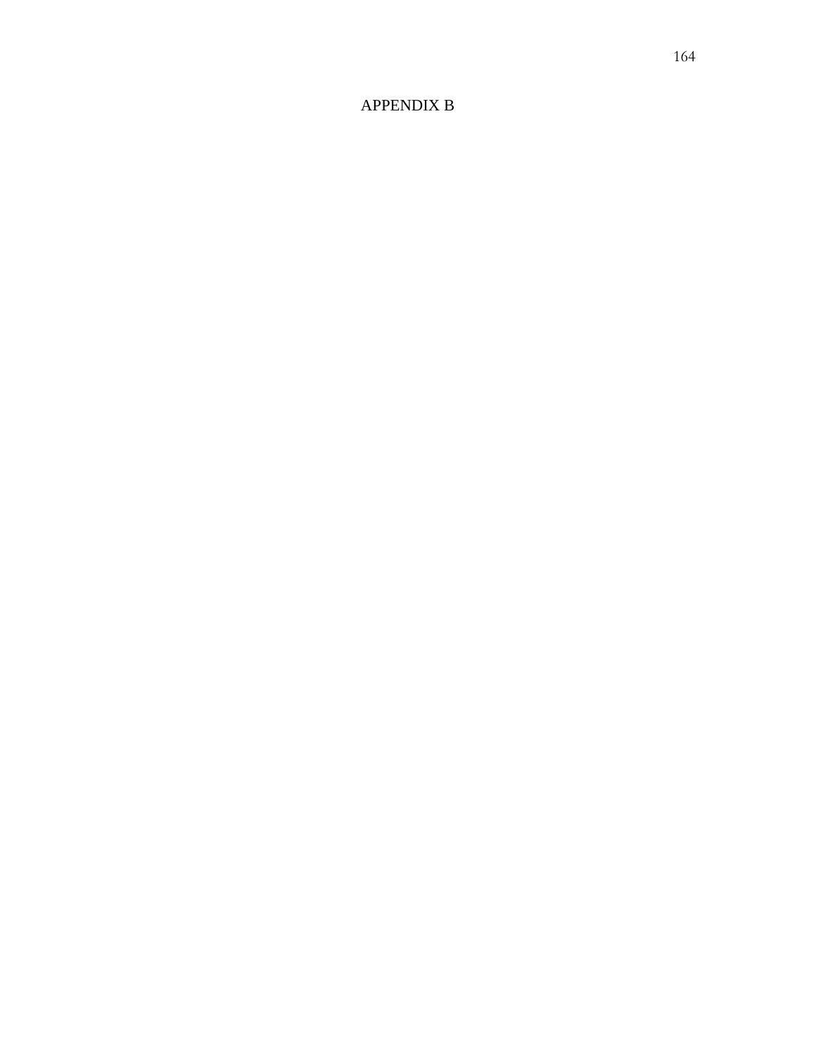# APPENDIX B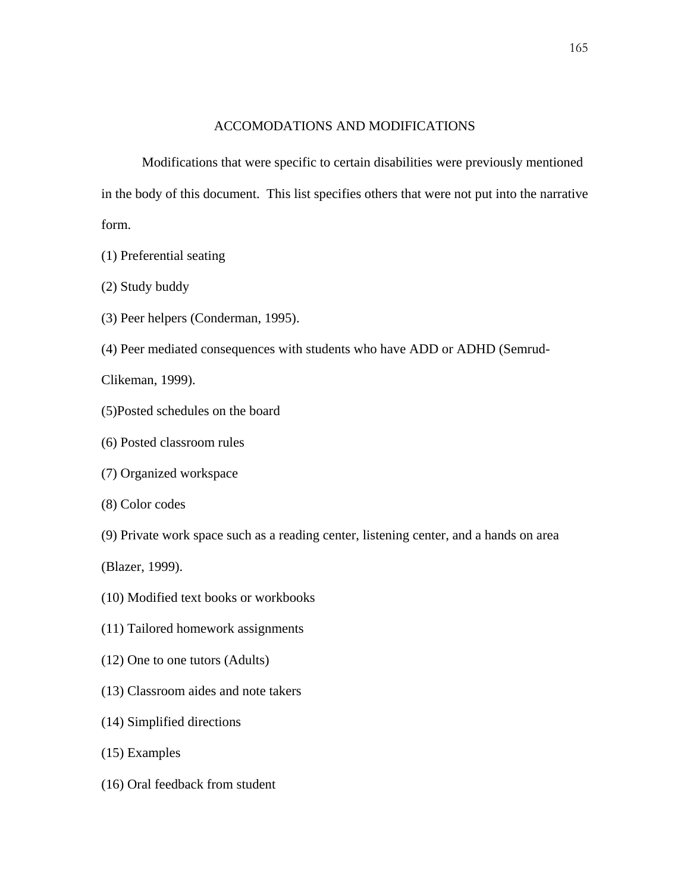## ACCOMODATIONS AND MODIFICATIONS

Modifications that were specific to certain disabilities were previously mentioned in the body of this document. This list specifies others that were not put into the narrative form.

(1) Preferential seating

(2) Study buddy

(3) Peer helpers (Conderman, 1995).

(4) Peer mediated consequences with students who have ADD or ADHD (Semrud-Clikeman, 1999).

(5)Posted schedules on the board

(6) Posted classroom rules

(7) Organized workspace

(8) Color codes

(9) Private work space such as a reading center, listening center, and a hands on area (Blazer, 1999).

(10) Modified text books or workbooks

(11) Tailored homework assignments

(12) One to one tutors (Adults)

(13) Classroom aides and note takers

(14) Simplified directions

(15) Examples

(16) Oral feedback from student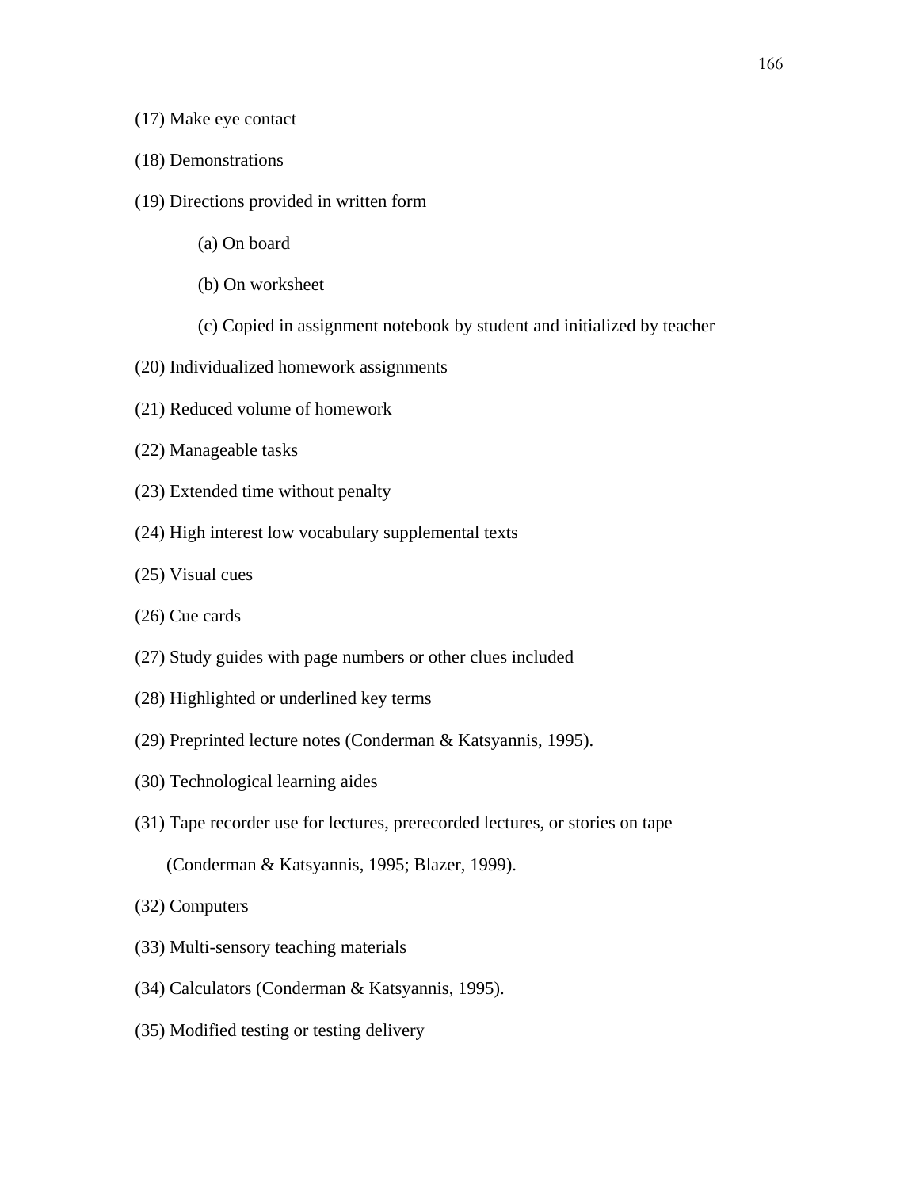(17) Make eye contact

(18) Demonstrations

(19) Directions provided in written form

  (a) On board

  (b) On worksheet

  (c) Copied in assignment notebook by student and initialized by teacher

(20) Individualized homework assignments

(21) Reduced volume of homework

(22) Manageable tasks

(23) Extended time without penalty

(24) High interest low vocabulary supplemental texts

(25) Visual cues

(26) Cue cards

(27) Study guides with page numbers or other clues included

(28) Highlighted or underlined key terms

(29) Preprinted lecture notes (Conderman & Katsyannis, 1995).

(30) Technological learning aides

(31) Tape recorder use for lectures, prerecorded lectures, or stories on tape (Conderman & Katsyannis, 1995; Blazer, 1999).

(32) Computers

(33) Multi-sensory teaching materials

(34) Calculators (Conderman & Katsyannis, 1995).

(35) Modified testing or testing delivery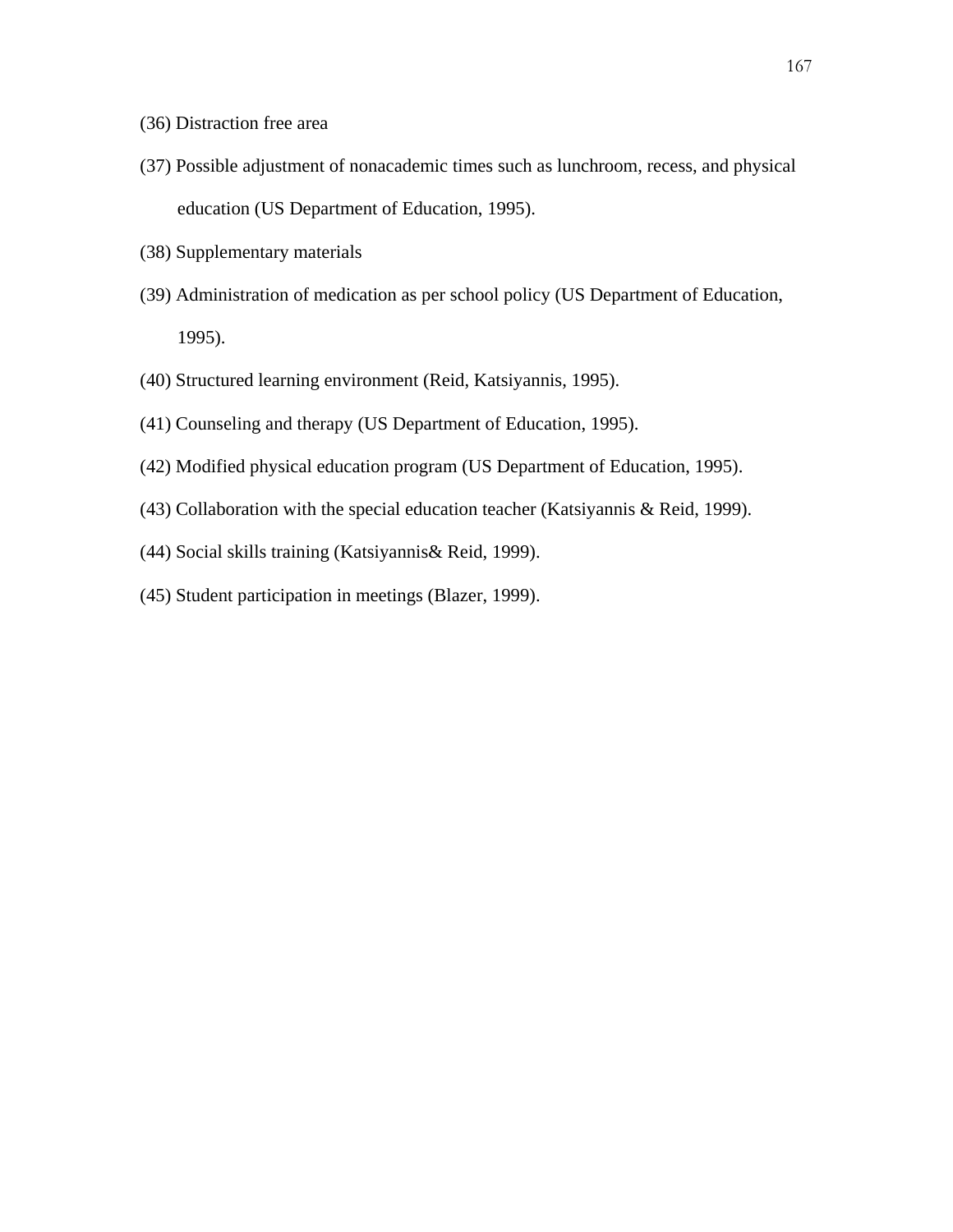(36) Distraction free area

(37) Possible adjustment of nonacademic times such as lunchroom, recess, and physical education (US Department of Education, 1995).

(38) Supplementary materials

(39) Administration of medication as per school policy (US Department of Education, 1995).

(40) Structured learning environment (Reid, Katsiyannis, 1995).

(41) Counseling and therapy (US Department of Education, 1995).

(42) Modified physical education program (US Department of Education, 1995).

(43) Collaboration with the special education teacher (Katsiyannis & Reid, 1999).

(44) Social skills training (Katsiyannis& Reid, 1999).

(45) Student participation in meetings (Blazer, 1999).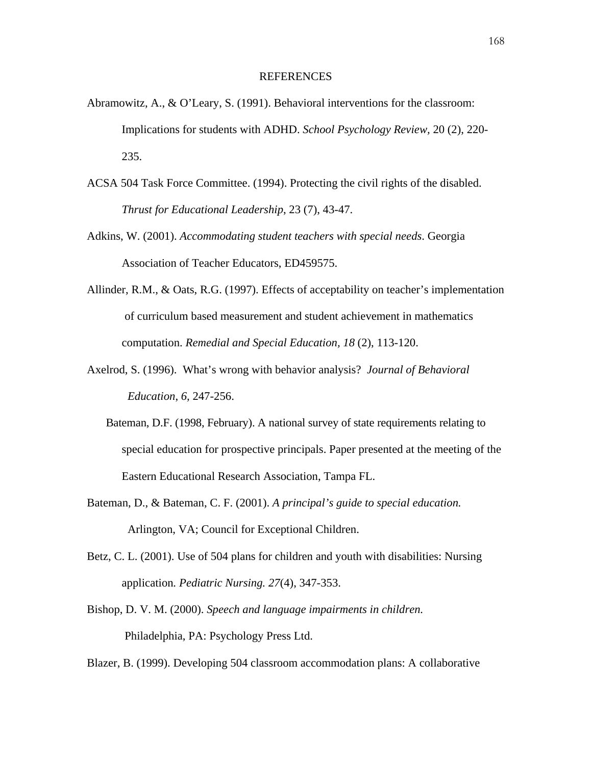# REFERENCES

Abramowitz, A., & O'Leary, S. (1991). Behavioral interventions for the classroom: Implications for students with ADHD. *School Psychology Review*, 20 (2), 220-235.

ACSA 504 Task Force Committee. (1994). Protecting the civil rights of the disabled. *Thrust for Educational Leadership*, 23 (7), 43-47.

Adkins, W. (2001). *Accommodating student teachers with special needs*. Georgia Association of Teacher Educators, ED459575.

Allinder, R.M., & Oats, R.G. (1997). Effects of acceptability on teacher's implementation of curriculum based measurement and student achievement in mathematics computation. *Remedial and Special Education, 18* (2), 113-120.

Axelrod, S. (1996). What's wrong with behavior analysis? *Journal of Behavioral Education*, *6,* 247-256.

Bateman, D.F. (1998, February). A national survey of state requirements relating to special education for prospective principals. Paper presented at the meeting of the Eastern Educational Research Association, Tampa FL.

Bateman, D., & Bateman, C. F. (2001). *A principal's guide to special education.* Arlington, VA; Council for Exceptional Children.

Betz, C. L. (2001). Use of 504 plans for children and youth with disabilities: Nursing application*. Pediatric Nursing. 27*(4), 347-353.

Bishop, D. V. M. (2000). *Speech and language impairments in children.* Philadelphia, PA: Psychology Press Ltd.

Blazer, B. (1999). Developing 504 classroom accommodation plans: A collaborative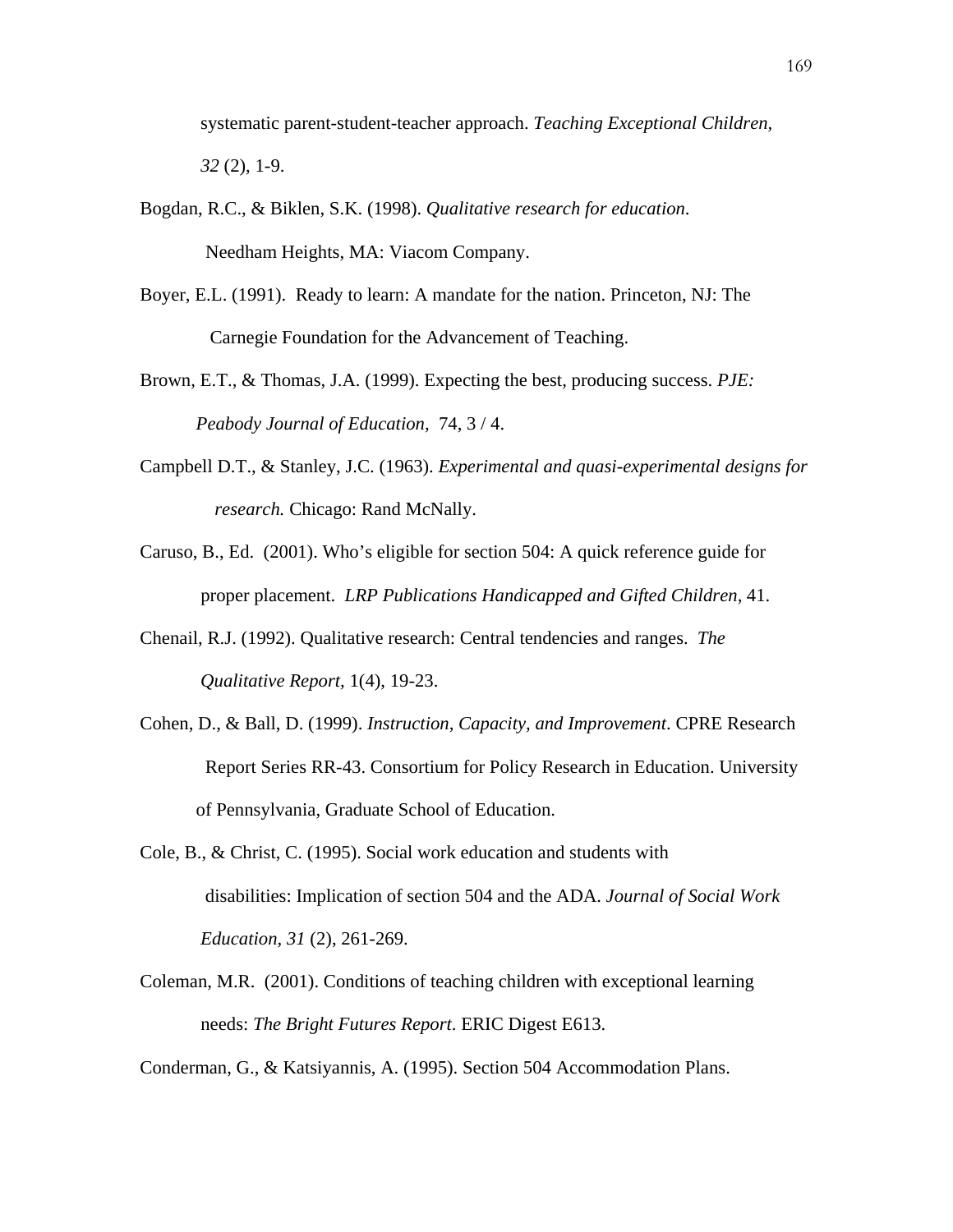systematic parent-student-teacher approach. *Teaching Exceptional Children, 32* (2), 1-9.

Bogdan, R.C., & Biklen, S.K. (1998). *Qualitative research for education.* Needham Heights, MA: Viacom Company.

Boyer, E.L. (1991). Ready to learn: A mandate for the nation. Princeton, NJ: The Carnegie Foundation for the Advancement of Teaching.

Brown, E.T., & Thomas, J.A. (1999). Expecting the best, producing success. *PJE: Peabody Journal of Education,* 74, 3 / 4.

Campbell D.T., & Stanley, J.C. (1963). *Experimental and quasi-experimental designs for research.* Chicago: Rand McNally.

Caruso, B., Ed. (2001). Who's eligible for section 504: A quick reference guide for proper placement. *LRP Publications Handicapped and Gifted Children,* 41.

Chenail, R.J. (1992). Qualitative research: Central tendencies and ranges. *The Qualitative Report,* 1(4), 19-23.

Cohen, D., & Ball, D. (1999). *Instruction, Capacity, and Improvement*. CPRE Research Report Series RR-43. Consortium for Policy Research in Education. University of Pennsylvania, Graduate School of Education.

Cole, B., & Christ, C. (1995). Social work education and students with disabilities: Implication of section 504 and the ADA. *Journal of Social Work Education, 31* (2), 261-269.

Coleman, M.R. (2001). Conditions of teaching children with exceptional learning needs: *The Bright Futures Report*. ERIC Digest E613.

Conderman, G., & Katsiyannis, A. (1995). Section 504 Accommodation Plans.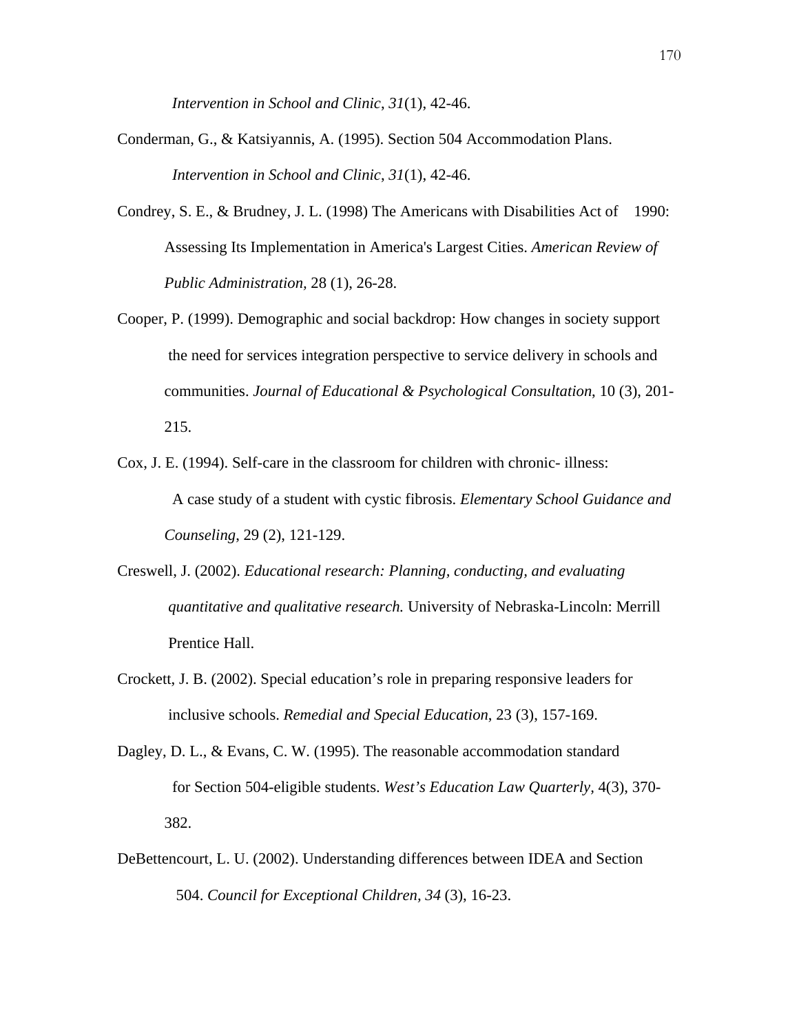*Intervention in School and Clinic*, *31*(1), 42-46.

Conderman, G., & Katsiyannis, A. (1995). Section 504 Accommodation Plans. *Intervention in School and Clinic*, *31*(1), 42-46.

Condrey, S. E., & Brudney, J. L. (1998) The Americans with Disabilities Act of 1990: Assessing Its Implementation in America's Largest Cities. *American Review of Public Administration,* 28 (1), 26-28.

Cooper, P. (1999). Demographic and social backdrop: How changes in society support the need for services integration perspective to service delivery in schools and communities. *Journal of Educational & Psychological Consultation*, 10 (3), 201-215.

Cox, J. E. (1994). Self-care in the classroom for children with chronic- illness: A case study of a student with cystic fibrosis. *Elementary School Guidance and Counseling,* 29 (2), 121-129.

Creswell, J. (2002). *Educational research: Planning, conducting, and evaluating quantitative and qualitative research.* University of Nebraska-Lincoln: Merrill Prentice Hall.

Crockett, J. B. (2002). Special education's role in preparing responsive leaders for inclusive schools. *Remedial and Special Education*, 23 (3), 157-169.

Dagley, D. L., & Evans, C. W. (1995). The reasonable accommodation standard for Section 504-eligible students. *West's Education Law Quarterly*, 4(3), 370-382.

DeBettencourt, L. U. (2002). Understanding differences between IDEA and Section 504. *Council for Exceptional Children, 34* (3), 16-23.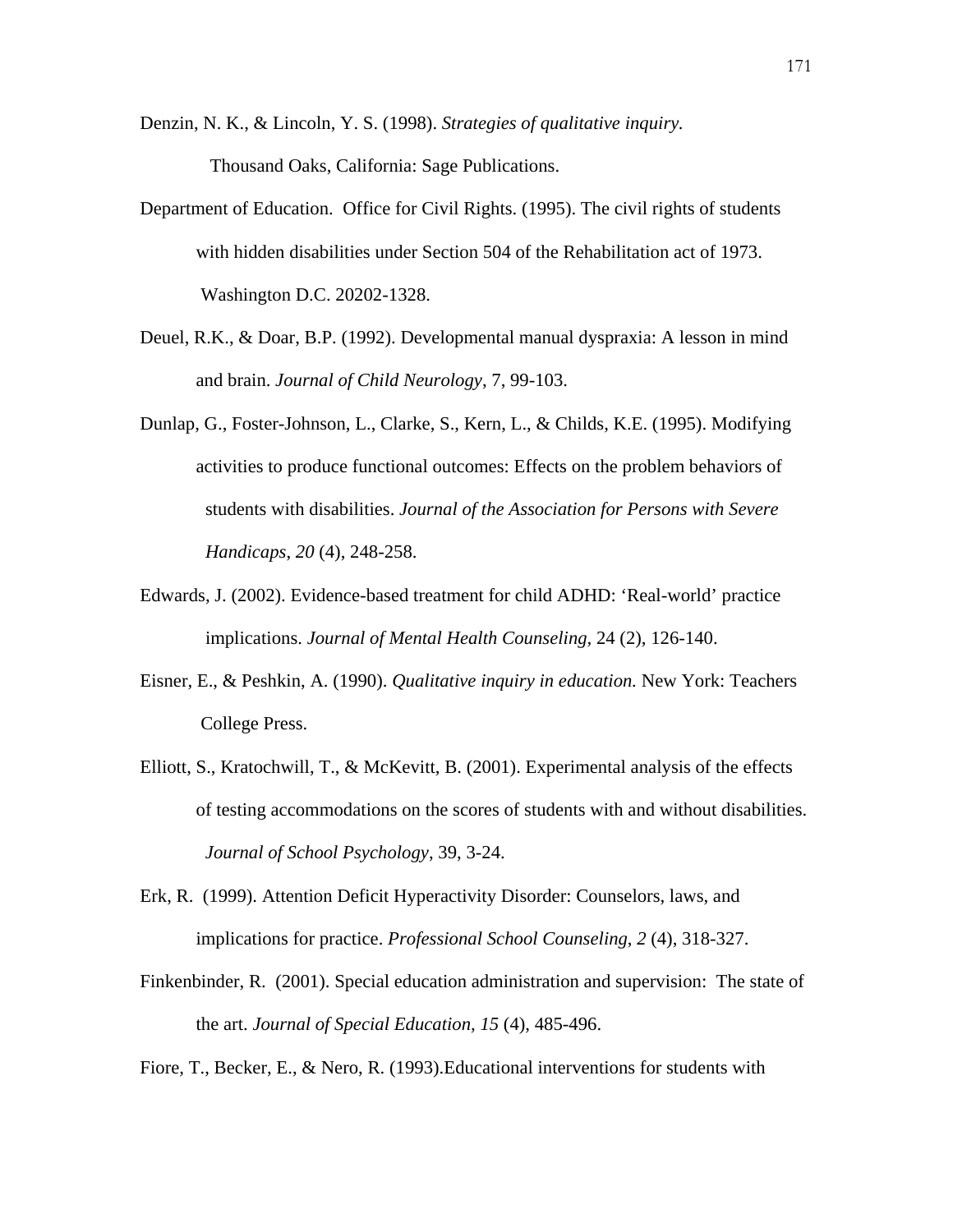Denzin, N. K., & Lincoln, Y. S. (1998). *Strategies of qualitative inquiry.* Thousand Oaks, California: Sage Publications.

Department of Education. Office for Civil Rights. (1995). The civil rights of students with hidden disabilities under Section 504 of the Rehabilitation act of 1973. Washington D.C. 20202-1328.

Deuel, R.K., & Doar, B.P. (1992). Developmental manual dyspraxia: A lesson in mind and brain. *Journal of Child Neurology*, 7, 99-103.

Dunlap, G., Foster-Johnson, L., Clarke, S., Kern, L., & Childs, K.E. (1995). Modifying activities to produce functional outcomes: Effects on the problem behaviors of students with disabilities. *Journal of the Association for Persons with Severe Handicaps, 20* (4), 248-258.

Edwards, J. (2002). Evidence-based treatment for child ADHD: 'Real-world' practice implications. *Journal of Mental Health Counseling,* 24 (2), 126-140.

Eisner, E., & Peshkin, A. (1990). *Qualitative inquiry in education.* New York: Teachers College Press.

Elliott, S., Kratochwill, T., & McKevitt, B. (2001). Experimental analysis of the effects of testing accommodations on the scores of students with and without disabilities. *Journal of School Psychology*, 39, 3-24.

Erk, R. (1999). Attention Deficit Hyperactivity Disorder: Counselors, laws, and implications for practice. *Professional School Counseling, 2* (4), 318-327.

Finkenbinder, R. (2001). Special education administration and supervision: The state of the art. *Journal of Special Education, 15* (4), 485-496.

Fiore, T., Becker, E., & Nero, R. (1993).Educational interventions for students with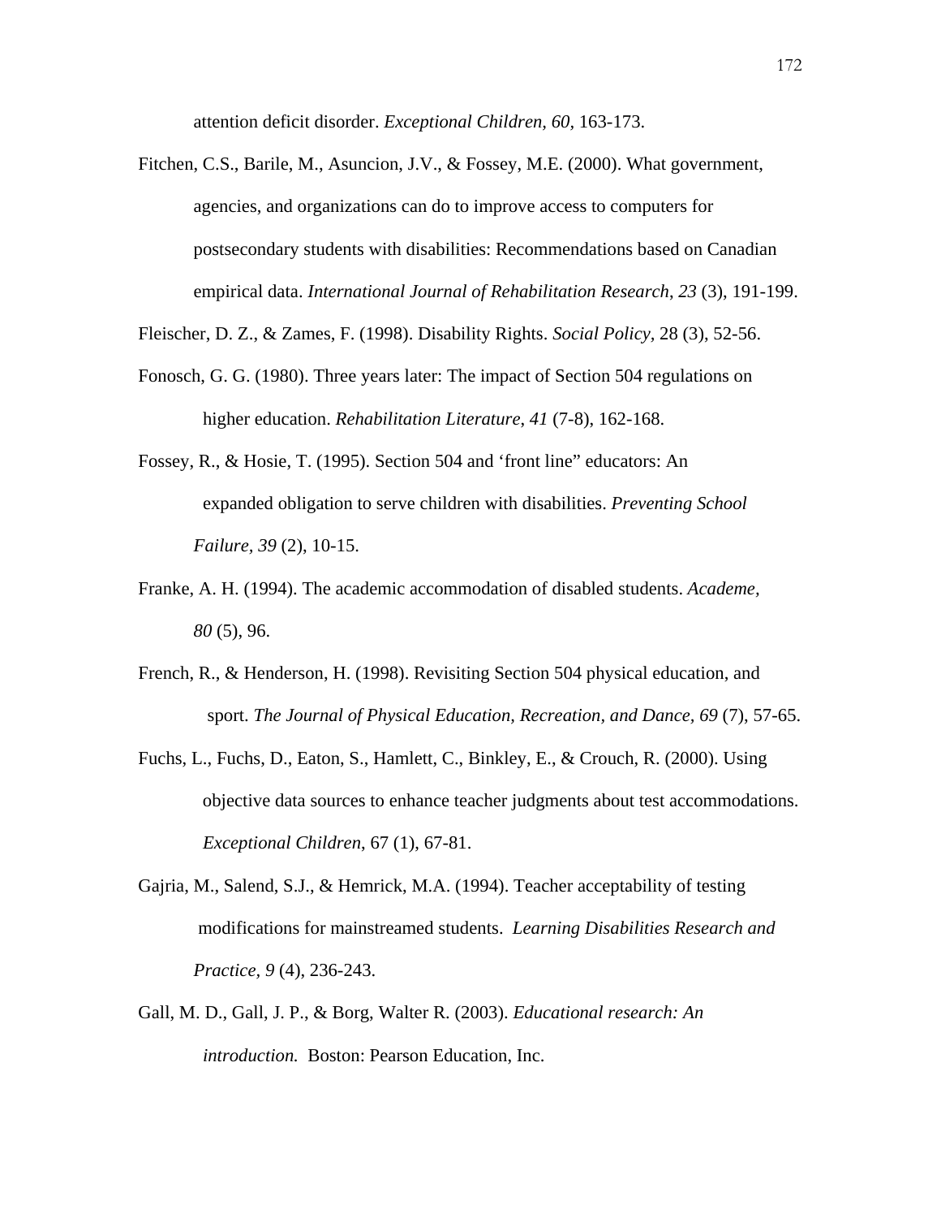attention deficit disorder. *Exceptional Children, 60,* 163-173.

Fitchen, C.S., Barile, M., Asuncion, J.V., & Fossey, M.E. (2000). What government, agencies, and organizations can do to improve access to computers for postsecondary students with disabilities: Recommendations based on Canadian empirical data. *International Journal of Rehabilitation Research*, *23* (3), 191-199.

Fleischer, D. Z., & Zames, F. (1998). Disability Rights. *Social Policy*, 28 (3), 52-56.

Fonosch, G. G. (1980). Three years later: The impact of Section 504 regulations on higher education. *Rehabilitation Literature, 41* (7-8), 162-168.

Fossey, R., & Hosie, T. (1995). Section 504 and 'front line" educators: An expanded obligation to serve children with disabilities. *Preventing School Failure, 39* (2), 10-15.

Franke, A. H. (1994). The academic accommodation of disabled students. *Academe, 80* (5), 96.

French, R., & Henderson, H. (1998). Revisiting Section 504 physical education, and sport. *The Journal of Physical Education, Recreation, and Dance, 69* (7), 57-65.

Fuchs, L., Fuchs, D., Eaton, S., Hamlett, C., Binkley, E., & Crouch, R. (2000). Using objective data sources to enhance teacher judgments about test accommodations. *Exceptional Children*, 67 (1), 67-81.

Gajria, M., Salend, S.J., & Hemrick, M.A. (1994). Teacher acceptability of testing modifications for mainstreamed students. *Learning Disabilities Research and Practice, 9* (4), 236-243.

Gall, M. D., Gall, J. P., & Borg, Walter R. (2003). *Educational research: An introduction.* Boston: Pearson Education, Inc.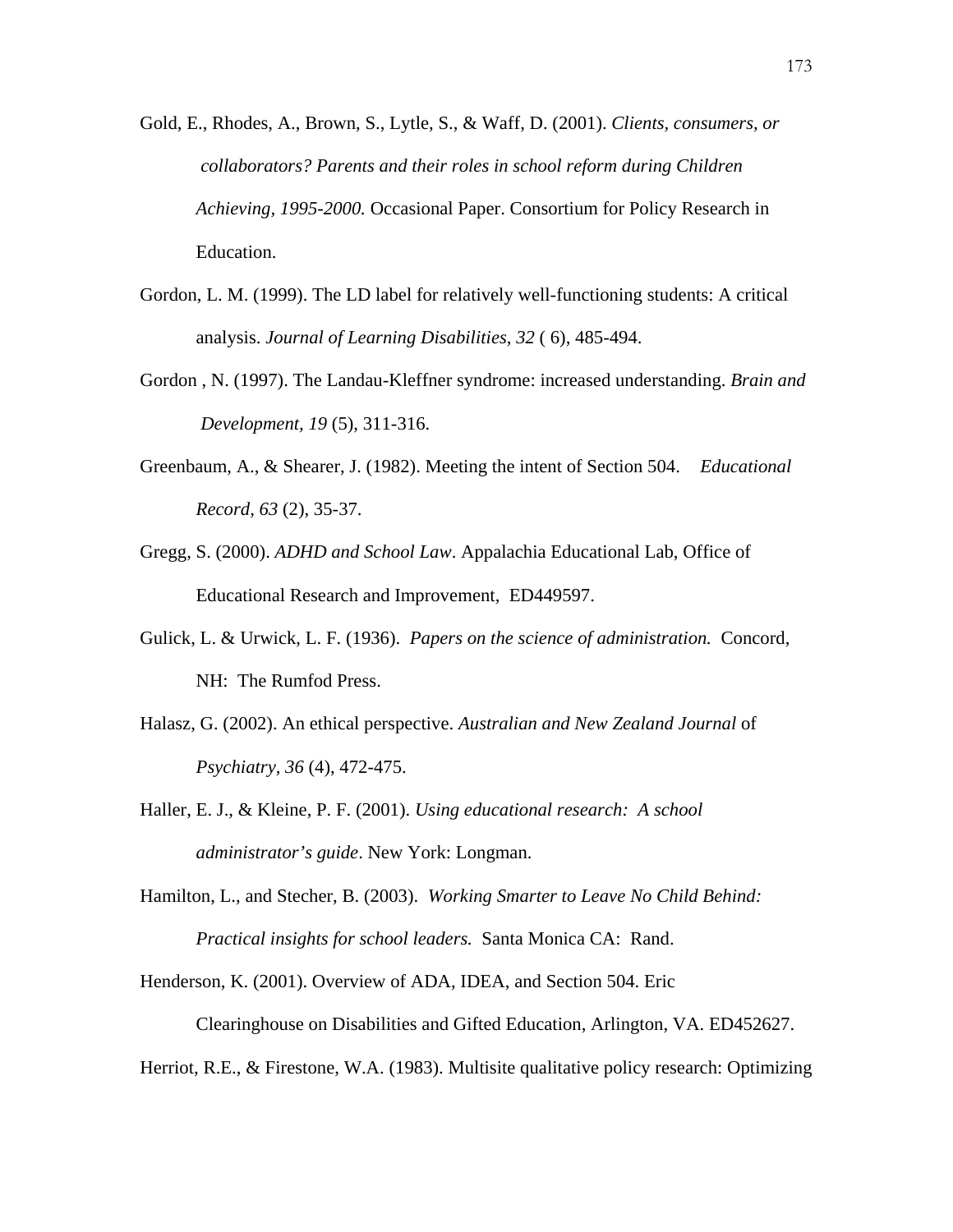Gold, E., Rhodes, A., Brown, S., Lytle, S., & Waff, D. (2001). *Clients, consumers, or collaborators? Parents and their roles in school reform during Children Achieving, 1995-2000.* Occasional Paper. Consortium for Policy Research in Education.

Gordon, L. M. (1999). The LD label for relatively well-functioning students: A critical analysis. *Journal of Learning Disabilities, 32* ( 6), 485-494.

Gordon , N. (1997). The Landau-Kleffner syndrome: increased understanding. *Brain and Development, 19* (5), 311-316.

Greenbaum, A., & Shearer, J. (1982). Meeting the intent of Section 504. *Educational Record, 63* (2), 35-37.

Gregg, S. (2000). *ADHD and School Law*. Appalachia Educational Lab, Office of Educational Research and Improvement, ED449597.

Gulick, L. & Urwick, L. F. (1936). *Papers on the science of administration.* Concord, NH: The Rumfod Press.

Halasz, G. (2002). An ethical perspective. *Australian and New Zealand Journal* of *Psychiatry*, *36* (4), 472-475.

Haller, E. J., & Kleine, P. F. (2001). *Using educational research: A school administrator's guide*. New York: Longman.

Hamilton, L., and Stecher, B. (2003). *Working Smarter to Leave No Child Behind: Practical insights for school leaders.* Santa Monica CA: Rand.

Henderson, K. (2001). Overview of ADA, IDEA, and Section 504. Eric Clearinghouse on Disabilities and Gifted Education, Arlington, VA. ED452627.

Herriot, R.E., & Firestone, W.A. (1983). Multisite qualitative policy research: Optimizing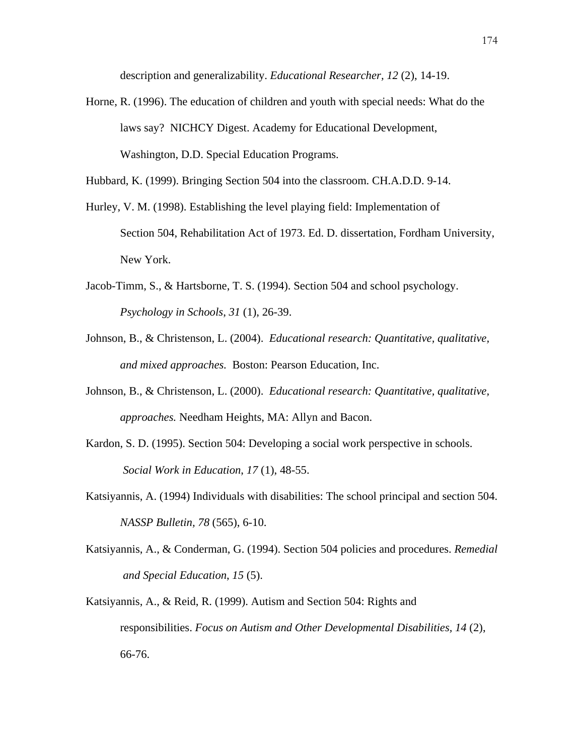description and generalizability. *Educational Researcher, 12* (2), 14-19.

Horne, R. (1996). The education of children and youth with special needs: What do the laws say? NICHCY Digest. Academy for Educational Development, Washington, D.D. Special Education Programs.

Hubbard, K. (1999). Bringing Section 504 into the classroom. CH.A.D.D. 9-14.

Hurley, V. M. (1998). Establishing the level playing field: Implementation of Section 504, Rehabilitation Act of 1973. Ed. D. dissertation, Fordham University, New York.

Jacob-Timm, S., & Hartsborne, T. S. (1994). Section 504 and school psychology. *Psychology in Schools*, *31* (1), 26-39.

Johnson, B., & Christenson, L. (2004). *Educational research: Quantitative, qualitative, and mixed approaches.* Boston: Pearson Education, Inc.

Johnson, B., & Christenson, L. (2000). *Educational research: Quantitative, qualitative, approaches.* Needham Heights, MA: Allyn and Bacon.

Kardon, S. D. (1995). Section 504: Developing a social work perspective in schools. *Social Work in Education*, *17* (1), 48-55.

Katsiyannis, A. (1994) Individuals with disabilities: The school principal and section 504. *NASSP Bulletin, 78* (565), 6-10.

Katsiyannis, A., & Conderman, G. (1994). Section 504 policies and procedures. *Remedial and Special Education*, *15* (5).

Katsiyannis, A., & Reid, R. (1999). Autism and Section 504: Rights and responsibilities. *Focus on Autism and Other Developmental Disabilities, 14* (2), 66-76.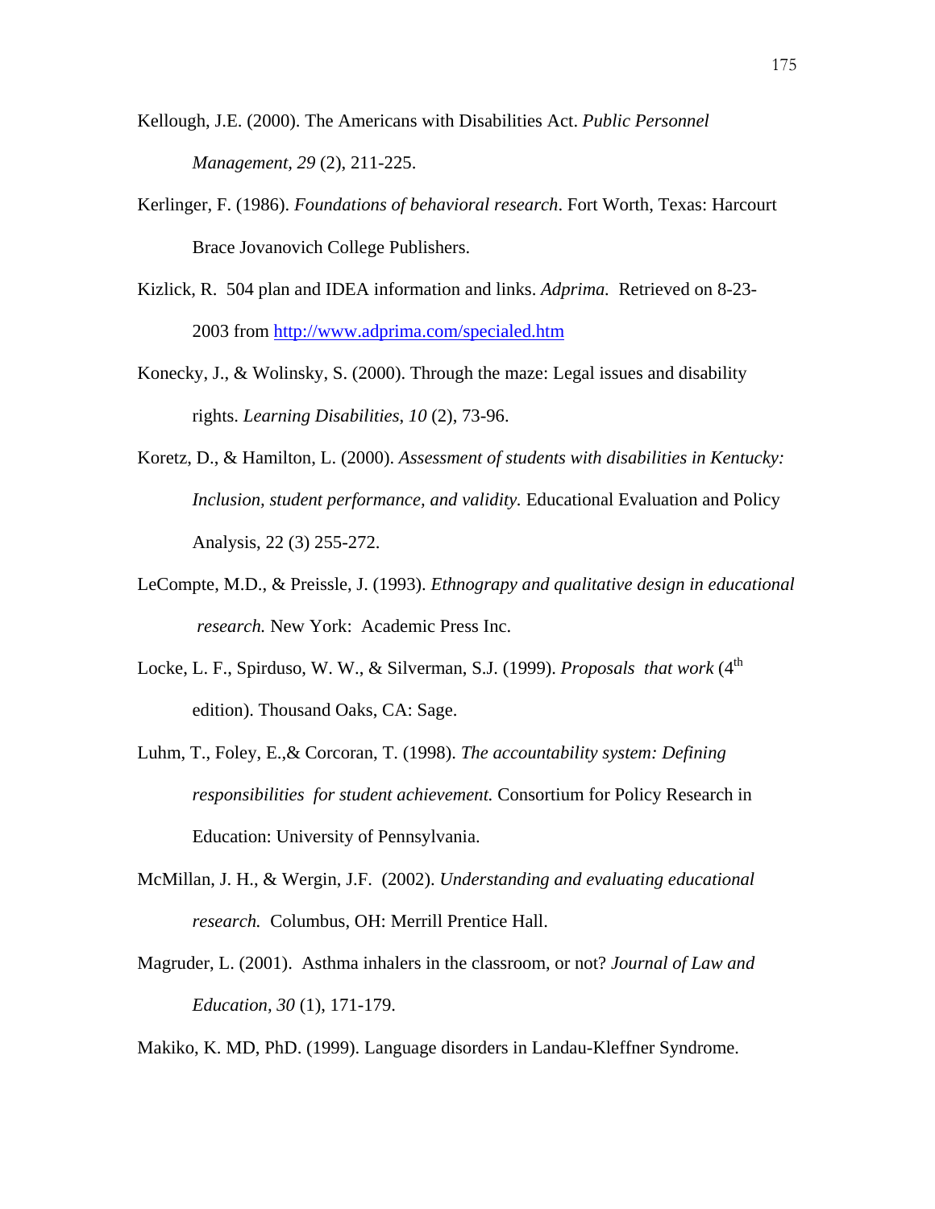Kellough, J.E. (2000). The Americans with Disabilities Act. *Public Personnel Management, 29* (2), 211-225.

Kerlinger, F. (1986). *Foundations of behavioral research*. Fort Worth, Texas: Harcourt Brace Jovanovich College Publishers.

Kizlick, R. 504 plan and IDEA information and links. *Adprima.* Retrieved on 8-23-2003 from http://www.adprima.com/specialed.htm

Konecky, J., & Wolinsky, S. (2000). Through the maze: Legal issues and disability rights. *Learning Disabilities, 10* (2), 73-96.

Koretz, D., & Hamilton, L. (2000). *Assessment of students with disabilities in Kentucky: Inclusion, student performance, and validity.* Educational Evaluation and Policy Analysis, 22 (3) 255-272.

LeCompte, M.D., & Preissle, J. (1993). *Ethnograpy and qualitative design in educational research.* New York: Academic Press Inc.

Locke, L. F., Spirduso, W. W., & Silverman, S.J. (1999). *Proposals that work* (4th edition). Thousand Oaks, CA: Sage.

Luhm, T., Foley, E.,& Corcoran, T. (1998). *The accountability system: Defining responsibilities for student achievement.* Consortium for Policy Research in Education: University of Pennsylvania.

McMillan, J. H., & Wergin, J.F. (2002). *Understanding and evaluating educational research.* Columbus, OH: Merrill Prentice Hall.

Magruder, L. (2001). Asthma inhalers in the classroom, or not? *Journal of Law and Education, 30* (1), 171-179.

Makiko, K. MD, PhD. (1999). Language disorders in Landau-Kleffner Syndrome.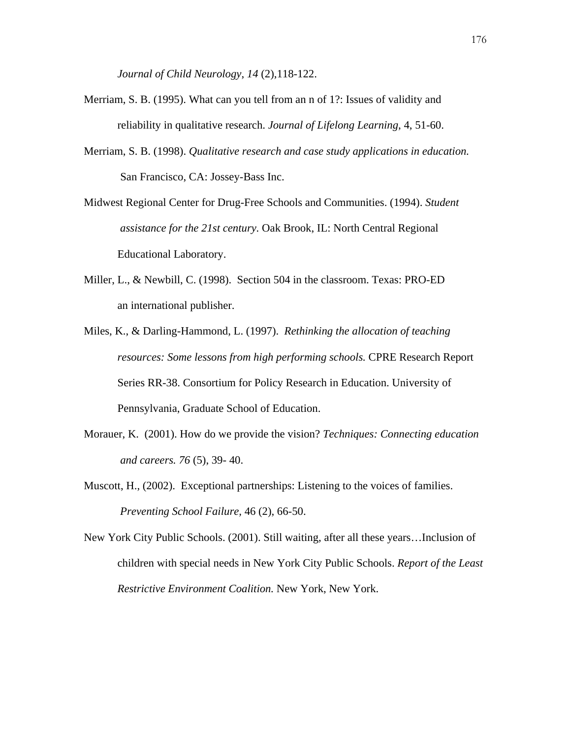*Journal of Child Neurology*, *14* (2),118-122.

Merriam, S. B. (1995). What can you tell from an n of 1?: Issues of validity and reliability in qualitative research. *Journal of Lifelong Learning,* 4, 51-60.

Merriam, S. B. (1998). *Qualitative research and case study applications in education.* San Francisco, CA: Jossey-Bass Inc.

Midwest Regional Center for Drug-Free Schools and Communities. (1994). *Student assistance for the 21st century.* Oak Brook, IL: North Central Regional Educational Laboratory.

Miller, L., & Newbill, C. (1998). Section 504 in the classroom. Texas: PRO-ED an international publisher.

Miles, K., & Darling-Hammond, L. (1997). *Rethinking the allocation of teaching resources: Some lessons from high performing schools.* CPRE Research Report Series RR-38. Consortium for Policy Research in Education. University of Pennsylvania, Graduate School of Education.

Morauer, K. (2001). How do we provide the vision? *Techniques: Connecting education and careers. 76* (5), 39- 40.

Muscott, H., (2002). Exceptional partnerships: Listening to the voices of families. *Preventing School Failure,* 46 (2), 66-50.

New York City Public Schools. (2001). Still waiting, after all these years…Inclusion of children with special needs in New York City Public Schools. *Report of the Least Restrictive Environment Coalition.* New York, New York.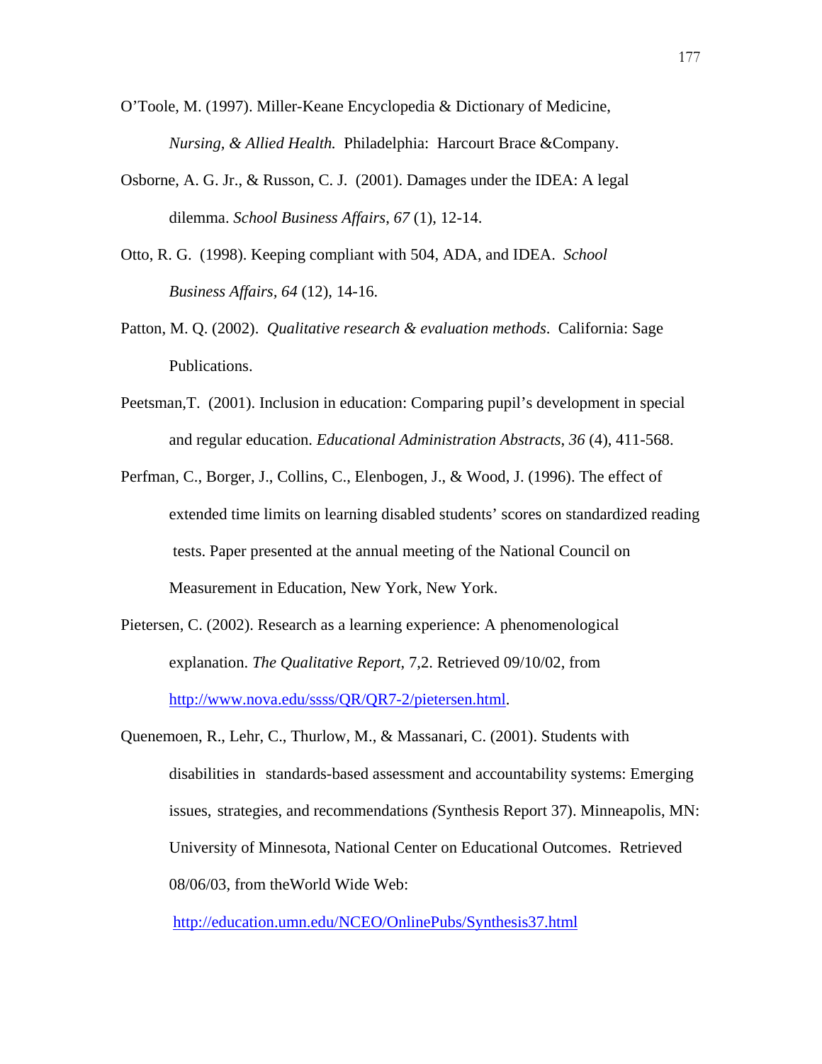O'Toole, M. (1997). Miller-Keane Encyclopedia & Dictionary of Medicine, *Nursing, & Allied Health.* Philadelphia: Harcourt Brace &Company.

Osborne, A. G. Jr., & Russon, C. J. (2001). Damages under the IDEA: A legal dilemma. *School Business Affairs, 67* (1), 12-14.

Otto, R. G. (1998). Keeping compliant with 504, ADA, and IDEA. *School Business Affairs, 64* (12), 14-16.

Patton, M. Q. (2002). *Qualitative research & evaluation methods.* California: Sage Publications.

Peetsman,T. (2001). Inclusion in education: Comparing pupil's development in special and regular education. *Educational Administration Abstracts, 36* (4), 411-568.

Perfman, C., Borger, J., Collins, C., Elenbogen, J., & Wood, J. (1996). The effect of extended time limits on learning disabled students' scores on standardized reading tests. Paper presented at the annual meeting of the National Council on Measurement in Education, New York, New York.

Pietersen, C. (2002). Research as a learning experience: A phenomenological explanation. *The Qualitative Report*, 7,2. Retrieved 09/10/02, from http://www.nova.edu/ssss/QR/QR7-2/pietersen.html.

Quenemoen, R., Lehr, C., Thurlow, M., & Massanari, C. (2001). Students with disabilities in standards-based assessment and accountability systems: Emerging issues, strategies, and recommendations (Synthesis Report 37). Minneapolis, MN: University of Minnesota, National Center on Educational Outcomes. Retrieved 08/06/03, from theWorld Wide Web: http://education.umn.edu/NCEO/OnlinePubs/Synthesis37.html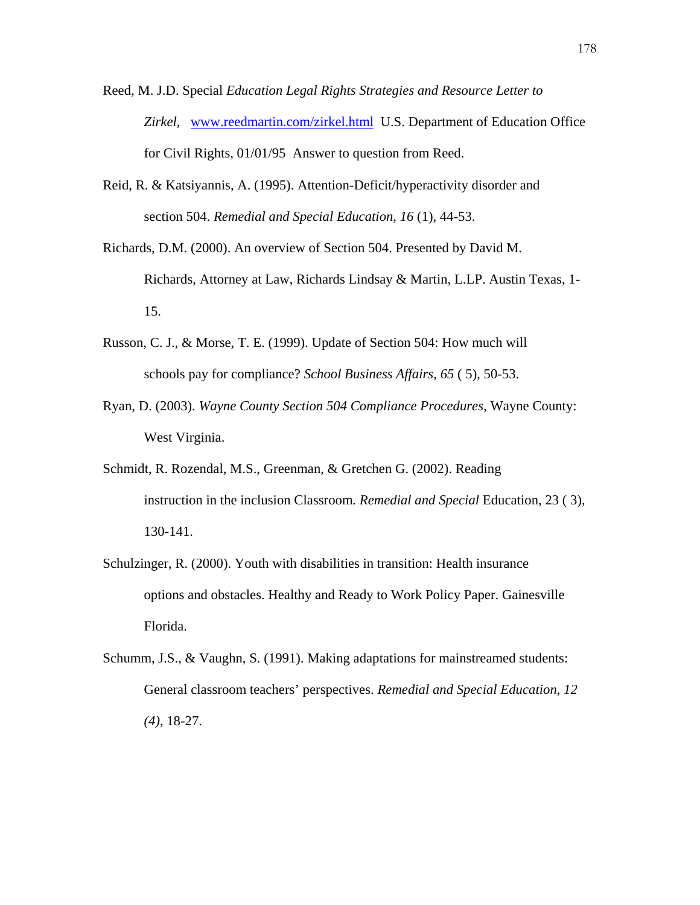Reed, M. J.D. Special *Education Legal Rights Strategies and Resource Letter to Zirkel*, www.reedmartin.com/zirkel.html U.S. Department of Education Office for Civil Rights, 01/01/95 Answer to question from Reed.

Reid, R. & Katsiyannis, A. (1995). Attention-Deficit/hyperactivity disorder and section 504. *Remedial and Special Education*, *16* (1), 44-53.

Richards, D.M. (2000). An overview of Section 504. Presented by David M. Richards, Attorney at Law, Richards Lindsay & Martin, L.LP. Austin Texas, 1-15.

Russon, C. J., & Morse, T. E. (1999). Update of Section 504: How much will schools pay for compliance? *School Business Affairs*, *65* ( 5), 50-53.

Ryan, D. (2003). *Wayne County Section 504 Compliance Procedures,* Wayne County: West Virginia.

Schmidt, R. Rozendal, M.S., Greenman, & Gretchen G. (2002). Reading instruction in the inclusion Classroom*. Remedial and Special* Education, 23 ( 3), 130-141.

Schulzinger, R. (2000). Youth with disabilities in transition: Health insurance options and obstacles. Healthy and Ready to Work Policy Paper. Gainesville Florida.

Schumm, J.S., & Vaughn, S. (1991). Making adaptations for mainstreamed students: General classroom teachers' perspectives. *Remedial and Special Education*, *12 (4)*, 18-27.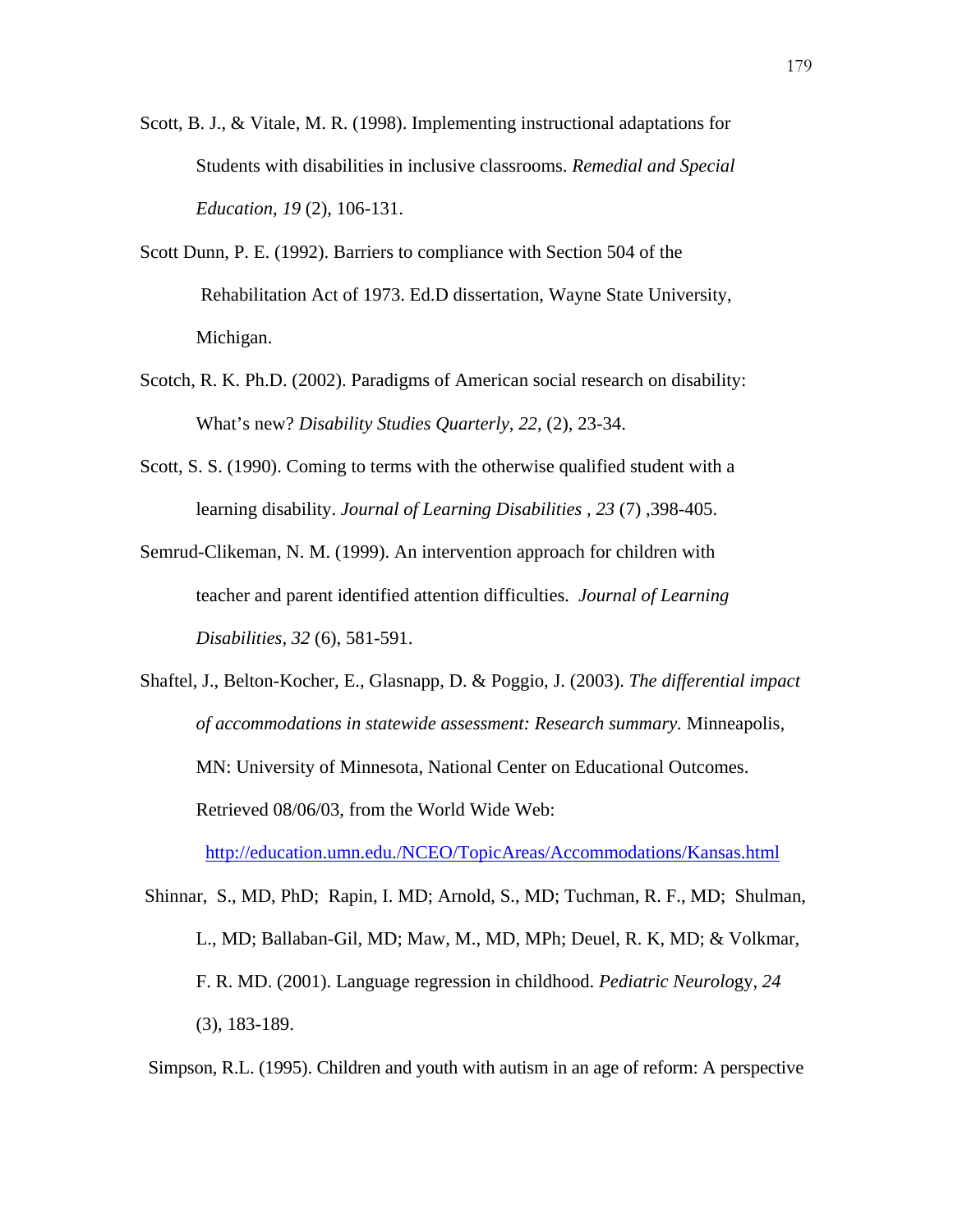Scott, B. J., & Vitale, M. R. (1998). Implementing instructional adaptations for Students with disabilities in inclusive classrooms. *Remedial and Special Education*, *19* (2), 106-131.

Scott Dunn, P. E. (1992). Barriers to compliance with Section 504 of the Rehabilitation Act of 1973. Ed.D dissertation, Wayne State University, Michigan.

Scotch, R. K. Ph.D. (2002). Paradigms of American social research on disability: What's new? *Disability Studies Quarterly*, *22*, (2), 23-34.

Scott, S. S. (1990). Coming to terms with the otherwise qualified student with a learning disability. *Journal of Learning Disabilities* , *23* (7) ,398-405.

Semrud-Clikeman, N. M. (1999). An intervention approach for children with teacher and parent identified attention difficulties. *Journal of Learning Disabilities*, *32* (6), 581-591.

Shaftel, J., Belton-Kocher, E., Glasnapp, D. & Poggio, J. (2003). *The differential impact of accommodations in statewide assessment: Research summary.* Minneapolis, MN: University of Minnesota, National Center on Educational Outcomes. Retrieved 08/06/03, from the World Wide Web: http://education.umn.edu./NCEO/TopicAreas/Accommodations/Kansas.html

Shinnar, S., MD, PhD; Rapin, I. MD; Arnold, S., MD; Tuchman, R. F., MD; Shulman, L., MD; Ballaban-Gil, MD; Maw, M., MD, MPh; Deuel, R. K, MD; & Volkmar, F. R. MD. (2001). Language regression in childhood. *Pediatric Neurology*, *24* (3), 183-189.

Simpson, R.L. (1995). Children and youth with autism in an age of reform: A perspective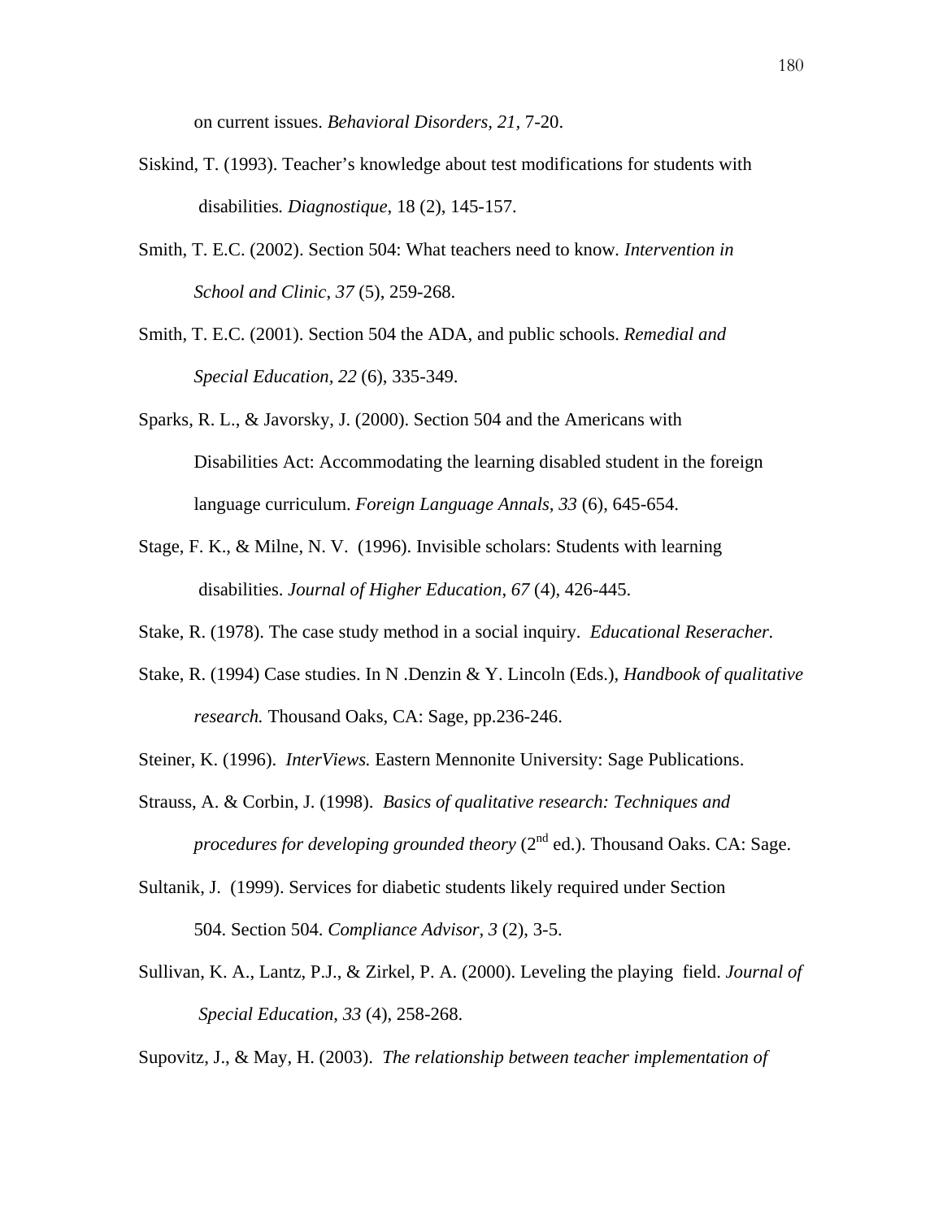on current issues. *Behavioral Disorders, 21,* 7-20.

Siskind, T. (1993). Teacher's knowledge about test modifications for students with disabilities*. Diagnostique*, 18 (2), 145-157.

Smith, T. E.C. (2002). Section 504: What teachers need to know. *Intervention in School and Clinic*, *37* (5), 259-268.

Smith, T. E.C. (2001). Section 504 the ADA, and public schools. *Remedial and Special Education, 22* (6), 335-349.

Sparks, R. L., & Javorsky, J. (2000). Section 504 and the Americans with Disabilities Act: Accommodating the learning disabled student in the foreign language curriculum. *Foreign Language Annals, 33* (6), 645-654.

Stage, F. K., & Milne, N. V. (1996). Invisible scholars: Students with learning disabilities. *Journal of Higher Education*, *67* (4), 426-445.

Stake, R. (1978). The case study method in a social inquiry. *Educational Reseracher.*

Stake, R. (1994) Case studies. In N .Denzin & Y. Lincoln (Eds.), *Handbook of qualitative research.* Thousand Oaks, CA: Sage, pp.236-246.

Steiner, K. (1996). *InterViews.* Eastern Mennonite University: Sage Publications.

Strauss, A. & Corbin, J. (1998). *Basics of qualitative research: Techniques and procedures for developing grounded theory* (2nd ed.). Thousand Oaks. CA: Sage.

Sultanik, J. (1999). Services for diabetic students likely required under Section 504. Section 504. *Compliance Advisor, 3* (2), 3-5.

Sullivan, K. A., Lantz, P.J., & Zirkel, P. A. (2000). Leveling the playing field. *Journal of Special Education*, *33* (4), 258-268.

Supovitz, J., & May, H. (2003). *The relationship between teacher implementation of*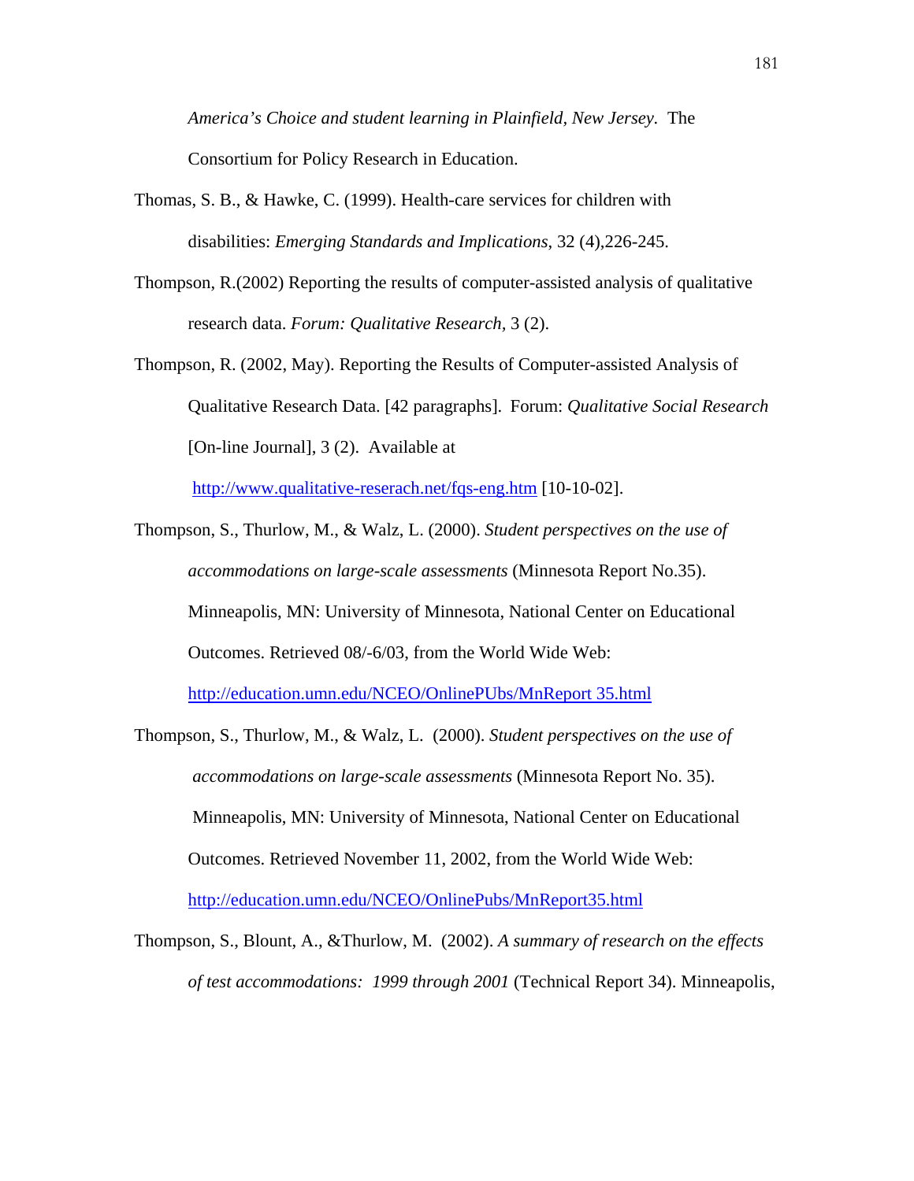*America's Choice and student learning in Plainfield, New Jersey.* The Consortium for Policy Research in Education.

Thomas, S. B., & Hawke, C. (1999). Health-care services for children with disabilities: *Emerging Standards and Implications*, 32 (4),226-245.

Thompson, R.(2002) Reporting the results of computer-assisted analysis of qualitative research data. *Forum: Qualitative Research,* 3 (2).

Thompson, R. (2002, May). Reporting the Results of Computer-assisted Analysis of Qualitative Research Data. [42 paragraphs]. Forum: *Qualitative Social Research* [On-line Journal], 3 (2). Available at http://www.qualitative-reserach.net/fqs-eng.htm [10-10-02].

Thompson, S., Thurlow, M., & Walz, L. (2000). *Student perspectives on the use of accommodations on large-scale assessments* (Minnesota Report No.35). Minneapolis, MN: University of Minnesota, National Center on Educational Outcomes. Retrieved 08/-6/03, from the World Wide Web: http://education.umn.edu/NCEO/OnlinePUbs/MnReport 35.html

Thompson, S., Thurlow, M., & Walz, L. (2000). *Student perspectives on the use of accommodations on large-scale assessments* (Minnesota Report No. 35). Minneapolis, MN: University of Minnesota, National Center on Educational Outcomes. Retrieved November 11, 2002, from the World Wide Web: http://education.umn.edu/NCEO/OnlinePubs/MnReport35.html

Thompson, S., Blount, A., &Thurlow, M. (2002). *A summary of research on the effects of test accommodations: 1999 through 2001* (Technical Report 34). Minneapolis,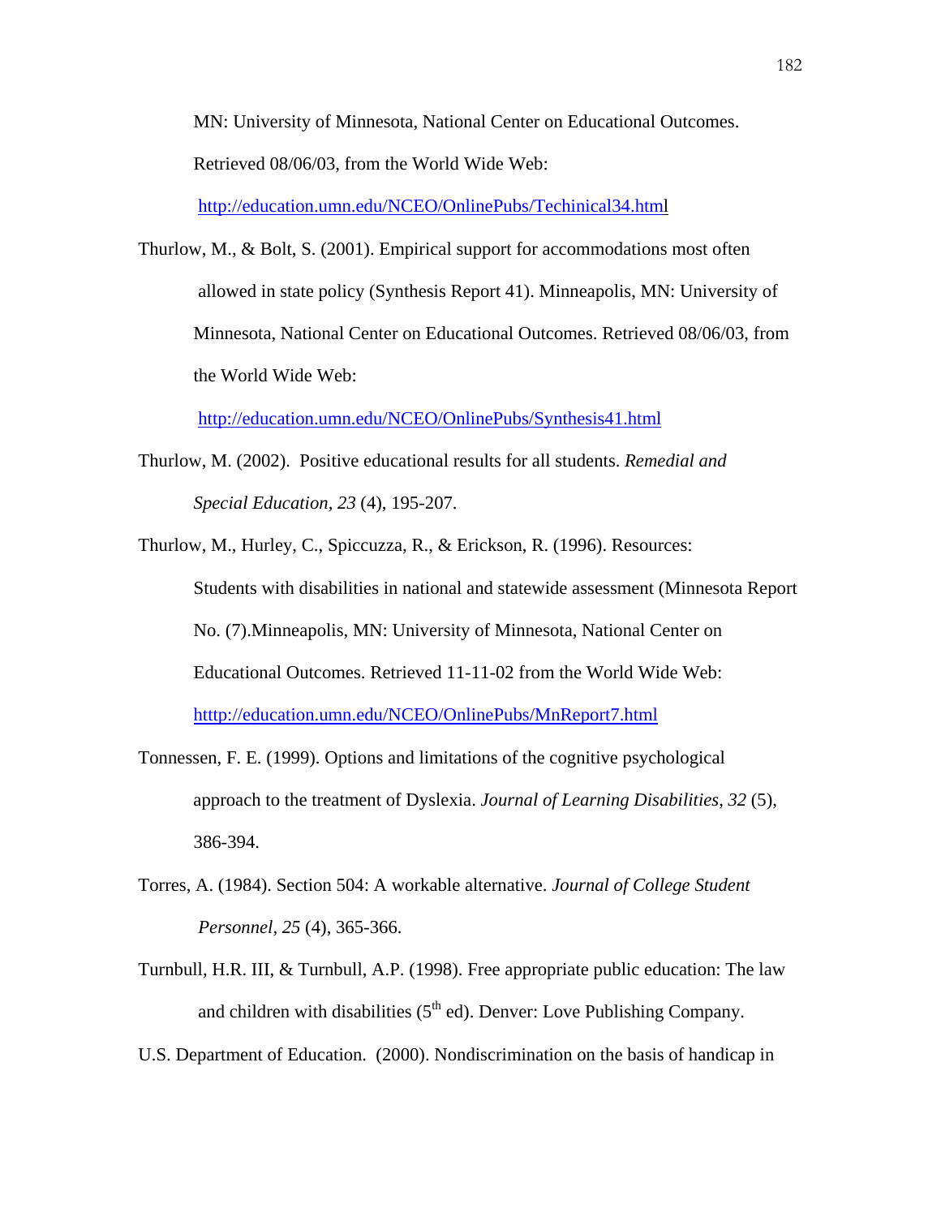MN: University of Minnesota, National Center on Educational Outcomes. Retrieved 08/06/03, from the World Wide Web: http://education.umn.edu/NCEO/OnlinePubs/Techinical34.html

Thurlow, M., & Bolt, S. (2001). Empirical support for accommodations most often allowed in state policy (Synthesis Report 41). Minneapolis, MN: University of Minnesota, National Center on Educational Outcomes. Retrieved 08/06/03, from the World Wide Web: http://education.umn.edu/NCEO/OnlinePubs/Synthesis41.html

Thurlow, M. (2002). Positive educational results for all students. *Remedial and Special Education*, *23* (4), 195-207.

Thurlow, M., Hurley, C., Spiccuzza, R., & Erickson, R. (1996). Resources: Students with disabilities in national and statewide assessment (Minnesota Report No. (7).Minneapolis, MN: University of Minnesota, National Center on Educational Outcomes. Retrieved 11-11-02 from the World Wide Web: htttp://education.umn.edu/NCEO/OnlinePubs/MnReport7.html

Tonnessen, F. E. (1999). Options and limitations of the cognitive psychological approach to the treatment of Dyslexia. *Journal of Learning Disabilities*, *32* (5), 386-394.

Torres, A. (1984). Section 504: A workable alternative. *Journal of College Student Personnel*, *25* (4), 365-366.

Turnbull, H.R. III, & Turnbull, A.P. (1998). Free appropriate public education: The law and children with disabilities (5th ed). Denver: Love Publishing Company.

U.S. Department of Education. (2000). Nondiscrimination on the basis of handicap in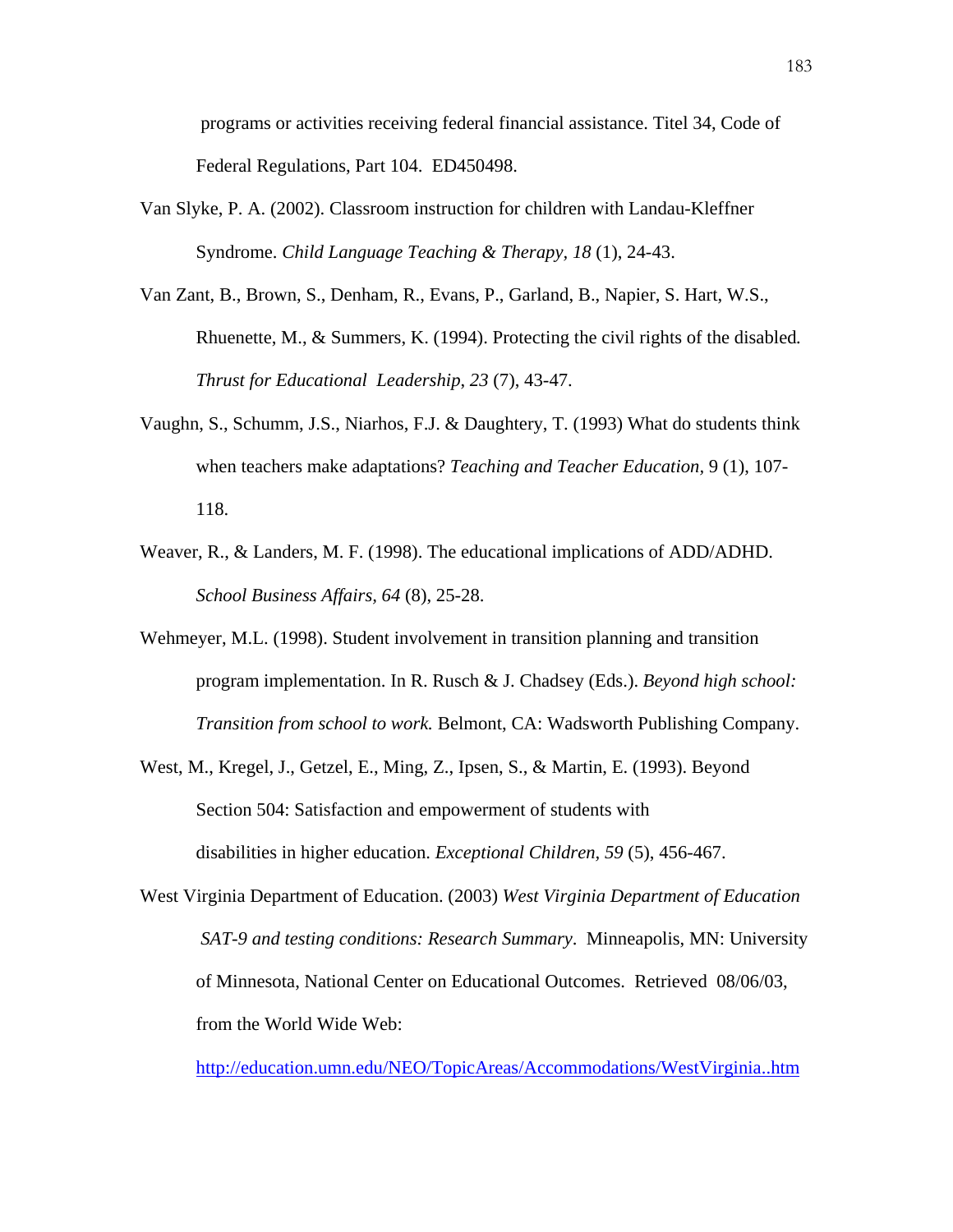programs or activities receiving federal financial assistance. Titel 34, Code of Federal Regulations, Part 104. ED450498.

Van Slyke, P. A. (2002). Classroom instruction for children with Landau-Kleffner Syndrome. *Child Language Teaching & Therapy, 18* (1), 24-43.

Van Zant, B., Brown, S., Denham, R., Evans, P., Garland, B., Napier, S. Hart, W.S., Rhuenette, M., & Summers, K. (1994). Protecting the civil rights of the disabled. *Thrust for Educational Leadership*, *23* (7), 43-47.

Vaughn, S., Schumm, J.S., Niarhos, F.J. & Daughtery, T. (1993) What do students think when teachers make adaptations? *Teaching and Teacher Education,* 9 (1), 107-118.

Weaver, R., & Landers, M. F. (1998). The educational implications of ADD/ADHD. *School Business Affairs, 64* (8), 25-28.

Wehmeyer, M.L. (1998). Student involvement in transition planning and transition program implementation. In R. Rusch & J. Chadsey (Eds.). *Beyond high school: Transition from school to work.* Belmont, CA: Wadsworth Publishing Company.

West, M., Kregel, J., Getzel, E., Ming, Z., Ipsen, S., & Martin, E. (1993). Beyond Section 504: Satisfaction and empowerment of students with disabilities in higher education. *Exceptional Children, 59* (5), 456-467.

West Virginia Department of Education. (2003) *West Virginia Department of Education SAT-9 and testing conditions: Research Summary*. Minneapolis, MN: University of Minnesota, National Center on Educational Outcomes. Retrieved 08/06/03, from the World Wide Web:

http://education.umn.edu/NEO/TopicAreas/Accommodations/WestVirginia..htm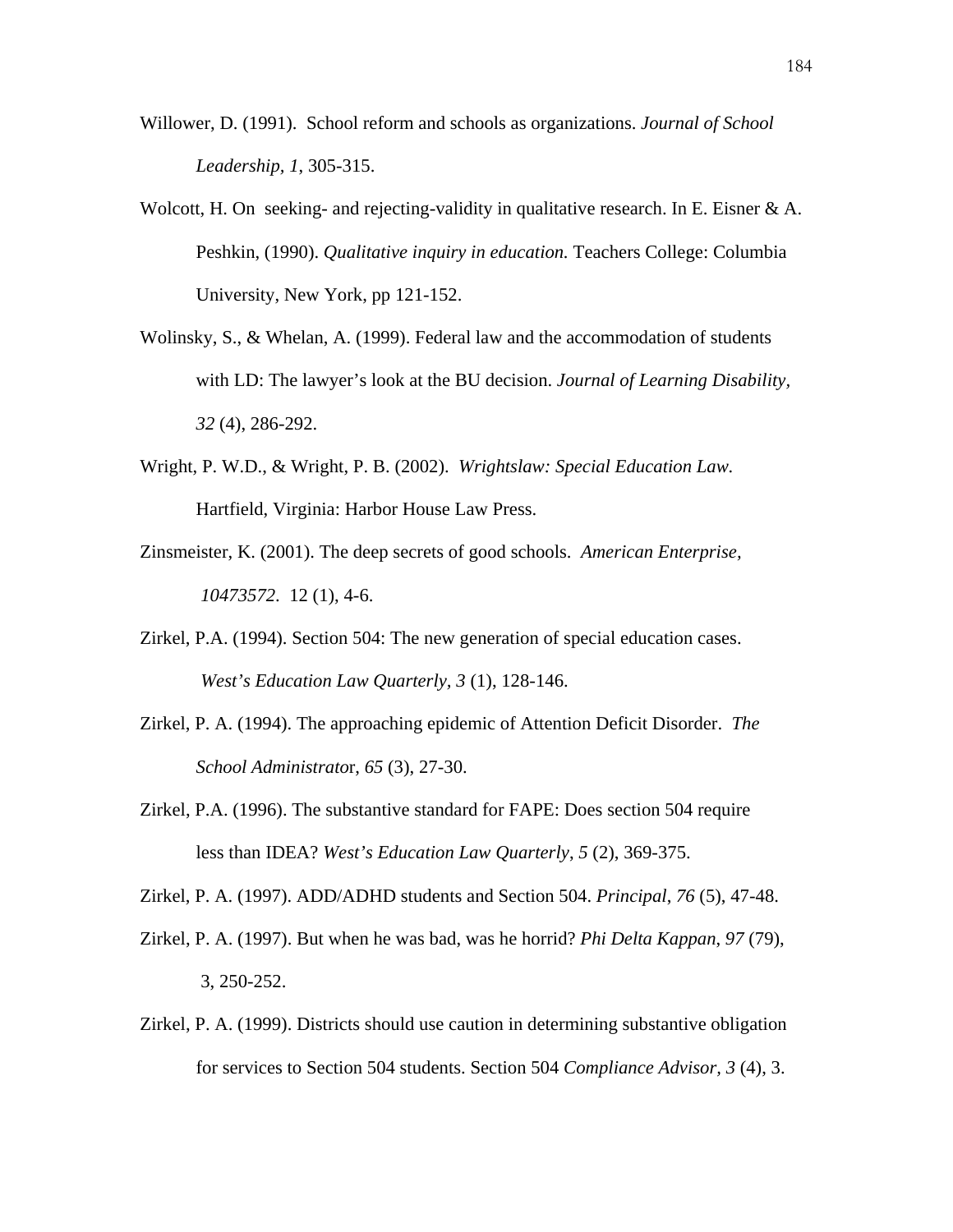Willower, D. (1991). School reform and schools as organizations. *Journal of School Leadership, 1*, 305-315.

Wolcott, H. On seeking- and rejecting-validity in qualitative research. In E. Eisner & A. Peshkin, (1990). *Qualitative inquiry in education.* Teachers College: Columbia University, New York, pp 121-152.

Wolinsky, S., & Whelan, A. (1999). Federal law and the accommodation of students with LD: The lawyer's look at the BU decision. *Journal of Learning Disability*, *32* (4), 286-292.

Wright, P. W.D., & Wright, P. B. (2002). *Wrightslaw: Special Education Law.* Hartfield, Virginia: Harbor House Law Press.

Zinsmeister, K. (2001). The deep secrets of good schools. *American Enterprise, 10473572*. 12 (1), 4-6.

Zirkel, P.A. (1994). Section 504: The new generation of special education cases. *West's Education Law Quarterly, 3* (1), 128-146.

Zirkel, P. A. (1994). The approaching epidemic of Attention Deficit Disorder. *The School Administrato*r, *65* (3), 27-30.

Zirkel, P.A. (1996). The substantive standard for FAPE: Does section 504 require less than IDEA? *West's Education Law Quarterly*, *5* (2), 369-375.

Zirkel, P. A. (1997). ADD/ADHD students and Section 504. *Principal*, *76* (5), 47-48.

Zirkel, P. A. (1997). But when he was bad, was he horrid? *Phi Delta Kappan*, *97* (79), 3, 250-252.

Zirkel, P. A. (1999). Districts should use caution in determining substantive obligation for services to Section 504 students. Section 504 *Compliance Advisor, 3* (4), 3.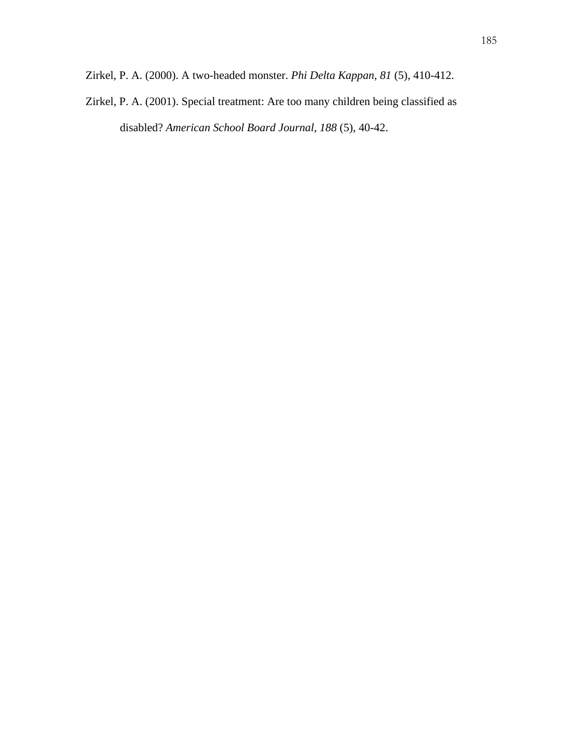Zirkel, P. A. (2000). A two-headed monster. *Phi Delta Kappan, 81* (5), 410-412.

Zirkel, P. A. (2001). Special treatment: Are too many children being classified as disabled? *American School Board Journal, 188* (5), 40-42.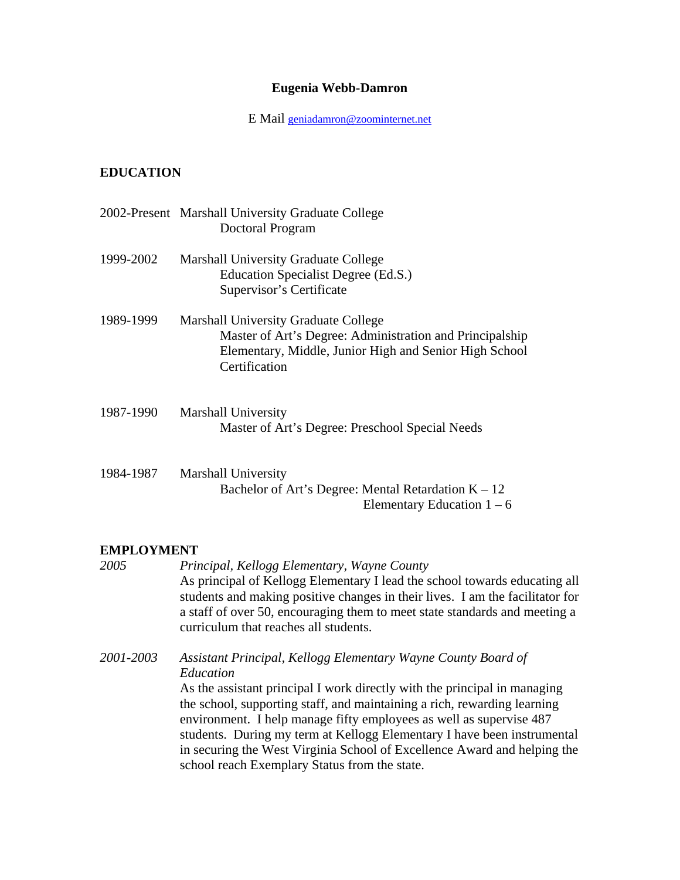# Eugenia Webb-Damron

E Mail geniadamron@zoominternet.net

## EDUCATION

2002-Present Marshall University Graduate College
Doctoral Program

1999-2002 Marshall University Graduate College
Education Specialist Degree (Ed.S.)
Supervisor's Certificate

1989-1999 Marshall University Graduate College
Master of Art's Degree: Administration and Principalship
Elementary, Middle, Junior High and Senior High School Certification

1987-1990 Marshall University
Master of Art's Degree: Preschool Special Needs

1984-1987 Marshall University
Bachelor of Art's Degree: Mental Retardation K – 12
Elementary Education 1 – 6

## EMPLOYMENT

*2005* *Principal, Kellogg Elementary, Wayne County*
As principal of Kellogg Elementary I lead the school towards educating all students and making positive changes in their lives. I am the facilitator for a staff of over 50, encouraging them to meet state standards and meeting a curriculum that reaches all students.

*2001-2003* *Assistant Principal, Kellogg Elementary Wayne County Board of Education*
As the assistant principal I work directly with the principal in managing the school, supporting staff, and maintaining a rich, rewarding learning environment. I help manage fifty employees as well as supervise 487 students. During my term at Kellogg Elementary I have been instrumental in securing the West Virginia School of Excellence Award and helping the school reach Exemplary Status from the state.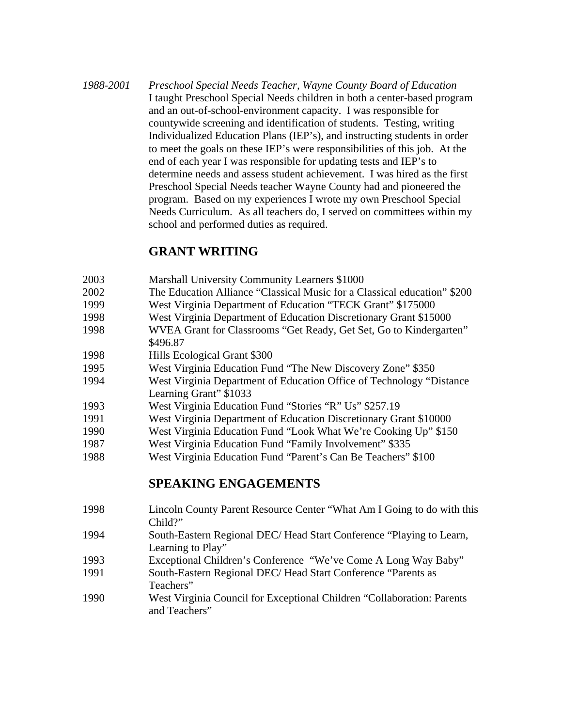*1988-2001 Preschool Special Needs Teacher, Wayne County Board of Education*

I taught Preschool Special Needs children in both a center-based program and an out-of-school-environment capacity. I was responsible for countywide screening and identification of students. Testing, writing Individualized Education Plans (IEP's), and instructing students in order to meet the goals on these IEP's were responsibilities of this job. At the end of each year I was responsible for updating tests and IEP's to determine needs and assess student achievement. I was hired as the first Preschool Special Needs teacher Wayne County had and pioneered the program. Based on my experiences I wrote my own Preschool Special Needs Curriculum. As all teachers do, I served on committees within my school and performed duties as required.

## GRANT WRITING

2003 Marshall University Community Learners $1000
2002 The Education Alliance "Classical Music for a Classical education" $200
1999 West Virginia Department of Education "TECK Grant" $175000
1998 West Virginia Department of Education Discretionary Grant $15000
1998 WVEA Grant for Classrooms "Get Ready, Get Set, Go to Kindergarten" $496.87
1998 Hills Ecological Grant $300
1995 West Virginia Education Fund "The New Discovery Zone" $350
1994 West Virginia Department of Education Office of Technology "Distance Learning Grant" $1033
1993 West Virginia Education Fund "Stories "R" Us" $257.19
1991 West Virginia Department of Education Discretionary Grant $10000
1990 West Virginia Education Fund "Look What We're Cooking Up" $150
1987 West Virginia Education Fund "Family Involvement" $335
1988 West Virginia Education Fund "Parent's Can Be Teachers" $100

## SPEAKING ENGAGEMENTS

1998 Lincoln County Parent Resource Center "What Am I Going to do with this Child?"
1994 South-Eastern Regional DEC/ Head Start Conference "Playing to Learn, Learning to Play"
1993 Exceptional Children's Conference "We've Come A Long Way Baby"
1991 South-Eastern Regional DEC/ Head Start Conference "Parents as Teachers"
1990 West Virginia Council for Exceptional Children "Collaboration: Parents and Teachers"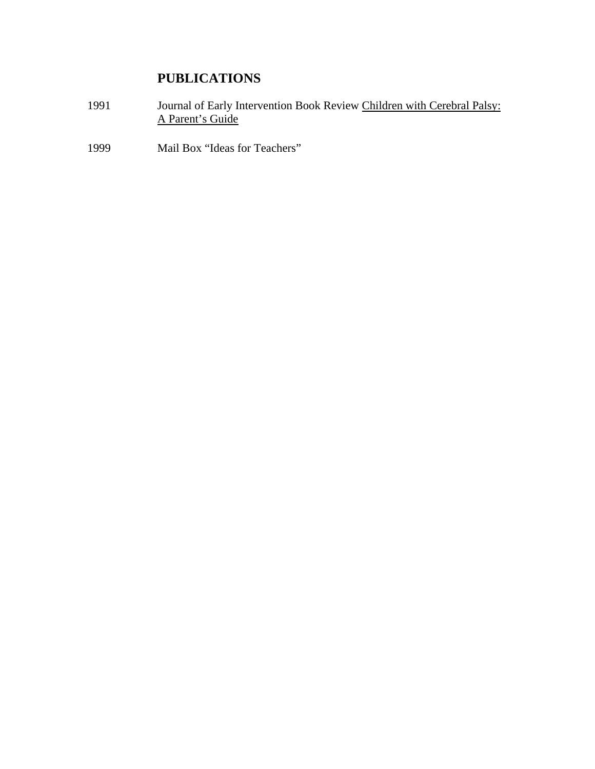# PUBLICATIONS

1991 Journal of Early Intervention Book Review <u>Children with Cerebral Palsy: A Parent's Guide</u>

1999 Mail Box "Ideas for Teachers"